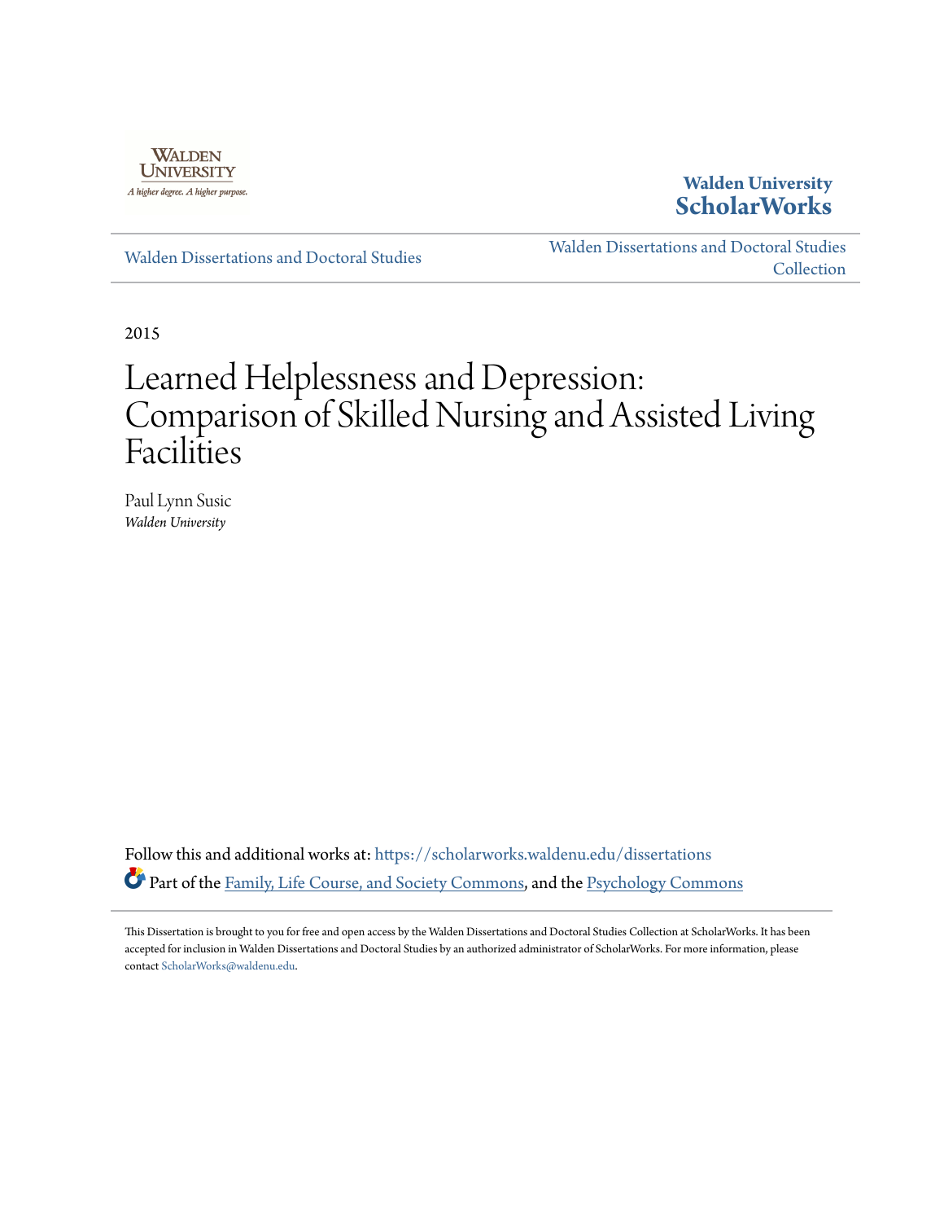Walden University

A higher degree. A higher purpose.

**Walden University ScholarWorks**

Walden Dissertations and Doctoral Studies

Walden Dissertations and Doctoral Studies Collection

2015

# Learned Helplessness and Depression: Comparison of Skilled Nursing and Assisted Living Facilities

Paul Lynn Susic
*Walden University*

Follow this and additional works at: https://scholarworks.waldenu.edu/dissertations

Part of the Family, Life Course, and Society Commons, and the Psychology Commons

This Dissertation is brought to you for free and open access by the Walden Dissertations and Doctoral Studies Collection at ScholarWorks. It has been accepted for inclusion in Walden Dissertations and Doctoral Studies by an authorized administrator of ScholarWorks. For more information, please contact ScholarWorks@waldenu.edu.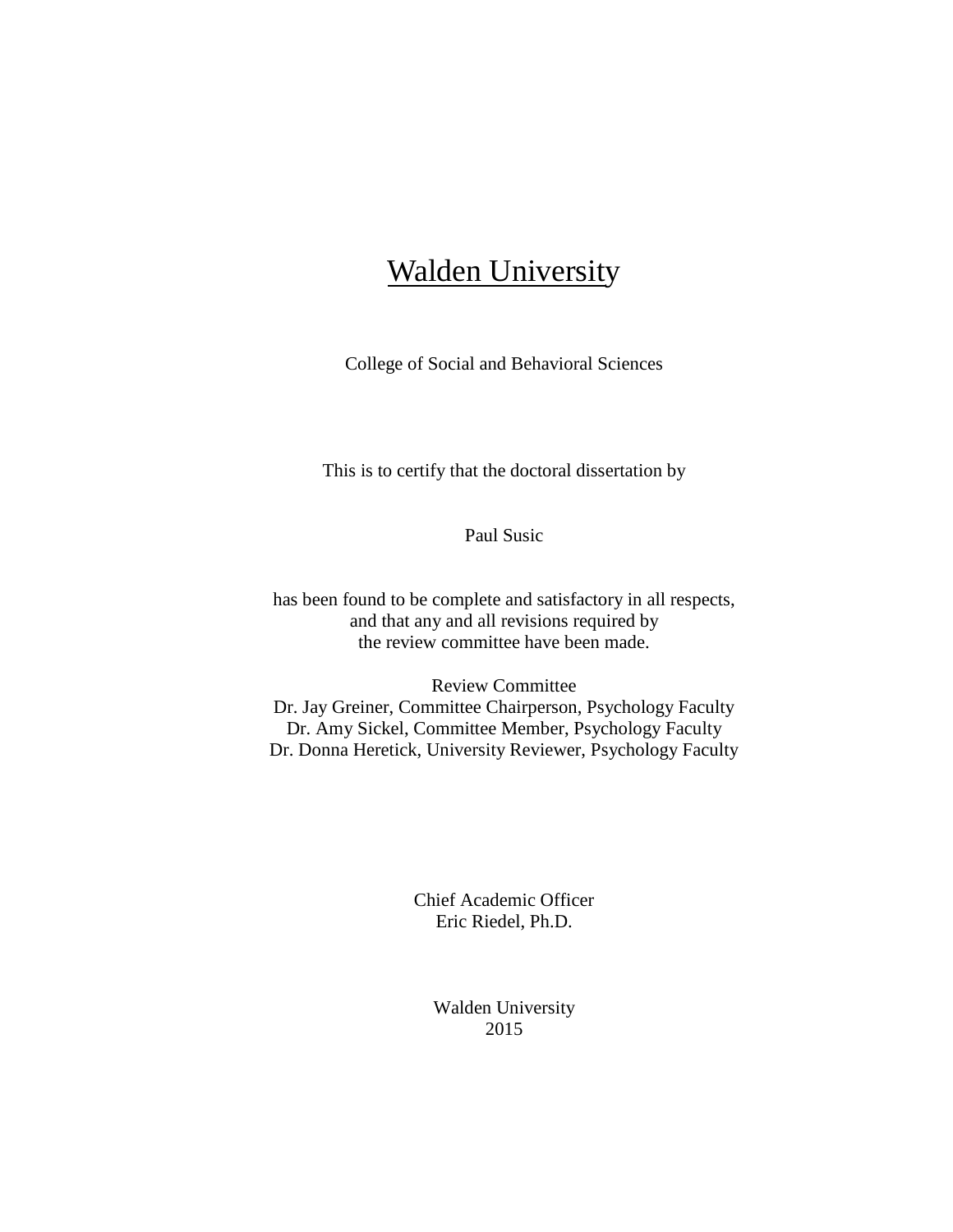# Walden University

College of Social and Behavioral Sciences

This is to certify that the doctoral dissertation by

Paul Susic

has been found to be complete and satisfactory in all respects,
and that any and all revisions required by
the review committee have been made.

Review Committee
Dr. Jay Greiner, Committee Chairperson, Psychology Faculty
Dr. Amy Sickel, Committee Member, Psychology Faculty
Dr. Donna Heretick, University Reviewer, Psychology Faculty

Chief Academic Officer
Eric Riedel, Ph.D.

Walden University
2015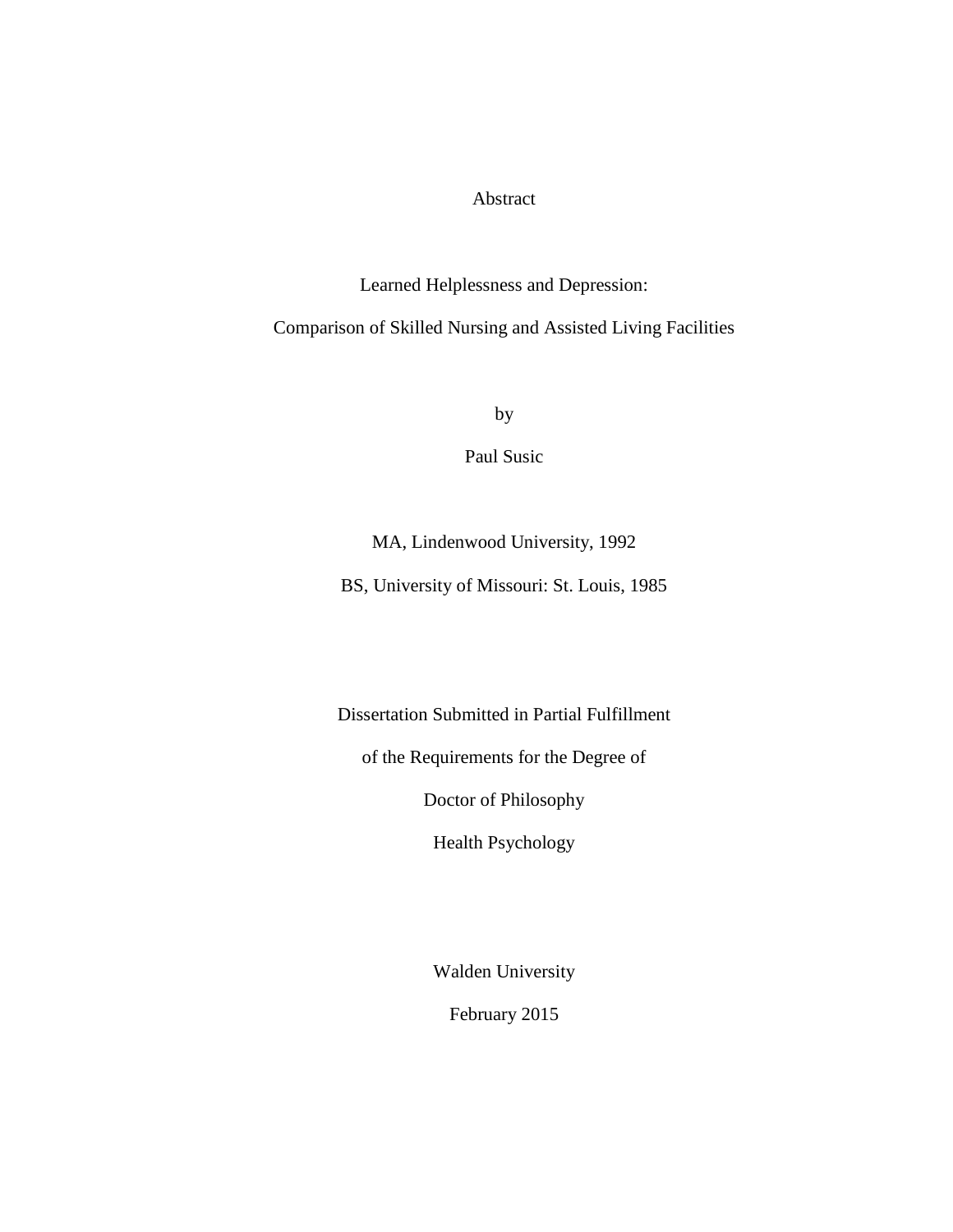Abstract

Learned Helplessness and Depression:

Comparison of Skilled Nursing and Assisted Living Facilities

by

Paul Susic

MA, Lindenwood University, 1992

BS, University of Missouri: St. Louis, 1985

Dissertation Submitted in Partial Fulfillment

of the Requirements for the Degree of

Doctor of Philosophy

Health Psychology

Walden University

February 2015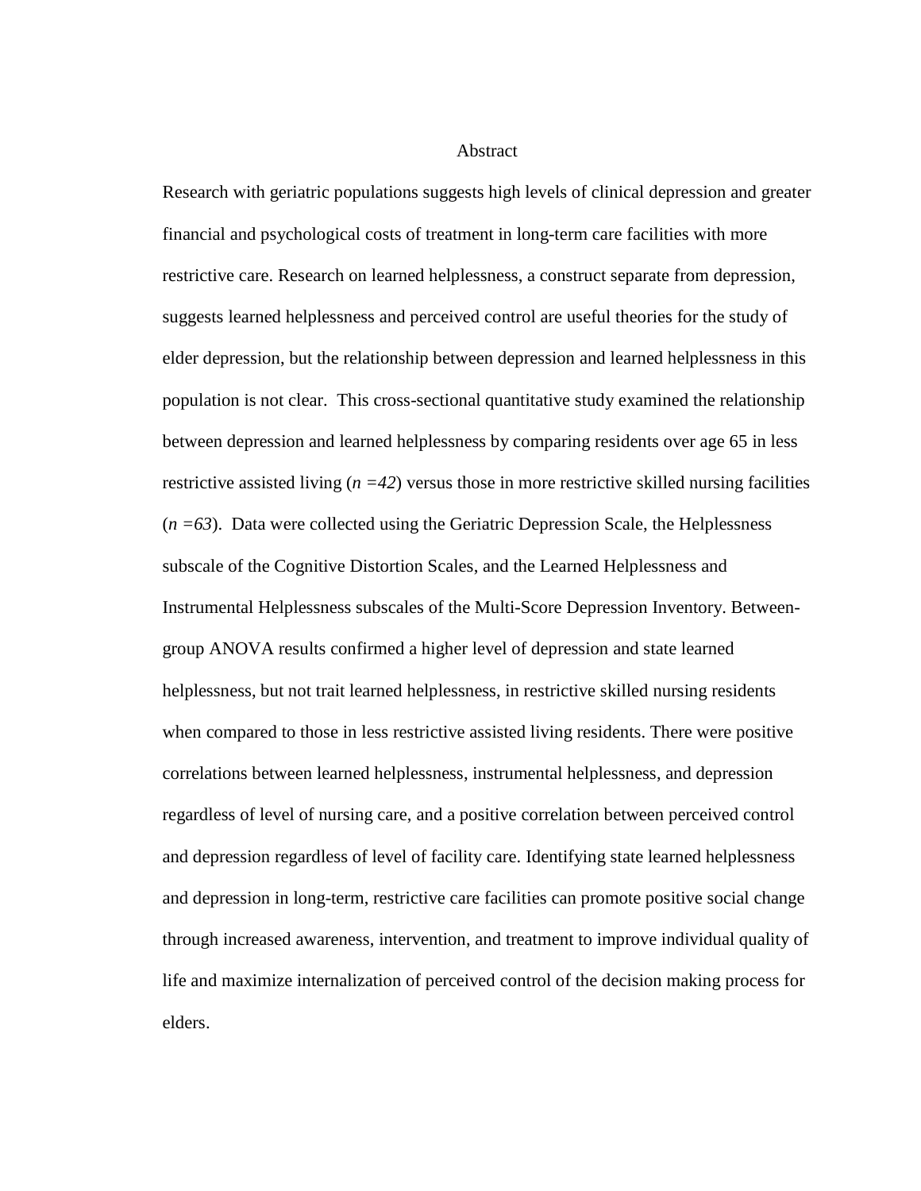# Abstract

Research with geriatric populations suggests high levels of clinical depression and greater financial and psychological costs of treatment in long-term care facilities with more restrictive care. Research on learned helplessness, a construct separate from depression, suggests learned helplessness and perceived control are useful theories for the study of elder depression, but the relationship between depression and learned helplessness in this population is not clear. This cross-sectional quantitative study examined the relationship between depression and learned helplessness by comparing residents over age 65 in less restrictive assisted living ($n = 42$) versus those in more restrictive skilled nursing facilities ($n = 63$). Data were collected using the Geriatric Depression Scale, the Helplessness subscale of the Cognitive Distortion Scales, and the Learned Helplessness and Instrumental Helplessness subscales of the Multi-Score Depression Inventory. Between-group ANOVA results confirmed a higher level of depression and state learned helplessness, but not trait learned helplessness, in restrictive skilled nursing residents when compared to those in less restrictive assisted living residents. There were positive correlations between learned helplessness, instrumental helplessness, and depression regardless of level of nursing care, and a positive correlation between perceived control and depression regardless of level of facility care. Identifying state learned helplessness and depression in long-term, restrictive care facilities can promote positive social change through increased awareness, intervention, and treatment to improve individual quality of life and maximize internalization of perceived control of the decision making process for elders.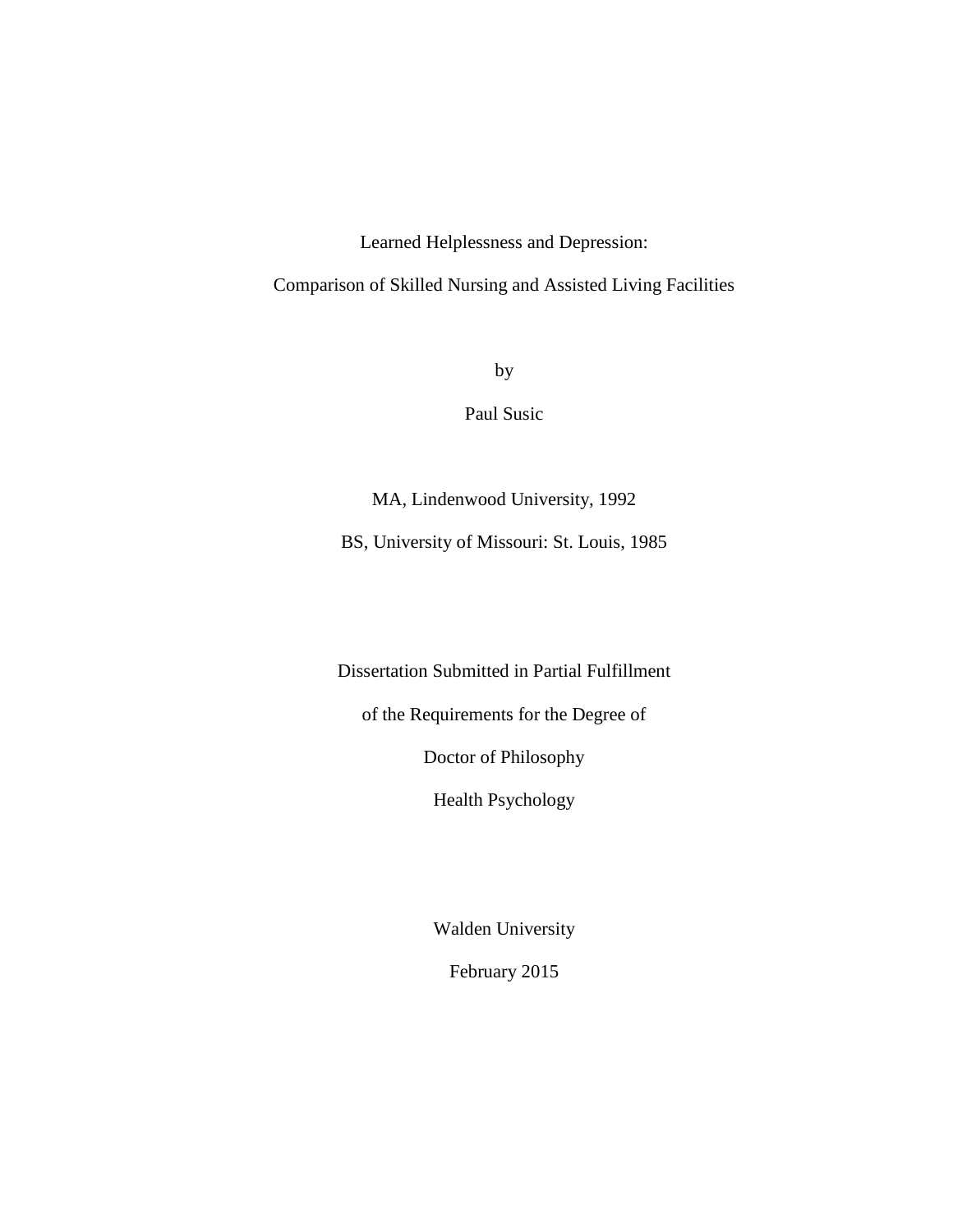Learned Helplessness and Depression:

Comparison of Skilled Nursing and Assisted Living Facilities

by

Paul Susic

MA, Lindenwood University, 1992

BS, University of Missouri: St. Louis, 1985

Dissertation Submitted in Partial Fulfillment

of the Requirements for the Degree of

Doctor of Philosophy

Health Psychology

Walden University

February 2015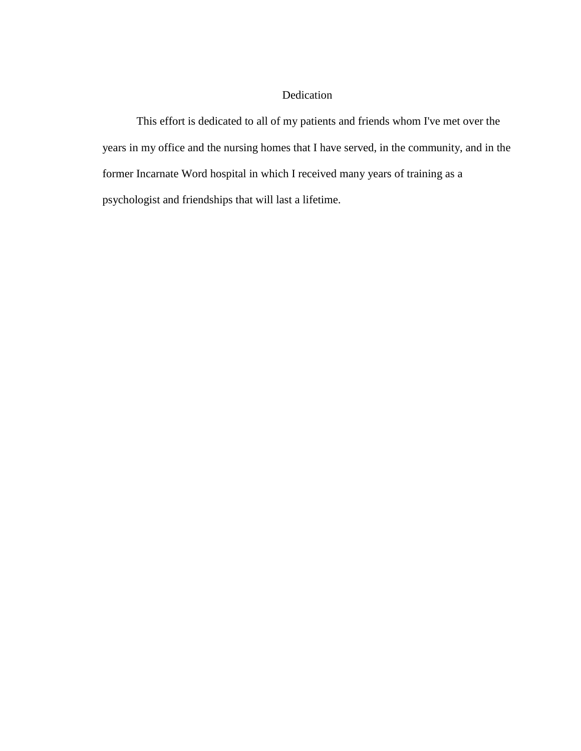# Dedication

This effort is dedicated to all of my patients and friends whom I've met over the years in my office and the nursing homes that I have served, in the community, and in the former Incarnate Word hospital in which I received many years of training as a psychologist and friendships that will last a lifetime.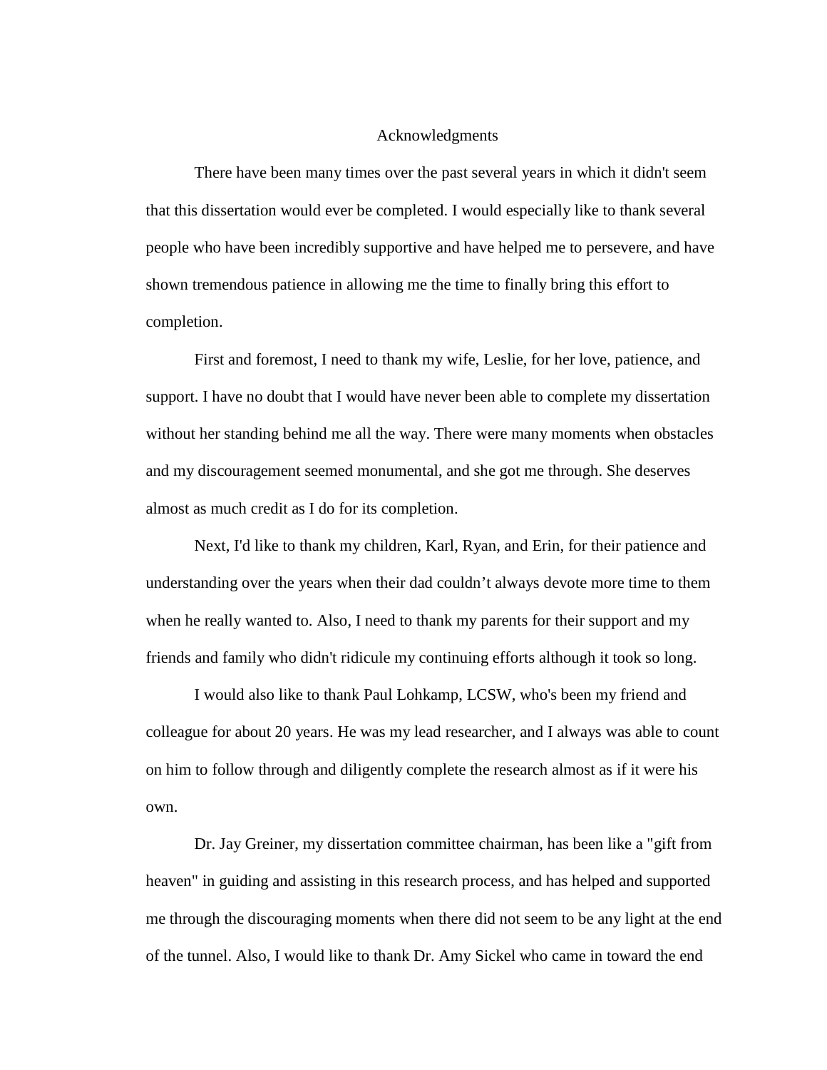# Acknowledgments

There have been many times over the past several years in which it didn't seem that this dissertation would ever be completed. I would especially like to thank several people who have been incredibly supportive and have helped me to persevere, and have shown tremendous patience in allowing me the time to finally bring this effort to completion.

First and foremost, I need to thank my wife, Leslie, for her love, patience, and support. I have no doubt that I would have never been able to complete my dissertation without her standing behind me all the way. There were many moments when obstacles and my discouragement seemed monumental, and she got me through. She deserves almost as much credit as I do for its completion.

Next, I'd like to thank my children, Karl, Ryan, and Erin, for their patience and understanding over the years when their dad couldn't always devote more time to them when he really wanted to. Also, I need to thank my parents for their support and my friends and family who didn't ridicule my continuing efforts although it took so long.

I would also like to thank Paul Lohkamp, LCSW, who's been my friend and colleague for about 20 years. He was my lead researcher, and I always was able to count on him to follow through and diligently complete the research almost as if it were his own.

Dr. Jay Greiner, my dissertation committee chairman, has been like a "gift from heaven" in guiding and assisting in this research process, and has helped and supported me through the discouraging moments when there did not seem to be any light at the end of the tunnel. Also, I would like to thank Dr. Amy Sickel who came in toward the end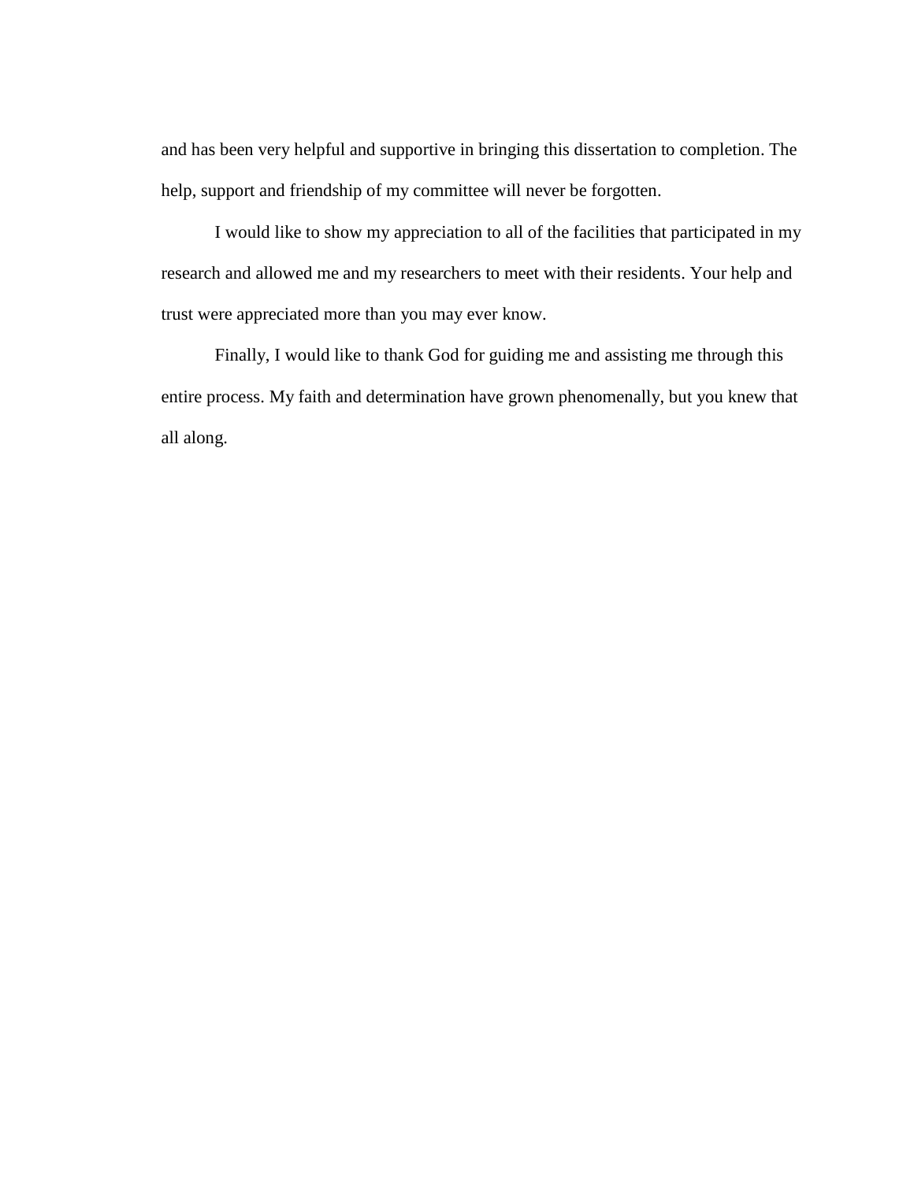and has been very helpful and supportive in bringing this dissertation to completion. The help, support and friendship of my committee will never be forgotten.

I would like to show my appreciation to all of the facilities that participated in my research and allowed me and my researchers to meet with their residents. Your help and trust were appreciated more than you may ever know.

Finally, I would like to thank God for guiding me and assisting me through this entire process. My faith and determination have grown phenomenally, but you knew that all along.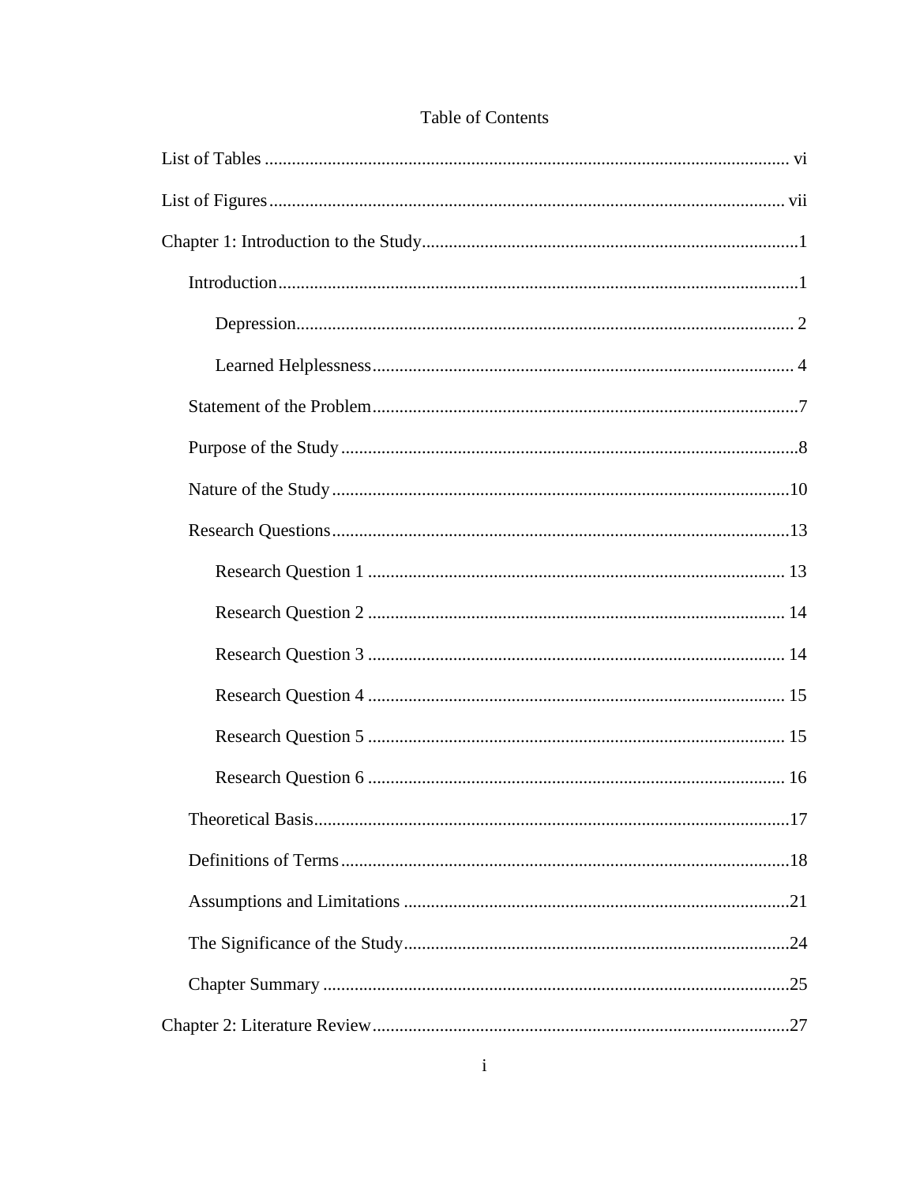# Table of Contents

List of Tables ..................................................................................................................... vi

List of Figures .................................................................................................................. vii

Chapter 1: Introduction to the Study ....................................................................................1

- Introduction ....................................................................................................................1
  - Depression ............................................................................................................... 2
  - Learned Helplessness ............................................................................................. 4
- Statement of the Problem ...............................................................................................7
- Purpose of the Study .......................................................................................................8
- Nature of the Study .......................................................................................................10
- Research Questions .......................................................................................................13
  - Research Question 1 ............................................................................................. 13
  - Research Question 2 ............................................................................................. 14
  - Research Question 3 ............................................................................................. 14
  - Research Question 4 ............................................................................................. 15
  - Research Question 5 ............................................................................................. 15
  - Research Question 6 ............................................................................................. 16
- Theoretical Basis ..........................................................................................................17
- Definitions of Terms .....................................................................................................18
- Assumptions and Limitations .......................................................................................21
- The Significance of the Study .......................................................................................24
- Chapter Summary .........................................................................................................25

Chapter 2: Literature Review .............................................................................................27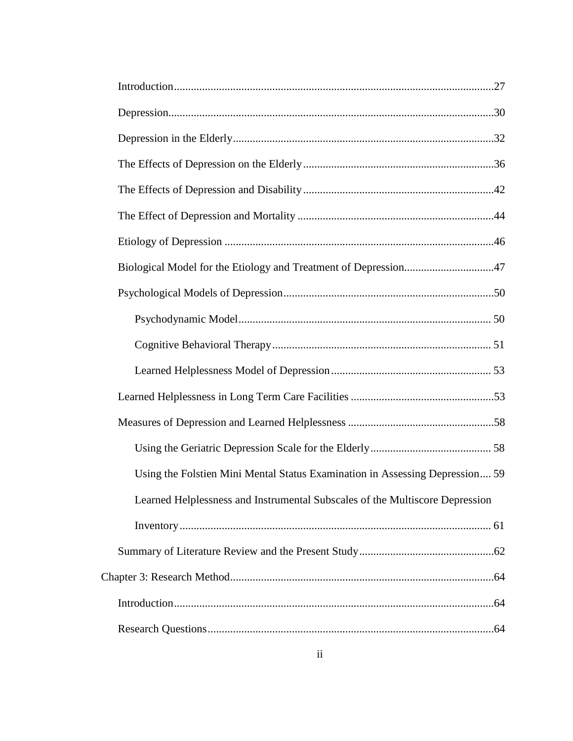Introduction....................................................................................................................27

Depression......................................................................................................................30

Depression in the Elderly...............................................................................................32

The Effects of Depression on the Elderly......................................................................36

The Effects of Depression and Disability......................................................................42

The Effect of Depression and Mortality........................................................................44

Etiology of Depression..................................................................................................46

Biological Model for the Etiology and Treatment of Depression..................................47

Psychological Models of Depression.............................................................................50

Psychodynamic Model............................................................................................50

Cognitive Behavioral Therapy................................................................................51

Learned Helplessness Model of Depression...........................................................53

Learned Helplessness in Long Term Care Facilities.....................................................53

Measures of Depression and Learned Helplessness......................................................58

Using the Geriatric Depression Scale for the Elderly.............................................58

Using the Folstien Mini Mental Status Examination in Assessing Depression....59

Learned Helplessness and Instrumental Subscales of the Multiscore Depression Inventory.................................................................................................................61

Summary of Literature Review and the Present Study..................................................62

Chapter 3: Research Method................................................................................................64

Introduction....................................................................................................................64

Research Questions........................................................................................................64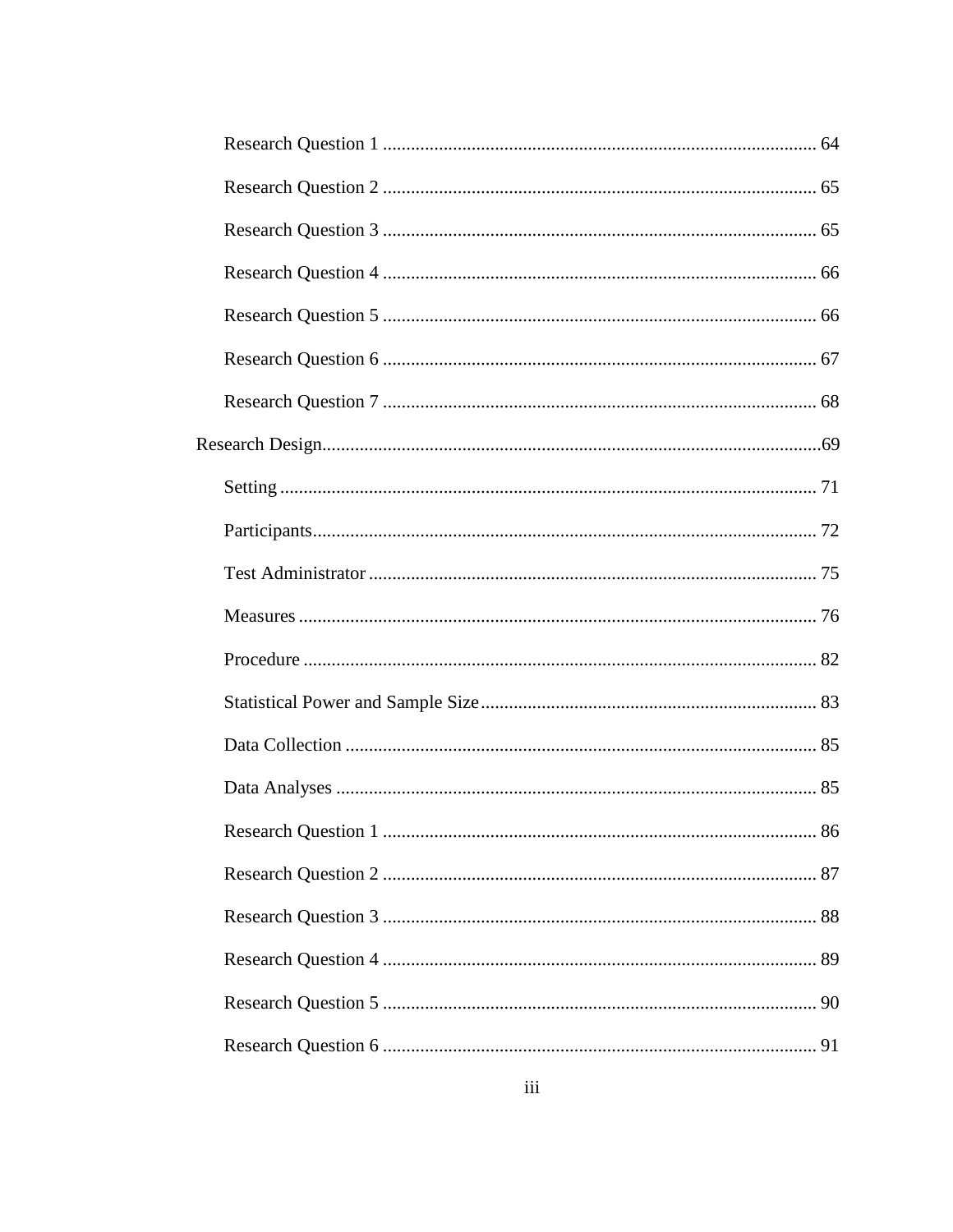Research Question 1 .......................................................................................... 64

Research Question 2 .......................................................................................... 65

Research Question 3 .......................................................................................... 65

Research Question 4 .......................................................................................... 66

Research Question 5 .......................................................................................... 66

Research Question 6 .......................................................................................... 67

Research Question 7 .......................................................................................... 68

Research Design..................................................................................................69

Setting ................................................................................................................ 71

Participants......................................................................................................... 72

Test Administrator .............................................................................................. 75

Measures ............................................................................................................ 76

Procedure ........................................................................................................... 82

Statistical Power and Sample Size...................................................................... 83

Data Collection ................................................................................................... 85

Data Analyses ..................................................................................................... 85

Research Question 1 .......................................................................................... 86

Research Question 2 .......................................................................................... 87

Research Question 3 .......................................................................................... 88

Research Question 4 .......................................................................................... 89

Research Question 5 .......................................................................................... 90

Research Question 6 .......................................................................................... 91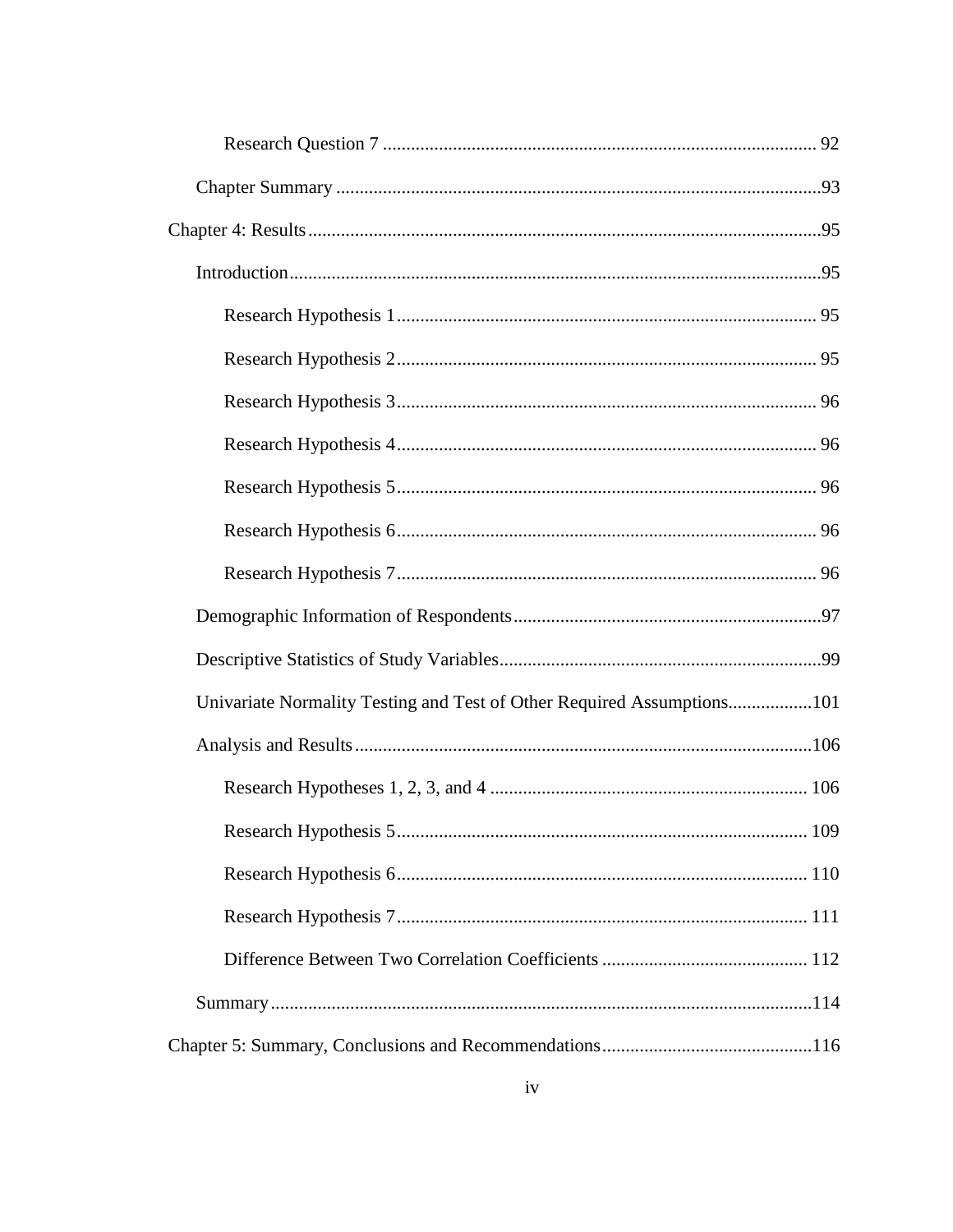Research Question 7 ........................................................................................... 92

Chapter Summary ......................................................................................................93

Chapter 4: Results ............................................................................................................95

Introduction.................................................................................................................95

Research Hypothesis 1......................................................................................... 95

Research Hypothesis 2......................................................................................... 95

Research Hypothesis 3......................................................................................... 96

Research Hypothesis 4......................................................................................... 96

Research Hypothesis 5......................................................................................... 96

Research Hypothesis 6......................................................................................... 96

Research Hypothesis 7......................................................................................... 96

Demographic Information of Respondents.................................................................97

Descriptive Statistics of Study Variables....................................................................99

Univariate Normality Testing and Test of Other Required Assumptions.................101

Analysis and Results.................................................................................................106

Research Hypotheses 1, 2, 3, and 4 ................................................................... 106

Research Hypothesis 5....................................................................................... 109

Research Hypothesis 6....................................................................................... 110

Research Hypothesis 7....................................................................................... 111

Difference Between Two Correlation Coefficients ........................................... 112

Summary...................................................................................................................114

Chapter 5: Summary, Conclusions and Recommendations............................................116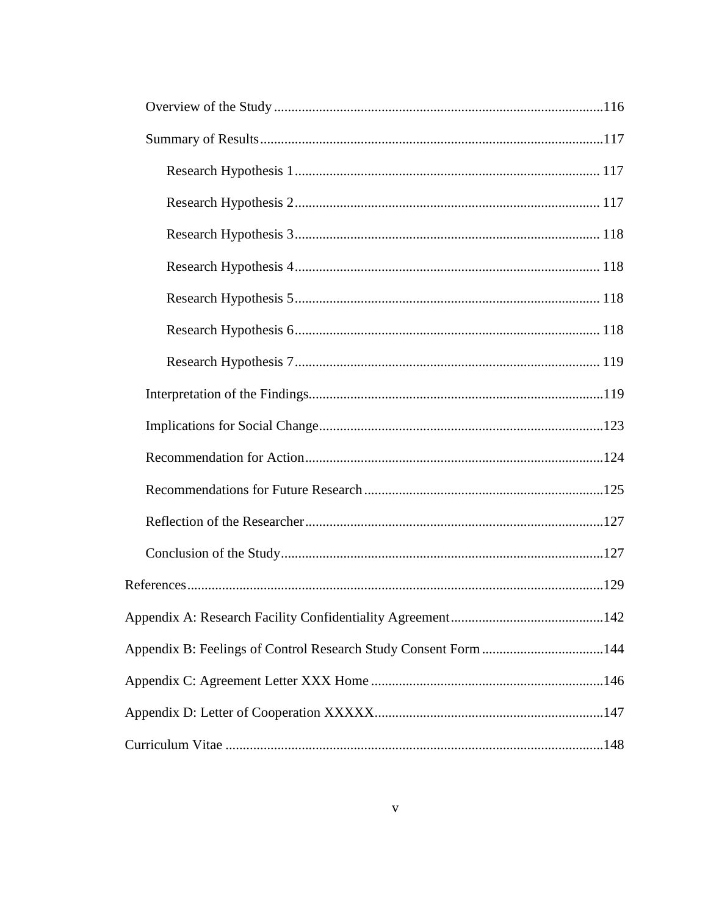Overview of the Study ............................................................................................116

Summary of Results................................................................................................117

Research Hypothesis 1........................................................................................ 117

Research Hypothesis 2........................................................................................ 117

Research Hypothesis 3........................................................................................ 118

Research Hypothesis 4........................................................................................ 118

Research Hypothesis 5........................................................................................ 118

Research Hypothesis 6........................................................................................ 118

Research Hypothesis 7........................................................................................ 119

Interpretation of the Findings....................................................................................119

Implications for Social Change.................................................................................123

Recommendation for Action.....................................................................................124

Recommendations for Future Research....................................................................125

Reflection of the Researcher.....................................................................................127

Conclusion of the Study............................................................................................127

References.......................................................................................................................129

Appendix A: Research Facility Confidentiality Agreement............................................142

Appendix B: Feelings of Control Research Study Consent Form...................................144

Appendix C: Agreement Letter XXX Home ..................................................................146

Appendix D: Letter of Cooperation XXXXX.................................................................147

Curriculum Vitae ............................................................................................................148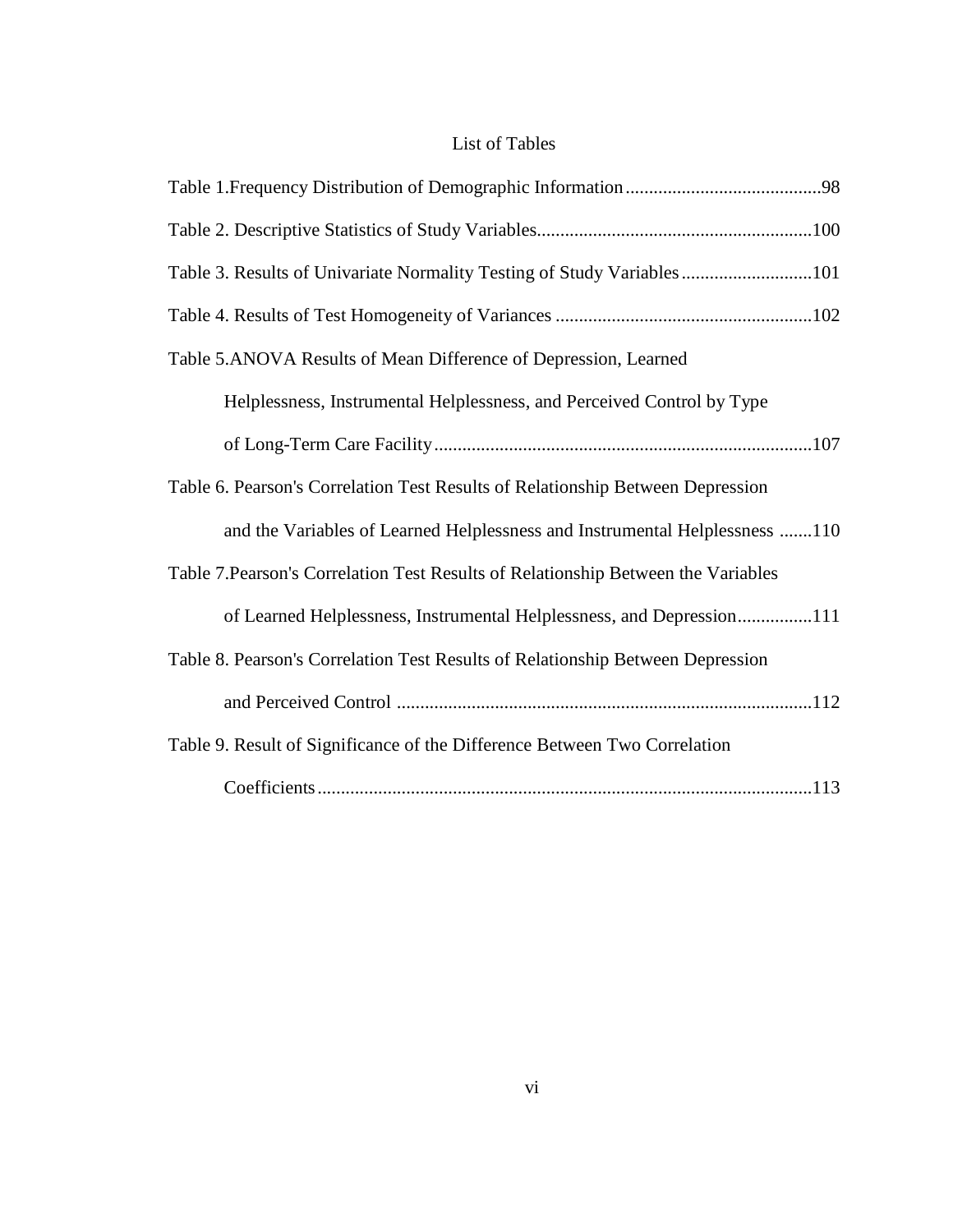# List of Tables

Table 1.Frequency Distribution of Demographic Information..........................................98

Table 2. Descriptive Statistics of Study Variables...........................................................100

Table 3. Results of Univariate Normality Testing of Study Variables............................101

Table 4. Results of Test Homogeneity of Variances .......................................................102

Table 5.ANOVA Results of Mean Difference of Depression, Learned Helplessness, Instrumental Helplessness, and Perceived Control by Type of Long-Term Care Facility.................................................................................107

Table 6. Pearson's Correlation Test Results of Relationship Between Depression and the Variables of Learned Helplessness and Instrumental Helplessness .......110

Table 7.Pearson's Correlation Test Results of Relationship Between the Variables of Learned Helplessness, Instrumental Helplessness, and Depression................111

Table 8. Pearson's Correlation Test Results of Relationship Between Depression and Perceived Control .........................................................................................112

Table 9. Result of Significance of the Difference Between Two Correlation Coefficients..........................................................................................................113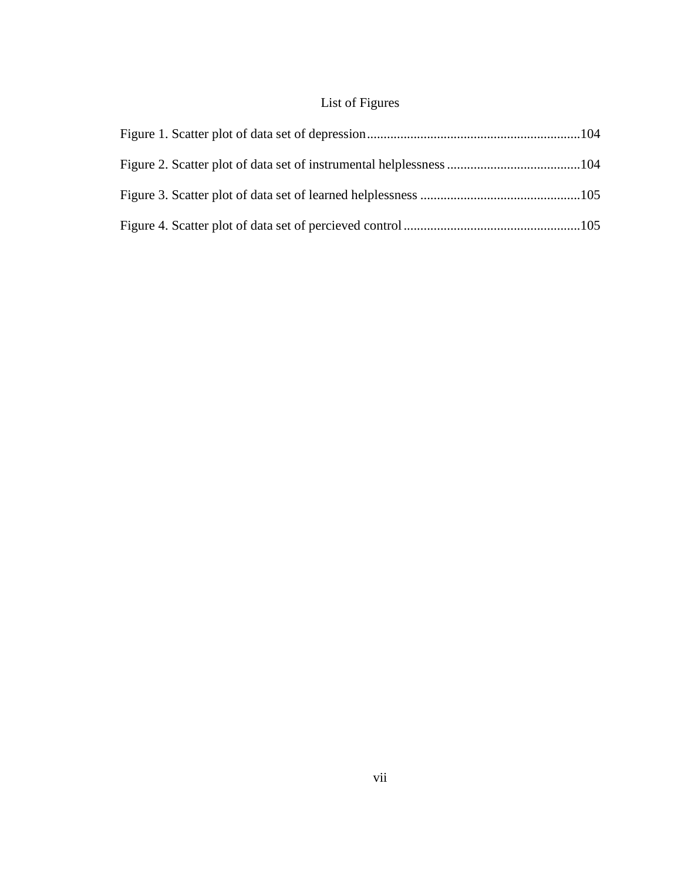# List of Figures

Figure 1. Scatter plot of data set of depression................................................................104

Figure 2. Scatter plot of data set of instrumental helplessness........................................104

Figure 3. Scatter plot of data set of learned helplessness ................................................105

Figure 4. Scatter plot of data set of percieved control.....................................................105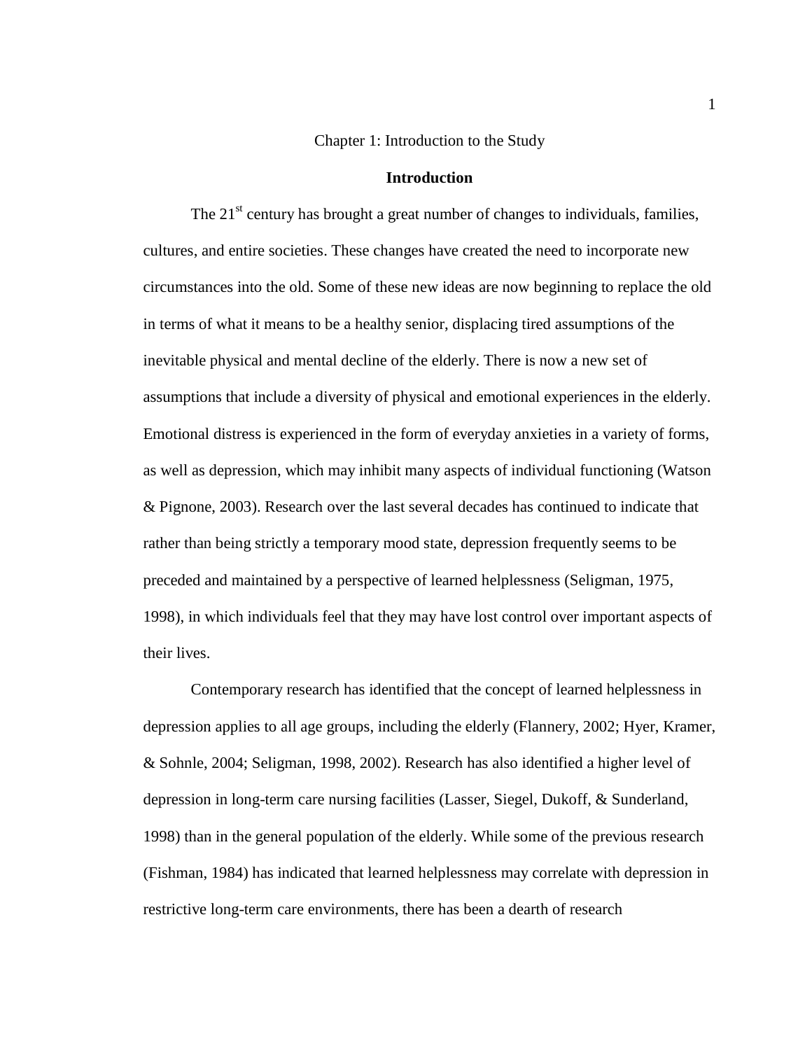# Chapter 1: Introduction to the Study

## Introduction

The 21st century has brought a great number of changes to individuals, families, cultures, and entire societies. These changes have created the need to incorporate new circumstances into the old. Some of these new ideas are now beginning to replace the old in terms of what it means to be a healthy senior, displacing tired assumptions of the inevitable physical and mental decline of the elderly. There is now a new set of assumptions that include a diversity of physical and emotional experiences in the elderly. Emotional distress is experienced in the form of everyday anxieties in a variety of forms, as well as depression, which may inhibit many aspects of individual functioning (Watson & Pignone, 2003). Research over the last several decades has continued to indicate that rather than being strictly a temporary mood state, depression frequently seems to be preceded and maintained by a perspective of learned helplessness (Seligman, 1975, 1998), in which individuals feel that they may have lost control over important aspects of their lives.

Contemporary research has identified that the concept of learned helplessness in depression applies to all age groups, including the elderly (Flannery, 2002; Hyer, Kramer, & Sohnle, 2004; Seligman, 1998, 2002). Research has also identified a higher level of depression in long-term care nursing facilities (Lasser, Siegel, Dukoff, & Sunderland, 1998) than in the general population of the elderly. While some of the previous research (Fishman, 1984) has indicated that learned helplessness may correlate with depression in restrictive long-term care environments, there has been a dearth of research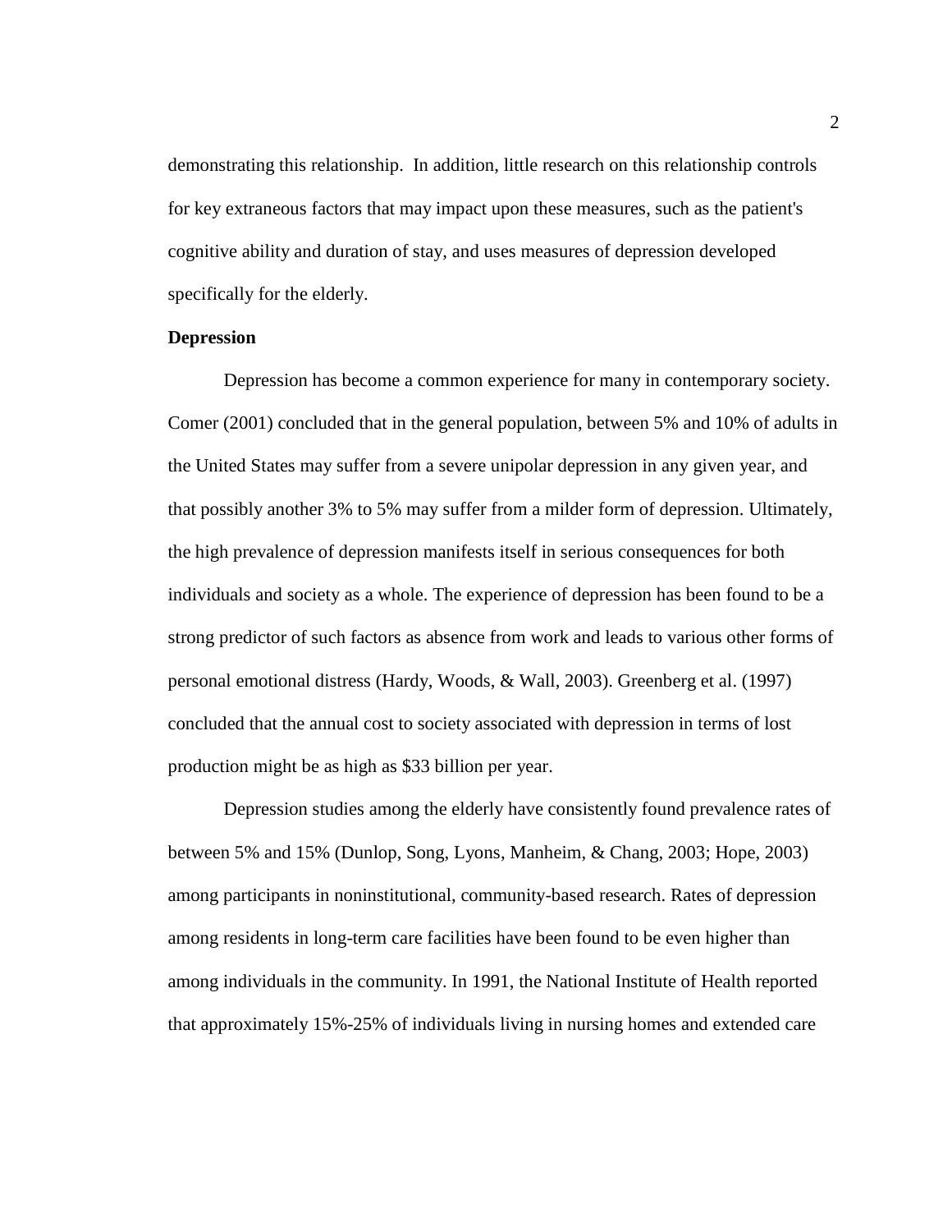demonstrating this relationship.  In addition, little research on this relationship controls for key extraneous factors that may impact upon these measures, such as the patient's cognitive ability and duration of stay, and uses measures of depression developed specifically for the elderly.

**Depression**

Depression has become a common experience for many in contemporary society. Comer (2001) concluded that in the general population, between 5% and 10% of adults in the United States may suffer from a severe unipolar depression in any given year, and that possibly another 3% to 5% may suffer from a milder form of depression. Ultimately, the high prevalence of depression manifests itself in serious consequences for both individuals and society as a whole. The experience of depression has been found to be a strong predictor of such factors as absence from work and leads to various other forms of personal emotional distress (Hardy, Woods, & Wall, 2003). Greenberg et al. (1997) concluded that the annual cost to society associated with depression in terms of lost production might be as high as $33 billion per year.

Depression studies among the elderly have consistently found prevalence rates of between 5% and 15% (Dunlop, Song, Lyons, Manheim, & Chang, 2003; Hope, 2003) among participants in noninstitutional, community-based research. Rates of depression among residents in long-term care facilities have been found to be even higher than among individuals in the community. In 1991, the National Institute of Health reported that approximately 15%-25% of individuals living in nursing homes and extended care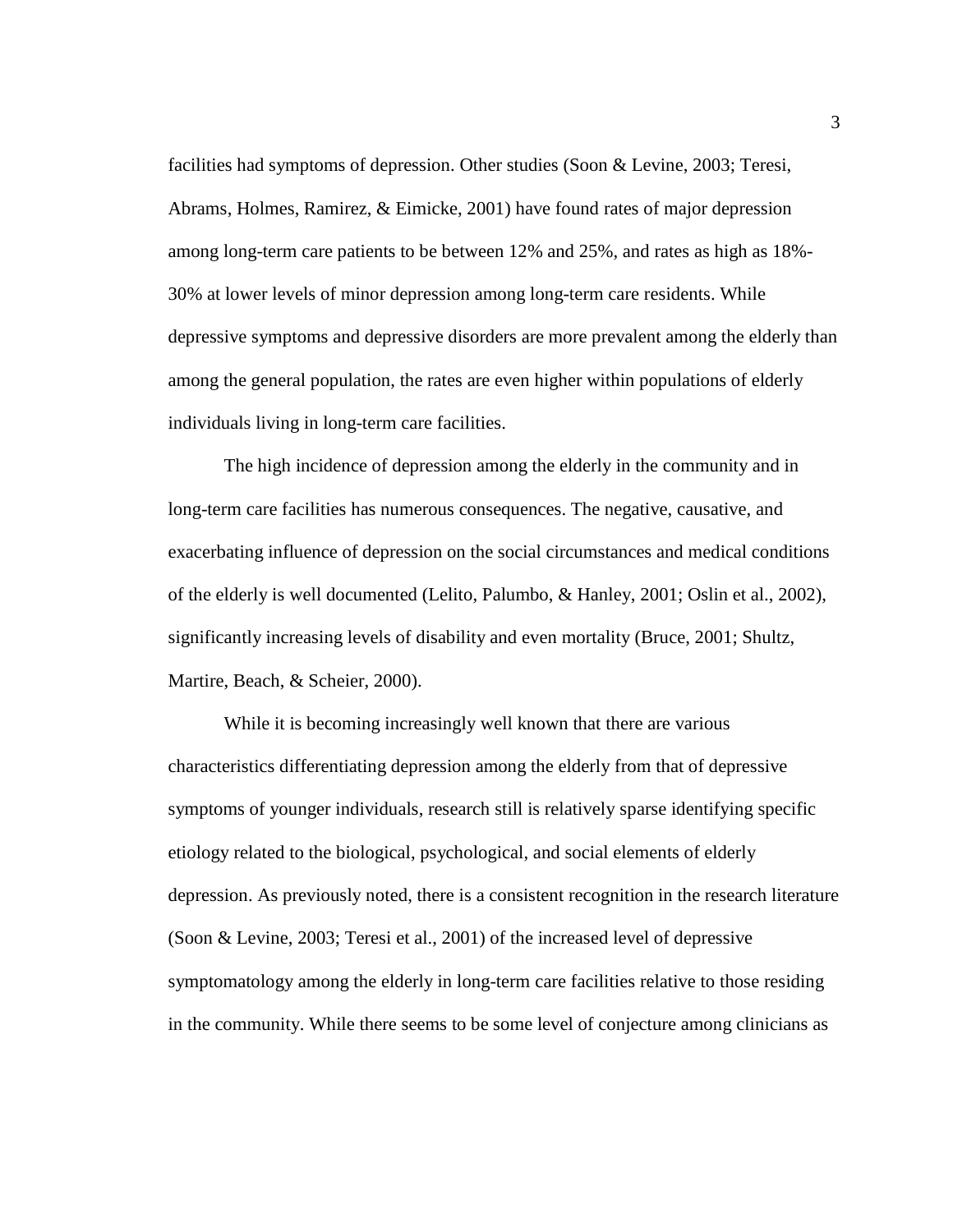facilities had symptoms of depression. Other studies (Soon & Levine, 2003; Teresi, Abrams, Holmes, Ramirez, & Eimicke, 2001) have found rates of major depression among long-term care patients to be between 12% and 25%, and rates as high as 18%-30% at lower levels of minor depression among long-term care residents. While depressive symptoms and depressive disorders are more prevalent among the elderly than among the general population, the rates are even higher within populations of elderly individuals living in long-term care facilities.

The high incidence of depression among the elderly in the community and in long-term care facilities has numerous consequences. The negative, causative, and exacerbating influence of depression on the social circumstances and medical conditions of the elderly is well documented (Lelito, Palumbo, & Hanley, 2001; Oslin et al., 2002), significantly increasing levels of disability and even mortality (Bruce, 2001; Shultz, Martire, Beach, & Scheier, 2000).

While it is becoming increasingly well known that there are various characteristics differentiating depression among the elderly from that of depressive symptoms of younger individuals, research still is relatively sparse identifying specific etiology related to the biological, psychological, and social elements of elderly depression. As previously noted, there is a consistent recognition in the research literature (Soon & Levine, 2003; Teresi et al., 2001) of the increased level of depressive symptomatology among the elderly in long-term care facilities relative to those residing in the community. While there seems to be some level of conjecture among clinicians as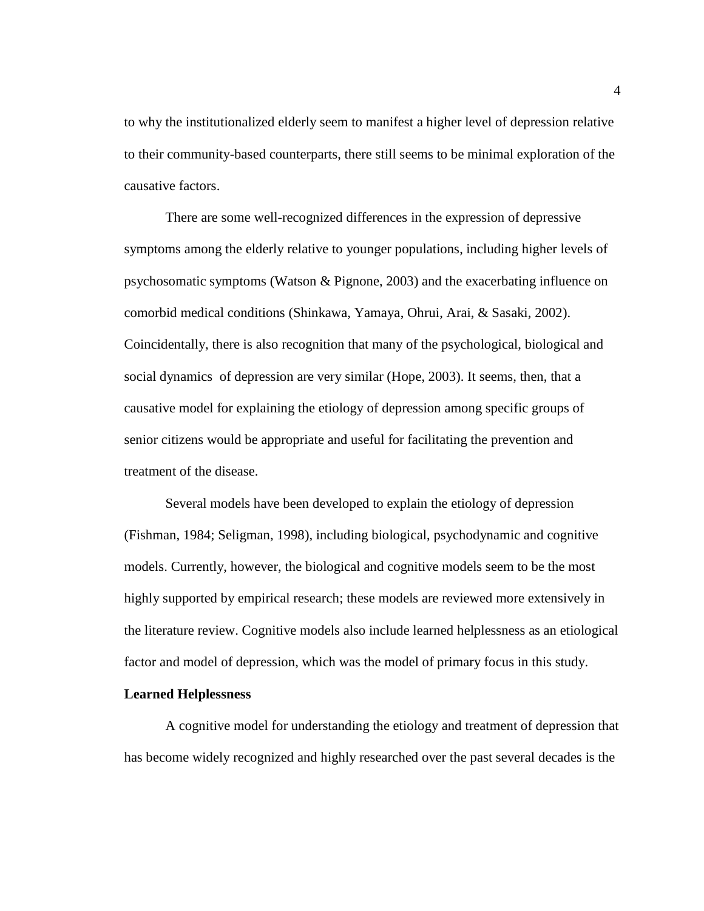to why the institutionalized elderly seem to manifest a higher level of depression relative to their community-based counterparts, there still seems to be minimal exploration of the causative factors.

There are some well-recognized differences in the expression of depressive symptoms among the elderly relative to younger populations, including higher levels of psychosomatic symptoms (Watson & Pignone, 2003) and the exacerbating influence on comorbid medical conditions (Shinkawa, Yamaya, Ohrui, Arai, & Sasaki, 2002). Coincidentally, there is also recognition that many of the psychological, biological and social dynamics of depression are very similar (Hope, 2003). It seems, then, that a causative model for explaining the etiology of depression among specific groups of senior citizens would be appropriate and useful for facilitating the prevention and treatment of the disease.

Several models have been developed to explain the etiology of depression (Fishman, 1984; Seligman, 1998), including biological, psychodynamic and cognitive models. Currently, however, the biological and cognitive models seem to be the most highly supported by empirical research; these models are reviewed more extensively in the literature review. Cognitive models also include learned helplessness as an etiological factor and model of depression, which was the model of primary focus in this study.

**Learned Helplessness**

A cognitive model for understanding the etiology and treatment of depression that has become widely recognized and highly researched over the past several decades is the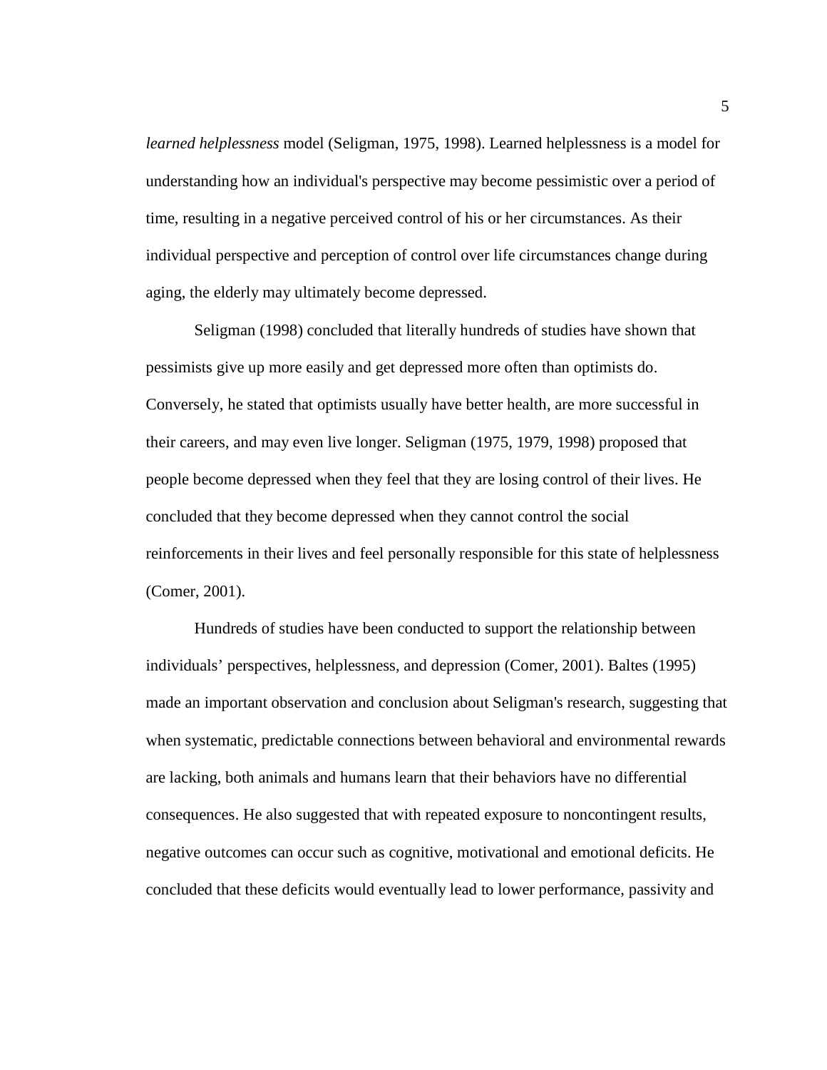*learned helplessness* model (Seligman, 1975, 1998). Learned helplessness is a model for understanding how an individual's perspective may become pessimistic over a period of time, resulting in a negative perceived control of his or her circumstances. As their individual perspective and perception of control over life circumstances change during aging, the elderly may ultimately become depressed.

Seligman (1998) concluded that literally hundreds of studies have shown that pessimists give up more easily and get depressed more often than optimists do. Conversely, he stated that optimists usually have better health, are more successful in their careers, and may even live longer. Seligman (1975, 1979, 1998) proposed that people become depressed when they feel that they are losing control of their lives. He concluded that they become depressed when they cannot control the social reinforcements in their lives and feel personally responsible for this state of helplessness (Comer, 2001).

Hundreds of studies have been conducted to support the relationship between individuals' perspectives, helplessness, and depression (Comer, 2001). Baltes (1995) made an important observation and conclusion about Seligman's research, suggesting that when systematic, predictable connections between behavioral and environmental rewards are lacking, both animals and humans learn that their behaviors have no differential consequences. He also suggested that with repeated exposure to noncontingent results, negative outcomes can occur such as cognitive, motivational and emotional deficits. He concluded that these deficits would eventually lead to lower performance, passivity and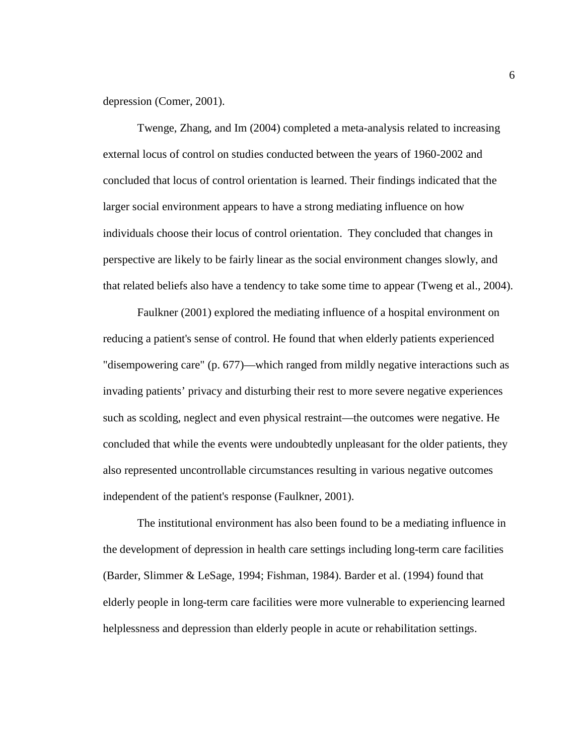depression (Comer, 2001).

Twenge, Zhang, and Im (2004) completed a meta-analysis related to increasing external locus of control on studies conducted between the years of 1960-2002 and concluded that locus of control orientation is learned. Their findings indicated that the larger social environment appears to have a strong mediating influence on how individuals choose their locus of control orientation. They concluded that changes in perspective are likely to be fairly linear as the social environment changes slowly, and that related beliefs also have a tendency to take some time to appear (Tweng et al., 2004).

Faulkner (2001) explored the mediating influence of a hospital environment on reducing a patient's sense of control. He found that when elderly patients experienced "disempowering care" (p. 677)—which ranged from mildly negative interactions such as invading patients' privacy and disturbing their rest to more severe negative experiences such as scolding, neglect and even physical restraint—the outcomes were negative. He concluded that while the events were undoubtedly unpleasant for the older patients, they also represented uncontrollable circumstances resulting in various negative outcomes independent of the patient's response (Faulkner, 2001).

The institutional environment has also been found to be a mediating influence in the development of depression in health care settings including long-term care facilities (Barder, Slimmer & LeSage, 1994; Fishman, 1984). Barder et al. (1994) found that elderly people in long-term care facilities were more vulnerable to experiencing learned helplessness and depression than elderly people in acute or rehabilitation settings.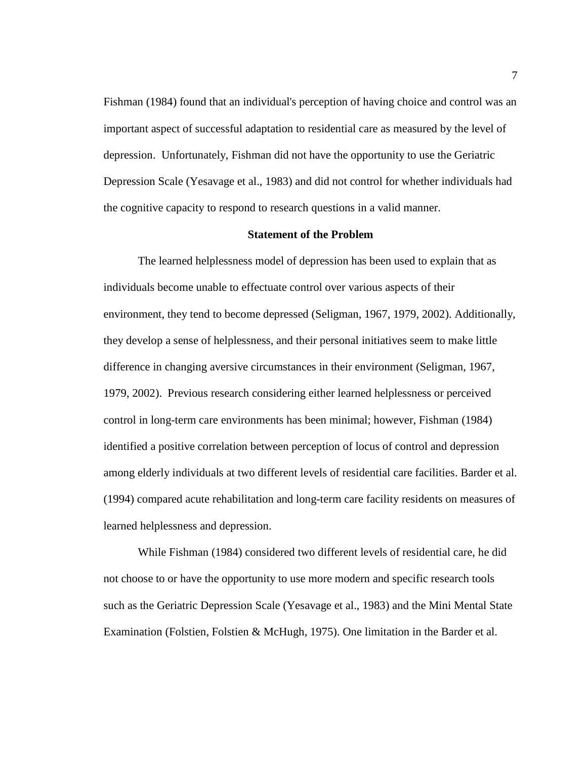Fishman (1984) found that an individual's perception of having choice and control was an important aspect of successful adaptation to residential care as measured by the level of depression. Unfortunately, Fishman did not have the opportunity to use the Geriatric Depression Scale (Yesavage et al., 1983) and did not control for whether individuals had the cognitive capacity to respond to research questions in a valid manner.

### Statement of the Problem

The learned helplessness model of depression has been used to explain that as individuals become unable to effectuate control over various aspects of their environment, they tend to become depressed (Seligman, 1967, 1979, 2002). Additionally, they develop a sense of helplessness, and their personal initiatives seem to make little difference in changing aversive circumstances in their environment (Seligman, 1967, 1979, 2002). Previous research considering either learned helplessness or perceived control in long-term care environments has been minimal; however, Fishman (1984) identified a positive correlation between perception of locus of control and depression among elderly individuals at two different levels of residential care facilities. Barder et al. (1994) compared acute rehabilitation and long-term care facility residents on measures of learned helplessness and depression.

While Fishman (1984) considered two different levels of residential care, he did not choose to or have the opportunity to use more modern and specific research tools such as the Geriatric Depression Scale (Yesavage et al., 1983) and the Mini Mental State Examination (Folstien, Folstien & McHugh, 1975). One limitation in the Barder et al.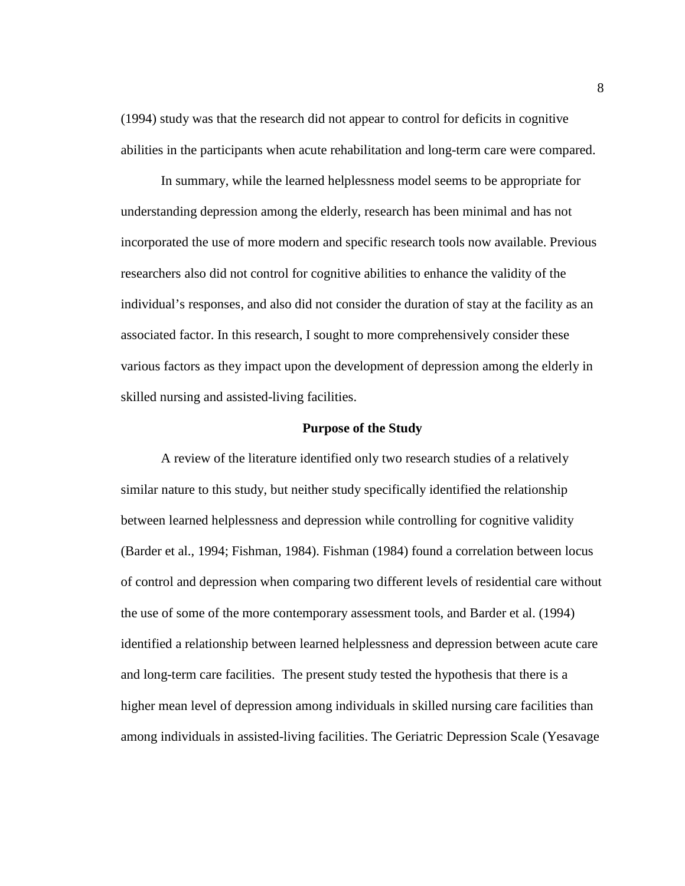(1994) study was that the research did not appear to control for deficits in cognitive abilities in the participants when acute rehabilitation and long-term care were compared.

In summary, while the learned helplessness model seems to be appropriate for understanding depression among the elderly, research has been minimal and has not incorporated the use of more modern and specific research tools now available. Previous researchers also did not control for cognitive abilities to enhance the validity of the individual's responses, and also did not consider the duration of stay at the facility as an associated factor. In this research, I sought to more comprehensively consider these various factors as they impact upon the development of depression among the elderly in skilled nursing and assisted-living facilities.

## Purpose of the Study

A review of the literature identified only two research studies of a relatively similar nature to this study, but neither study specifically identified the relationship between learned helplessness and depression while controlling for cognitive validity (Barder et al., 1994; Fishman, 1984). Fishman (1984) found a correlation between locus of control and depression when comparing two different levels of residential care without the use of some of the more contemporary assessment tools, and Barder et al. (1994) identified a relationship between learned helplessness and depression between acute care and long-term care facilities. The present study tested the hypothesis that there is a higher mean level of depression among individuals in skilled nursing care facilities than among individuals in assisted-living facilities. The Geriatric Depression Scale (Yesavage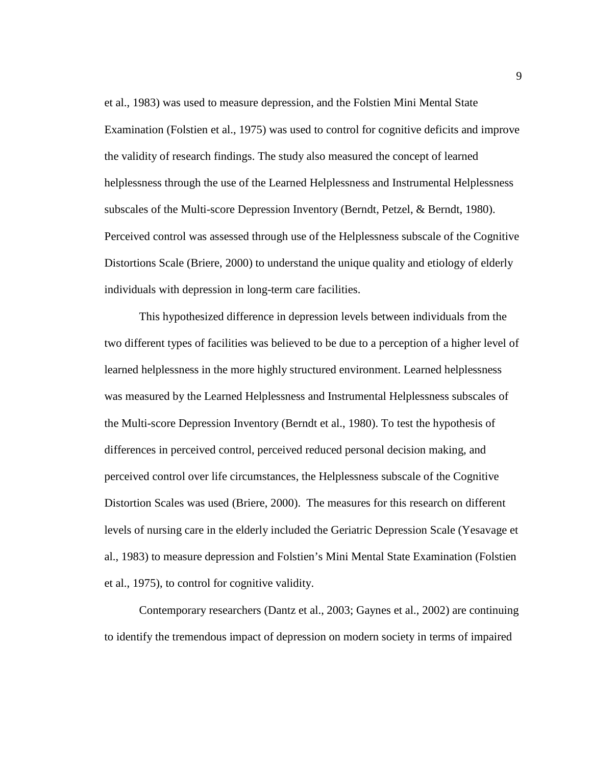et al., 1983) was used to measure depression, and the Folstien Mini Mental State Examination (Folstien et al., 1975) was used to control for cognitive deficits and improve the validity of research findings. The study also measured the concept of learned helplessness through the use of the Learned Helplessness and Instrumental Helplessness subscales of the Multi-score Depression Inventory (Berndt, Petzel, & Berndt, 1980). Perceived control was assessed through use of the Helplessness subscale of the Cognitive Distortions Scale (Briere, 2000) to understand the unique quality and etiology of elderly individuals with depression in long-term care facilities.

This hypothesized difference in depression levels between individuals from the two different types of facilities was believed to be due to a perception of a higher level of learned helplessness in the more highly structured environment. Learned helplessness was measured by the Learned Helplessness and Instrumental Helplessness subscales of the Multi-score Depression Inventory (Berndt et al., 1980). To test the hypothesis of differences in perceived control, perceived reduced personal decision making, and perceived control over life circumstances, the Helplessness subscale of the Cognitive Distortion Scales was used (Briere, 2000). The measures for this research on different levels of nursing care in the elderly included the Geriatric Depression Scale (Yesavage et al., 1983) to measure depression and Folstien's Mini Mental State Examination (Folstien et al., 1975), to control for cognitive validity.

Contemporary researchers (Dantz et al., 2003; Gaynes et al., 2002) are continuing to identify the tremendous impact of depression on modern society in terms of impaired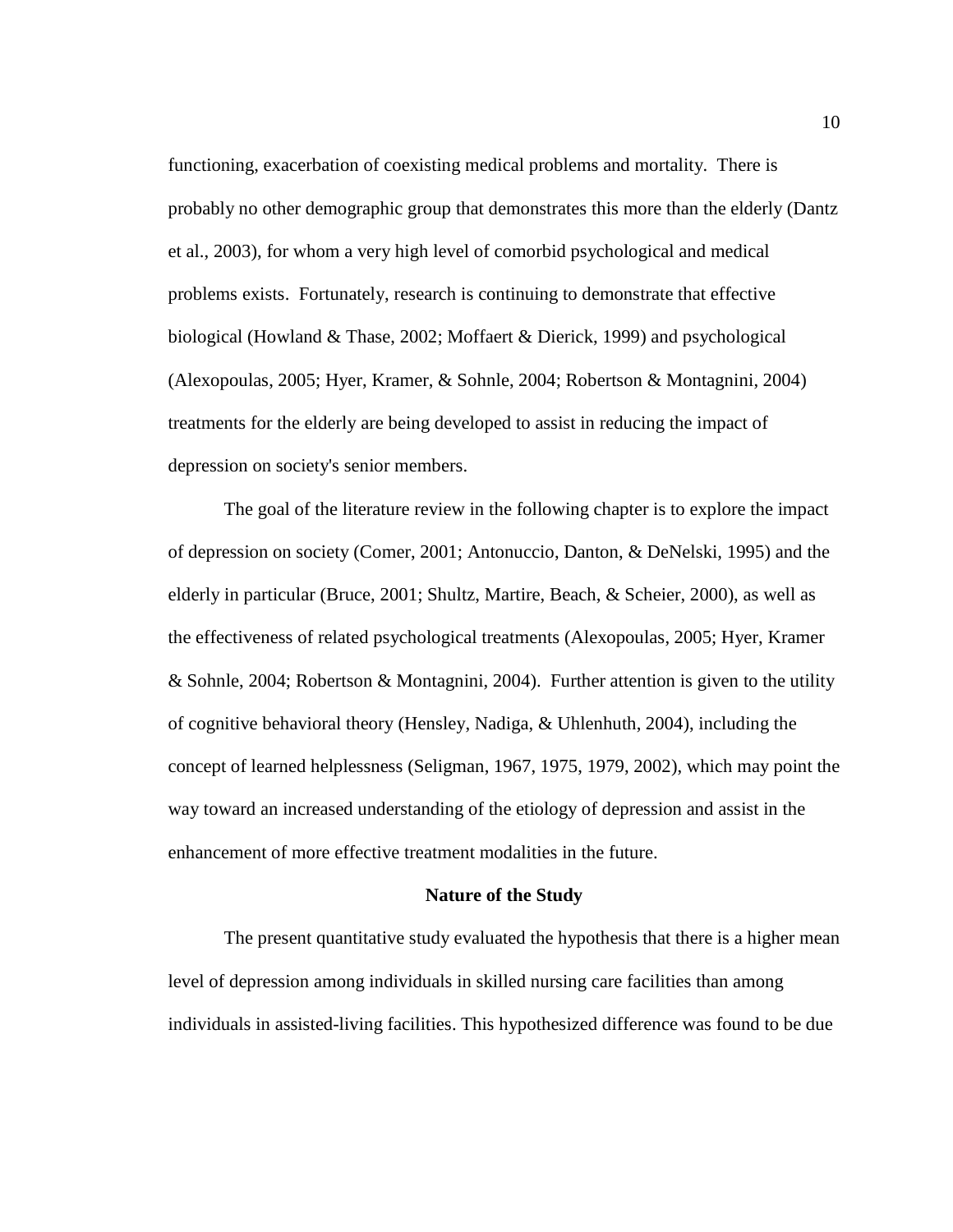functioning, exacerbation of coexisting medical problems and mortality. There is probably no other demographic group that demonstrates this more than the elderly (Dantz et al., 2003), for whom a very high level of comorbid psychological and medical problems exists. Fortunately, research is continuing to demonstrate that effective biological (Howland & Thase, 2002; Moffaert & Dierick, 1999) and psychological (Alexopoulas, 2005; Hyer, Kramer, & Sohnle, 2004; Robertson & Montagnini, 2004) treatments for the elderly are being developed to assist in reducing the impact of depression on society's senior members.

The goal of the literature review in the following chapter is to explore the impact of depression on society (Comer, 2001; Antonuccio, Danton, & DeNelski, 1995) and the elderly in particular (Bruce, 2001; Shultz, Martire, Beach, & Scheier, 2000), as well as the effectiveness of related psychological treatments (Alexopoulas, 2005; Hyer, Kramer & Sohnle, 2004; Robertson & Montagnini, 2004). Further attention is given to the utility of cognitive behavioral theory (Hensley, Nadiga, & Uhlenhuth, 2004), including the concept of learned helplessness (Seligman, 1967, 1975, 1979, 2002), which may point the way toward an increased understanding of the etiology of depression and assist in the enhancement of more effective treatment modalities in the future.

## Nature of the Study

The present quantitative study evaluated the hypothesis that there is a higher mean level of depression among individuals in skilled nursing care facilities than among individuals in assisted-living facilities. This hypothesized difference was found to be due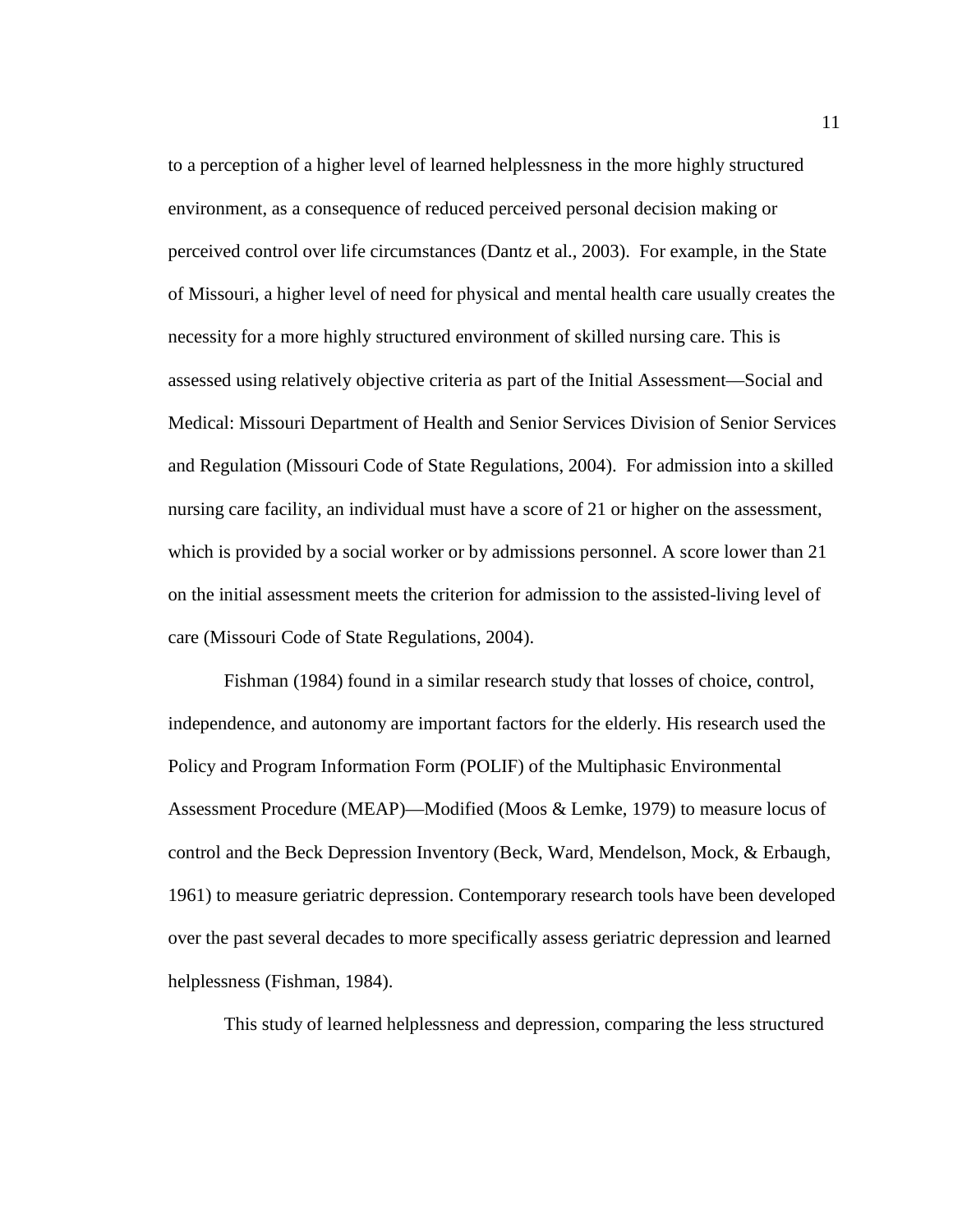to a perception of a higher level of learned helplessness in the more highly structured environment, as a consequence of reduced perceived personal decision making or perceived control over life circumstances (Dantz et al., 2003). For example, in the State of Missouri, a higher level of need for physical and mental health care usually creates the necessity for a more highly structured environment of skilled nursing care. This is assessed using relatively objective criteria as part of the Initial Assessment—Social and Medical: Missouri Department of Health and Senior Services Division of Senior Services and Regulation (Missouri Code of State Regulations, 2004). For admission into a skilled nursing care facility, an individual must have a score of 21 or higher on the assessment, which is provided by a social worker or by admissions personnel. A score lower than 21 on the initial assessment meets the criterion for admission to the assisted-living level of care (Missouri Code of State Regulations, 2004).

Fishman (1984) found in a similar research study that losses of choice, control, independence, and autonomy are important factors for the elderly. His research used the Policy and Program Information Form (POLIF) of the Multiphasic Environmental Assessment Procedure (MEAP)—Modified (Moos & Lemke, 1979) to measure locus of control and the Beck Depression Inventory (Beck, Ward, Mendelson, Mock, & Erbaugh, 1961) to measure geriatric depression. Contemporary research tools have been developed over the past several decades to more specifically assess geriatric depression and learned helplessness (Fishman, 1984).

This study of learned helplessness and depression, comparing the less structured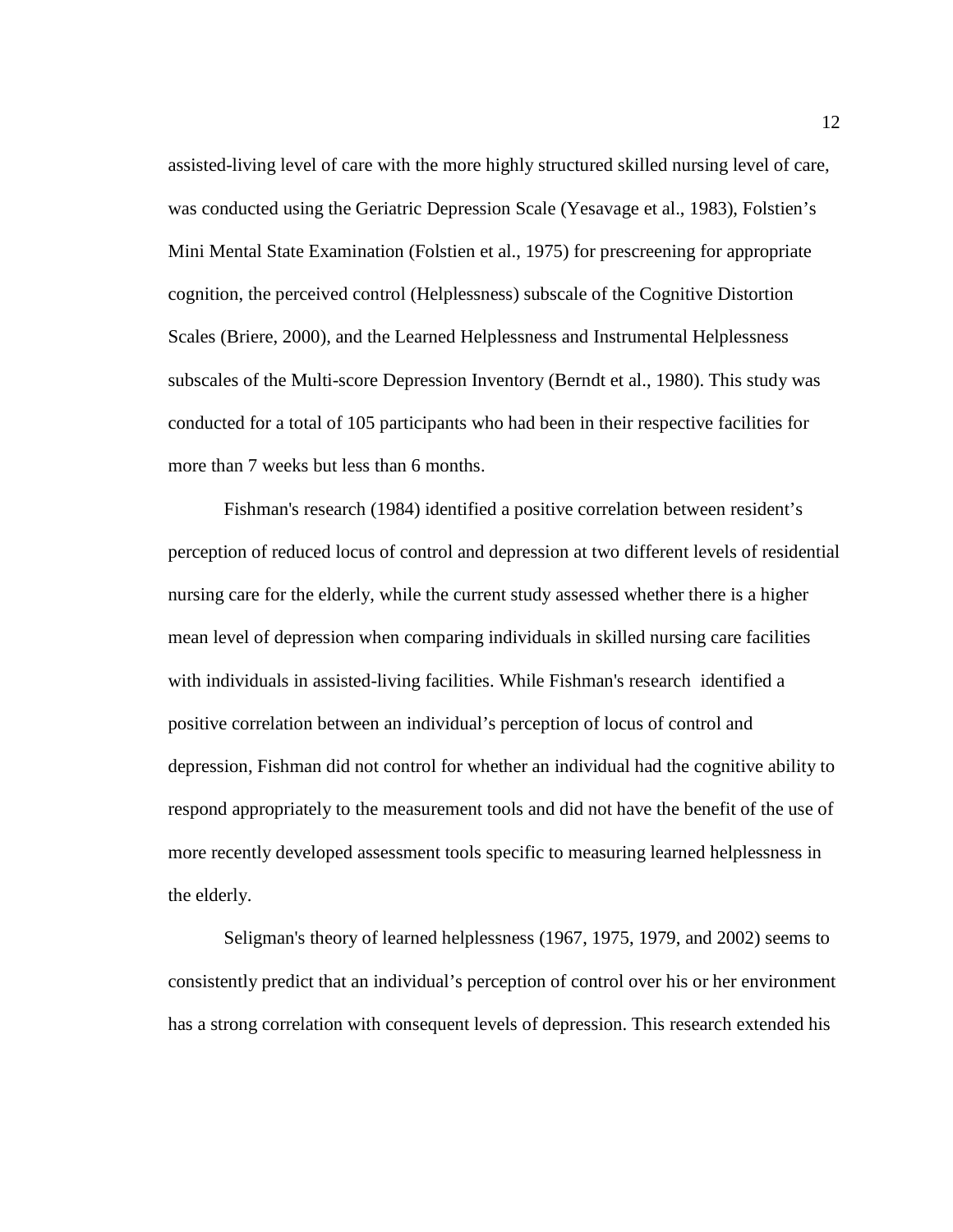assisted-living level of care with the more highly structured skilled nursing level of care, was conducted using the Geriatric Depression Scale (Yesavage et al., 1983), Folstien's Mini Mental State Examination (Folstien et al., 1975) for prescreening for appropriate cognition, the perceived control (Helplessness) subscale of the Cognitive Distortion Scales (Briere, 2000), and the Learned Helplessness and Instrumental Helplessness subscales of the Multi-score Depression Inventory (Berndt et al., 1980). This study was conducted for a total of 105 participants who had been in their respective facilities for more than 7 weeks but less than 6 months.

Fishman's research (1984) identified a positive correlation between resident's perception of reduced locus of control and depression at two different levels of residential nursing care for the elderly, while the current study assessed whether there is a higher mean level of depression when comparing individuals in skilled nursing care facilities with individuals in assisted-living facilities. While Fishman's research identified a positive correlation between an individual's perception of locus of control and depression, Fishman did not control for whether an individual had the cognitive ability to respond appropriately to the measurement tools and did not have the benefit of the use of more recently developed assessment tools specific to measuring learned helplessness in the elderly.

Seligman's theory of learned helplessness (1967, 1975, 1979, and 2002) seems to consistently predict that an individual's perception of control over his or her environment has a strong correlation with consequent levels of depression. This research extended his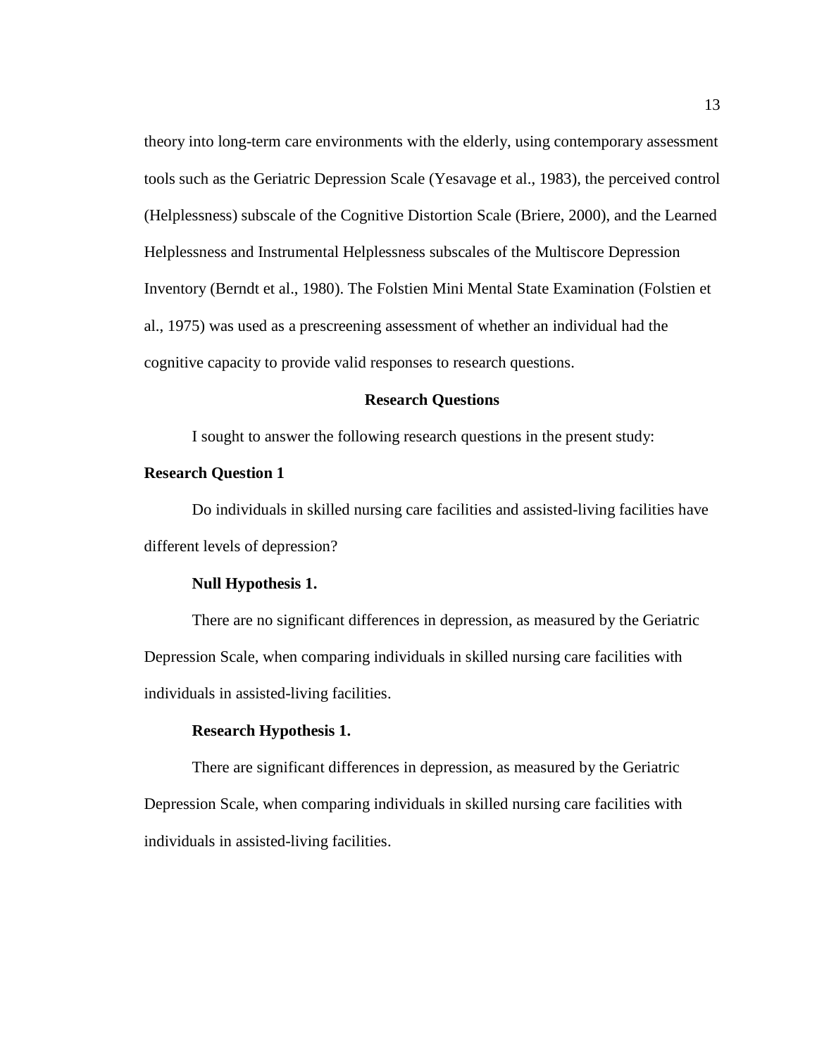theory into long-term care environments with the elderly, using contemporary assessment tools such as the Geriatric Depression Scale (Yesavage et al., 1983), the perceived control (Helplessness) subscale of the Cognitive Distortion Scale (Briere, 2000), and the Learned Helplessness and Instrumental Helplessness subscales of the Multiscore Depression Inventory (Berndt et al., 1980). The Folstien Mini Mental State Examination (Folstien et al., 1975) was used as a prescreening assessment of whether an individual had the cognitive capacity to provide valid responses to research questions.

## Research Questions

I sought to answer the following research questions in the present study:

### Research Question 1

Do individuals in skilled nursing care facilities and assisted-living facilities have different levels of depression?

#### Null Hypothesis 1.

There are no significant differences in depression, as measured by the Geriatric Depression Scale, when comparing individuals in skilled nursing care facilities with individuals in assisted-living facilities.

#### Research Hypothesis 1.

There are significant differences in depression, as measured by the Geriatric Depression Scale, when comparing individuals in skilled nursing care facilities with individuals in assisted-living facilities.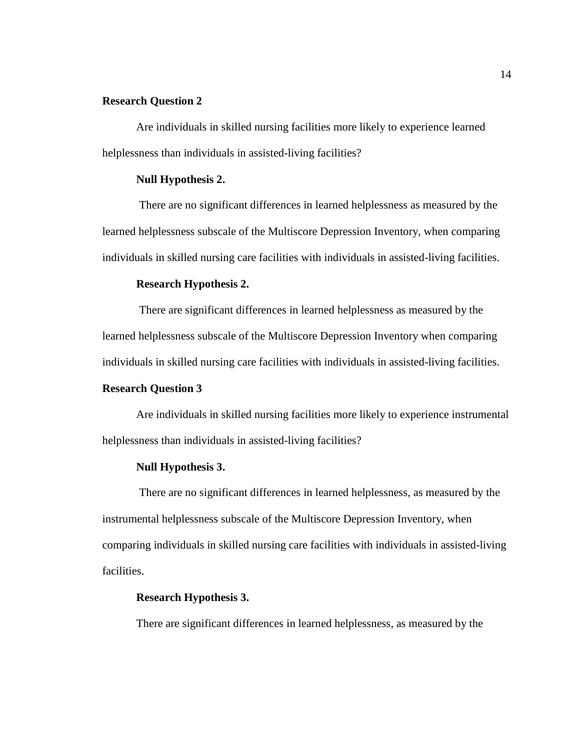**Research Question 2**

Are individuals in skilled nursing facilities more likely to experience learned helplessness than individuals in assisted-living facilities?

**Null Hypothesis 2.**

There are no significant differences in learned helplessness as measured by the learned helplessness subscale of the Multiscore Depression Inventory, when comparing individuals in skilled nursing care facilities with individuals in assisted-living facilities.

**Research Hypothesis 2.**

There are significant differences in learned helplessness as measured by the learned helplessness subscale of the Multiscore Depression Inventory when comparing individuals in skilled nursing care facilities with individuals in assisted-living facilities.

**Research Question 3**

Are individuals in skilled nursing facilities more likely to experience instrumental helplessness than individuals in assisted-living facilities?

**Null Hypothesis 3.**

There are no significant differences in learned helplessness, as measured by the instrumental helplessness subscale of the Multiscore Depression Inventory, when comparing individuals in skilled nursing care facilities with individuals in assisted-living facilities.

**Research Hypothesis 3.**

There are significant differences in learned helplessness, as measured by the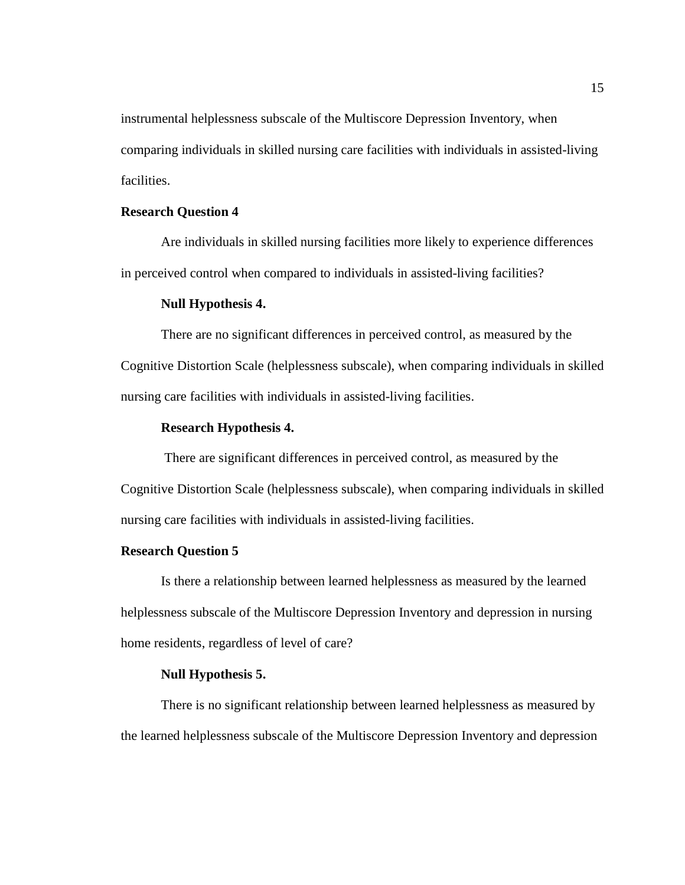instrumental helplessness subscale of the Multiscore Depression Inventory, when comparing individuals in skilled nursing care facilities with individuals in assisted-living facilities.

**Research Question 4**

Are individuals in skilled nursing facilities more likely to experience differences in perceived control when compared to individuals in assisted-living facilities?

**Null Hypothesis 4.**

There are no significant differences in perceived control, as measured by the Cognitive Distortion Scale (helplessness subscale), when comparing individuals in skilled nursing care facilities with individuals in assisted-living facilities.

**Research Hypothesis 4.**

There are significant differences in perceived control, as measured by the Cognitive Distortion Scale (helplessness subscale), when comparing individuals in skilled nursing care facilities with individuals in assisted-living facilities.

**Research Question 5**

Is there a relationship between learned helplessness as measured by the learned helplessness subscale of the Multiscore Depression Inventory and depression in nursing home residents, regardless of level of care?

**Null Hypothesis 5.**

There is no significant relationship between learned helplessness as measured by the learned helplessness subscale of the Multiscore Depression Inventory and depression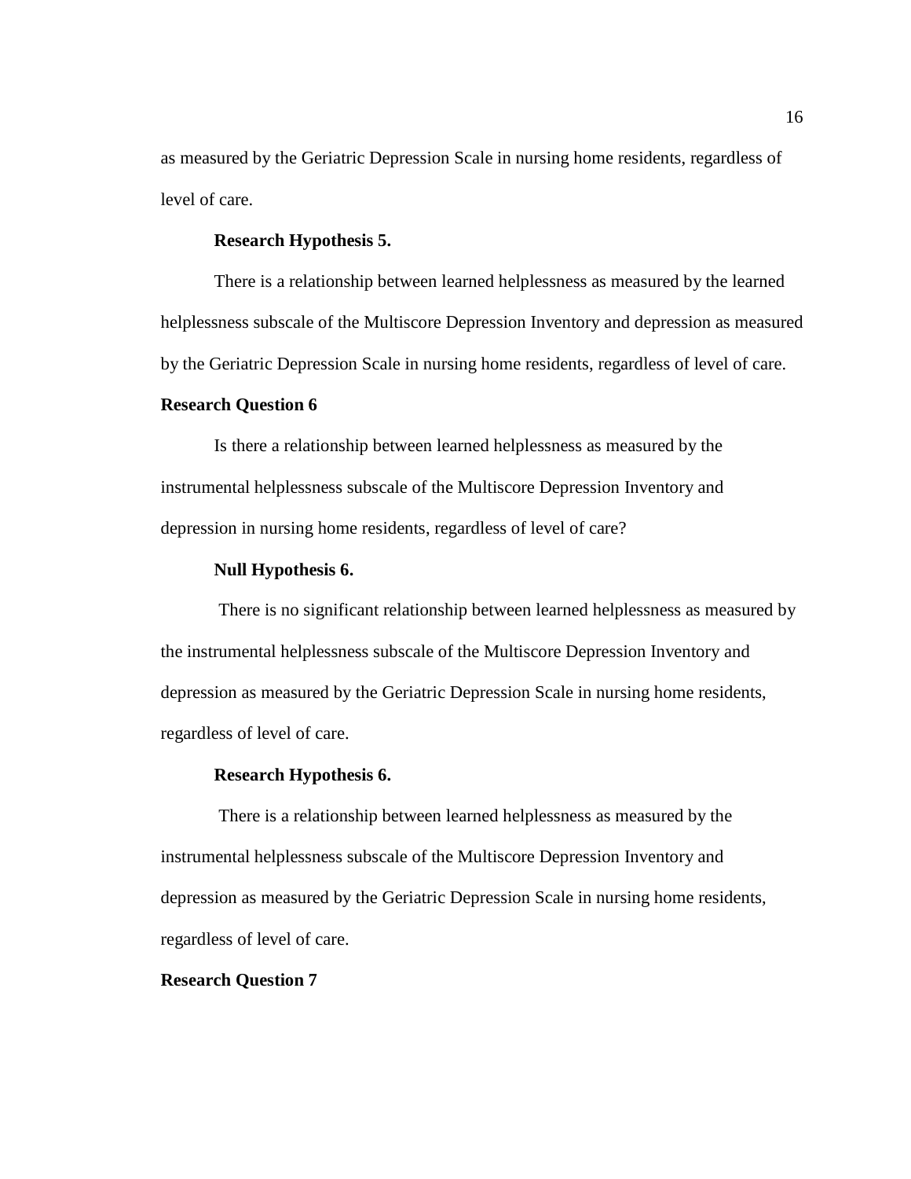as measured by the Geriatric Depression Scale in nursing home residents, regardless of level of care.

**Research Hypothesis 5.**

There is a relationship between learned helplessness as measured by the learned helplessness subscale of the Multiscore Depression Inventory and depression as measured by the Geriatric Depression Scale in nursing home residents, regardless of level of care.

### Research Question 6

Is there a relationship between learned helplessness as measured by the instrumental helplessness subscale of the Multiscore Depression Inventory and depression in nursing home residents, regardless of level of care?

**Null Hypothesis 6.**

There is no significant relationship between learned helplessness as measured by the instrumental helplessness subscale of the Multiscore Depression Inventory and depression as measured by the Geriatric Depression Scale in nursing home residents, regardless of level of care.

**Research Hypothesis 6.**

There is a relationship between learned helplessness as measured by the instrumental helplessness subscale of the Multiscore Depression Inventory and depression as measured by the Geriatric Depression Scale in nursing home residents, regardless of level of care.

### Research Question 7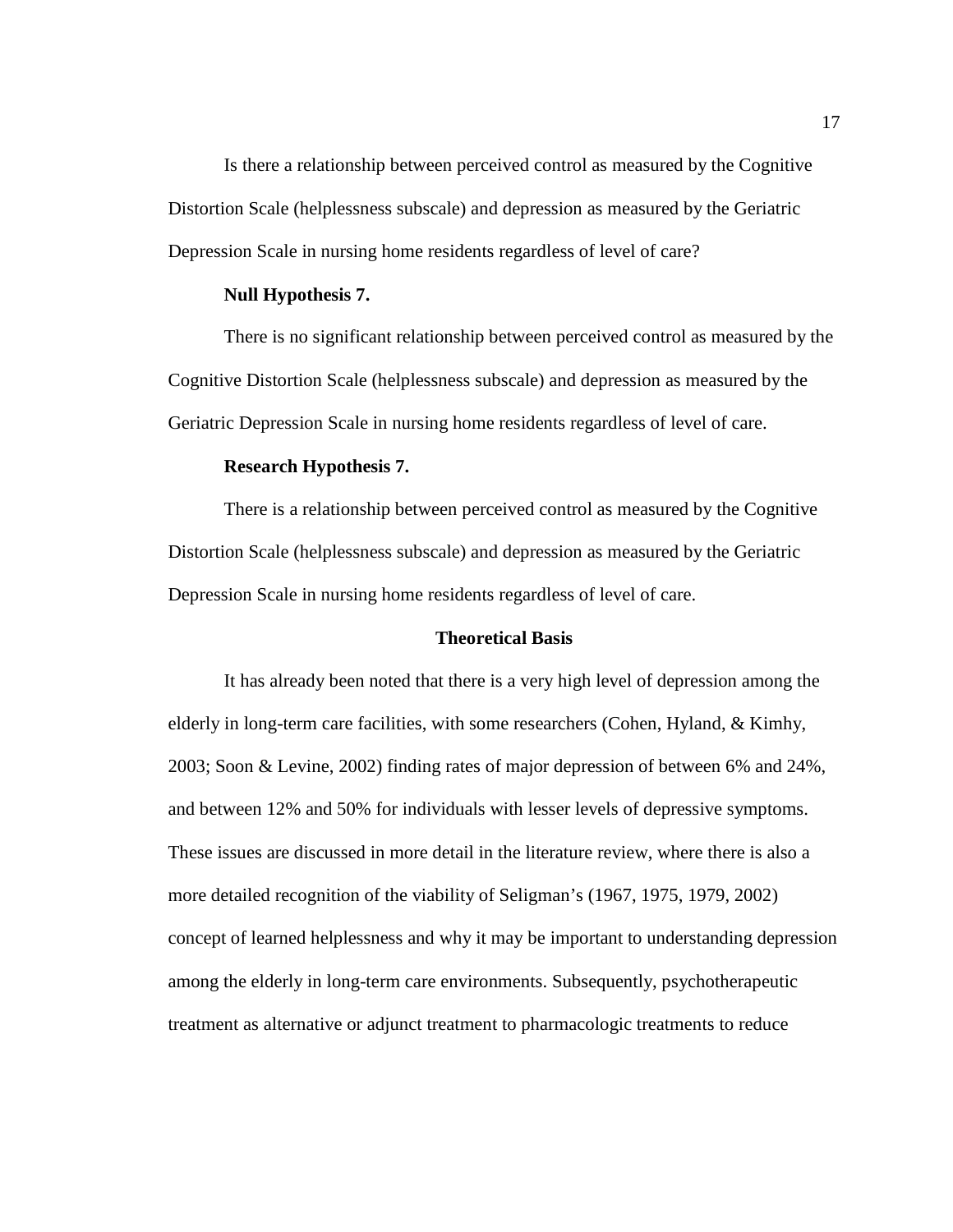Is there a relationship between perceived control as measured by the Cognitive Distortion Scale (helplessness subscale) and depression as measured by the Geriatric Depression Scale in nursing home residents regardless of level of care?

**Null Hypothesis 7.**

There is no significant relationship between perceived control as measured by the Cognitive Distortion Scale (helplessness subscale) and depression as measured by the Geriatric Depression Scale in nursing home residents regardless of level of care.

**Research Hypothesis 7.**

There is a relationship between perceived control as measured by the Cognitive Distortion Scale (helplessness subscale) and depression as measured by the Geriatric Depression Scale in nursing home residents regardless of level of care.

## Theoretical Basis

It has already been noted that there is a very high level of depression among the elderly in long-term care facilities, with some researchers (Cohen, Hyland, & Kimhy, 2003; Soon & Levine, 2002) finding rates of major depression of between 6% and 24%, and between 12% and 50% for individuals with lesser levels of depressive symptoms. These issues are discussed in more detail in the literature review, where there is also a more detailed recognition of the viability of Seligman's (1967, 1975, 1979, 2002) concept of learned helplessness and why it may be important to understanding depression among the elderly in long-term care environments. Subsequently, psychotherapeutic treatment as alternative or adjunct treatment to pharmacologic treatments to reduce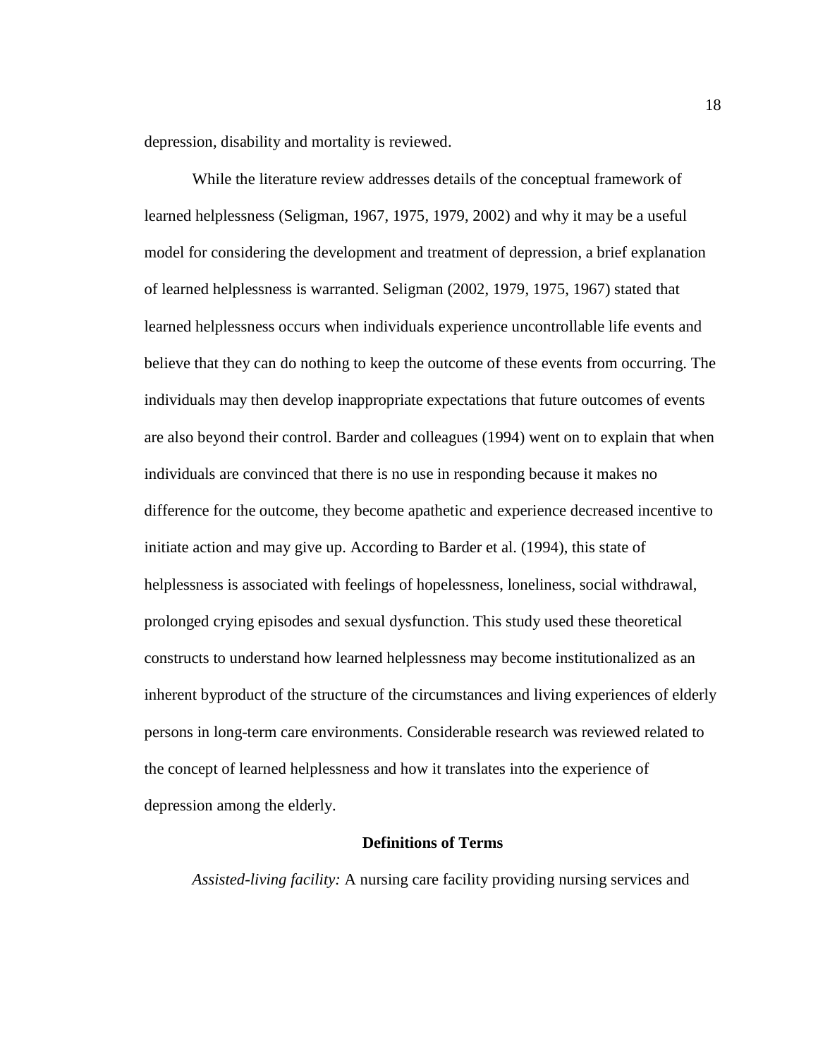depression, disability and mortality is reviewed.

While the literature review addresses details of the conceptual framework of learned helplessness (Seligman, 1967, 1975, 1979, 2002) and why it may be a useful model for considering the development and treatment of depression, a brief explanation of learned helplessness is warranted. Seligman (2002, 1979, 1975, 1967) stated that learned helplessness occurs when individuals experience uncontrollable life events and believe that they can do nothing to keep the outcome of these events from occurring. The individuals may then develop inappropriate expectations that future outcomes of events are also beyond their control. Barder and colleagues (1994) went on to explain that when individuals are convinced that there is no use in responding because it makes no difference for the outcome, they become apathetic and experience decreased incentive to initiate action and may give up. According to Barder et al. (1994), this state of helplessness is associated with feelings of hopelessness, loneliness, social withdrawal, prolonged crying episodes and sexual dysfunction. This study used these theoretical constructs to understand how learned helplessness may become institutionalized as an inherent byproduct of the structure of the circumstances and living experiences of elderly persons in long-term care environments. Considerable research was reviewed related to the concept of learned helplessness and how it translates into the experience of depression among the elderly.

## Definitions of Terms

*Assisted-living facility:* A nursing care facility providing nursing services and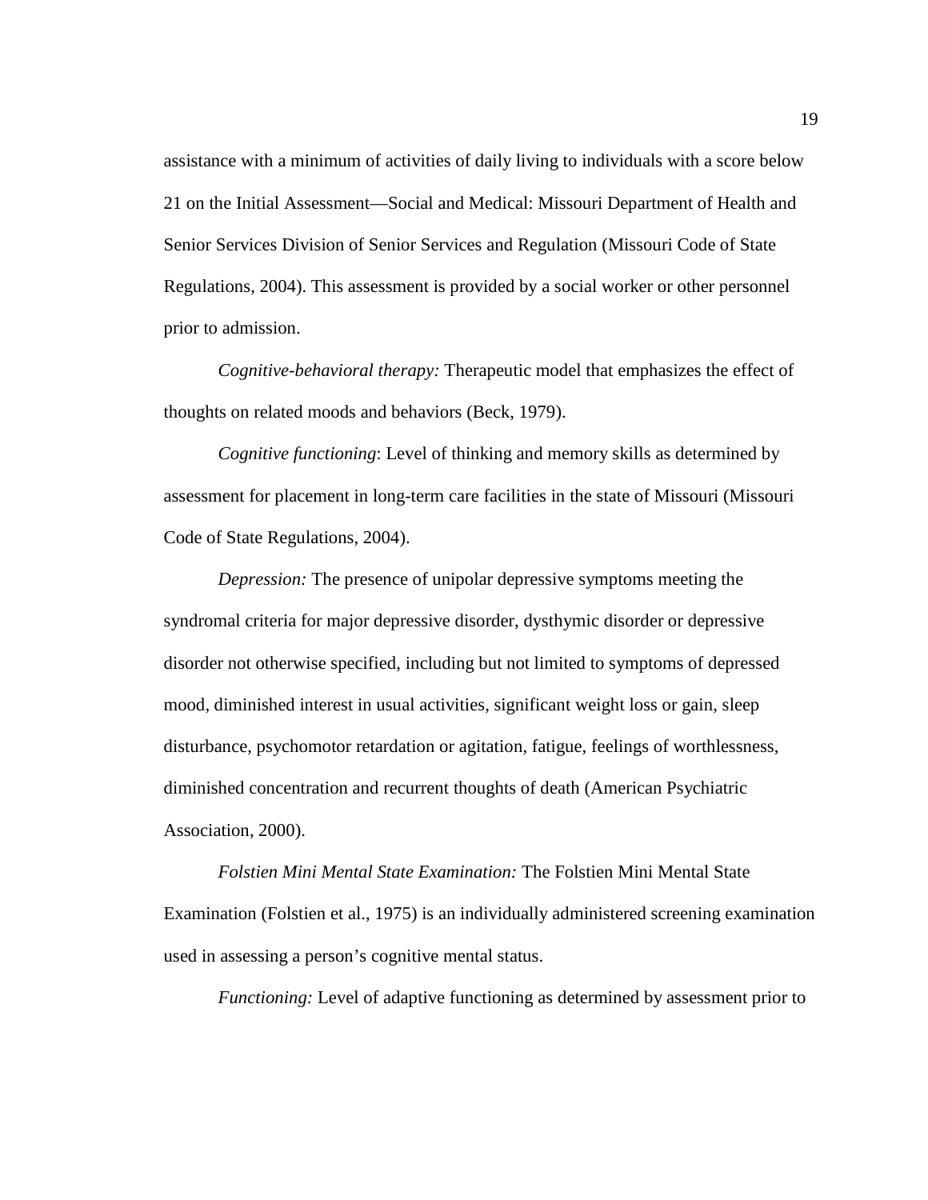assistance with a minimum of activities of daily living to individuals with a score below 21 on the Initial Assessment—Social and Medical: Missouri Department of Health and Senior Services Division of Senior Services and Regulation (Missouri Code of State Regulations, 2004). This assessment is provided by a social worker or other personnel prior to admission.

*Cognitive-behavioral therapy:* Therapeutic model that emphasizes the effect of thoughts on related moods and behaviors (Beck, 1979).

*Cognitive functioning*: Level of thinking and memory skills as determined by assessment for placement in long-term care facilities in the state of Missouri (Missouri Code of State Regulations, 2004).

*Depression:* The presence of unipolar depressive symptoms meeting the syndromal criteria for major depressive disorder, dysthymic disorder or depressive disorder not otherwise specified, including but not limited to symptoms of depressed mood, diminished interest in usual activities, significant weight loss or gain, sleep disturbance, psychomotor retardation or agitation, fatigue, feelings of worthlessness, diminished concentration and recurrent thoughts of death (American Psychiatric Association, 2000).

*Folstien Mini Mental State Examination:* The Folstien Mini Mental State Examination (Folstien et al., 1975) is an individually administered screening examination used in assessing a person's cognitive mental status.

*Functioning:* Level of adaptive functioning as determined by assessment prior to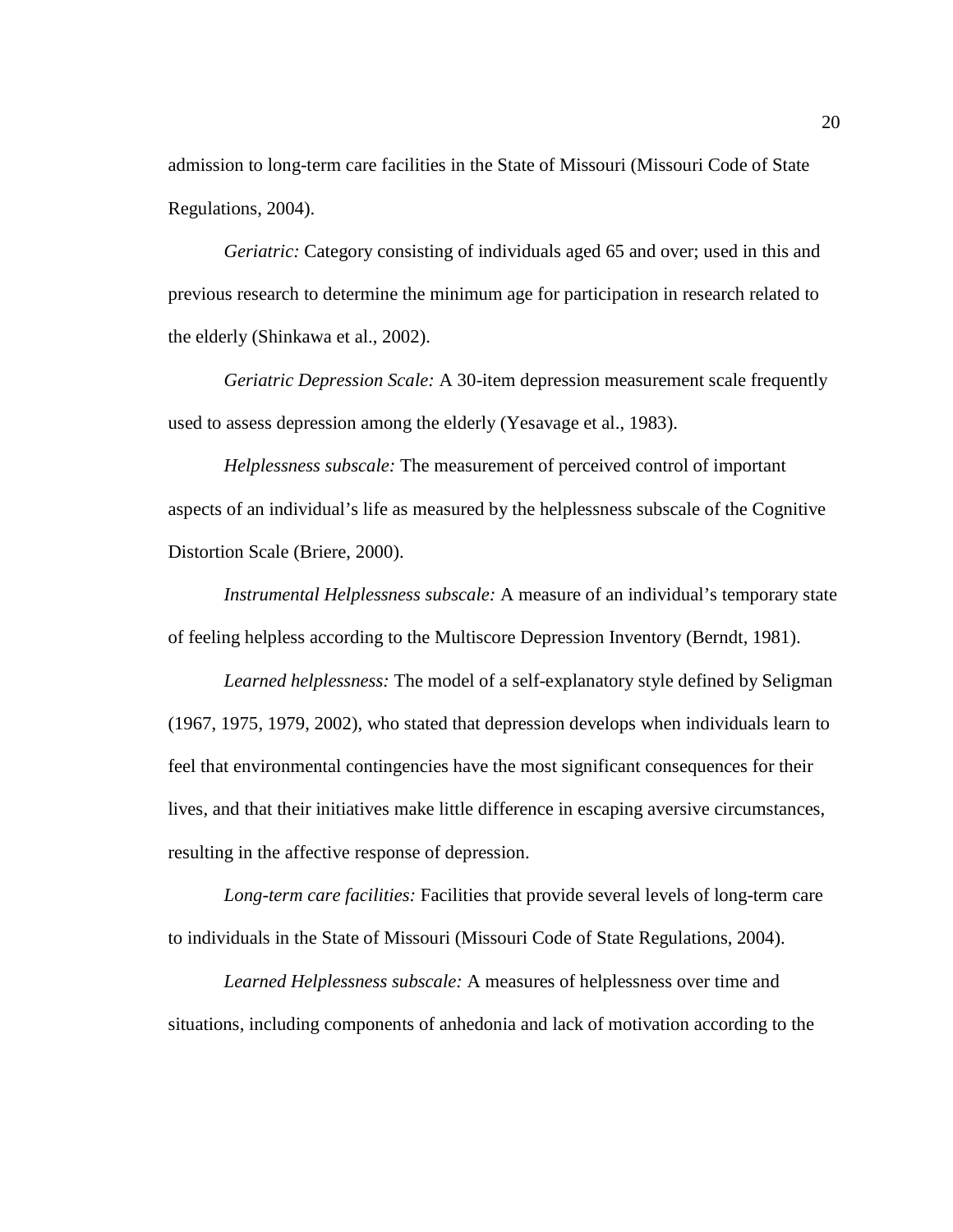admission to long-term care facilities in the State of Missouri (Missouri Code of State Regulations, 2004).

*Geriatric:* Category consisting of individuals aged 65 and over; used in this and previous research to determine the minimum age for participation in research related to the elderly (Shinkawa et al., 2002).

*Geriatric Depression Scale:* A 30-item depression measurement scale frequently used to assess depression among the elderly (Yesavage et al., 1983).

*Helplessness subscale:* The measurement of perceived control of important aspects of an individual's life as measured by the helplessness subscale of the Cognitive Distortion Scale (Briere, 2000).

*Instrumental Helplessness subscale:* A measure of an individual's temporary state of feeling helpless according to the Multiscore Depression Inventory (Berndt, 1981).

*Learned helplessness:* The model of a self-explanatory style defined by Seligman (1967, 1975, 1979, 2002), who stated that depression develops when individuals learn to feel that environmental contingencies have the most significant consequences for their lives, and that their initiatives make little difference in escaping aversive circumstances, resulting in the affective response of depression.

*Long-term care facilities:* Facilities that provide several levels of long-term care to individuals in the State of Missouri (Missouri Code of State Regulations, 2004).

*Learned Helplessness subscale:* A measures of helplessness over time and situations, including components of anhedonia and lack of motivation according to the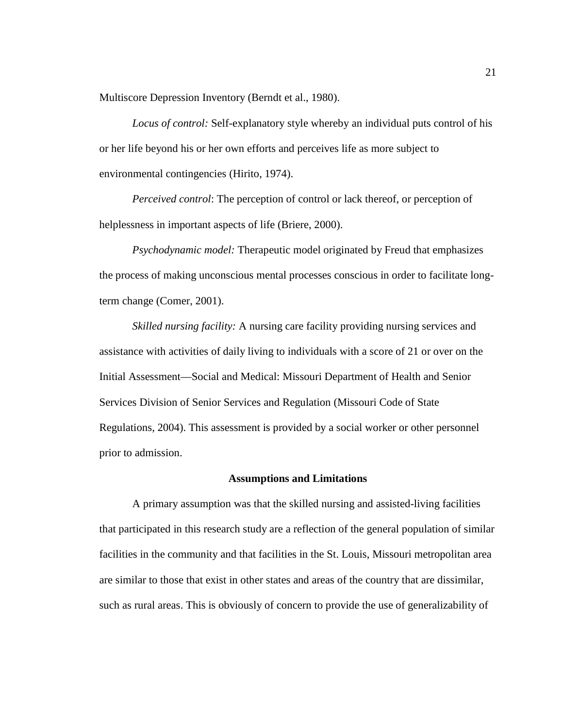Multiscore Depression Inventory (Berndt et al., 1980).

*Locus of control:* Self-explanatory style whereby an individual puts control of his or her life beyond his or her own efforts and perceives life as more subject to environmental contingencies (Hirito, 1974).

*Perceived control*: The perception of control or lack thereof, or perception of helplessness in important aspects of life (Briere, 2000).

*Psychodynamic model:* Therapeutic model originated by Freud that emphasizes the process of making unconscious mental processes conscious in order to facilitate long-term change (Comer, 2001).

*Skilled nursing facility:* A nursing care facility providing nursing services and assistance with activities of daily living to individuals with a score of 21 or over on the Initial Assessment—Social and Medical: Missouri Department of Health and Senior Services Division of Senior Services and Regulation (Missouri Code of State Regulations, 2004). This assessment is provided by a social worker or other personnel prior to admission.

**Assumptions and Limitations**

A primary assumption was that the skilled nursing and assisted-living facilities that participated in this research study are a reflection of the general population of similar facilities in the community and that facilities in the St. Louis, Missouri metropolitan area are similar to those that exist in other states and areas of the country that are dissimilar, such as rural areas. This is obviously of concern to provide the use of generalizability of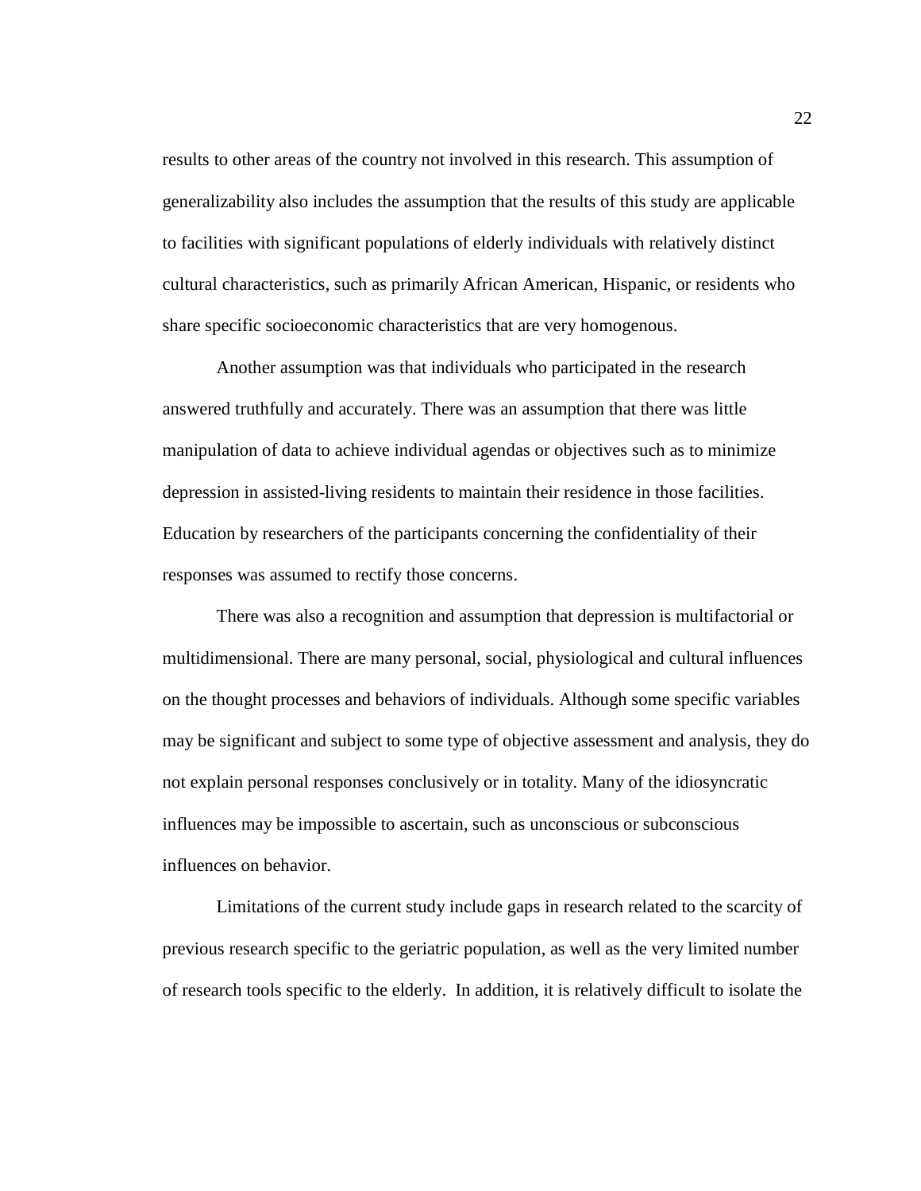results to other areas of the country not involved in this research. This assumption of generalizability also includes the assumption that the results of this study are applicable to facilities with significant populations of elderly individuals with relatively distinct cultural characteristics, such as primarily African American, Hispanic, or residents who share specific socioeconomic characteristics that are very homogenous.

Another assumption was that individuals who participated in the research answered truthfully and accurately. There was an assumption that there was little manipulation of data to achieve individual agendas or objectives such as to minimize depression in assisted-living residents to maintain their residence in those facilities. Education by researchers of the participants concerning the confidentiality of their responses was assumed to rectify those concerns.

There was also a recognition and assumption that depression is multifactorial or multidimensional. There are many personal, social, physiological and cultural influences on the thought processes and behaviors of individuals. Although some specific variables may be significant and subject to some type of objective assessment and analysis, they do not explain personal responses conclusively or in totality. Many of the idiosyncratic influences may be impossible to ascertain, such as unconscious or subconscious influences on behavior.

Limitations of the current study include gaps in research related to the scarcity of previous research specific to the geriatric population, as well as the very limited number of research tools specific to the elderly. In addition, it is relatively difficult to isolate the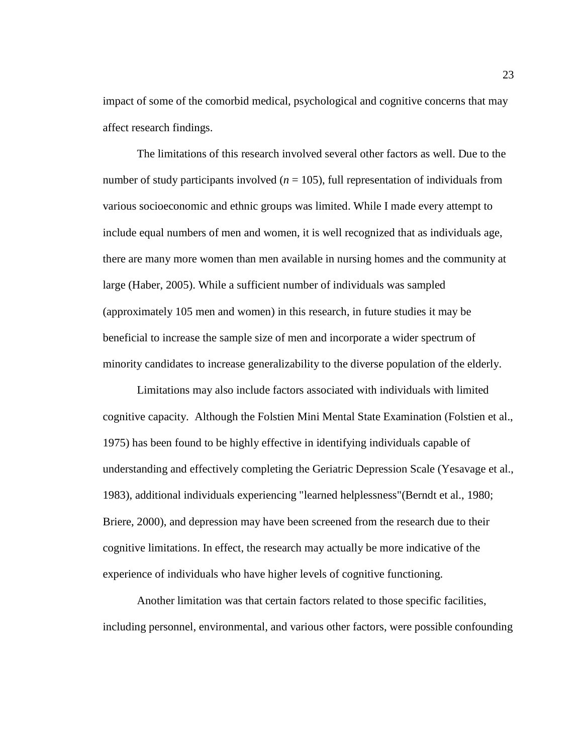impact of some of the comorbid medical, psychological and cognitive concerns that may affect research findings.

The limitations of this research involved several other factors as well. Due to the number of study participants involved ($n = 105$), full representation of individuals from various socioeconomic and ethnic groups was limited. While I made every attempt to include equal numbers of men and women, it is well recognized that as individuals age, there are many more women than men available in nursing homes and the community at large (Haber, 2005). While a sufficient number of individuals was sampled (approximately 105 men and women) in this research, in future studies it may be beneficial to increase the sample size of men and incorporate a wider spectrum of minority candidates to increase generalizability to the diverse population of the elderly.

Limitations may also include factors associated with individuals with limited cognitive capacity. Although the Folstien Mini Mental State Examination (Folstien et al., 1975) has been found to be highly effective in identifying individuals capable of understanding and effectively completing the Geriatric Depression Scale (Yesavage et al., 1983), additional individuals experiencing "learned helplessness"(Berndt et al., 1980; Briere, 2000), and depression may have been screened from the research due to their cognitive limitations. In effect, the research may actually be more indicative of the experience of individuals who have higher levels of cognitive functioning.

Another limitation was that certain factors related to those specific facilities, including personnel, environmental, and various other factors, were possible confounding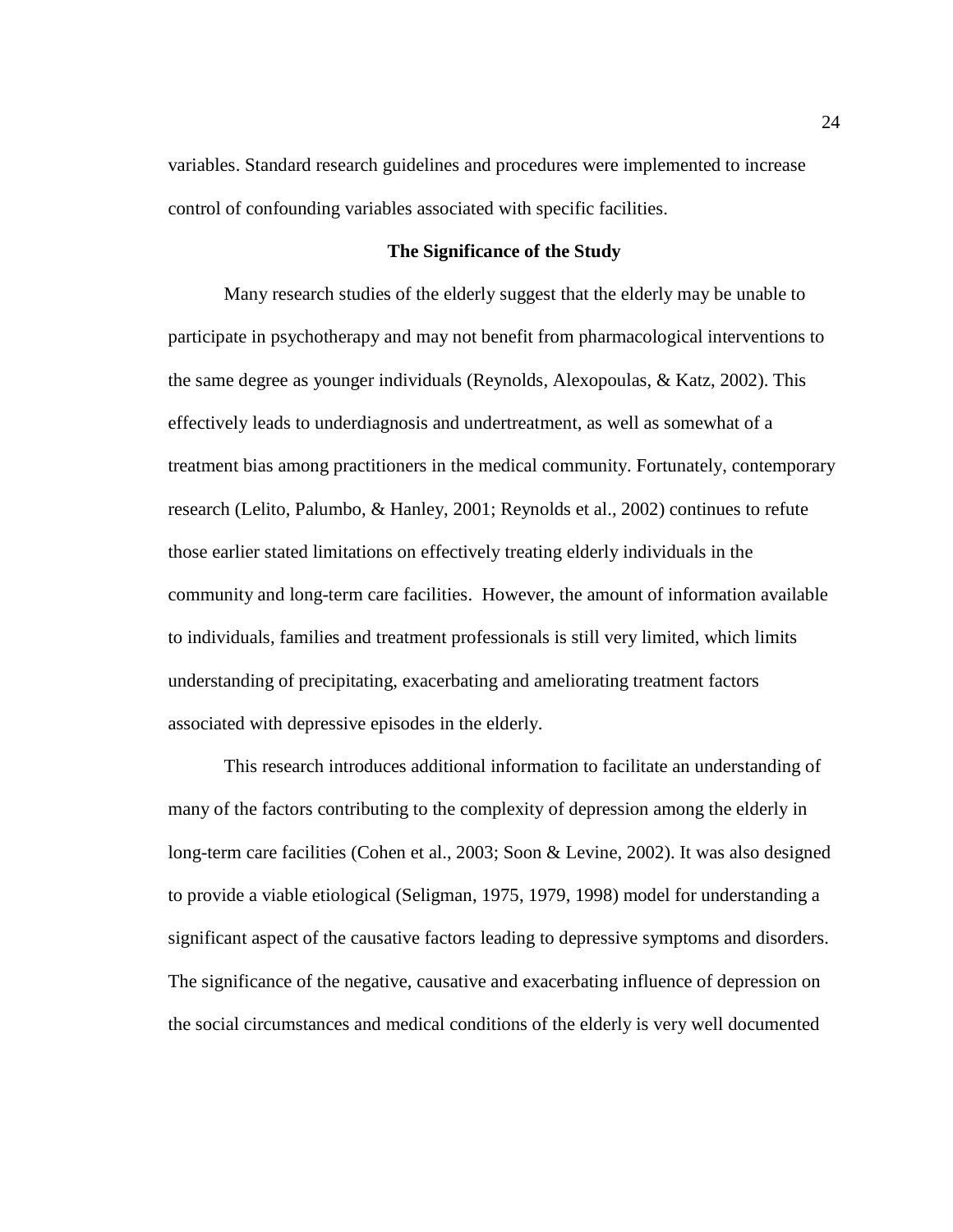variables. Standard research guidelines and procedures were implemented to increase control of confounding variables associated with specific facilities.

## The Significance of the Study

Many research studies of the elderly suggest that the elderly may be unable to participate in psychotherapy and may not benefit from pharmacological interventions to the same degree as younger individuals (Reynolds, Alexopoulas, & Katz, 2002). This effectively leads to underdiagnosis and undertreatment, as well as somewhat of a treatment bias among practitioners in the medical community. Fortunately, contemporary research (Lelito, Palumbo, & Hanley, 2001; Reynolds et al., 2002) continues to refute those earlier stated limitations on effectively treating elderly individuals in the community and long-term care facilities. However, the amount of information available to individuals, families and treatment professionals is still very limited, which limits understanding of precipitating, exacerbating and ameliorating treatment factors associated with depressive episodes in the elderly.

This research introduces additional information to facilitate an understanding of many of the factors contributing to the complexity of depression among the elderly in long-term care facilities (Cohen et al., 2003; Soon & Levine, 2002). It was also designed to provide a viable etiological (Seligman, 1975, 1979, 1998) model for understanding a significant aspect of the causative factors leading to depressive symptoms and disorders. The significance of the negative, causative and exacerbating influence of depression on the social circumstances and medical conditions of the elderly is very well documented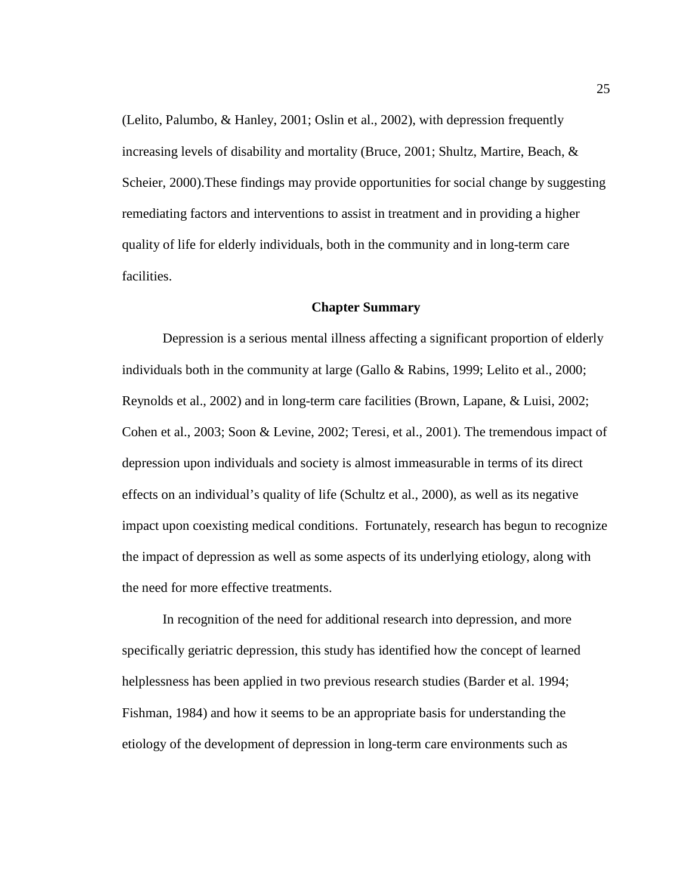(Lelito, Palumbo, & Hanley, 2001; Oslin et al., 2002), with depression frequently increasing levels of disability and mortality (Bruce, 2001; Shultz, Martire, Beach, & Scheier, 2000).These findings may provide opportunities for social change by suggesting remediating factors and interventions to assist in treatment and in providing a higher quality of life for elderly individuals, both in the community and in long-term care facilities.

## Chapter Summary

Depression is a serious mental illness affecting a significant proportion of elderly individuals both in the community at large (Gallo & Rabins, 1999; Lelito et al., 2000; Reynolds et al., 2002) and in long-term care facilities (Brown, Lapane, & Luisi, 2002; Cohen et al., 2003; Soon & Levine, 2002; Teresi, et al., 2001). The tremendous impact of depression upon individuals and society is almost immeasurable in terms of its direct effects on an individual's quality of life (Schultz et al., 2000), as well as its negative impact upon coexisting medical conditions. Fortunately, research has begun to recognize the impact of depression as well as some aspects of its underlying etiology, along with the need for more effective treatments.

In recognition of the need for additional research into depression, and more specifically geriatric depression, this study has identified how the concept of learned helplessness has been applied in two previous research studies (Barder et al. 1994; Fishman, 1984) and how it seems to be an appropriate basis for understanding the etiology of the development of depression in long-term care environments such as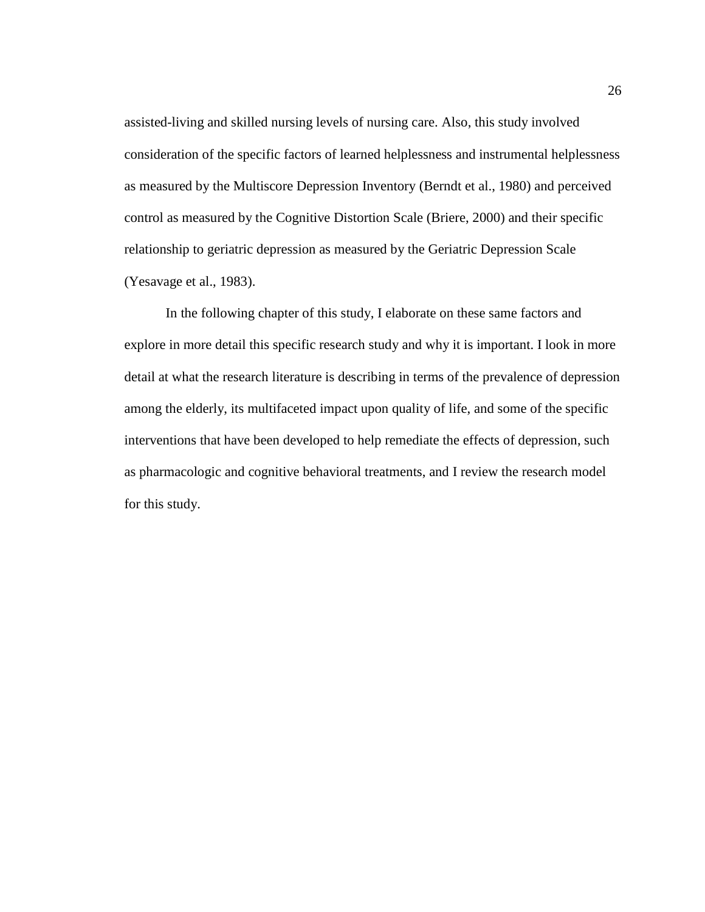assisted-living and skilled nursing levels of nursing care. Also, this study involved consideration of the specific factors of learned helplessness and instrumental helplessness as measured by the Multiscore Depression Inventory (Berndt et al., 1980) and perceived control as measured by the Cognitive Distortion Scale (Briere, 2000) and their specific relationship to geriatric depression as measured by the Geriatric Depression Scale (Yesavage et al., 1983).

In the following chapter of this study, I elaborate on these same factors and explore in more detail this specific research study and why it is important. I look in more detail at what the research literature is describing in terms of the prevalence of depression among the elderly, its multifaceted impact upon quality of life, and some of the specific interventions that have been developed to help remediate the effects of depression, such as pharmacologic and cognitive behavioral treatments, and I review the research model for this study.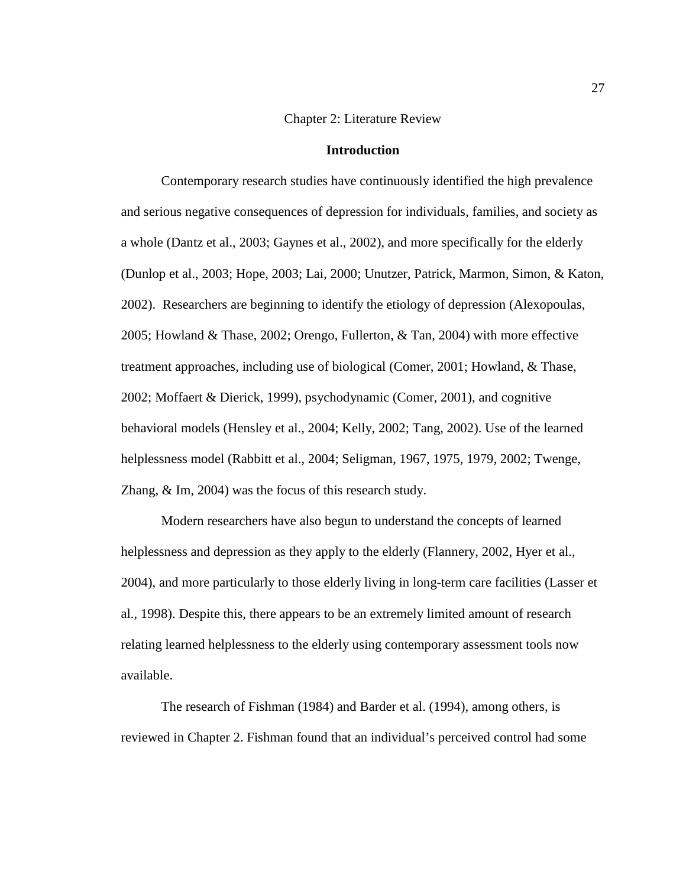# Chapter 2: Literature Review

## Introduction

Contemporary research studies have continuously identified the high prevalence and serious negative consequences of depression for individuals, families, and society as a whole (Dantz et al., 2003; Gaynes et al., 2002), and more specifically for the elderly (Dunlop et al., 2003; Hope, 2003; Lai, 2000; Unutzer, Patrick, Marmon, Simon, & Katon, 2002). Researchers are beginning to identify the etiology of depression (Alexopoulas, 2005; Howland & Thase, 2002; Orengo, Fullerton, & Tan, 2004) with more effective treatment approaches, including use of biological (Comer, 2001; Howland, & Thase, 2002; Moffaert & Dierick, 1999), psychodynamic (Comer, 2001), and cognitive behavioral models (Hensley et al., 2004; Kelly, 2002; Tang, 2002). Use of the learned helplessness model (Rabbitt et al., 2004; Seligman, 1967, 1975, 1979, 2002; Twenge, Zhang, & Im, 2004) was the focus of this research study.

Modern researchers have also begun to understand the concepts of learned helplessness and depression as they apply to the elderly (Flannery, 2002, Hyer et al., 2004), and more particularly to those elderly living in long-term care facilities (Lasser et al., 1998). Despite this, there appears to be an extremely limited amount of research relating learned helplessness to the elderly using contemporary assessment tools now available.

The research of Fishman (1984) and Barder et al. (1994), among others, is reviewed in Chapter 2. Fishman found that an individual's perceived control had some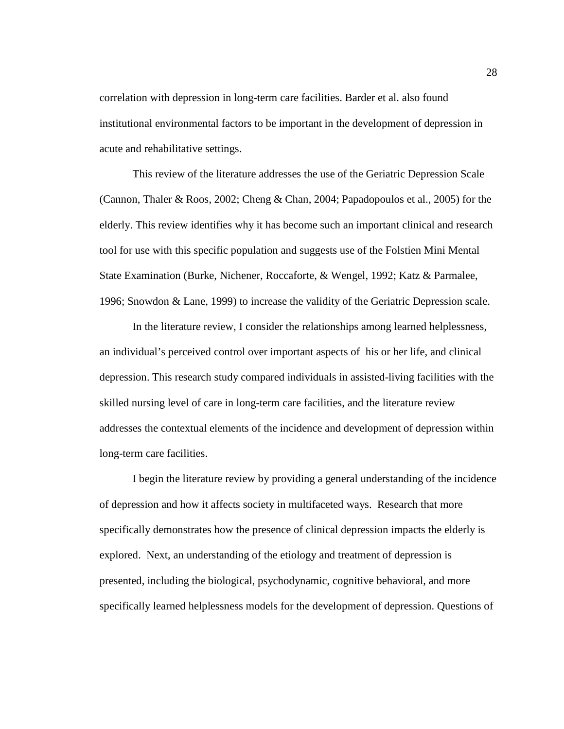correlation with depression in long-term care facilities. Barder et al. also found institutional environmental factors to be important in the development of depression in acute and rehabilitative settings.

This review of the literature addresses the use of the Geriatric Depression Scale (Cannon, Thaler & Roos, 2002; Cheng & Chan, 2004; Papadopoulos et al., 2005) for the elderly. This review identifies why it has become such an important clinical and research tool for use with this specific population and suggests use of the Folstien Mini Mental State Examination (Burke, Nichener, Roccaforte, & Wengel, 1992; Katz & Parmalee, 1996; Snowdon & Lane, 1999) to increase the validity of the Geriatric Depression scale.

In the literature review, I consider the relationships among learned helplessness, an individual's perceived control over important aspects of his or her life, and clinical depression. This research study compared individuals in assisted-living facilities with the skilled nursing level of care in long-term care facilities, and the literature review addresses the contextual elements of the incidence and development of depression within long-term care facilities.

I begin the literature review by providing a general understanding of the incidence of depression and how it affects society in multifaceted ways. Research that more specifically demonstrates how the presence of clinical depression impacts the elderly is explored. Next, an understanding of the etiology and treatment of depression is presented, including the biological, psychodynamic, cognitive behavioral, and more specifically learned helplessness models for the development of depression. Questions of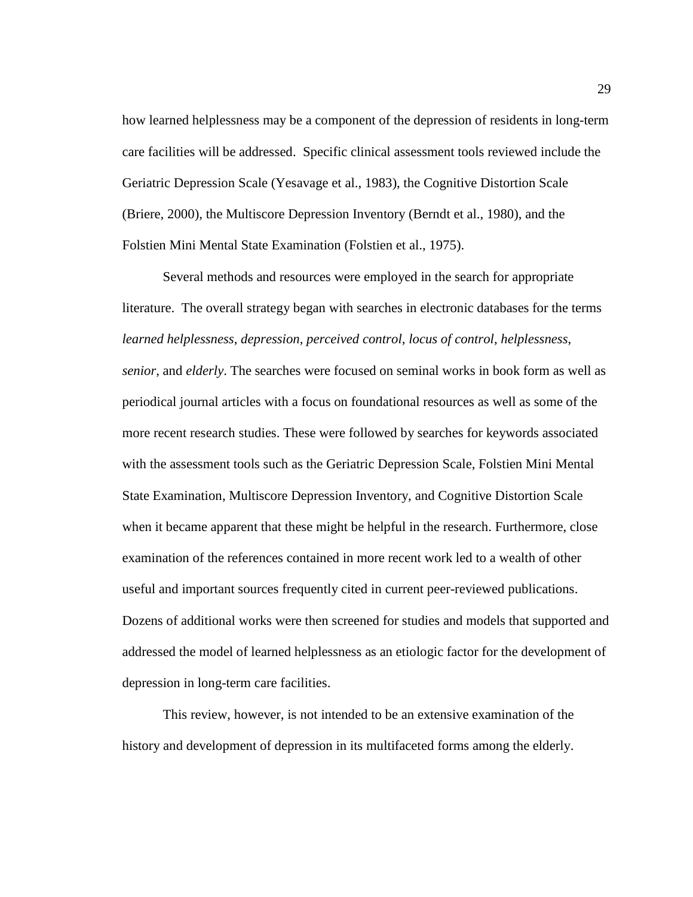how learned helplessness may be a component of the depression of residents in long-term care facilities will be addressed. Specific clinical assessment tools reviewed include the Geriatric Depression Scale (Yesavage et al., 1983), the Cognitive Distortion Scale (Briere, 2000), the Multiscore Depression Inventory (Berndt et al., 1980), and the Folstien Mini Mental State Examination (Folstien et al., 1975).

Several methods and resources were employed in the search for appropriate literature. The overall strategy began with searches in electronic databases for the terms *learned helplessness*, *depression*, *perceived control*, *locus of control*, *helplessness*, *senior*, and *elderly*. The searches were focused on seminal works in book form as well as periodical journal articles with a focus on foundational resources as well as some of the more recent research studies. These were followed by searches for keywords associated with the assessment tools such as the Geriatric Depression Scale, Folstien Mini Mental State Examination, Multiscore Depression Inventory, and Cognitive Distortion Scale when it became apparent that these might be helpful in the research. Furthermore, close examination of the references contained in more recent work led to a wealth of other useful and important sources frequently cited in current peer-reviewed publications. Dozens of additional works were then screened for studies and models that supported and addressed the model of learned helplessness as an etiologic factor for the development of depression in long-term care facilities.

This review, however, is not intended to be an extensive examination of the history and development of depression in its multifaceted forms among the elderly.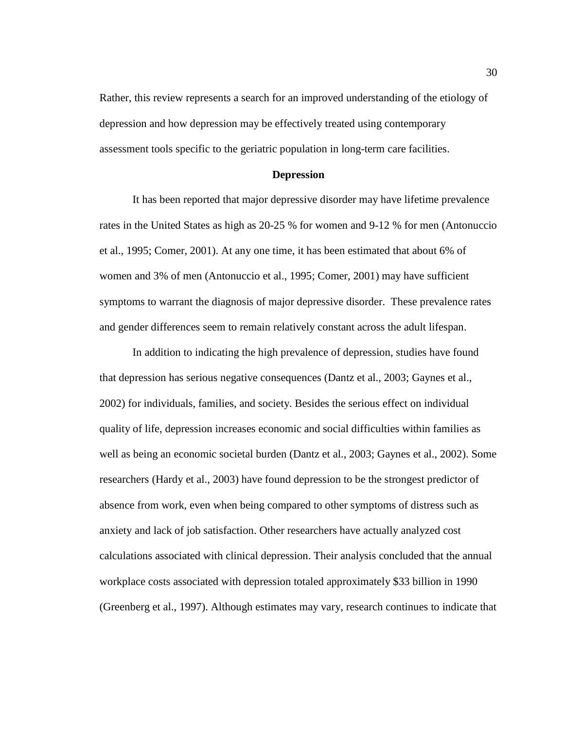Rather, this review represents a search for an improved understanding of the etiology of depression and how depression may be effectively treated using contemporary assessment tools specific to the geriatric population in long-term care facilities.

## Depression

It has been reported that major depressive disorder may have lifetime prevalence rates in the United States as high as 20-25 % for women and 9-12 % for men (Antonuccio et al., 1995; Comer, 2001). At any one time, it has been estimated that about 6% of women and 3% of men (Antonuccio et al., 1995; Comer, 2001) may have sufficient symptoms to warrant the diagnosis of major depressive disorder. These prevalence rates and gender differences seem to remain relatively constant across the adult lifespan.

In addition to indicating the high prevalence of depression, studies have found that depression has serious negative consequences (Dantz et al., 2003; Gaynes et al., 2002) for individuals, families, and society. Besides the serious effect on individual quality of life, depression increases economic and social difficulties within families as well as being an economic societal burden (Dantz et al., 2003; Gaynes et al., 2002). Some researchers (Hardy et al., 2003) have found depression to be the strongest predictor of absence from work, even when being compared to other symptoms of distress such as anxiety and lack of job satisfaction. Other researchers have actually analyzed cost calculations associated with clinical depression. Their analysis concluded that the annual workplace costs associated with depression totaled approximately $33 billion in 1990 (Greenberg et al., 1997). Although estimates may vary, research continues to indicate that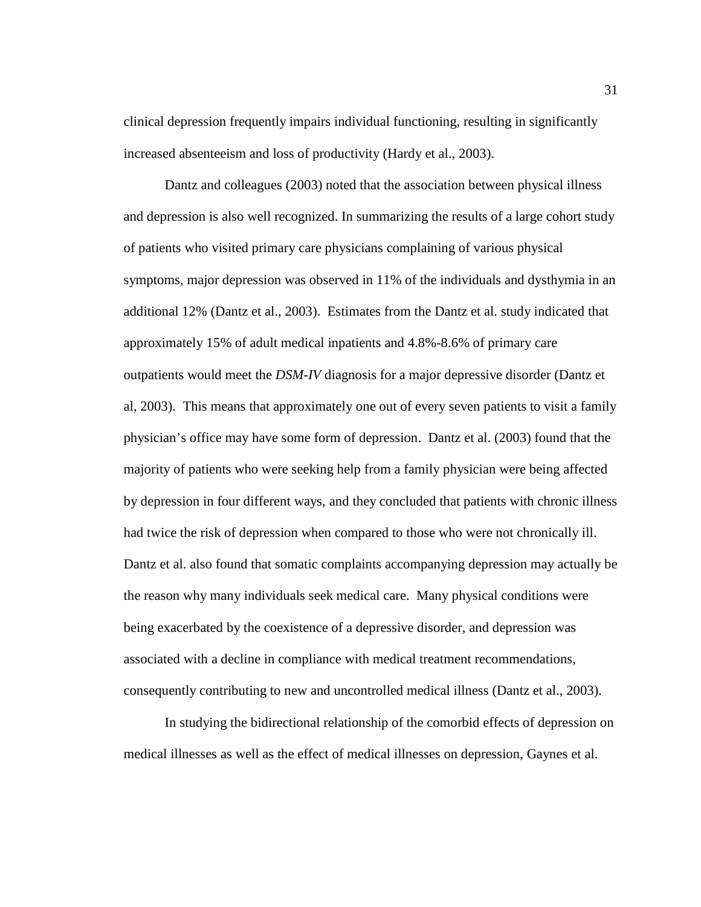clinical depression frequently impairs individual functioning, resulting in significantly increased absenteeism and loss of productivity (Hardy et al., 2003).

Dantz and colleagues (2003) noted that the association between physical illness and depression is also well recognized. In summarizing the results of a large cohort study of patients who visited primary care physicians complaining of various physical symptoms, major depression was observed in 11% of the individuals and dysthymia in an additional 12% (Dantz et al., 2003). Estimates from the Dantz et al. study indicated that approximately 15% of adult medical inpatients and 4.8%-8.6% of primary care outpatients would meet the *DSM-IV* diagnosis for a major depressive disorder (Dantz et al, 2003). This means that approximately one out of every seven patients to visit a family physician's office may have some form of depression. Dantz et al. (2003) found that the majority of patients who were seeking help from a family physician were being affected by depression in four different ways, and they concluded that patients with chronic illness had twice the risk of depression when compared to those who were not chronically ill. Dantz et al. also found that somatic complaints accompanying depression may actually be the reason why many individuals seek medical care. Many physical conditions were being exacerbated by the coexistence of a depressive disorder, and depression was associated with a decline in compliance with medical treatment recommendations, consequently contributing to new and uncontrolled medical illness (Dantz et al., 2003).

In studying the bidirectional relationship of the comorbid effects of depression on medical illnesses as well as the effect of medical illnesses on depression, Gaynes et al.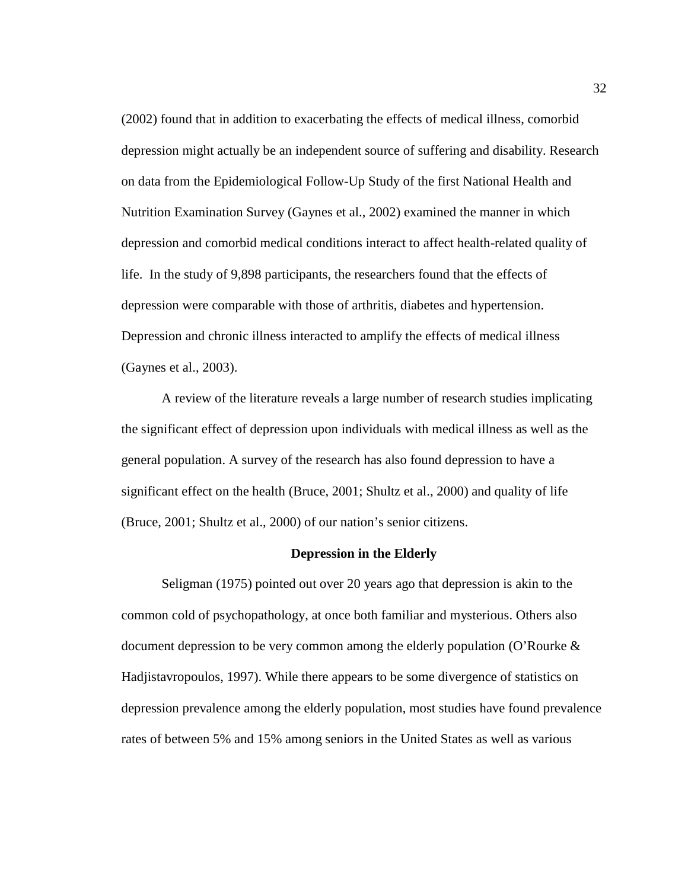(2002) found that in addition to exacerbating the effects of medical illness, comorbid depression might actually be an independent source of suffering and disability. Research on data from the Epidemiological Follow-Up Study of the first National Health and Nutrition Examination Survey (Gaynes et al., 2002) examined the manner in which depression and comorbid medical conditions interact to affect health-related quality of life. In the study of 9,898 participants, the researchers found that the effects of depression were comparable with those of arthritis, diabetes and hypertension. Depression and chronic illness interacted to amplify the effects of medical illness (Gaynes et al., 2003).

A review of the literature reveals a large number of research studies implicating the significant effect of depression upon individuals with medical illness as well as the general population. A survey of the research has also found depression to have a significant effect on the health (Bruce, 2001; Shultz et al., 2000) and quality of life (Bruce, 2001; Shultz et al., 2000) of our nation's senior citizens.

## Depression in the Elderly

Seligman (1975) pointed out over 20 years ago that depression is akin to the common cold of psychopathology, at once both familiar and mysterious. Others also document depression to be very common among the elderly population (O'Rourke & Hadjistavropoulos, 1997). While there appears to be some divergence of statistics on depression prevalence among the elderly population, most studies have found prevalence rates of between 5% and 15% among seniors in the United States as well as various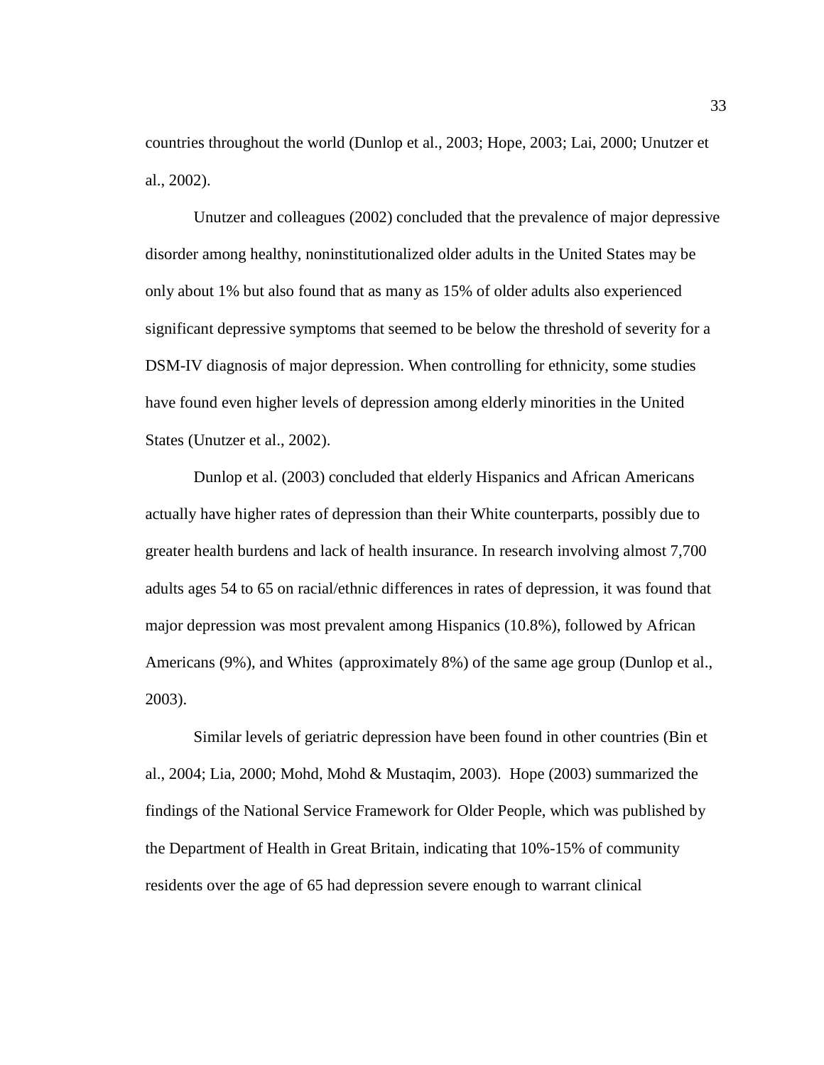countries throughout the world (Dunlop et al., 2003; Hope, 2003; Lai, 2000; Unutzer et al., 2002).

Unutzer and colleagues (2002) concluded that the prevalence of major depressive disorder among healthy, noninstitutionalized older adults in the United States may be only about 1% but also found that as many as 15% of older adults also experienced significant depressive symptoms that seemed to be below the threshold of severity for a DSM-IV diagnosis of major depression. When controlling for ethnicity, some studies have found even higher levels of depression among elderly minorities in the United States (Unutzer et al., 2002).

Dunlop et al. (2003) concluded that elderly Hispanics and African Americans actually have higher rates of depression than their White counterparts, possibly due to greater health burdens and lack of health insurance. In research involving almost 7,700 adults ages 54 to 65 on racial/ethnic differences in rates of depression, it was found that major depression was most prevalent among Hispanics (10.8%), followed by African Americans (9%), and Whites (approximately 8%) of the same age group (Dunlop et al., 2003).

Similar levels of geriatric depression have been found in other countries (Bin et al., 2004; Lia, 2000; Mohd, Mohd & Mustaqim, 2003). Hope (2003) summarized the findings of the National Service Framework for Older People, which was published by the Department of Health in Great Britain, indicating that 10%-15% of community residents over the age of 65 had depression severe enough to warrant clinical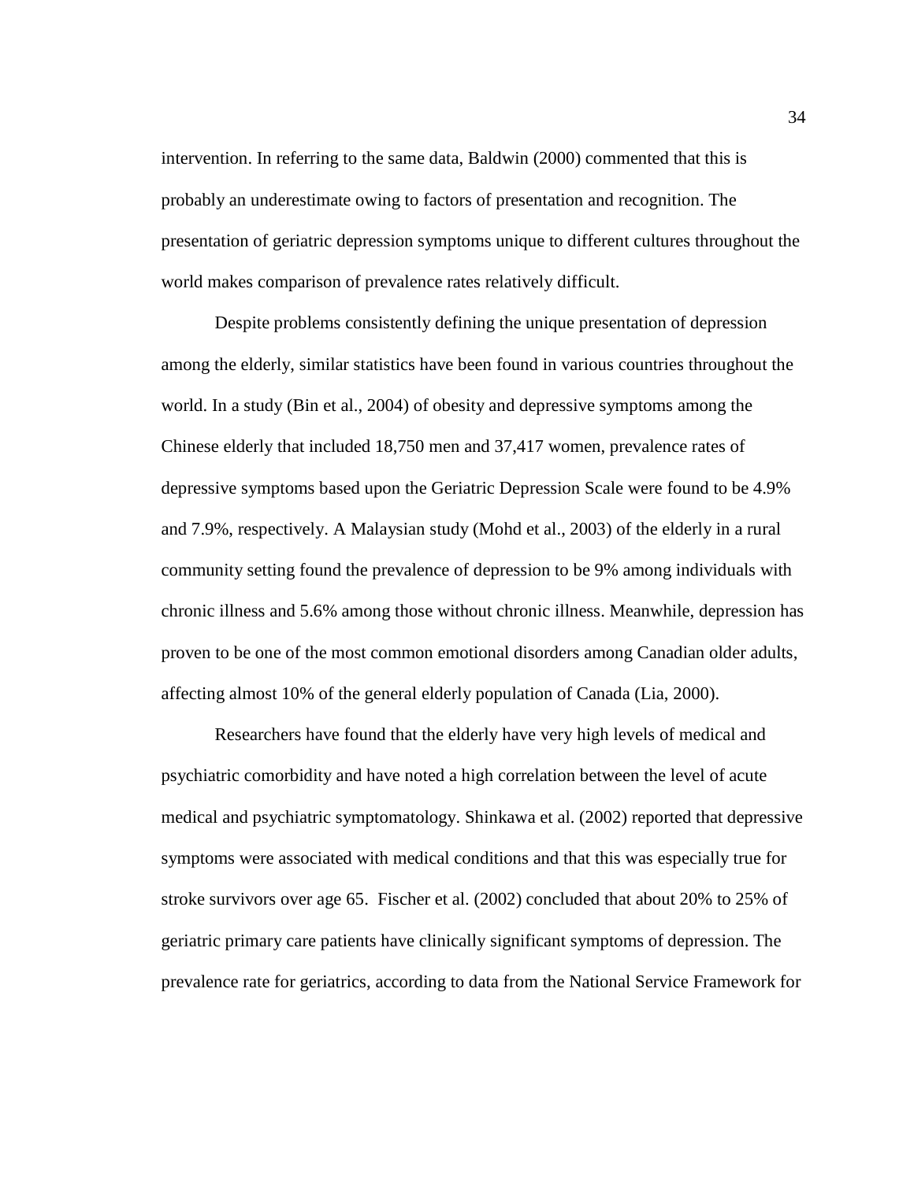intervention. In referring to the same data, Baldwin (2000) commented that this is probably an underestimate owing to factors of presentation and recognition. The presentation of geriatric depression symptoms unique to different cultures throughout the world makes comparison of prevalence rates relatively difficult.

Despite problems consistently defining the unique presentation of depression among the elderly, similar statistics have been found in various countries throughout the world. In a study (Bin et al., 2004) of obesity and depressive symptoms among the Chinese elderly that included 18,750 men and 37,417 women, prevalence rates of depressive symptoms based upon the Geriatric Depression Scale were found to be 4.9% and 7.9%, respectively. A Malaysian study (Mohd et al., 2003) of the elderly in a rural community setting found the prevalence of depression to be 9% among individuals with chronic illness and 5.6% among those without chronic illness. Meanwhile, depression has proven to be one of the most common emotional disorders among Canadian older adults, affecting almost 10% of the general elderly population of Canada (Lia, 2000).

Researchers have found that the elderly have very high levels of medical and psychiatric comorbidity and have noted a high correlation between the level of acute medical and psychiatric symptomatology. Shinkawa et al. (2002) reported that depressive symptoms were associated with medical conditions and that this was especially true for stroke survivors over age 65. Fischer et al. (2002) concluded that about 20% to 25% of geriatric primary care patients have clinically significant symptoms of depression. The prevalence rate for geriatrics, according to data from the National Service Framework for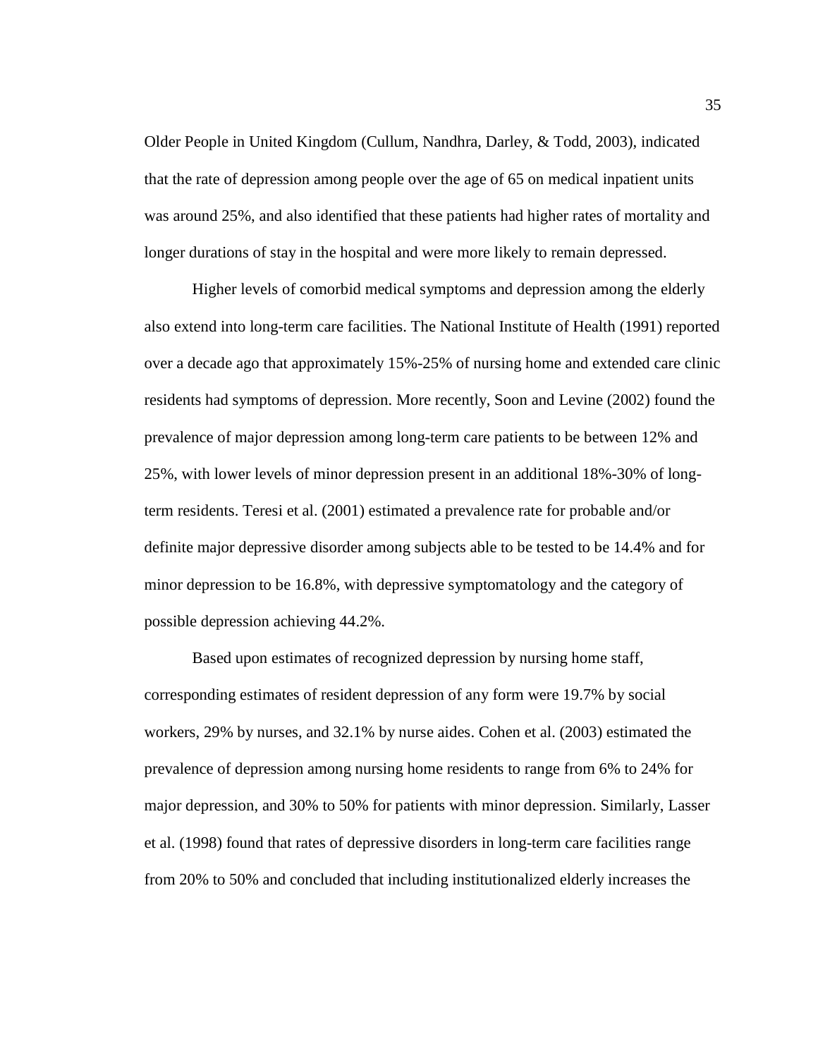Older People in United Kingdom (Cullum, Nandhra, Darley, & Todd, 2003), indicated that the rate of depression among people over the age of 65 on medical inpatient units was around 25%, and also identified that these patients had higher rates of mortality and longer durations of stay in the hospital and were more likely to remain depressed.

Higher levels of comorbid medical symptoms and depression among the elderly also extend into long-term care facilities. The National Institute of Health (1991) reported over a decade ago that approximately 15%-25% of nursing home and extended care clinic residents had symptoms of depression. More recently, Soon and Levine (2002) found the prevalence of major depression among long-term care patients to be between 12% and 25%, with lower levels of minor depression present in an additional 18%-30% of long-term residents. Teresi et al. (2001) estimated a prevalence rate for probable and/or definite major depressive disorder among subjects able to be tested to be 14.4% and for minor depression to be 16.8%, with depressive symptomatology and the category of possible depression achieving 44.2%.

Based upon estimates of recognized depression by nursing home staff, corresponding estimates of resident depression of any form were 19.7% by social workers, 29% by nurses, and 32.1% by nurse aides. Cohen et al. (2003) estimated the prevalence of depression among nursing home residents to range from 6% to 24% for major depression, and 30% to 50% for patients with minor depression. Similarly, Lasser et al. (1998) found that rates of depressive disorders in long-term care facilities range from 20% to 50% and concluded that including institutionalized elderly increases the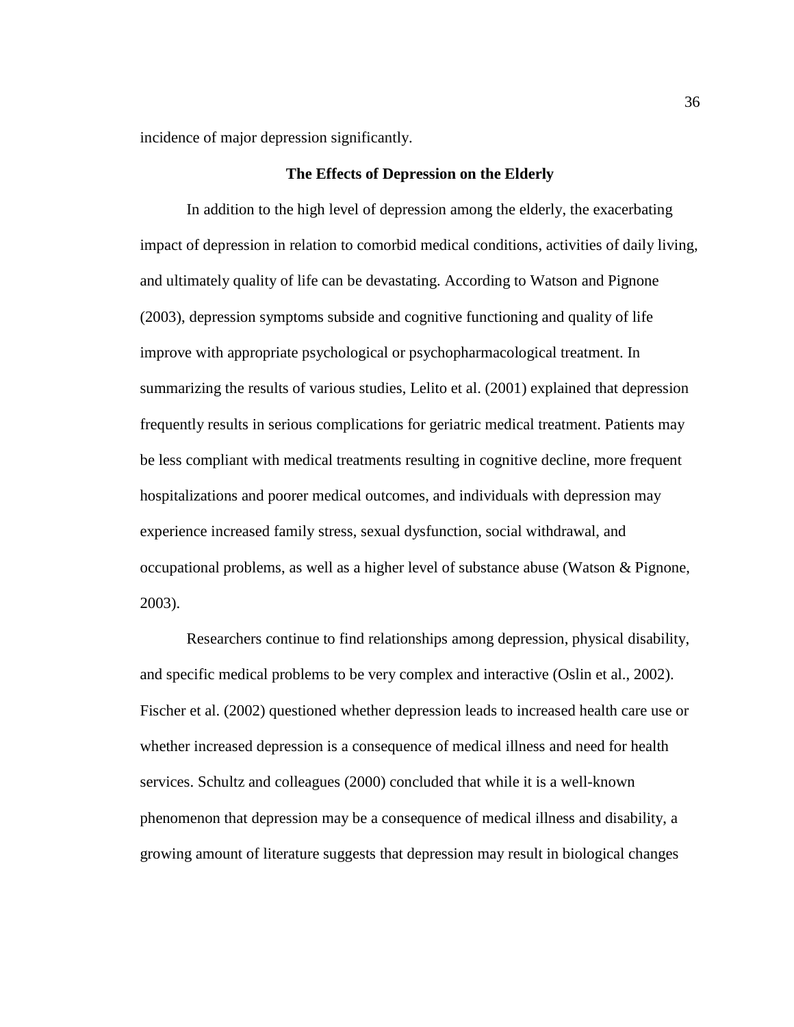incidence of major depression significantly.

## The Effects of Depression on the Elderly

In addition to the high level of depression among the elderly, the exacerbating impact of depression in relation to comorbid medical conditions, activities of daily living, and ultimately quality of life can be devastating. According to Watson and Pignone (2003), depression symptoms subside and cognitive functioning and quality of life improve with appropriate psychological or psychopharmacological treatment. In summarizing the results of various studies, Lelito et al. (2001) explained that depression frequently results in serious complications for geriatric medical treatment. Patients may be less compliant with medical treatments resulting in cognitive decline, more frequent hospitalizations and poorer medical outcomes, and individuals with depression may experience increased family stress, sexual dysfunction, social withdrawal, and occupational problems, as well as a higher level of substance abuse (Watson & Pignone, 2003).

Researchers continue to find relationships among depression, physical disability, and specific medical problems to be very complex and interactive (Oslin et al., 2002). Fischer et al. (2002) questioned whether depression leads to increased health care use or whether increased depression is a consequence of medical illness and need for health services. Schultz and colleagues (2000) concluded that while it is a well-known phenomenon that depression may be a consequence of medical illness and disability, a growing amount of literature suggests that depression may result in biological changes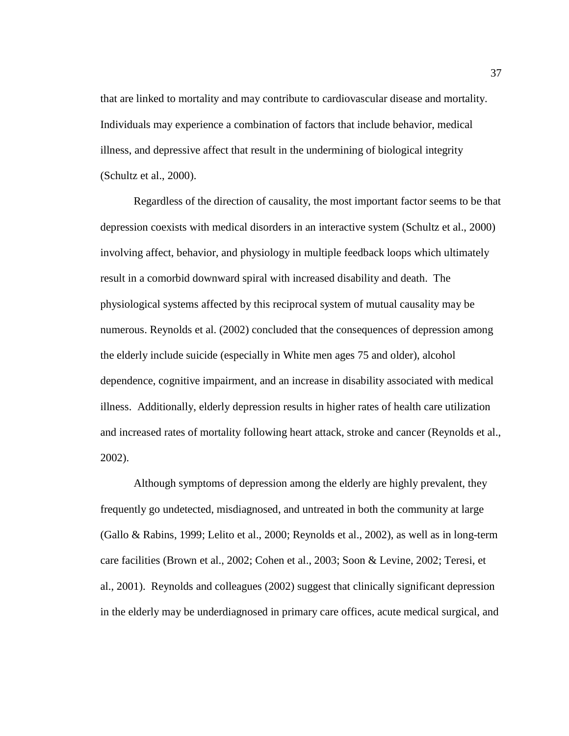that are linked to mortality and may contribute to cardiovascular disease and mortality. Individuals may experience a combination of factors that include behavior, medical illness, and depressive affect that result in the undermining of biological integrity (Schultz et al., 2000).

Regardless of the direction of causality, the most important factor seems to be that depression coexists with medical disorders in an interactive system (Schultz et al., 2000) involving affect, behavior, and physiology in multiple feedback loops which ultimately result in a comorbid downward spiral with increased disability and death. The physiological systems affected by this reciprocal system of mutual causality may be numerous. Reynolds et al. (2002) concluded that the consequences of depression among the elderly include suicide (especially in White men ages 75 and older), alcohol dependence, cognitive impairment, and an increase in disability associated with medical illness. Additionally, elderly depression results in higher rates of health care utilization and increased rates of mortality following heart attack, stroke and cancer (Reynolds et al., 2002).

Although symptoms of depression among the elderly are highly prevalent, they frequently go undetected, misdiagnosed, and untreated in both the community at large (Gallo & Rabins, 1999; Lelito et al., 2000; Reynolds et al., 2002), as well as in long-term care facilities (Brown et al., 2002; Cohen et al., 2003; Soon & Levine, 2002; Teresi, et al., 2001). Reynolds and colleagues (2002) suggest that clinically significant depression in the elderly may be underdiagnosed in primary care offices, acute medical surgical, and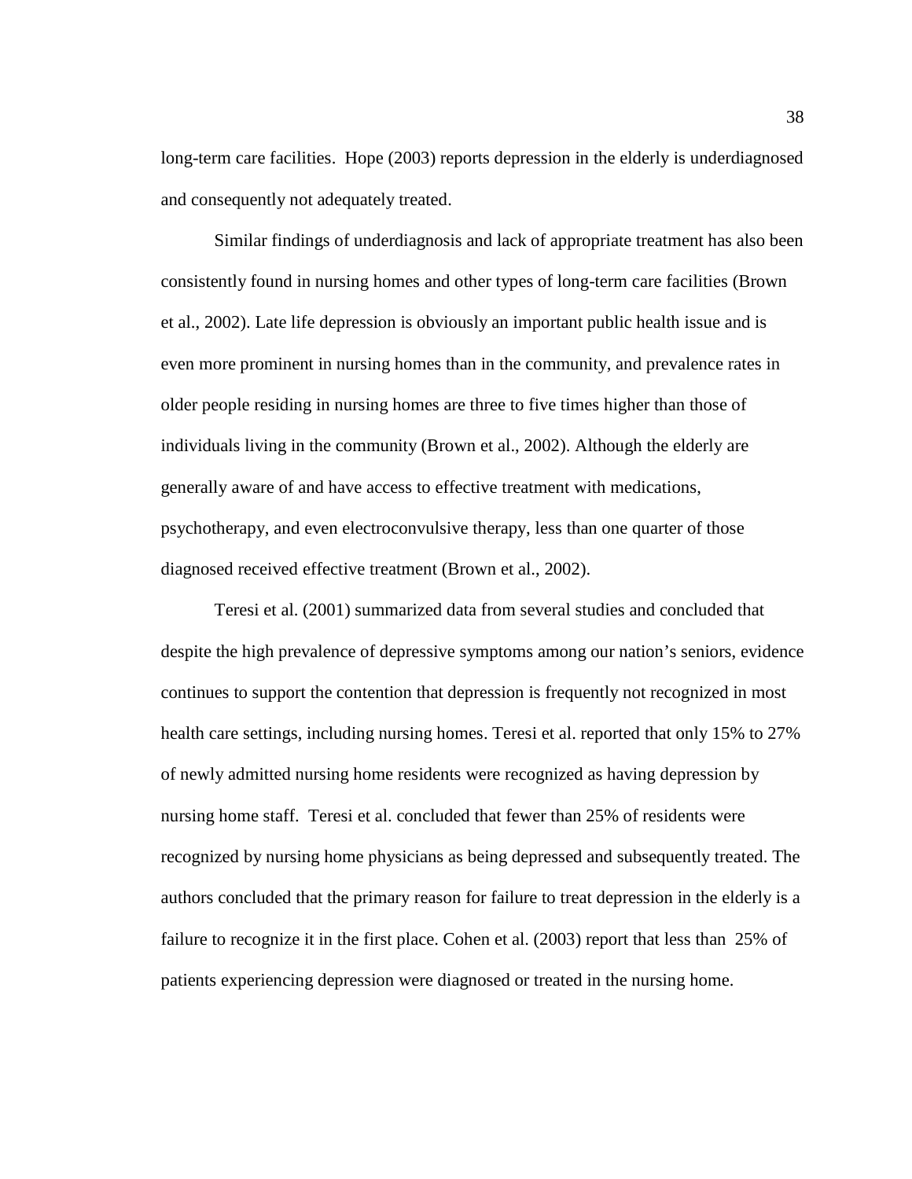long-term care facilities.  Hope (2003) reports depression in the elderly is underdiagnosed and consequently not adequately treated.

Similar findings of underdiagnosis and lack of appropriate treatment has also been consistently found in nursing homes and other types of long-term care facilities (Brown et al., 2002). Late life depression is obviously an important public health issue and is even more prominent in nursing homes than in the community, and prevalence rates in older people residing in nursing homes are three to five times higher than those of individuals living in the community (Brown et al., 2002). Although the elderly are generally aware of and have access to effective treatment with medications, psychotherapy, and even electroconvulsive therapy, less than one quarter of those diagnosed received effective treatment (Brown et al., 2002).

Teresi et al. (2001) summarized data from several studies and concluded that despite the high prevalence of depressive symptoms among our nation's seniors, evidence continues to support the contention that depression is frequently not recognized in most health care settings, including nursing homes. Teresi et al. reported that only 15% to 27% of newly admitted nursing home residents were recognized as having depression by nursing home staff.  Teresi et al. concluded that fewer than 25% of residents were recognized by nursing home physicians as being depressed and subsequently treated. The authors concluded that the primary reason for failure to treat depression in the elderly is a failure to recognize it in the first place. Cohen et al. (2003) report that less than  25% of patients experiencing depression were diagnosed or treated in the nursing home.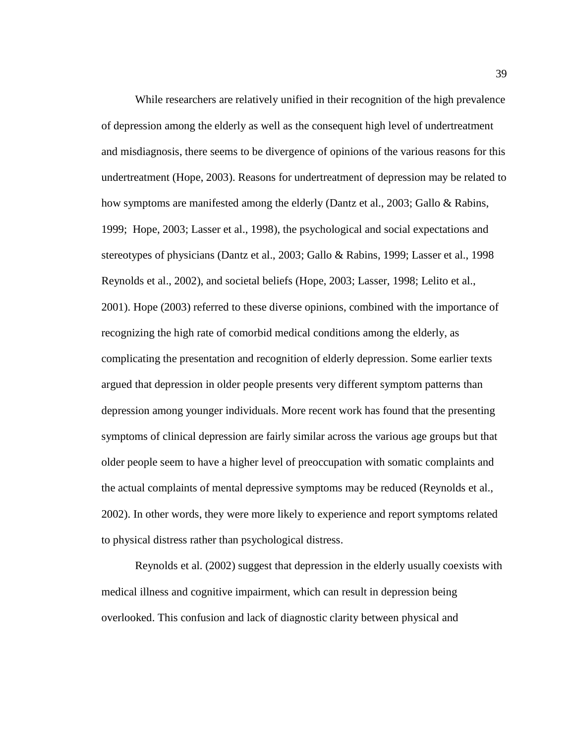While researchers are relatively unified in their recognition of the high prevalence of depression among the elderly as well as the consequent high level of undertreatment and misdiagnosis, there seems to be divergence of opinions of the various reasons for this undertreatment (Hope, 2003). Reasons for undertreatment of depression may be related to how symptoms are manifested among the elderly (Dantz et al., 2003; Gallo & Rabins, 1999;  Hope, 2003; Lasser et al., 1998), the psychological and social expectations and stereotypes of physicians (Dantz et al., 2003; Gallo & Rabins, 1999; Lasser et al., 1998 Reynolds et al., 2002), and societal beliefs (Hope, 2003; Lasser, 1998; Lelito et al., 2001). Hope (2003) referred to these diverse opinions, combined with the importance of recognizing the high rate of comorbid medical conditions among the elderly, as complicating the presentation and recognition of elderly depression. Some earlier texts argued that depression in older people presents very different symptom patterns than depression among younger individuals. More recent work has found that the presenting symptoms of clinical depression are fairly similar across the various age groups but that older people seem to have a higher level of preoccupation with somatic complaints and the actual complaints of mental depressive symptoms may be reduced (Reynolds et al., 2002). In other words, they were more likely to experience and report symptoms related to physical distress rather than psychological distress.

Reynolds et al. (2002) suggest that depression in the elderly usually coexists with medical illness and cognitive impairment, which can result in depression being overlooked. This confusion and lack of diagnostic clarity between physical and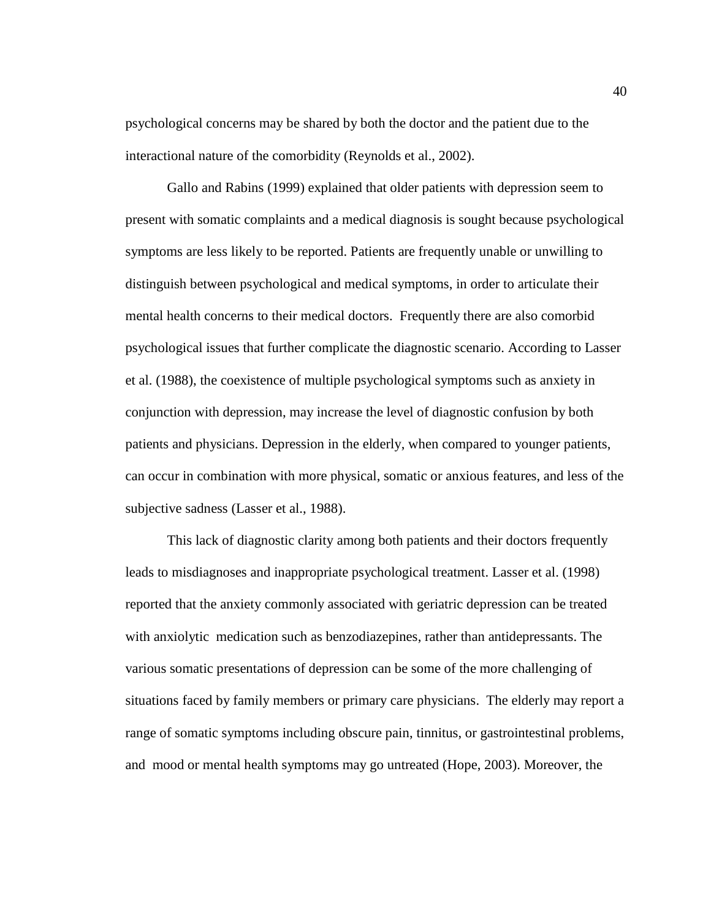psychological concerns may be shared by both the doctor and the patient due to the interactional nature of the comorbidity (Reynolds et al., 2002).

Gallo and Rabins (1999) explained that older patients with depression seem to present with somatic complaints and a medical diagnosis is sought because psychological symptoms are less likely to be reported. Patients are frequently unable or unwilling to distinguish between psychological and medical symptoms, in order to articulate their mental health concerns to their medical doctors. Frequently there are also comorbid psychological issues that further complicate the diagnostic scenario. According to Lasser et al. (1988), the coexistence of multiple psychological symptoms such as anxiety in conjunction with depression, may increase the level of diagnostic confusion by both patients and physicians. Depression in the elderly, when compared to younger patients, can occur in combination with more physical, somatic or anxious features, and less of the subjective sadness (Lasser et al., 1988).

This lack of diagnostic clarity among both patients and their doctors frequently leads to misdiagnoses and inappropriate psychological treatment. Lasser et al. (1998) reported that the anxiety commonly associated with geriatric depression can be treated with anxiolytic medication such as benzodiazepines, rather than antidepressants. The various somatic presentations of depression can be some of the more challenging of situations faced by family members or primary care physicians. The elderly may report a range of somatic symptoms including obscure pain, tinnitus, or gastrointestinal problems, and mood or mental health symptoms may go untreated (Hope, 2003). Moreover, the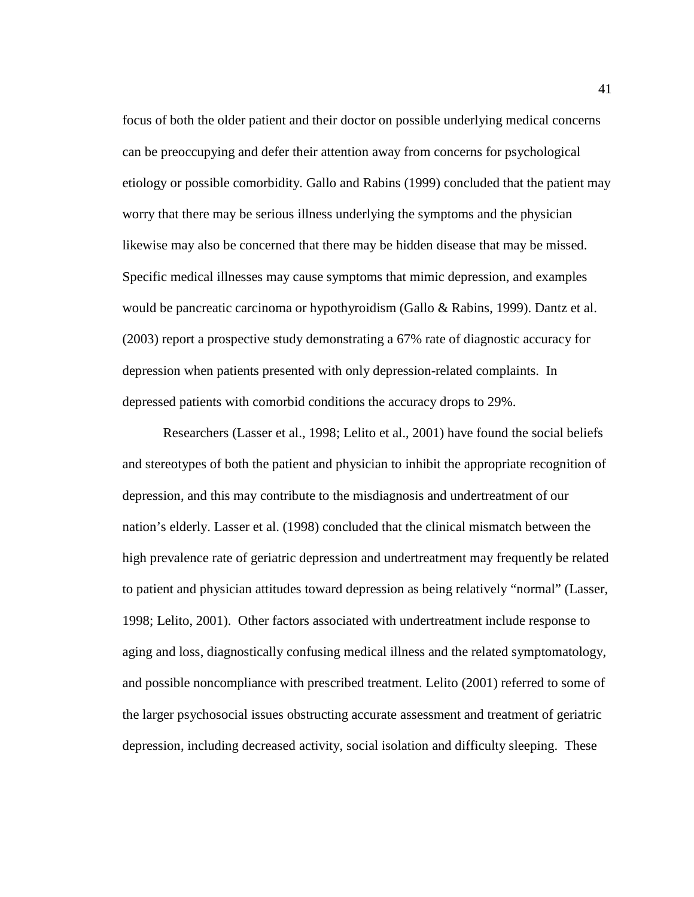focus of both the older patient and their doctor on possible underlying medical concerns can be preoccupying and defer their attention away from concerns for psychological etiology or possible comorbidity. Gallo and Rabins (1999) concluded that the patient may worry that there may be serious illness underlying the symptoms and the physician likewise may also be concerned that there may be hidden disease that may be missed. Specific medical illnesses may cause symptoms that mimic depression, and examples would be pancreatic carcinoma or hypothyroidism (Gallo & Rabins, 1999). Dantz et al. (2003) report a prospective study demonstrating a 67% rate of diagnostic accuracy for depression when patients presented with only depression-related complaints. In depressed patients with comorbid conditions the accuracy drops to 29%.

Researchers (Lasser et al., 1998; Lelito et al., 2001) have found the social beliefs and stereotypes of both the patient and physician to inhibit the appropriate recognition of depression, and this may contribute to the misdiagnosis and undertreatment of our nation's elderly. Lasser et al. (1998) concluded that the clinical mismatch between the high prevalence rate of geriatric depression and undertreatment may frequently be related to patient and physician attitudes toward depression as being relatively "normal" (Lasser, 1998; Lelito, 2001). Other factors associated with undertreatment include response to aging and loss, diagnostically confusing medical illness and the related symptomatology, and possible noncompliance with prescribed treatment. Lelito (2001) referred to some of the larger psychosocial issues obstructing accurate assessment and treatment of geriatric depression, including decreased activity, social isolation and difficulty sleeping. These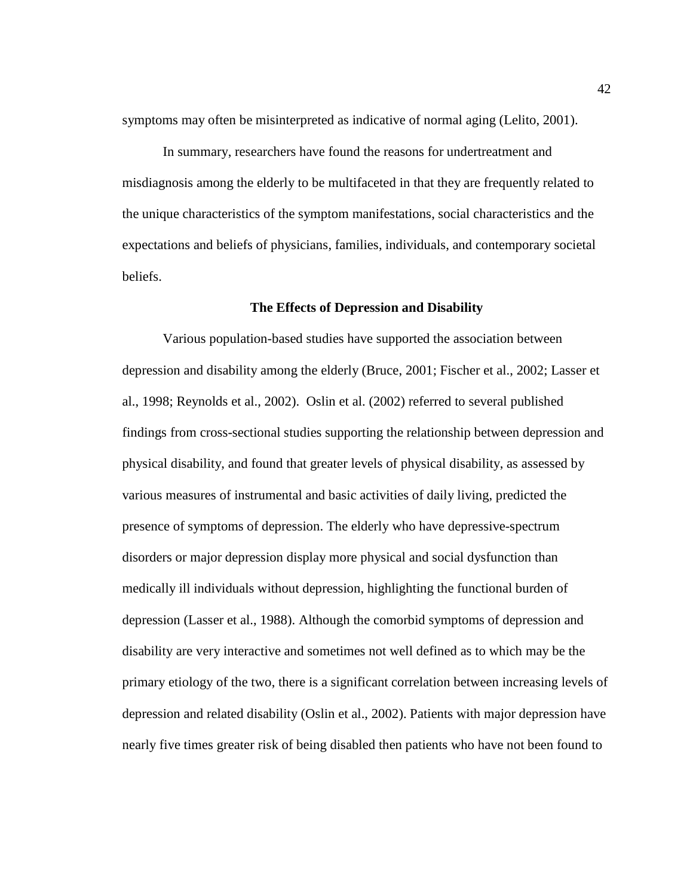symptoms may often be misinterpreted as indicative of normal aging (Lelito, 2001).

In summary, researchers have found the reasons for undertreatment and misdiagnosis among the elderly to be multifaceted in that they are frequently related to the unique characteristics of the symptom manifestations, social characteristics and the expectations and beliefs of physicians, families, individuals, and contemporary societal beliefs.

## The Effects of Depression and Disability

Various population-based studies have supported the association between depression and disability among the elderly (Bruce, 2001; Fischer et al., 2002; Lasser et al., 1998; Reynolds et al., 2002). Oslin et al. (2002) referred to several published findings from cross-sectional studies supporting the relationship between depression and physical disability, and found that greater levels of physical disability, as assessed by various measures of instrumental and basic activities of daily living, predicted the presence of symptoms of depression. The elderly who have depressive-spectrum disorders or major depression display more physical and social dysfunction than medically ill individuals without depression, highlighting the functional burden of depression (Lasser et al., 1988). Although the comorbid symptoms of depression and disability are very interactive and sometimes not well defined as to which may be the primary etiology of the two, there is a significant correlation between increasing levels of depression and related disability (Oslin et al., 2002). Patients with major depression have nearly five times greater risk of being disabled then patients who have not been found to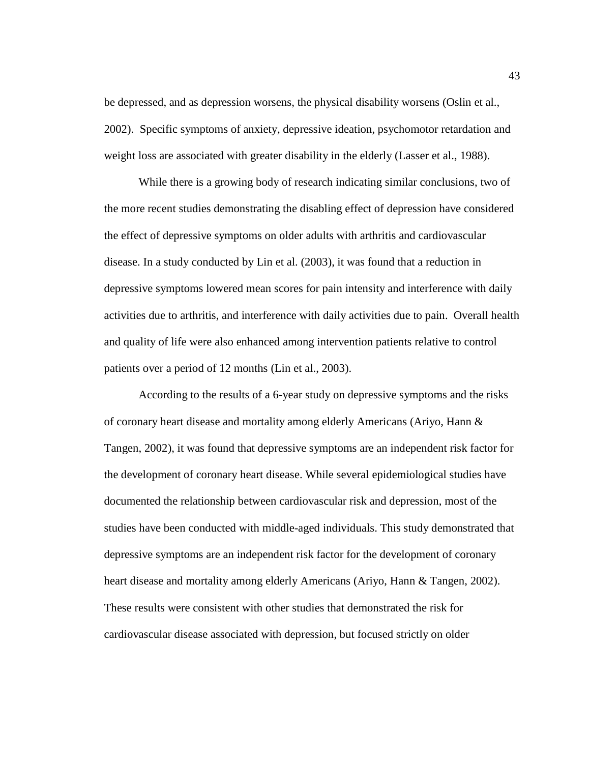be depressed, and as depression worsens, the physical disability worsens (Oslin et al., 2002). Specific symptoms of anxiety, depressive ideation, psychomotor retardation and weight loss are associated with greater disability in the elderly (Lasser et al., 1988).

While there is a growing body of research indicating similar conclusions, two of the more recent studies demonstrating the disabling effect of depression have considered the effect of depressive symptoms on older adults with arthritis and cardiovascular disease. In a study conducted by Lin et al. (2003), it was found that a reduction in depressive symptoms lowered mean scores for pain intensity and interference with daily activities due to arthritis, and interference with daily activities due to pain. Overall health and quality of life were also enhanced among intervention patients relative to control patients over a period of 12 months (Lin et al., 2003).

According to the results of a 6-year study on depressive symptoms and the risks of coronary heart disease and mortality among elderly Americans (Ariyo, Hann & Tangen, 2002), it was found that depressive symptoms are an independent risk factor for the development of coronary heart disease. While several epidemiological studies have documented the relationship between cardiovascular risk and depression, most of the studies have been conducted with middle-aged individuals. This study demonstrated that depressive symptoms are an independent risk factor for the development of coronary heart disease and mortality among elderly Americans (Ariyo, Hann & Tangen, 2002). These results were consistent with other studies that demonstrated the risk for cardiovascular disease associated with depression, but focused strictly on older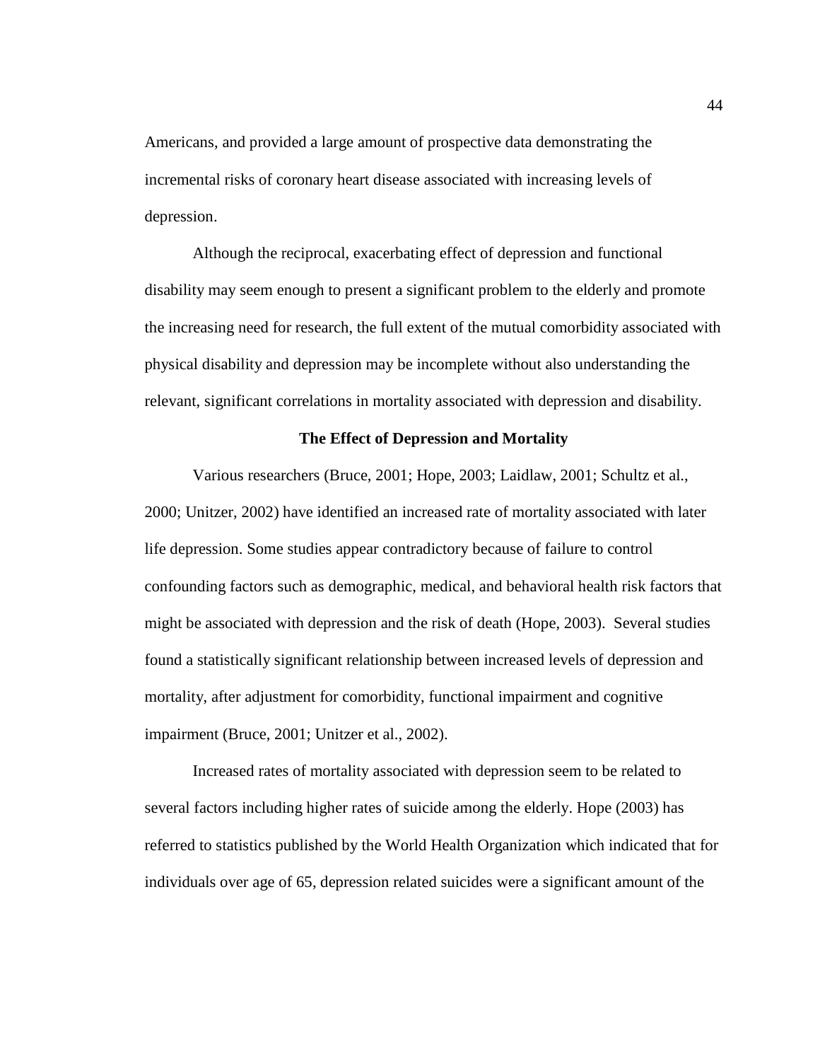Americans, and provided a large amount of prospective data demonstrating the incremental risks of coronary heart disease associated with increasing levels of depression.

Although the reciprocal, exacerbating effect of depression and functional disability may seem enough to present a significant problem to the elderly and promote the increasing need for research, the full extent of the mutual comorbidity associated with physical disability and depression may be incomplete without also understanding the relevant, significant correlations in mortality associated with depression and disability.

### The Effect of Depression and Mortality

Various researchers (Bruce, 2001; Hope, 2003; Laidlaw, 2001; Schultz et al., 2000; Unitzer, 2002) have identified an increased rate of mortality associated with later life depression. Some studies appear contradictory because of failure to control confounding factors such as demographic, medical, and behavioral health risk factors that might be associated with depression and the risk of death (Hope, 2003). Several studies found a statistically significant relationship between increased levels of depression and mortality, after adjustment for comorbidity, functional impairment and cognitive impairment (Bruce, 2001; Unitzer et al., 2002).

Increased rates of mortality associated with depression seem to be related to several factors including higher rates of suicide among the elderly. Hope (2003) has referred to statistics published by the World Health Organization which indicated that for individuals over age of 65, depression related suicides were a significant amount of the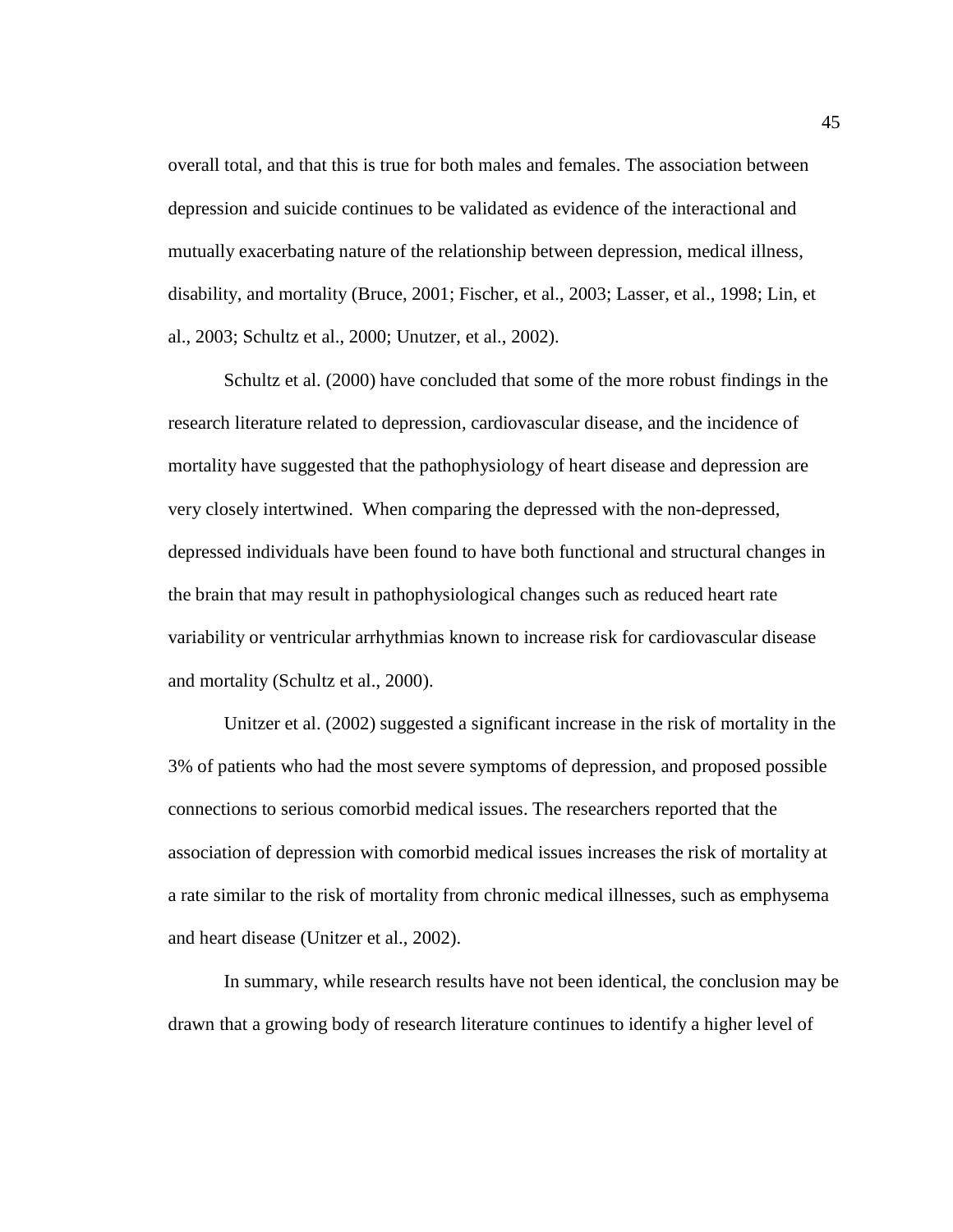overall total, and that this is true for both males and females. The association between depression and suicide continues to be validated as evidence of the interactional and mutually exacerbating nature of the relationship between depression, medical illness, disability, and mortality (Bruce, 2001; Fischer, et al., 2003; Lasser, et al., 1998; Lin, et al., 2003; Schultz et al., 2000; Unutzer, et al., 2002).

Schultz et al. (2000) have concluded that some of the more robust findings in the research literature related to depression, cardiovascular disease, and the incidence of mortality have suggested that the pathophysiology of heart disease and depression are very closely intertwined. When comparing the depressed with the non-depressed, depressed individuals have been found to have both functional and structural changes in the brain that may result in pathophysiological changes such as reduced heart rate variability or ventricular arrhythmias known to increase risk for cardiovascular disease and mortality (Schultz et al., 2000).

Unitzer et al. (2002) suggested a significant increase in the risk of mortality in the 3% of patients who had the most severe symptoms of depression, and proposed possible connections to serious comorbid medical issues. The researchers reported that the association of depression with comorbid medical issues increases the risk of mortality at a rate similar to the risk of mortality from chronic medical illnesses, such as emphysema and heart disease (Unitzer et al., 2002).

In summary, while research results have not been identical, the conclusion may be drawn that a growing body of research literature continues to identify a higher level of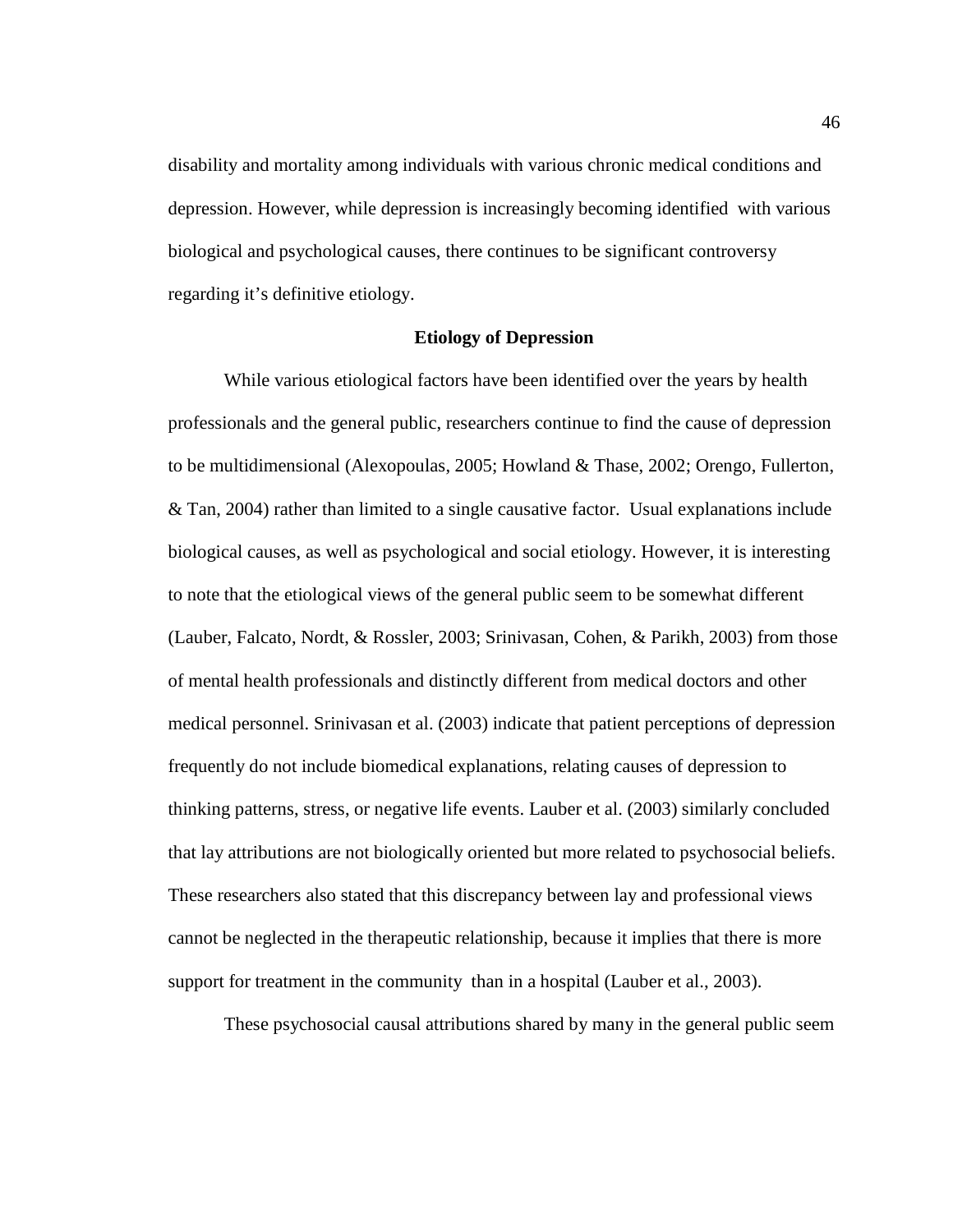disability and mortality among individuals with various chronic medical conditions and depression. However, while depression is increasingly becoming identified with various biological and psychological causes, there continues to be significant controversy regarding it's definitive etiology.

## Etiology of Depression

While various etiological factors have been identified over the years by health professionals and the general public, researchers continue to find the cause of depression to be multidimensional (Alexopoulas, 2005; Howland & Thase, 2002; Orengo, Fullerton, & Tan, 2004) rather than limited to a single causative factor. Usual explanations include biological causes, as well as psychological and social etiology. However, it is interesting to note that the etiological views of the general public seem to be somewhat different (Lauber, Falcato, Nordt, & Rossler, 2003; Srinivasan, Cohen, & Parikh, 2003) from those of mental health professionals and distinctly different from medical doctors and other medical personnel. Srinivasan et al. (2003) indicate that patient perceptions of depression frequently do not include biomedical explanations, relating causes of depression to thinking patterns, stress, or negative life events. Lauber et al. (2003) similarly concluded that lay attributions are not biologically oriented but more related to psychosocial beliefs. These researchers also stated that this discrepancy between lay and professional views cannot be neglected in the therapeutic relationship, because it implies that there is more support for treatment in the community than in a hospital (Lauber et al., 2003).

These psychosocial causal attributions shared by many in the general public seem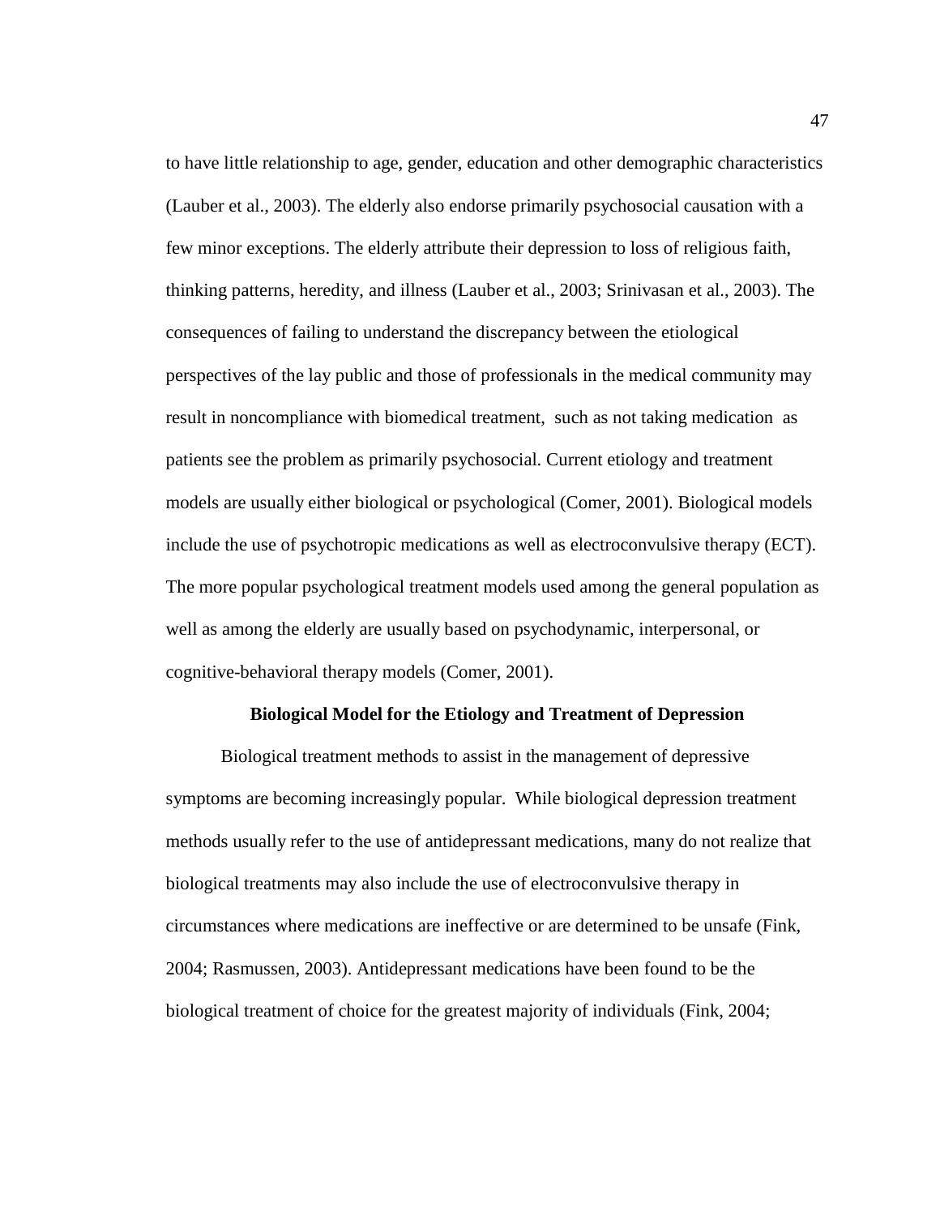to have little relationship to age, gender, education and other demographic characteristics (Lauber et al., 2003). The elderly also endorse primarily psychosocial causation with a few minor exceptions. The elderly attribute their depression to loss of religious faith, thinking patterns, heredity, and illness (Lauber et al., 2003; Srinivasan et al., 2003). The consequences of failing to understand the discrepancy between the etiological perspectives of the lay public and those of professionals in the medical community may result in noncompliance with biomedical treatment, such as not taking medication as patients see the problem as primarily psychosocial. Current etiology and treatment models are usually either biological or psychological (Comer, 2001). Biological models include the use of psychotropic medications as well as electroconvulsive therapy (ECT). The more popular psychological treatment models used among the general population as well as among the elderly are usually based on psychodynamic, interpersonal, or cognitive-behavioral therapy models (Comer, 2001).

## Biological Model for the Etiology and Treatment of Depression

Biological treatment methods to assist in the management of depressive symptoms are becoming increasingly popular. While biological depression treatment methods usually refer to the use of antidepressant medications, many do not realize that biological treatments may also include the use of electroconvulsive therapy in circumstances where medications are ineffective or are determined to be unsafe (Fink, 2004; Rasmussen, 2003). Antidepressant medications have been found to be the biological treatment of choice for the greatest majority of individuals (Fink, 2004;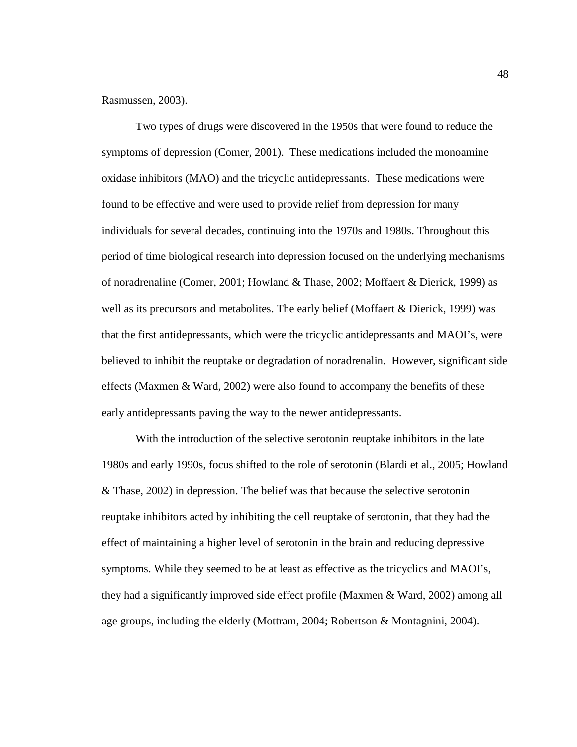Rasmussen, 2003).

Two types of drugs were discovered in the 1950s that were found to reduce the symptoms of depression (Comer, 2001). These medications included the monoamine oxidase inhibitors (MAO) and the tricyclic antidepressants. These medications were found to be effective and were used to provide relief from depression for many individuals for several decades, continuing into the 1970s and 1980s. Throughout this period of time biological research into depression focused on the underlying mechanisms of noradrenaline (Comer, 2001; Howland & Thase, 2002; Moffaert & Dierick, 1999) as well as its precursors and metabolites. The early belief (Moffaert & Dierick, 1999) was that the first antidepressants, which were the tricyclic antidepressants and MAOI's, were believed to inhibit the reuptake or degradation of noradrenalin. However, significant side effects (Maxmen & Ward, 2002) were also found to accompany the benefits of these early antidepressants paving the way to the newer antidepressants.

With the introduction of the selective serotonin reuptake inhibitors in the late 1980s and early 1990s, focus shifted to the role of serotonin (Blardi et al., 2005; Howland & Thase, 2002) in depression. The belief was that because the selective serotonin reuptake inhibitors acted by inhibiting the cell reuptake of serotonin, that they had the effect of maintaining a higher level of serotonin in the brain and reducing depressive symptoms. While they seemed to be at least as effective as the tricyclics and MAOI's, they had a significantly improved side effect profile (Maxmen & Ward, 2002) among all age groups, including the elderly (Mottram, 2004; Robertson & Montagnini, 2004).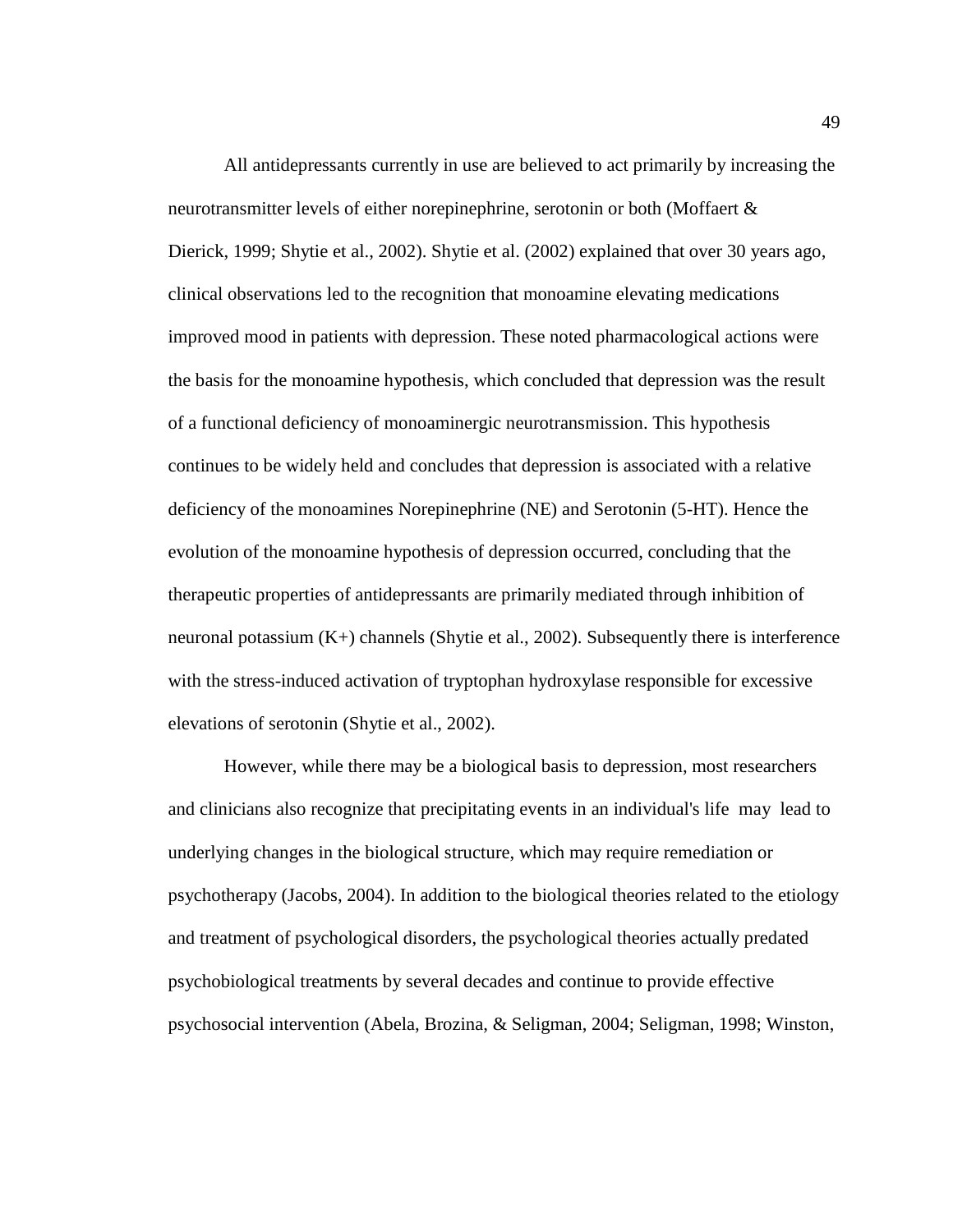All antidepressants currently in use are believed to act primarily by increasing the neurotransmitter levels of either norepinephrine, serotonin or both (Moffaert & Dierick, 1999; Shytie et al., 2002). Shytie et al. (2002) explained that over 30 years ago, clinical observations led to the recognition that monoamine elevating medications improved mood in patients with depression. These noted pharmacological actions were the basis for the monoamine hypothesis, which concluded that depression was the result of a functional deficiency of monoaminergic neurotransmission. This hypothesis continues to be widely held and concludes that depression is associated with a relative deficiency of the monoamines Norepinephrine (NE) and Serotonin (5-HT). Hence the evolution of the monoamine hypothesis of depression occurred, concluding that the therapeutic properties of antidepressants are primarily mediated through inhibition of neuronal potassium (K+) channels (Shytie et al., 2002). Subsequently there is interference with the stress-induced activation of tryptophan hydroxylase responsible for excessive elevations of serotonin (Shytie et al., 2002).

However, while there may be a biological basis to depression, most researchers and clinicians also recognize that precipitating events in an individual's life may lead to underlying changes in the biological structure, which may require remediation or psychotherapy (Jacobs, 2004). In addition to the biological theories related to the etiology and treatment of psychological disorders, the psychological theories actually predated psychobiological treatments by several decades and continue to provide effective psychosocial intervention (Abela, Brozina, & Seligman, 2004; Seligman, 1998; Winston,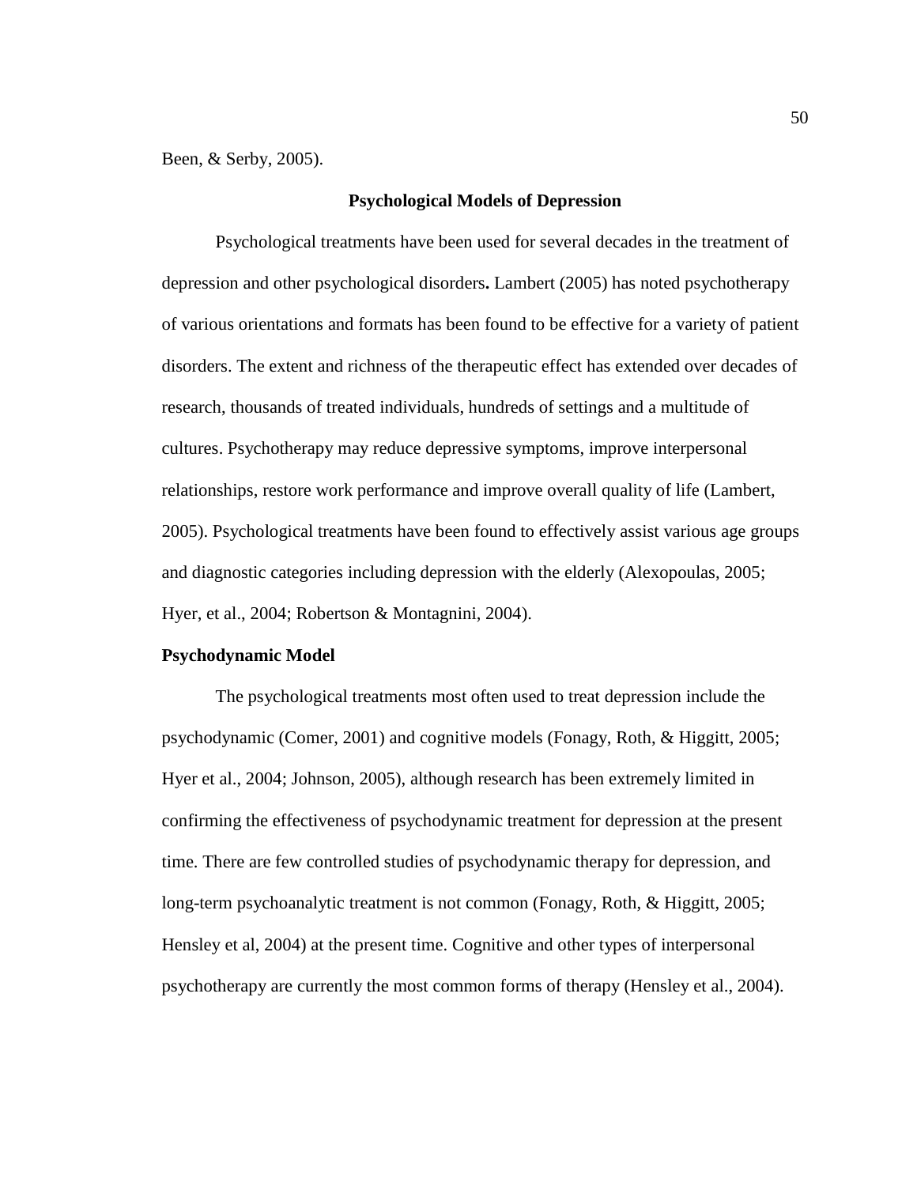Been, & Serby, 2005).

## Psychological Models of Depression

Psychological treatments have been used for several decades in the treatment of depression and other psychological disorders**.** Lambert (2005) has noted psychotherapy of various orientations and formats has been found to be effective for a variety of patient disorders. The extent and richness of the therapeutic effect has extended over decades of research, thousands of treated individuals, hundreds of settings and a multitude of cultures. Psychotherapy may reduce depressive symptoms, improve interpersonal relationships, restore work performance and improve overall quality of life (Lambert, 2005). Psychological treatments have been found to effectively assist various age groups and diagnostic categories including depression with the elderly (Alexopoulas, 2005; Hyer, et al., 2004; Robertson & Montagnini, 2004).

### Psychodynamic Model

The psychological treatments most often used to treat depression include the psychodynamic (Comer, 2001) and cognitive models (Fonagy, Roth, & Higgitt, 2005; Hyer et al., 2004; Johnson, 2005), although research has been extremely limited in confirming the effectiveness of psychodynamic treatment for depression at the present time. There are few controlled studies of psychodynamic therapy for depression, and long-term psychoanalytic treatment is not common (Fonagy, Roth, & Higgitt, 2005; Hensley et al, 2004) at the present time. Cognitive and other types of interpersonal psychotherapy are currently the most common forms of therapy (Hensley et al., 2004).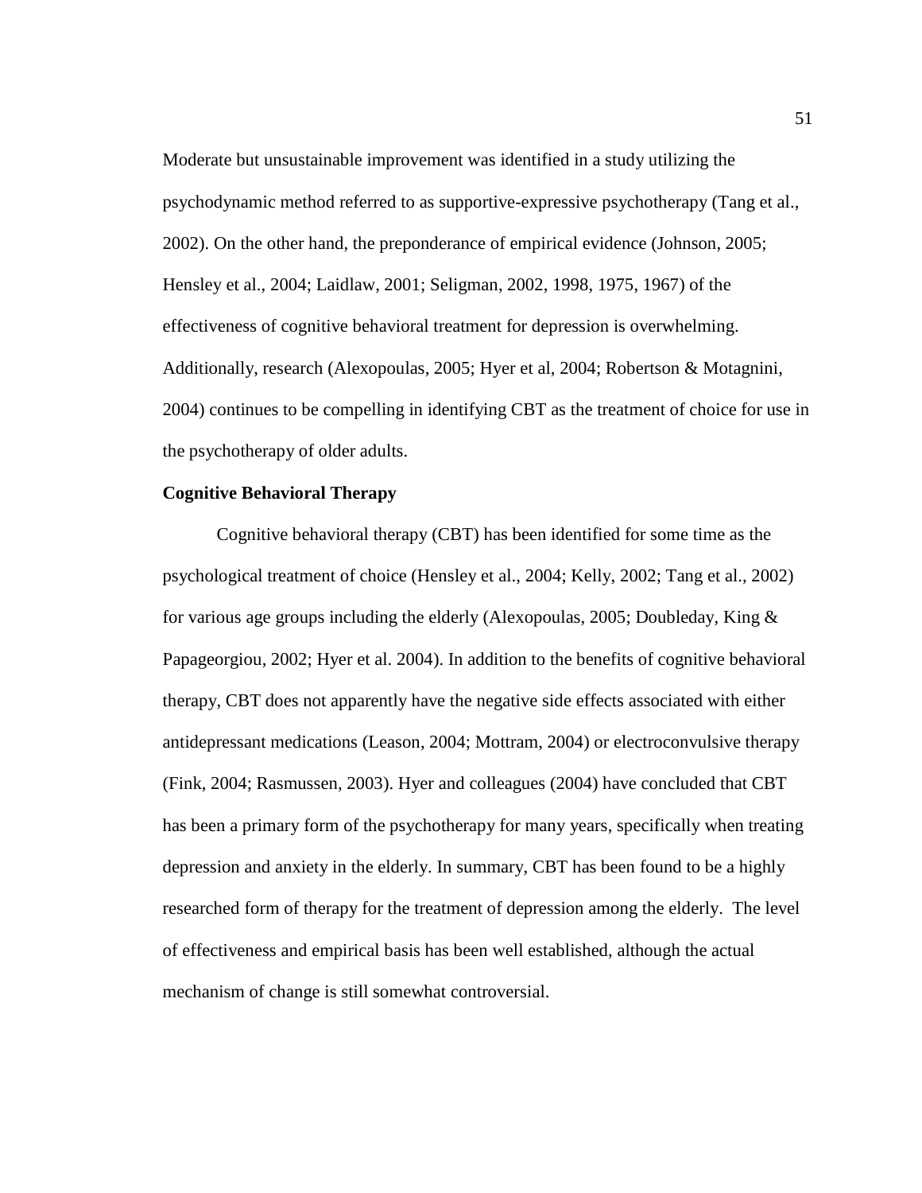Moderate but unsustainable improvement was identified in a study utilizing the psychodynamic method referred to as supportive-expressive psychotherapy (Tang et al., 2002). On the other hand, the preponderance of empirical evidence (Johnson, 2005; Hensley et al., 2004; Laidlaw, 2001; Seligman, 2002, 1998, 1975, 1967) of the effectiveness of cognitive behavioral treatment for depression is overwhelming. Additionally, research (Alexopoulas, 2005; Hyer et al, 2004; Robertson & Motagnini, 2004) continues to be compelling in identifying CBT as the treatment of choice for use in the psychotherapy of older adults.

**Cognitive Behavioral Therapy**

Cognitive behavioral therapy (CBT) has been identified for some time as the psychological treatment of choice (Hensley et al., 2004; Kelly, 2002; Tang et al., 2002) for various age groups including the elderly (Alexopoulas, 2005; Doubleday, King & Papageorgiou, 2002; Hyer et al. 2004). In addition to the benefits of cognitive behavioral therapy, CBT does not apparently have the negative side effects associated with either antidepressant medications (Leason, 2004; Mottram, 2004) or electroconvulsive therapy (Fink, 2004; Rasmussen, 2003). Hyer and colleagues (2004) have concluded that CBT has been a primary form of the psychotherapy for many years, specifically when treating depression and anxiety in the elderly. In summary, CBT has been found to be a highly researched form of therapy for the treatment of depression among the elderly. The level of effectiveness and empirical basis has been well established, although the actual mechanism of change is still somewhat controversial.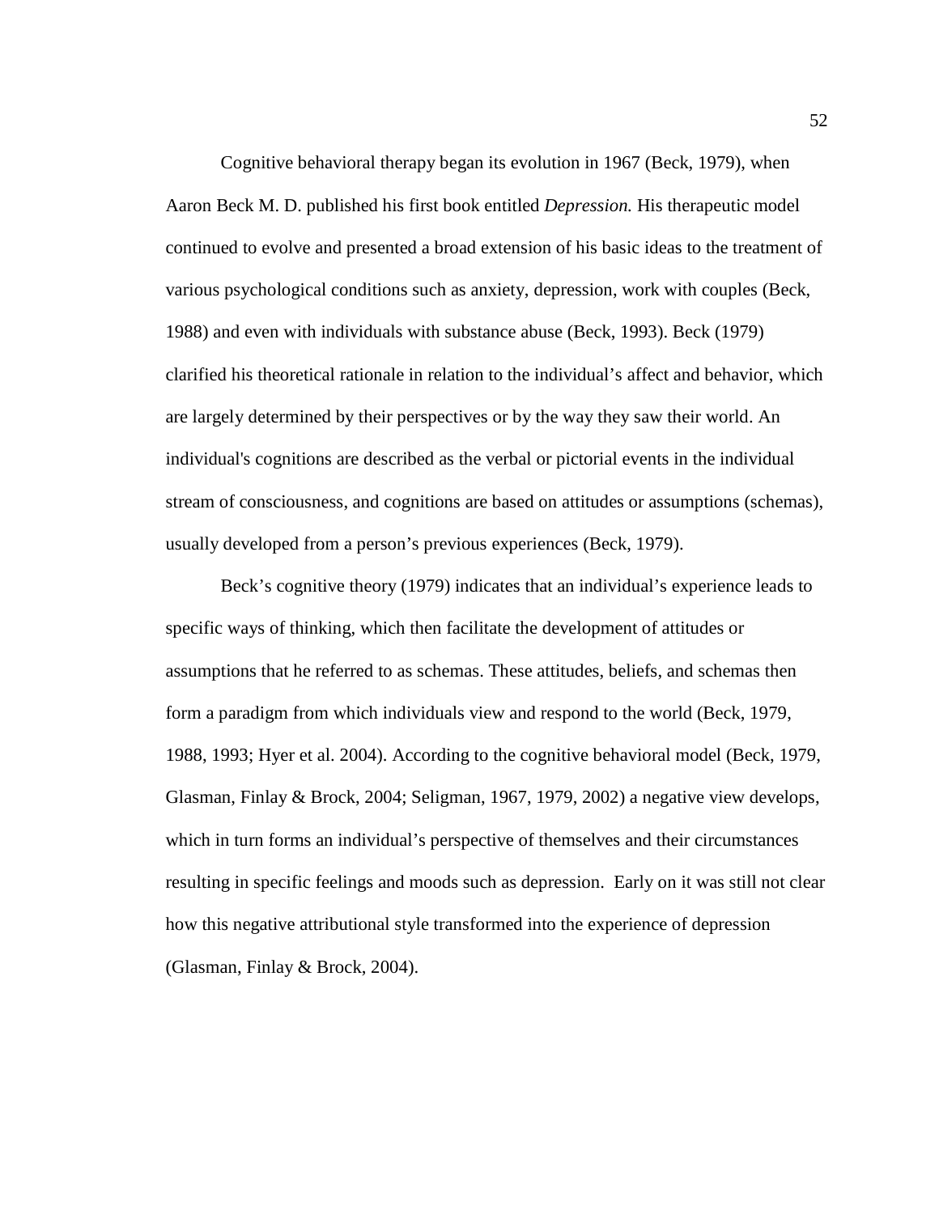Cognitive behavioral therapy began its evolution in 1967 (Beck, 1979), when Aaron Beck M. D. published his first book entitled *Depression.* His therapeutic model continued to evolve and presented a broad extension of his basic ideas to the treatment of various psychological conditions such as anxiety, depression, work with couples (Beck, 1988) and even with individuals with substance abuse (Beck, 1993). Beck (1979) clarified his theoretical rationale in relation to the individual's affect and behavior, which are largely determined by their perspectives or by the way they saw their world. An individual's cognitions are described as the verbal or pictorial events in the individual stream of consciousness, and cognitions are based on attitudes or assumptions (schemas), usually developed from a person's previous experiences (Beck, 1979).

Beck's cognitive theory (1979) indicates that an individual's experience leads to specific ways of thinking, which then facilitate the development of attitudes or assumptions that he referred to as schemas. These attitudes, beliefs, and schemas then form a paradigm from which individuals view and respond to the world (Beck, 1979, 1988, 1993; Hyer et al. 2004). According to the cognitive behavioral model (Beck, 1979, Glasman, Finlay & Brock, 2004; Seligman, 1967, 1979, 2002) a negative view develops, which in turn forms an individual's perspective of themselves and their circumstances resulting in specific feelings and moods such as depression. Early on it was still not clear how this negative attributional style transformed into the experience of depression (Glasman, Finlay & Brock, 2004).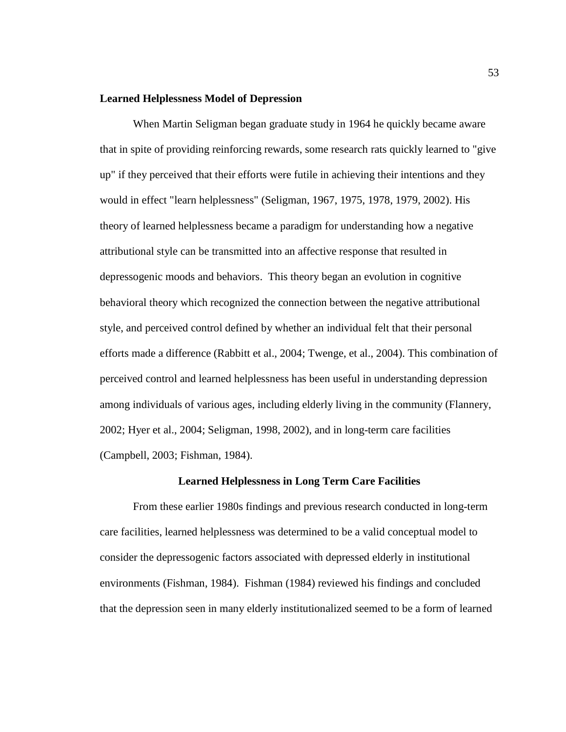**Learned Helplessness Model of Depression**

When Martin Seligman began graduate study in 1964 he quickly became aware that in spite of providing reinforcing rewards, some research rats quickly learned to "give up" if they perceived that their efforts were futile in achieving their intentions and they would in effect "learn helplessness" (Seligman, 1967, 1975, 1978, 1979, 2002). His theory of learned helplessness became a paradigm for understanding how a negative attributional style can be transmitted into an affective response that resulted in depressogenic moods and behaviors. This theory began an evolution in cognitive behavioral theory which recognized the connection between the negative attributional style, and perceived control defined by whether an individual felt that their personal efforts made a difference (Rabbitt et al., 2004; Twenge, et al., 2004). This combination of perceived control and learned helplessness has been useful in understanding depression among individuals of various ages, including elderly living in the community (Flannery, 2002; Hyer et al., 2004; Seligman, 1998, 2002), and in long-term care facilities (Campbell, 2003; Fishman, 1984).

**Learned Helplessness in Long Term Care Facilities**

From these earlier 1980s findings and previous research conducted in long-term care facilities, learned helplessness was determined to be a valid conceptual model to consider the depressogenic factors associated with depressed elderly in institutional environments (Fishman, 1984). Fishman (1984) reviewed his findings and concluded that the depression seen in many elderly institutionalized seemed to be a form of learned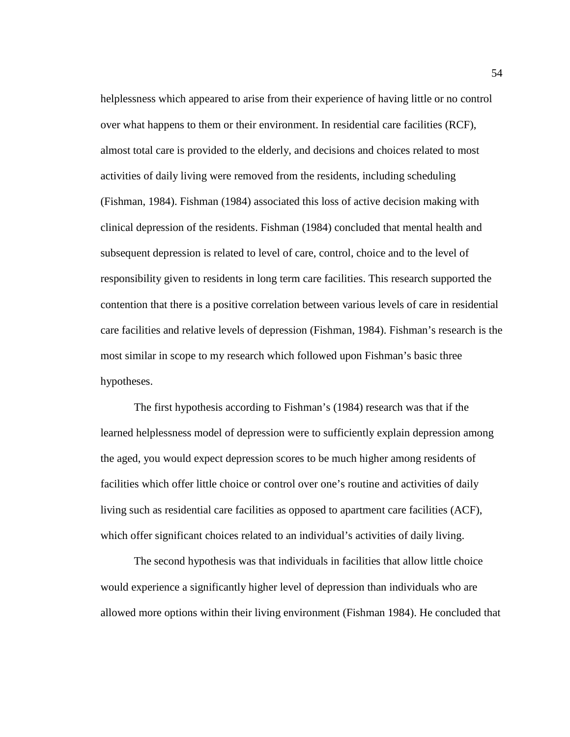helplessness which appeared to arise from their experience of having little or no control over what happens to them or their environment. In residential care facilities (RCF), almost total care is provided to the elderly, and decisions and choices related to most activities of daily living were removed from the residents, including scheduling (Fishman, 1984). Fishman (1984) associated this loss of active decision making with clinical depression of the residents. Fishman (1984) concluded that mental health and subsequent depression is related to level of care, control, choice and to the level of responsibility given to residents in long term care facilities. This research supported the contention that there is a positive correlation between various levels of care in residential care facilities and relative levels of depression (Fishman, 1984). Fishman's research is the most similar in scope to my research which followed upon Fishman's basic three hypotheses.

The first hypothesis according to Fishman's (1984) research was that if the learned helplessness model of depression were to sufficiently explain depression among the aged, you would expect depression scores to be much higher among residents of facilities which offer little choice or control over one's routine and activities of daily living such as residential care facilities as opposed to apartment care facilities (ACF), which offer significant choices related to an individual's activities of daily living.

The second hypothesis was that individuals in facilities that allow little choice would experience a significantly higher level of depression than individuals who are allowed more options within their living environment (Fishman 1984). He concluded that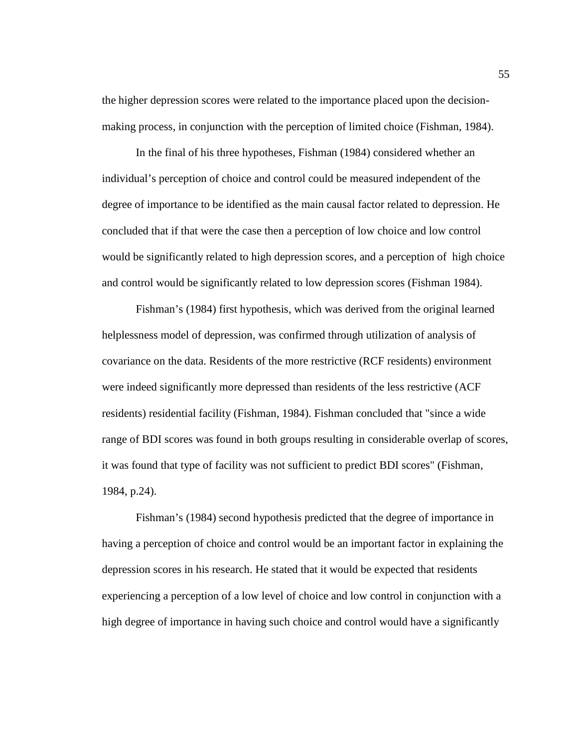the higher depression scores were related to the importance placed upon the decision-making process, in conjunction with the perception of limited choice (Fishman, 1984).

In the final of his three hypotheses, Fishman (1984) considered whether an individual's perception of choice and control could be measured independent of the degree of importance to be identified as the main causal factor related to depression. He concluded that if that were the case then a perception of low choice and low control would be significantly related to high depression scores, and a perception of high choice and control would be significantly related to low depression scores (Fishman 1984).

Fishman's (1984) first hypothesis, which was derived from the original learned helplessness model of depression, was confirmed through utilization of analysis of covariance on the data. Residents of the more restrictive (RCF residents) environment were indeed significantly more depressed than residents of the less restrictive (ACF residents) residential facility (Fishman, 1984). Fishman concluded that "since a wide range of BDI scores was found in both groups resulting in considerable overlap of scores, it was found that type of facility was not sufficient to predict BDI scores" (Fishman, 1984, p.24).

Fishman's (1984) second hypothesis predicted that the degree of importance in having a perception of choice and control would be an important factor in explaining the depression scores in his research. He stated that it would be expected that residents experiencing a perception of a low level of choice and low control in conjunction with a high degree of importance in having such choice and control would have a significantly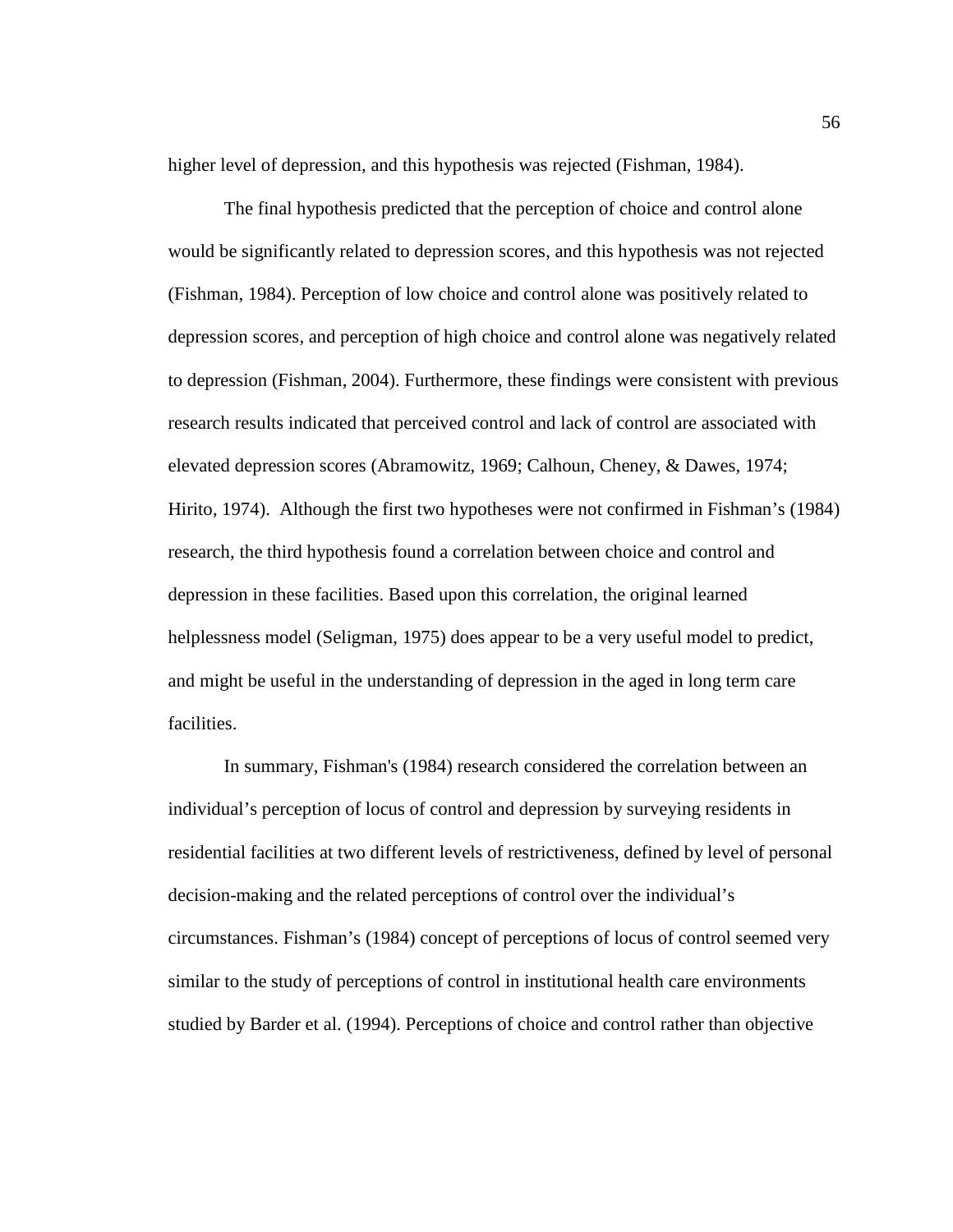higher level of depression, and this hypothesis was rejected (Fishman, 1984).

The final hypothesis predicted that the perception of choice and control alone would be significantly related to depression scores, and this hypothesis was not rejected (Fishman, 1984). Perception of low choice and control alone was positively related to depression scores, and perception of high choice and control alone was negatively related to depression (Fishman, 2004). Furthermore, these findings were consistent with previous research results indicated that perceived control and lack of control are associated with elevated depression scores (Abramowitz, 1969; Calhoun, Cheney, & Dawes, 1974; Hirito, 1974). Although the first two hypotheses were not confirmed in Fishman's (1984) research, the third hypothesis found a correlation between choice and control and depression in these facilities. Based upon this correlation, the original learned helplessness model (Seligman, 1975) does appear to be a very useful model to predict, and might be useful in the understanding of depression in the aged in long term care facilities.

In summary, Fishman's (1984) research considered the correlation between an individual's perception of locus of control and depression by surveying residents in residential facilities at two different levels of restrictiveness, defined by level of personal decision-making and the related perceptions of control over the individual's circumstances. Fishman's (1984) concept of perceptions of locus of control seemed very similar to the study of perceptions of control in institutional health care environments studied by Barder et al. (1994). Perceptions of choice and control rather than objective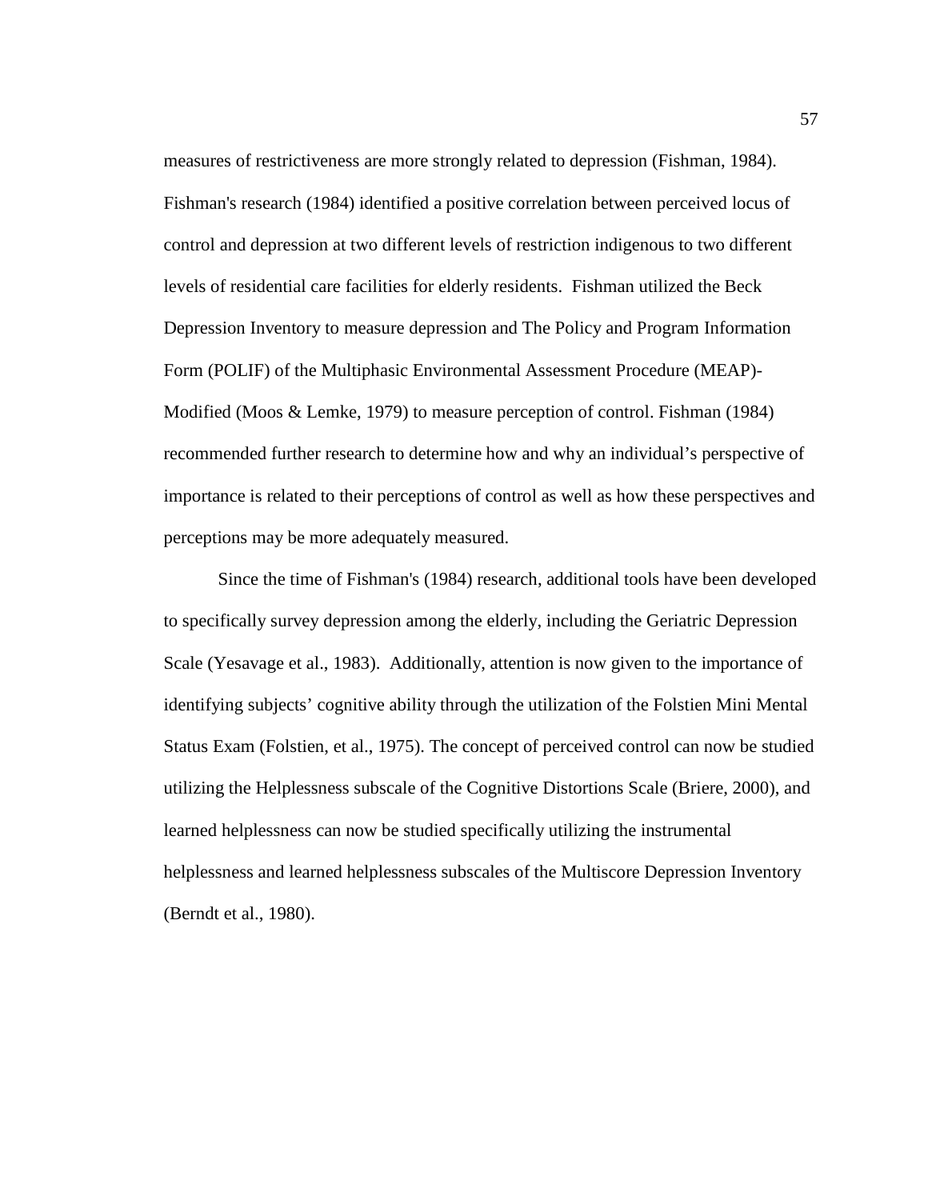measures of restrictiveness are more strongly related to depression (Fishman, 1984). Fishman's research (1984) identified a positive correlation between perceived locus of control and depression at two different levels of restriction indigenous to two different levels of residential care facilities for elderly residents. Fishman utilized the Beck Depression Inventory to measure depression and The Policy and Program Information Form (POLIF) of the Multiphasic Environmental Assessment Procedure (MEAP)-Modified (Moos & Lemke, 1979) to measure perception of control. Fishman (1984) recommended further research to determine how and why an individual's perspective of importance is related to their perceptions of control as well as how these perspectives and perceptions may be more adequately measured.

Since the time of Fishman's (1984) research, additional tools have been developed to specifically survey depression among the elderly, including the Geriatric Depression Scale (Yesavage et al., 1983). Additionally, attention is now given to the importance of identifying subjects' cognitive ability through the utilization of the Folstien Mini Mental Status Exam (Folstien, et al., 1975). The concept of perceived control can now be studied utilizing the Helplessness subscale of the Cognitive Distortions Scale (Briere, 2000), and learned helplessness can now be studied specifically utilizing the instrumental helplessness and learned helplessness subscales of the Multiscore Depression Inventory (Berndt et al., 1980).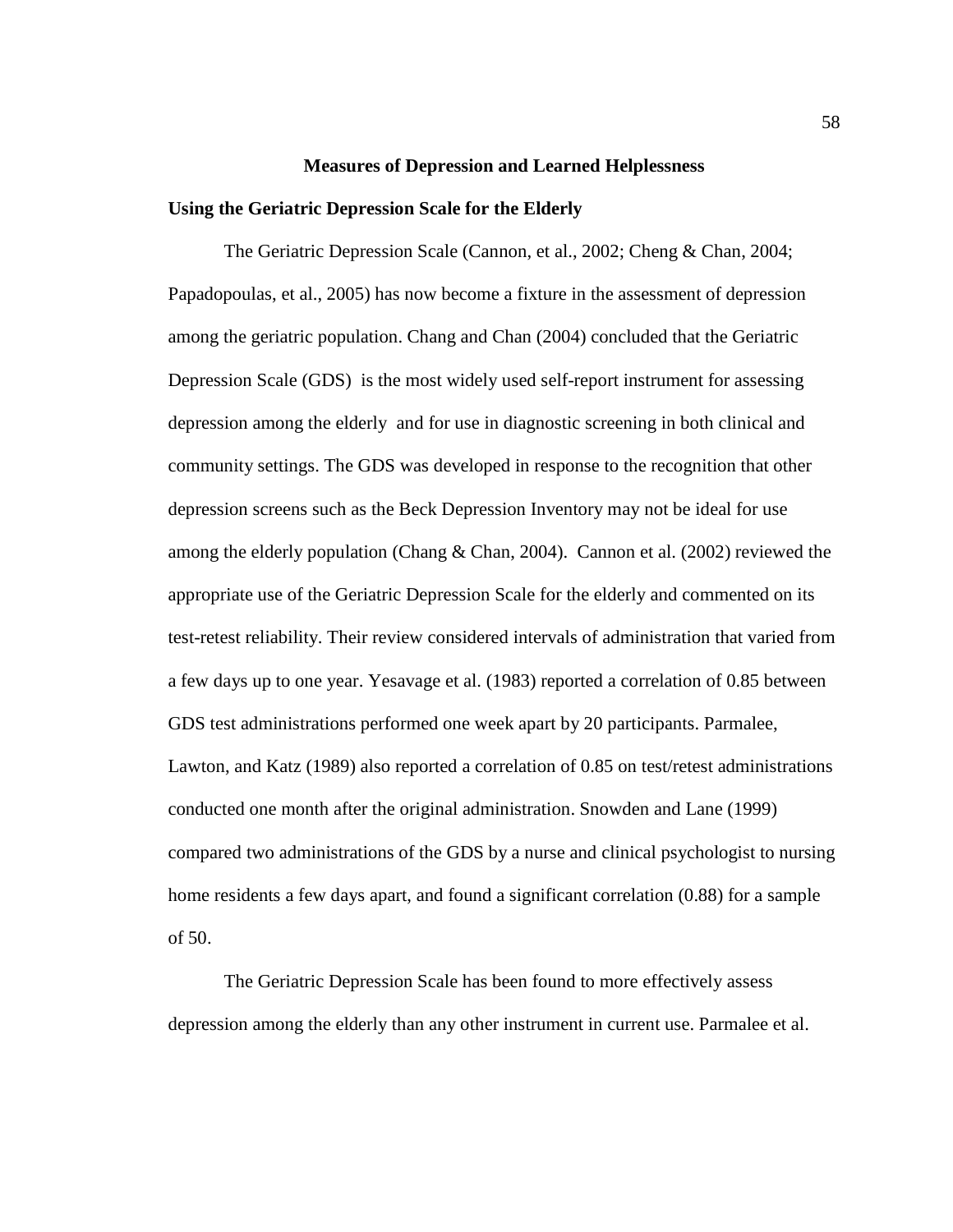## Measures of Depression and Learned Helplessness

### Using the Geriatric Depression Scale for the Elderly

The Geriatric Depression Scale (Cannon, et al., 2002; Cheng & Chan, 2004; Papadopoulas, et al., 2005) has now become a fixture in the assessment of depression among the geriatric population. Chang and Chan (2004) concluded that the Geriatric Depression Scale (GDS) is the most widely used self-report instrument for assessing depression among the elderly and for use in diagnostic screening in both clinical and community settings. The GDS was developed in response to the recognition that other depression screens such as the Beck Depression Inventory may not be ideal for use among the elderly population (Chang & Chan, 2004). Cannon et al. (2002) reviewed the appropriate use of the Geriatric Depression Scale for the elderly and commented on its test-retest reliability. Their review considered intervals of administration that varied from a few days up to one year. Yesavage et al. (1983) reported a correlation of 0.85 between GDS test administrations performed one week apart by 20 participants. Parmalee, Lawton, and Katz (1989) also reported a correlation of 0.85 on test/retest administrations conducted one month after the original administration. Snowden and Lane (1999) compared two administrations of the GDS by a nurse and clinical psychologist to nursing home residents a few days apart, and found a significant correlation (0.88) for a sample of 50.

The Geriatric Depression Scale has been found to more effectively assess depression among the elderly than any other instrument in current use. Parmalee et al.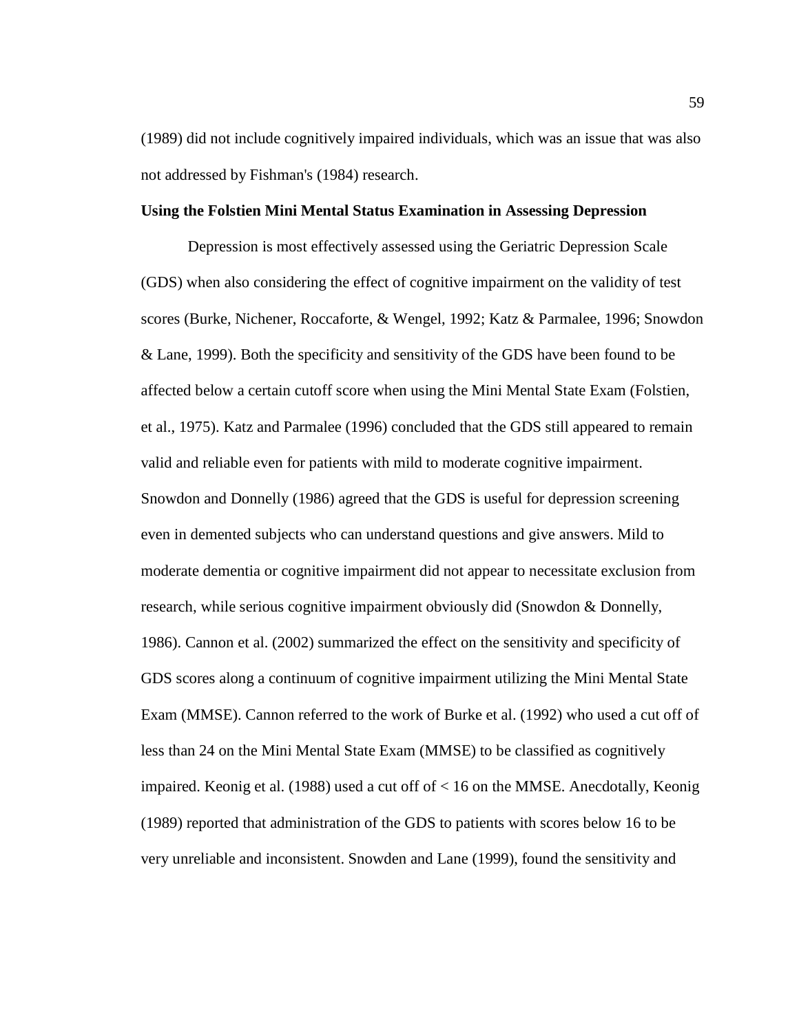(1989) did not include cognitively impaired individuals, which was an issue that was also not addressed by Fishman's (1984) research.

**Using the Folstien Mini Mental Status Examination in Assessing Depression**

Depression is most effectively assessed using the Geriatric Depression Scale (GDS) when also considering the effect of cognitive impairment on the validity of test scores (Burke, Nichener, Roccaforte, & Wengel, 1992; Katz & Parmalee, 1996; Snowdon & Lane, 1999). Both the specificity and sensitivity of the GDS have been found to be affected below a certain cutoff score when using the Mini Mental State Exam (Folstien, et al., 1975). Katz and Parmalee (1996) concluded that the GDS still appeared to remain valid and reliable even for patients with mild to moderate cognitive impairment. Snowdon and Donnelly (1986) agreed that the GDS is useful for depression screening even in demented subjects who can understand questions and give answers. Mild to moderate dementia or cognitive impairment did not appear to necessitate exclusion from research, while serious cognitive impairment obviously did (Snowdon & Donnelly, 1986). Cannon et al. (2002) summarized the effect on the sensitivity and specificity of GDS scores along a continuum of cognitive impairment utilizing the Mini Mental State Exam (MMSE). Cannon referred to the work of Burke et al. (1992) who used a cut off of less than 24 on the Mini Mental State Exam (MMSE) to be classified as cognitively impaired. Keonig et al. (1988) used a cut off of < 16 on the MMSE. Anecdotally, Keonig (1989) reported that administration of the GDS to patients with scores below 16 to be very unreliable and inconsistent. Snowden and Lane (1999), found the sensitivity and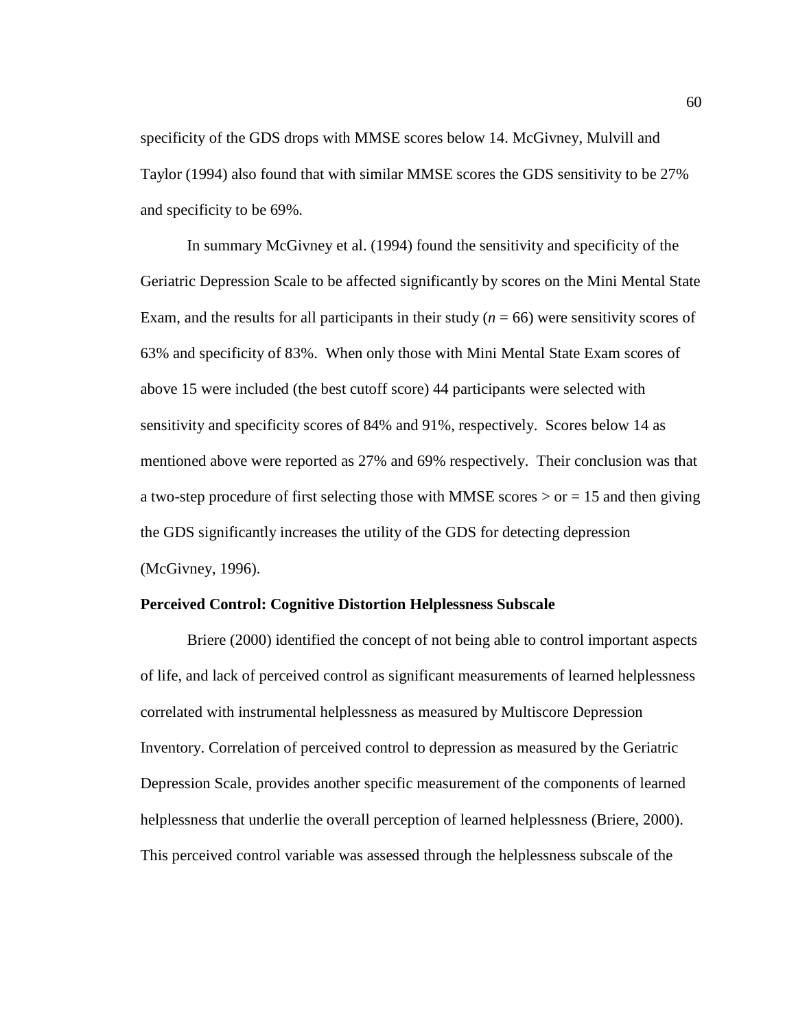specificity of the GDS drops with MMSE scores below 14. McGivney, Mulvill and Taylor (1994) also found that with similar MMSE scores the GDS sensitivity to be 27% and specificity to be 69%.

In summary McGivney et al. (1994) found the sensitivity and specificity of the Geriatric Depression Scale to be affected significantly by scores on the Mini Mental State Exam, and the results for all participants in their study ($n = 66$) were sensitivity scores of 63% and specificity of 83%. When only those with Mini Mental State Exam scores of above 15 were included (the best cutoff score) 44 participants were selected with sensitivity and specificity scores of 84% and 91%, respectively. Scores below 14 as mentioned above were reported as 27% and 69% respectively. Their conclusion was that a two-step procedure of first selecting those with MMSE scores > or = 15 and then giving the GDS significantly increases the utility of the GDS for detecting depression (McGivney, 1996).

**Perceived Control: Cognitive Distortion Helplessness Subscale**

Briere (2000) identified the concept of not being able to control important aspects of life, and lack of perceived control as significant measurements of learned helplessness correlated with instrumental helplessness as measured by Multiscore Depression Inventory. Correlation of perceived control to depression as measured by the Geriatric Depression Scale, provides another specific measurement of the components of learned helplessness that underlie the overall perception of learned helplessness (Briere, 2000). This perceived control variable was assessed through the helplessness subscale of the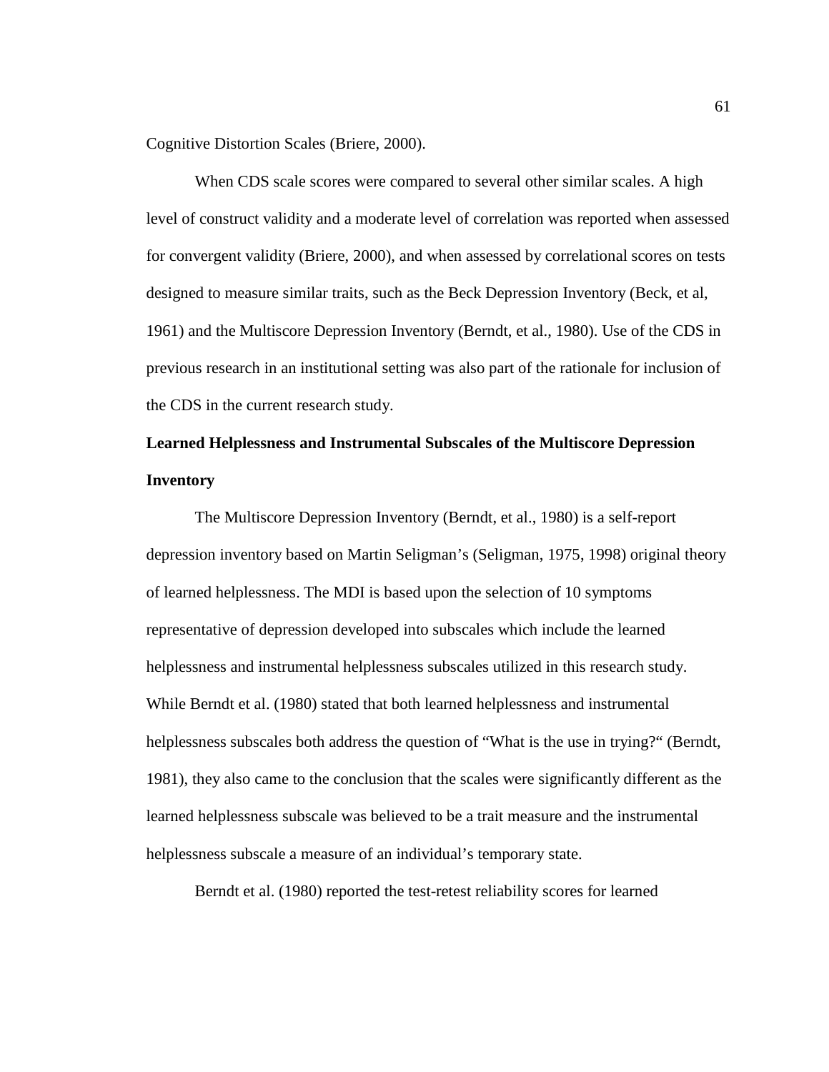Cognitive Distortion Scales (Briere, 2000).

When CDS scale scores were compared to several other similar scales. A high level of construct validity and a moderate level of correlation was reported when assessed for convergent validity (Briere, 2000), and when assessed by correlational scores on tests designed to measure similar traits, such as the Beck Depression Inventory (Beck, et al, 1961) and the Multiscore Depression Inventory (Berndt, et al., 1980). Use of the CDS in previous research in an institutional setting was also part of the rationale for inclusion of the CDS in the current research study.

**Learned Helplessness and Instrumental Subscales of the Multiscore Depression Inventory**

The Multiscore Depression Inventory (Berndt, et al., 1980) is a self-report depression inventory based on Martin Seligman's (Seligman, 1975, 1998) original theory of learned helplessness. The MDI is based upon the selection of 10 symptoms representative of depression developed into subscales which include the learned helplessness and instrumental helplessness subscales utilized in this research study. While Berndt et al. (1980) stated that both learned helplessness and instrumental helplessness subscales both address the question of "What is the use in trying?" (Berndt, 1981), they also came to the conclusion that the scales were significantly different as the learned helplessness subscale was believed to be a trait measure and the instrumental helplessness subscale a measure of an individual's temporary state.

Berndt et al. (1980) reported the test-retest reliability scores for learned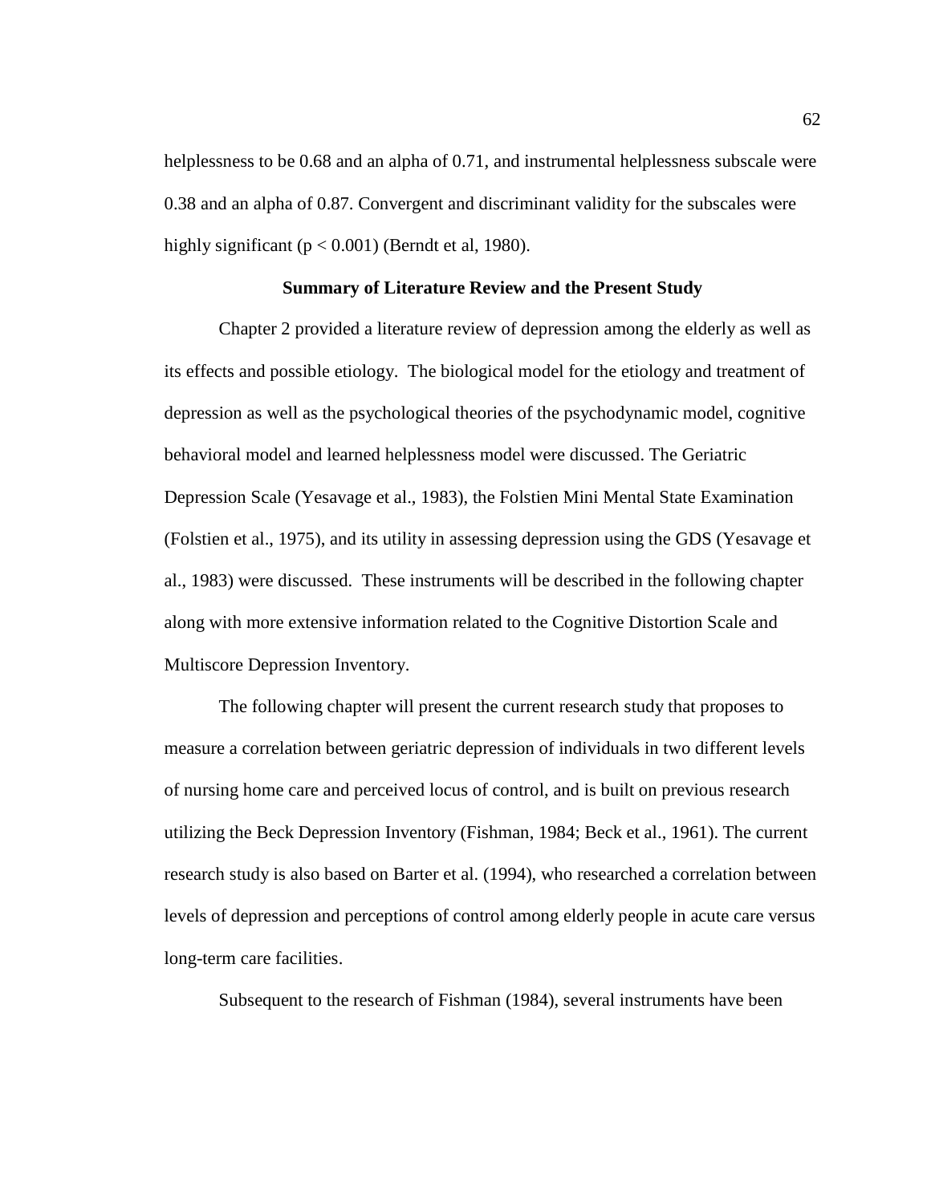helplessness to be 0.68 and an alpha of 0.71, and instrumental helplessness subscale were 0.38 and an alpha of 0.87. Convergent and discriminant validity for the subscales were highly significant ($p < 0.001$) (Berndt et al, 1980).

## Summary of Literature Review and the Present Study

Chapter 2 provided a literature review of depression among the elderly as well as its effects and possible etiology. The biological model for the etiology and treatment of depression as well as the psychological theories of the psychodynamic model, cognitive behavioral model and learned helplessness model were discussed. The Geriatric Depression Scale (Yesavage et al., 1983), the Folstien Mini Mental State Examination (Folstien et al., 1975), and its utility in assessing depression using the GDS (Yesavage et al., 1983) were discussed. These instruments will be described in the following chapter along with more extensive information related to the Cognitive Distortion Scale and Multiscore Depression Inventory.

The following chapter will present the current research study that proposes to measure a correlation between geriatric depression of individuals in two different levels of nursing home care and perceived locus of control, and is built on previous research utilizing the Beck Depression Inventory (Fishman, 1984; Beck et al., 1961). The current research study is also based on Barter et al. (1994), who researched a correlation between levels of depression and perceptions of control among elderly people in acute care versus long-term care facilities.

Subsequent to the research of Fishman (1984), several instruments have been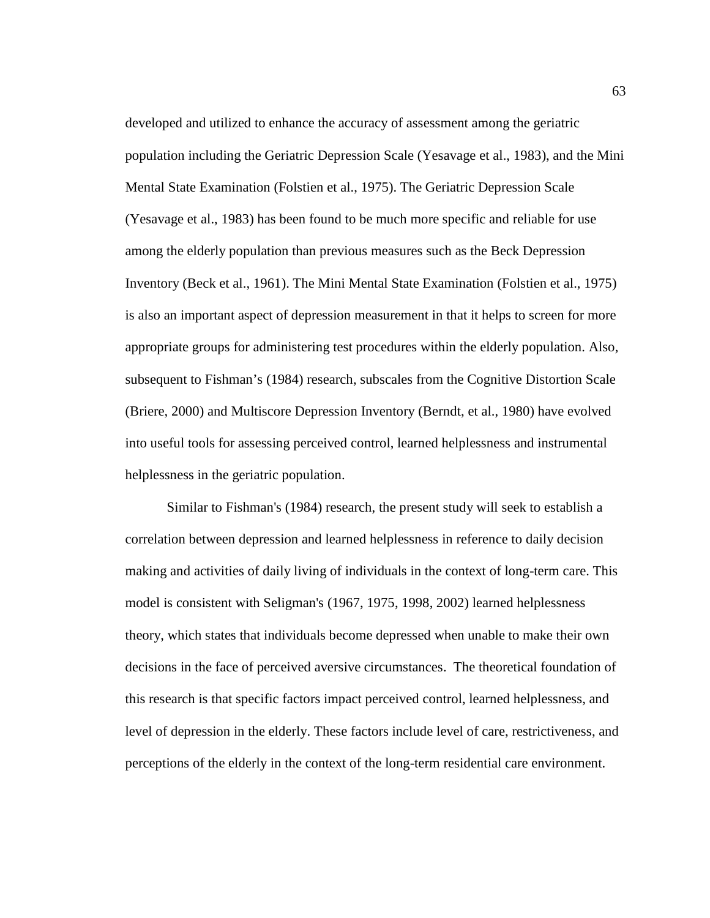developed and utilized to enhance the accuracy of assessment among the geriatric population including the Geriatric Depression Scale (Yesavage et al., 1983), and the Mini Mental State Examination (Folstien et al., 1975). The Geriatric Depression Scale (Yesavage et al., 1983) has been found to be much more specific and reliable for use among the elderly population than previous measures such as the Beck Depression Inventory (Beck et al., 1961). The Mini Mental State Examination (Folstien et al., 1975) is also an important aspect of depression measurement in that it helps to screen for more appropriate groups for administering test procedures within the elderly population. Also, subsequent to Fishman's (1984) research, subscales from the Cognitive Distortion Scale (Briere, 2000) and Multiscore Depression Inventory (Berndt, et al., 1980) have evolved into useful tools for assessing perceived control, learned helplessness and instrumental helplessness in the geriatric population.

Similar to Fishman's (1984) research, the present study will seek to establish a correlation between depression and learned helplessness in reference to daily decision making and activities of daily living of individuals in the context of long-term care. This model is consistent with Seligman's (1967, 1975, 1998, 2002) learned helplessness theory, which states that individuals become depressed when unable to make their own decisions in the face of perceived aversive circumstances. The theoretical foundation of this research is that specific factors impact perceived control, learned helplessness, and level of depression in the elderly. These factors include level of care, restrictiveness, and perceptions of the elderly in the context of the long-term residential care environment.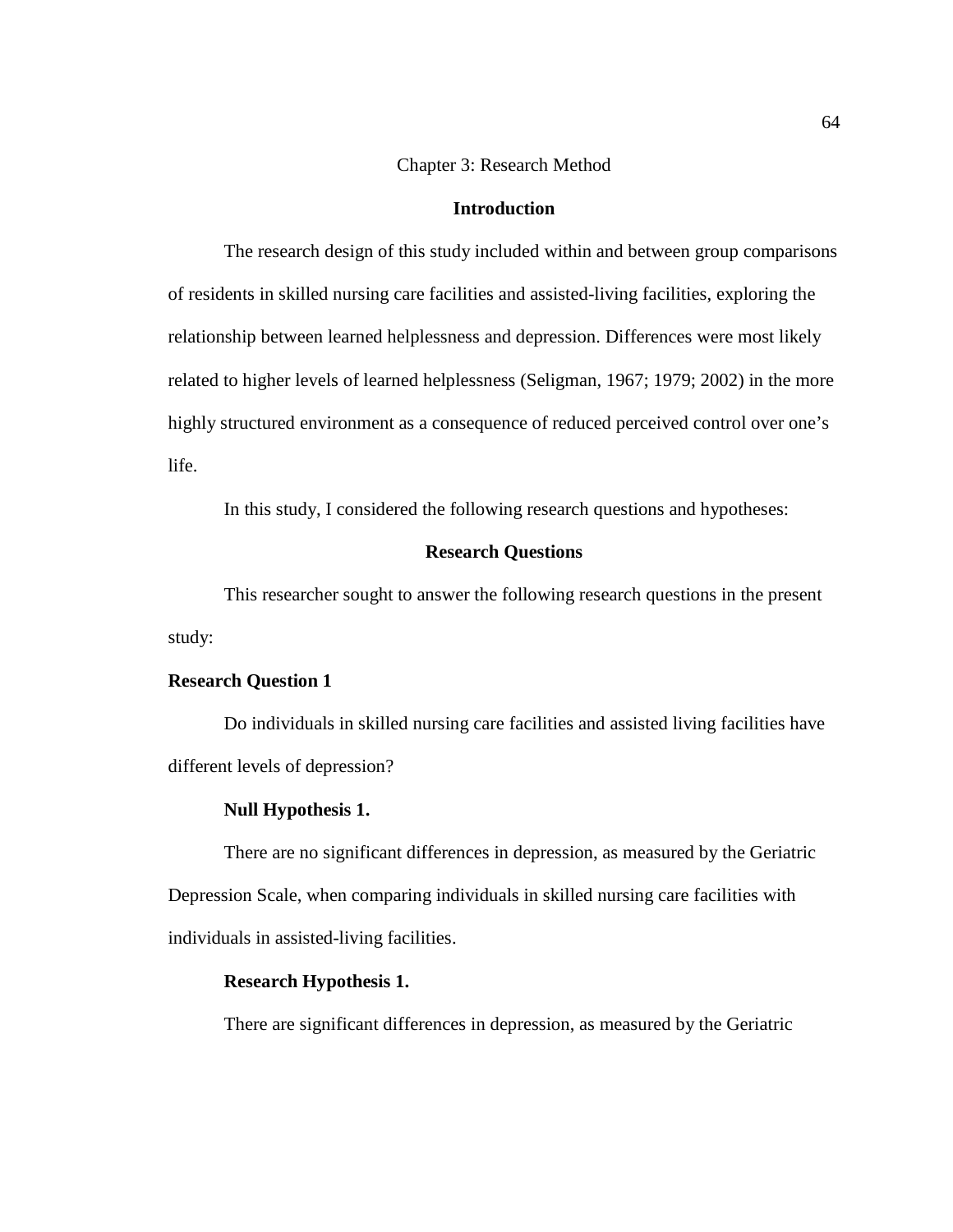# Chapter 3: Research Method

## Introduction

The research design of this study included within and between group comparisons of residents in skilled nursing care facilities and assisted-living facilities, exploring the relationship between learned helplessness and depression. Differences were most likely related to higher levels of learned helplessness (Seligman, 1967; 1979; 2002) in the more highly structured environment as a consequence of reduced perceived control over one's life.

In this study, I considered the following research questions and hypotheses:

## Research Questions

This researcher sought to answer the following research questions in the present study:

### Research Question 1

Do individuals in skilled nursing care facilities and assisted living facilities have different levels of depression?

#### Null Hypothesis 1.

There are no significant differences in depression, as measured by the Geriatric Depression Scale, when comparing individuals in skilled nursing care facilities with individuals in assisted-living facilities.

#### Research Hypothesis 1.

There are significant differences in depression, as measured by the Geriatric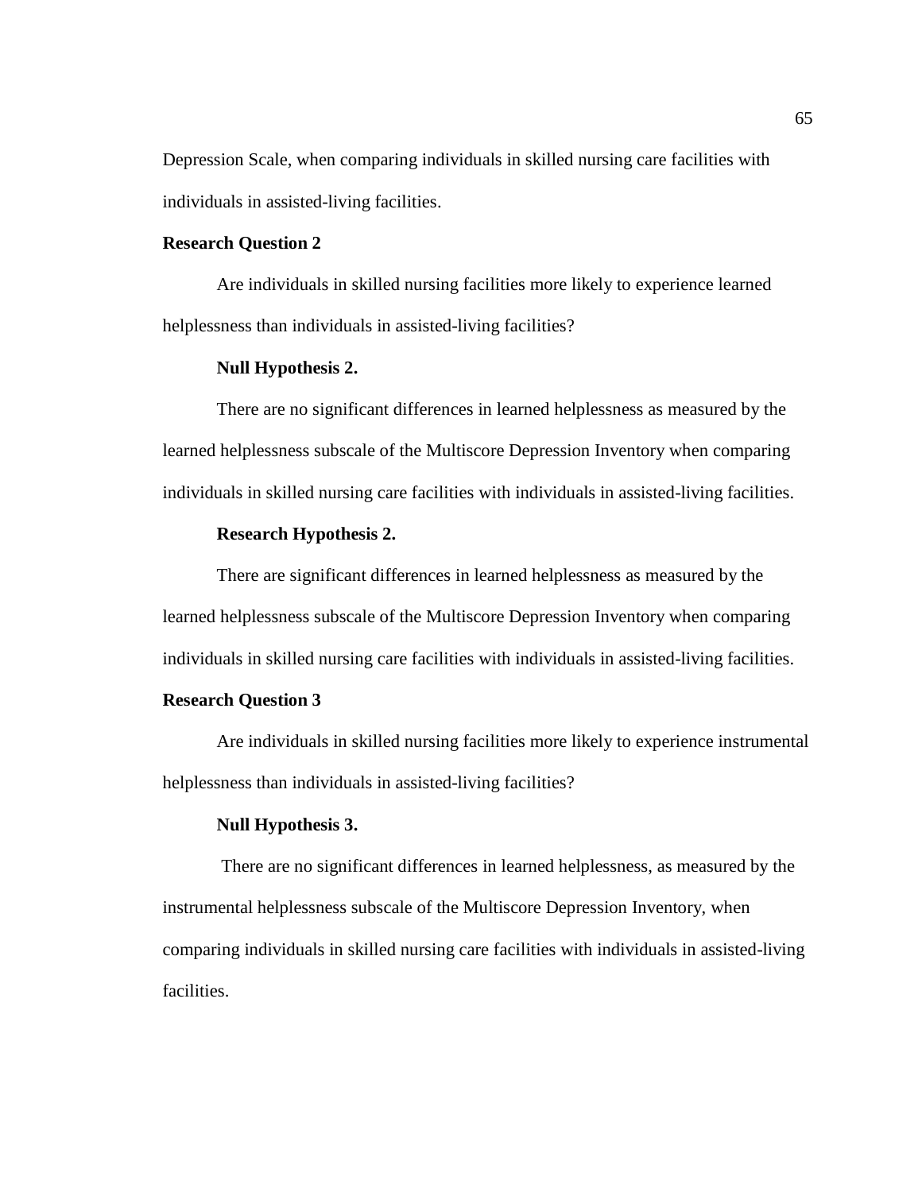Depression Scale, when comparing individuals in skilled nursing care facilities with individuals in assisted-living facilities.

### Research Question 2

Are individuals in skilled nursing facilities more likely to experience learned helplessness than individuals in assisted-living facilities?

#### Null Hypothesis 2.

There are no significant differences in learned helplessness as measured by the learned helplessness subscale of the Multiscore Depression Inventory when comparing individuals in skilled nursing care facilities with individuals in assisted-living facilities.

#### Research Hypothesis 2.

There are significant differences in learned helplessness as measured by the learned helplessness subscale of the Multiscore Depression Inventory when comparing individuals in skilled nursing care facilities with individuals in assisted-living facilities.

### Research Question 3

Are individuals in skilled nursing facilities more likely to experience instrumental helplessness than individuals in assisted-living facilities?

#### Null Hypothesis 3.

There are no significant differences in learned helplessness, as measured by the instrumental helplessness subscale of the Multiscore Depression Inventory, when comparing individuals in skilled nursing care facilities with individuals in assisted-living facilities.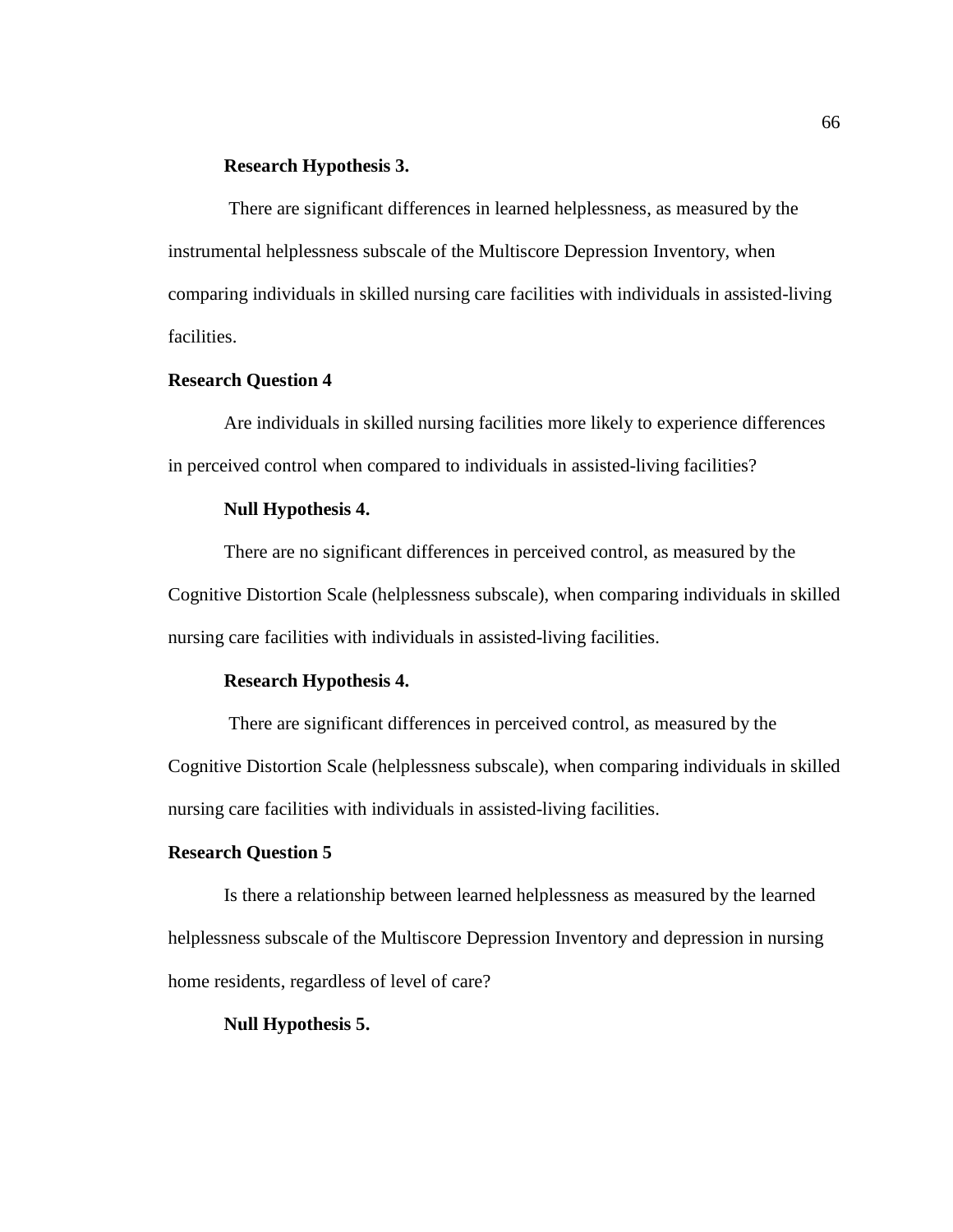#### Research Hypothesis 3.

There are significant differences in learned helplessness, as measured by the instrumental helplessness subscale of the Multiscore Depression Inventory, when comparing individuals in skilled nursing care facilities with individuals in assisted-living facilities.

### Research Question 4

Are individuals in skilled nursing facilities more likely to experience differences in perceived control when compared to individuals in assisted-living facilities?

#### Null Hypothesis 4.

There are no significant differences in perceived control, as measured by the Cognitive Distortion Scale (helplessness subscale), when comparing individuals in skilled nursing care facilities with individuals in assisted-living facilities.

#### Research Hypothesis 4.

There are significant differences in perceived control, as measured by the Cognitive Distortion Scale (helplessness subscale), when comparing individuals in skilled nursing care facilities with individuals in assisted-living facilities.

### Research Question 5

Is there a relationship between learned helplessness as measured by the learned helplessness subscale of the Multiscore Depression Inventory and depression in nursing home residents, regardless of level of care?

#### Null Hypothesis 5.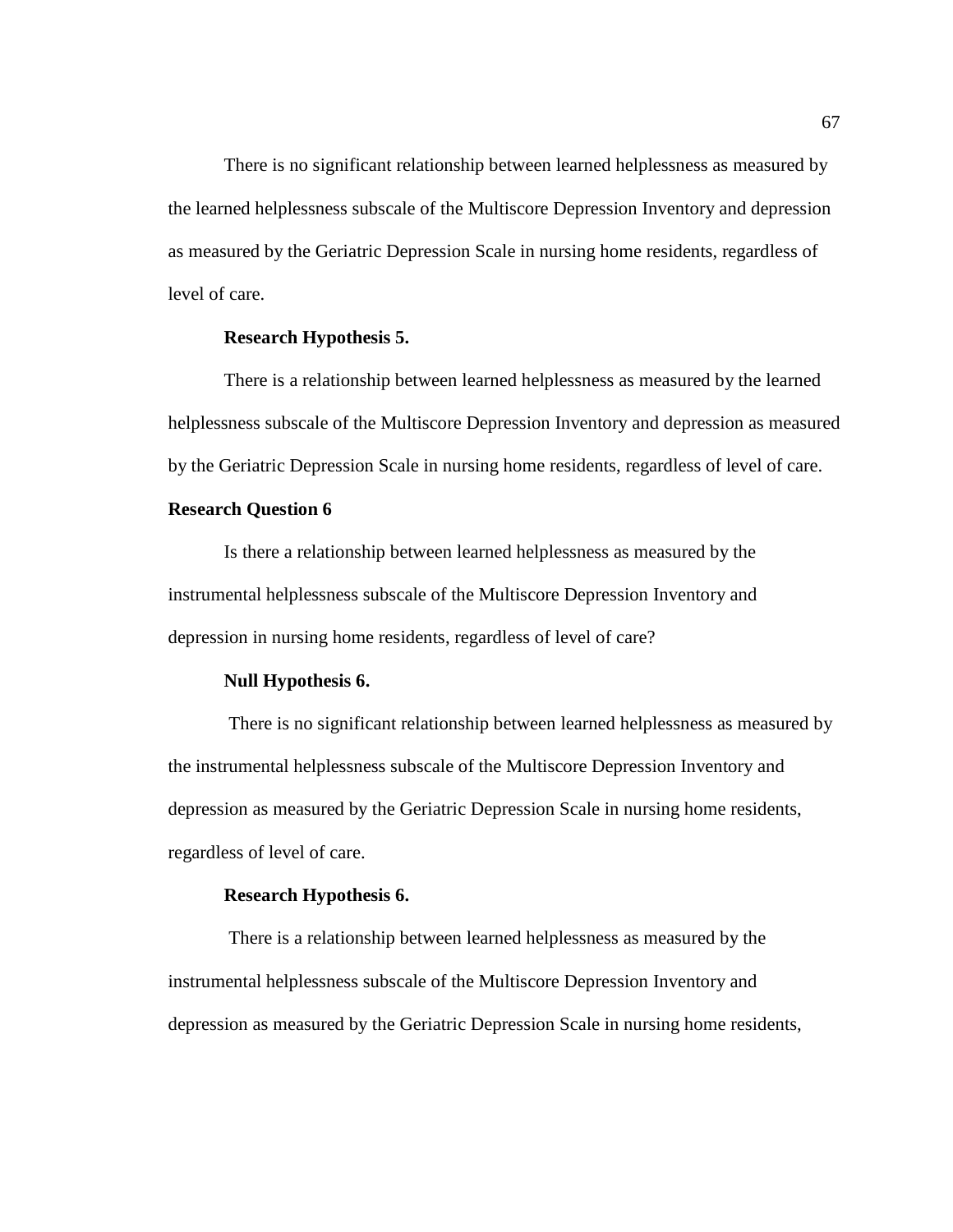There is no significant relationship between learned helplessness as measured by the learned helplessness subscale of the Multiscore Depression Inventory and depression as measured by the Geriatric Depression Scale in nursing home residents, regardless of level of care.

**Research Hypothesis 5.**

There is a relationship between learned helplessness as measured by the learned helplessness subscale of the Multiscore Depression Inventory and depression as measured by the Geriatric Depression Scale in nursing home residents, regardless of level of care.

**Research Question 6**

Is there a relationship between learned helplessness as measured by the instrumental helplessness subscale of the Multiscore Depression Inventory and depression in nursing home residents, regardless of level of care?

**Null Hypothesis 6.**

There is no significant relationship between learned helplessness as measured by the instrumental helplessness subscale of the Multiscore Depression Inventory and depression as measured by the Geriatric Depression Scale in nursing home residents, regardless of level of care.

**Research Hypothesis 6.**

There is a relationship between learned helplessness as measured by the instrumental helplessness subscale of the Multiscore Depression Inventory and depression as measured by the Geriatric Depression Scale in nursing home residents,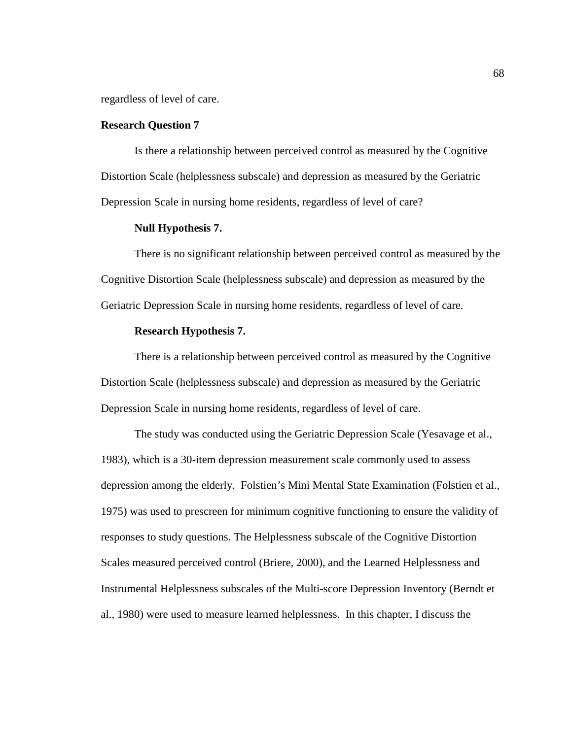regardless of level of care.

### Research Question 7

Is there a relationship between perceived control as measured by the Cognitive Distortion Scale (helplessness subscale) and depression as measured by the Geriatric Depression Scale in nursing home residents, regardless of level of care?

#### Null Hypothesis 7.

There is no significant relationship between perceived control as measured by the Cognitive Distortion Scale (helplessness subscale) and depression as measured by the Geriatric Depression Scale in nursing home residents, regardless of level of care.

#### Research Hypothesis 7.

There is a relationship between perceived control as measured by the Cognitive Distortion Scale (helplessness subscale) and depression as measured by the Geriatric Depression Scale in nursing home residents, regardless of level of care.

The study was conducted using the Geriatric Depression Scale (Yesavage et al., 1983), which is a 30-item depression measurement scale commonly used to assess depression among the elderly. Folstien's Mini Mental State Examination (Folstien et al., 1975) was used to prescreen for minimum cognitive functioning to ensure the validity of responses to study questions. The Helplessness subscale of the Cognitive Distortion Scales measured perceived control (Briere, 2000), and the Learned Helplessness and Instrumental Helplessness subscales of the Multi-score Depression Inventory (Berndt et al., 1980) were used to measure learned helplessness. In this chapter, I discuss the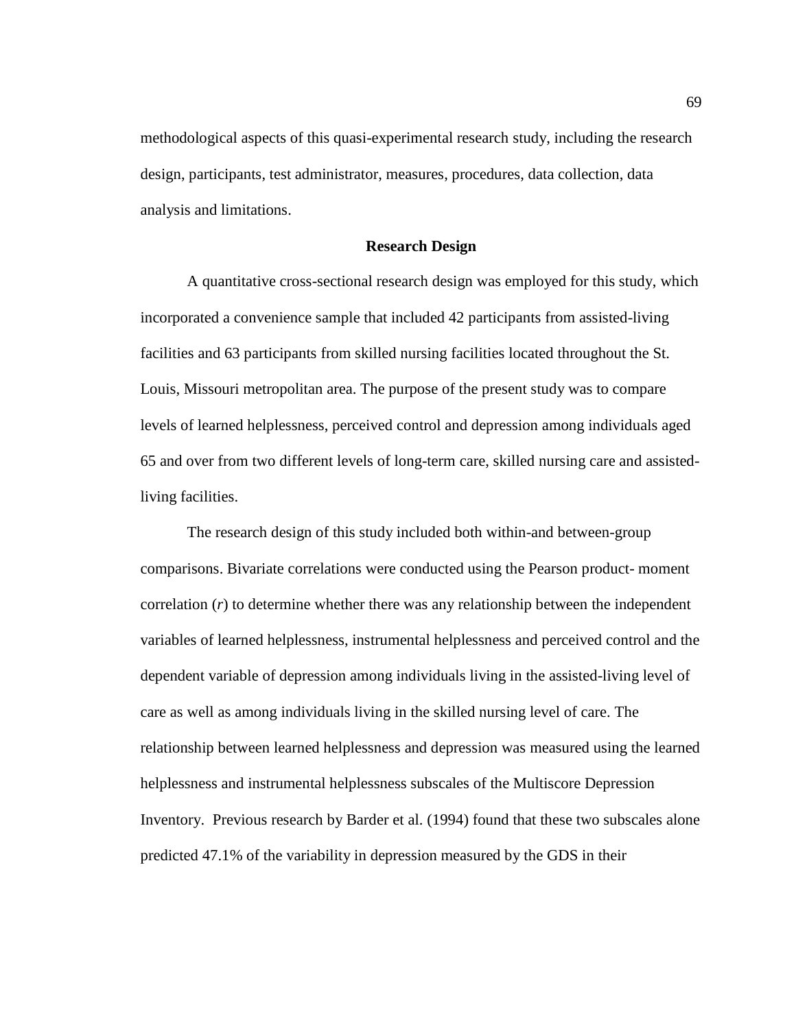methodological aspects of this quasi-experimental research study, including the research design, participants, test administrator, measures, procedures, data collection, data analysis and limitations.

## Research Design

A quantitative cross-sectional research design was employed for this study, which incorporated a convenience sample that included 42 participants from assisted-living facilities and 63 participants from skilled nursing facilities located throughout the St. Louis, Missouri metropolitan area. The purpose of the present study was to compare levels of learned helplessness, perceived control and depression among individuals aged 65 and over from two different levels of long-term care, skilled nursing care and assisted-living facilities.

The research design of this study included both within-and between-group comparisons. Bivariate correlations were conducted using the Pearson product- moment correlation (*r*) to determine whether there was any relationship between the independent variables of learned helplessness, instrumental helplessness and perceived control and the dependent variable of depression among individuals living in the assisted-living level of care as well as among individuals living in the skilled nursing level of care. The relationship between learned helplessness and depression was measured using the learned helplessness and instrumental helplessness subscales of the Multiscore Depression Inventory. Previous research by Barder et al. (1994) found that these two subscales alone predicted 47.1% of the variability in depression measured by the GDS in their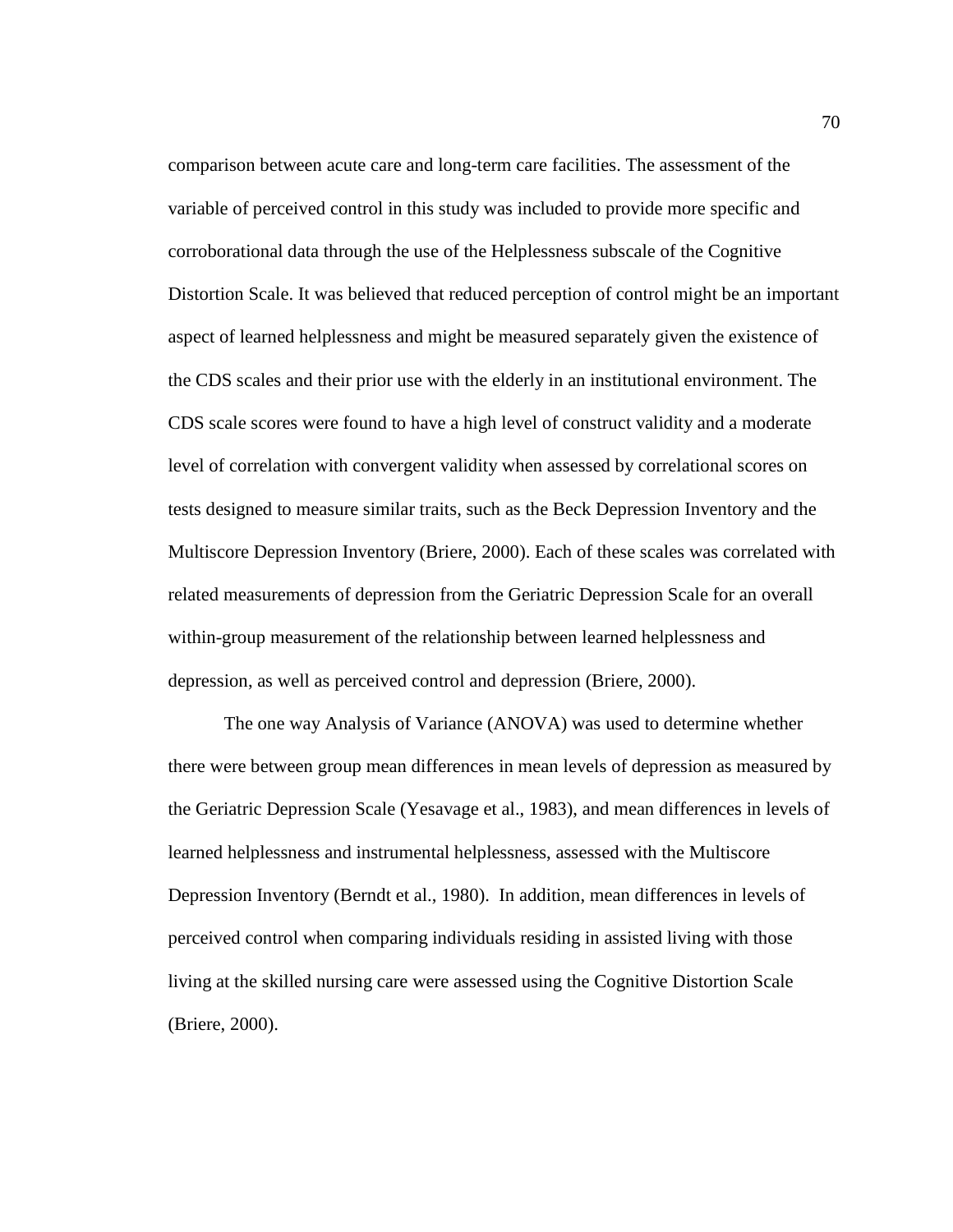comparison between acute care and long-term care facilities. The assessment of the variable of perceived control in this study was included to provide more specific and corroborational data through the use of the Helplessness subscale of the Cognitive Distortion Scale. It was believed that reduced perception of control might be an important aspect of learned helplessness and might be measured separately given the existence of the CDS scales and their prior use with the elderly in an institutional environment. The CDS scale scores were found to have a high level of construct validity and a moderate level of correlation with convergent validity when assessed by correlational scores on tests designed to measure similar traits, such as the Beck Depression Inventory and the Multiscore Depression Inventory (Briere, 2000). Each of these scales was correlated with related measurements of depression from the Geriatric Depression Scale for an overall within-group measurement of the relationship between learned helplessness and depression, as well as perceived control and depression (Briere, 2000).

The one way Analysis of Variance (ANOVA) was used to determine whether there were between group mean differences in mean levels of depression as measured by the Geriatric Depression Scale (Yesavage et al., 1983), and mean differences in levels of learned helplessness and instrumental helplessness, assessed with the Multiscore Depression Inventory (Berndt et al., 1980). In addition, mean differences in levels of perceived control when comparing individuals residing in assisted living with those living at the skilled nursing care were assessed using the Cognitive Distortion Scale (Briere, 2000).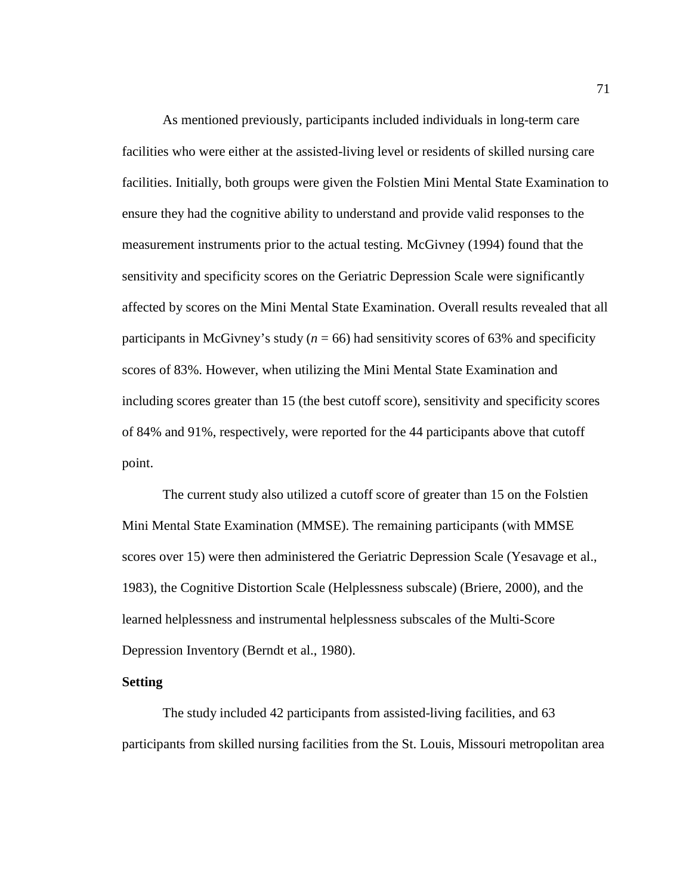As mentioned previously, participants included individuals in long-term care facilities who were either at the assisted-living level or residents of skilled nursing care facilities. Initially, both groups were given the Folstien Mini Mental State Examination to ensure they had the cognitive ability to understand and provide valid responses to the measurement instruments prior to the actual testing. McGivney (1994) found that the sensitivity and specificity scores on the Geriatric Depression Scale were significantly affected by scores on the Mini Mental State Examination. Overall results revealed that all participants in McGivney's study ($n$ = 66) had sensitivity scores of 63% and specificity scores of 83%. However, when utilizing the Mini Mental State Examination and including scores greater than 15 (the best cutoff score), sensitivity and specificity scores of 84% and 91%, respectively, were reported for the 44 participants above that cutoff point.

The current study also utilized a cutoff score of greater than 15 on the Folstien Mini Mental State Examination (MMSE). The remaining participants (with MMSE scores over 15) were then administered the Geriatric Depression Scale (Yesavage et al., 1983), the Cognitive Distortion Scale (Helplessness subscale) (Briere, 2000), and the learned helplessness and instrumental helplessness subscales of the Multi-Score Depression Inventory (Berndt et al., 1980).

**Setting**

The study included 42 participants from assisted-living facilities, and 63 participants from skilled nursing facilities from the St. Louis, Missouri metropolitan area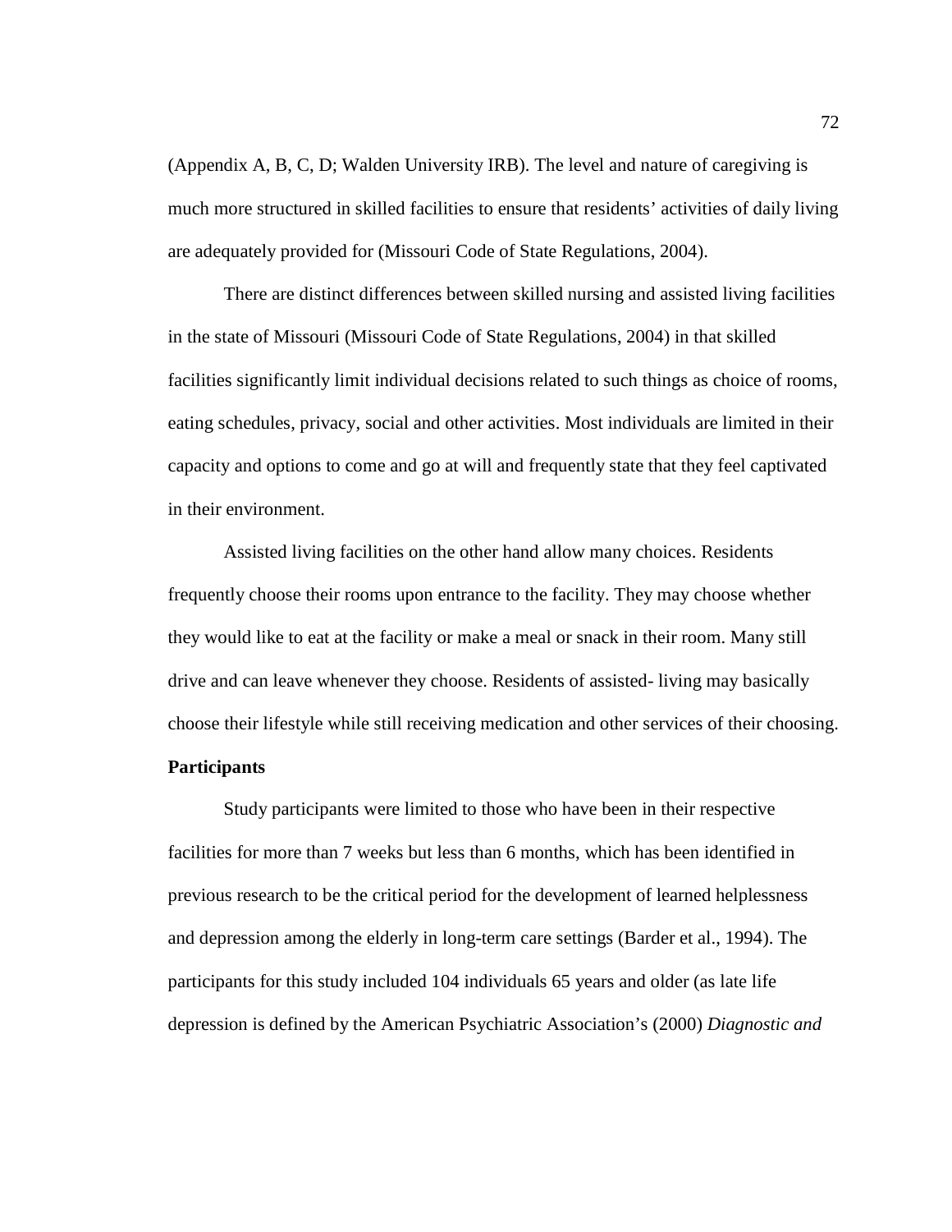(Appendix A, B, C, D; Walden University IRB). The level and nature of caregiving is much more structured in skilled facilities to ensure that residents' activities of daily living are adequately provided for (Missouri Code of State Regulations, 2004).

There are distinct differences between skilled nursing and assisted living facilities in the state of Missouri (Missouri Code of State Regulations, 2004) in that skilled facilities significantly limit individual decisions related to such things as choice of rooms, eating schedules, privacy, social and other activities. Most individuals are limited in their capacity and options to come and go at will and frequently state that they feel captivated in their environment.

Assisted living facilities on the other hand allow many choices. Residents frequently choose their rooms upon entrance to the facility. They may choose whether they would like to eat at the facility or make a meal or snack in their room. Many still drive and can leave whenever they choose. Residents of assisted- living may basically choose their lifestyle while still receiving medication and other services of their choosing.

**Participants**

Study participants were limited to those who have been in their respective facilities for more than 7 weeks but less than 6 months, which has been identified in previous research to be the critical period for the development of learned helplessness and depression among the elderly in long-term care settings (Barder et al., 1994). The participants for this study included 104 individuals 65 years and older (as late life depression is defined by the American Psychiatric Association's (2000) *Diagnostic and*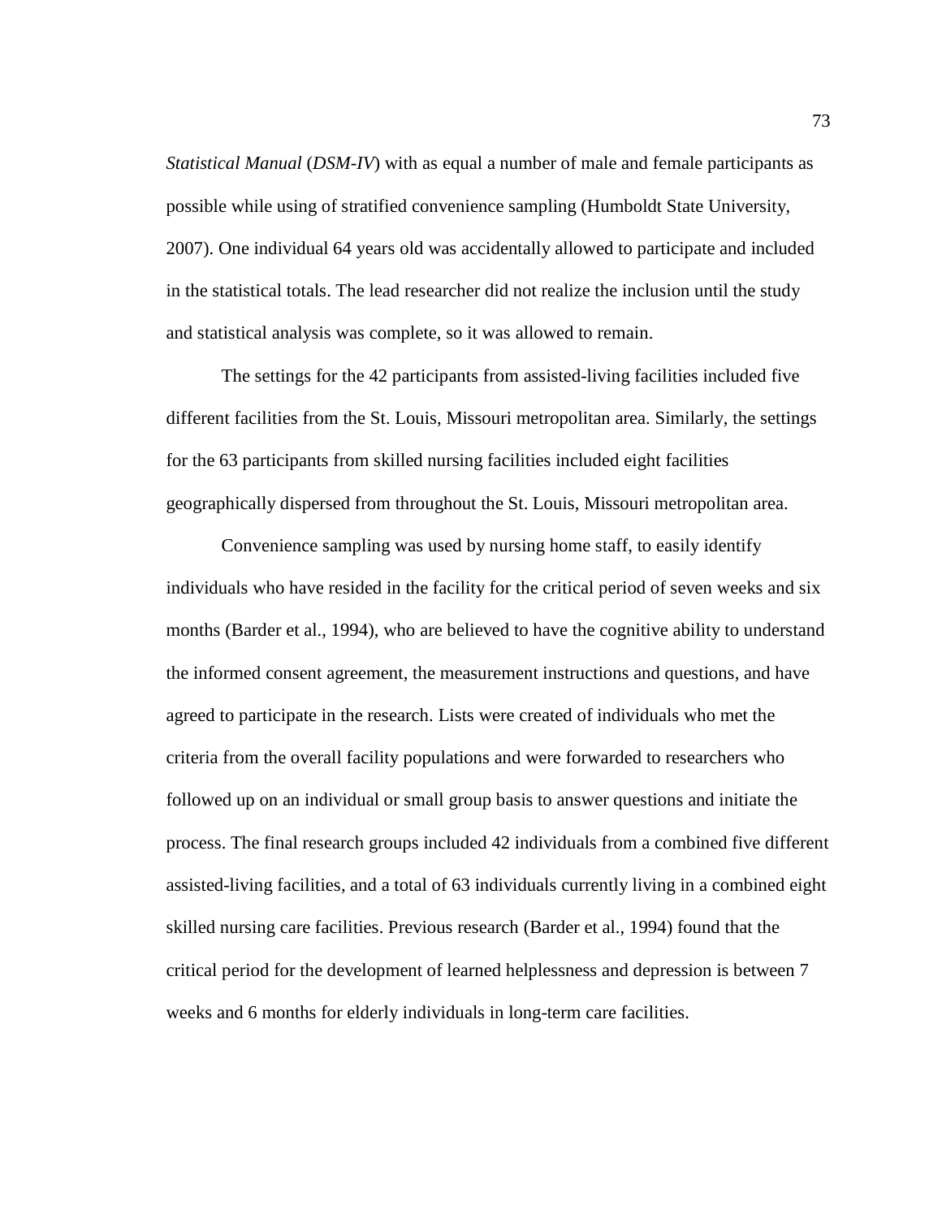*Statistical Manual* (*DSM-IV*) with as equal a number of male and female participants as possible while using of stratified convenience sampling (Humboldt State University, 2007). One individual 64 years old was accidentally allowed to participate and included in the statistical totals. The lead researcher did not realize the inclusion until the study and statistical analysis was complete, so it was allowed to remain.

The settings for the 42 participants from assisted-living facilities included five different facilities from the St. Louis, Missouri metropolitan area. Similarly, the settings for the 63 participants from skilled nursing facilities included eight facilities geographically dispersed from throughout the St. Louis, Missouri metropolitan area.

Convenience sampling was used by nursing home staff, to easily identify individuals who have resided in the facility for the critical period of seven weeks and six months (Barder et al., 1994), who are believed to have the cognitive ability to understand the informed consent agreement, the measurement instructions and questions, and have agreed to participate in the research. Lists were created of individuals who met the criteria from the overall facility populations and were forwarded to researchers who followed up on an individual or small group basis to answer questions and initiate the process. The final research groups included 42 individuals from a combined five different assisted-living facilities, and a total of 63 individuals currently living in a combined eight skilled nursing care facilities. Previous research (Barder et al., 1994) found that the critical period for the development of learned helplessness and depression is between 7 weeks and 6 months for elderly individuals in long-term care facilities.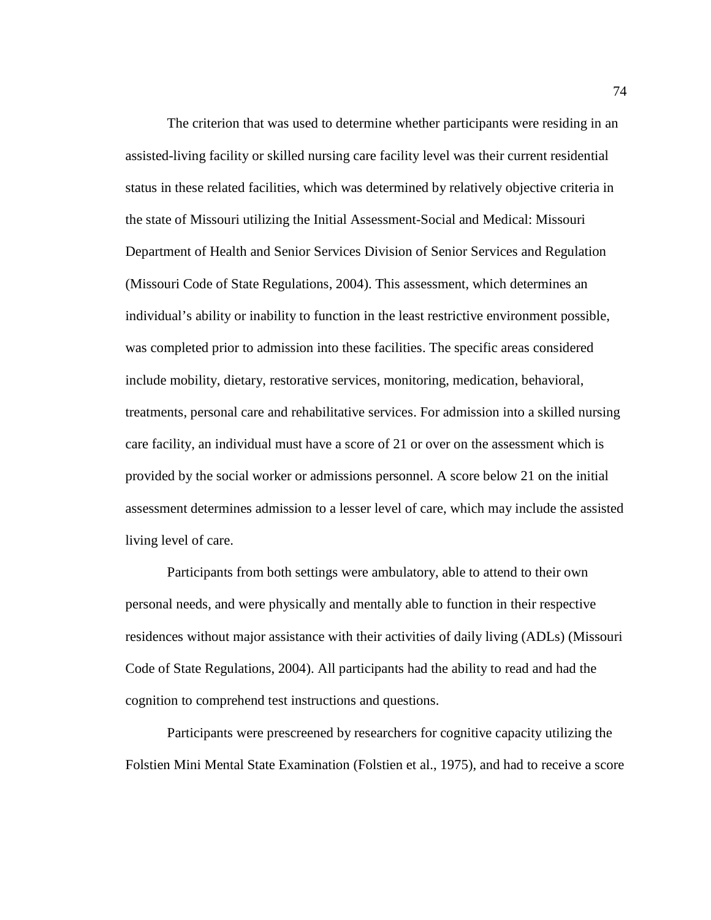The criterion that was used to determine whether participants were residing in an assisted-living facility or skilled nursing care facility level was their current residential status in these related facilities, which was determined by relatively objective criteria in the state of Missouri utilizing the Initial Assessment-Social and Medical: Missouri Department of Health and Senior Services Division of Senior Services and Regulation (Missouri Code of State Regulations, 2004). This assessment, which determines an individual's ability or inability to function in the least restrictive environment possible, was completed prior to admission into these facilities. The specific areas considered include mobility, dietary, restorative services, monitoring, medication, behavioral, treatments, personal care and rehabilitative services. For admission into a skilled nursing care facility, an individual must have a score of 21 or over on the assessment which is provided by the social worker or admissions personnel. A score below 21 on the initial assessment determines admission to a lesser level of care, which may include the assisted living level of care.

Participants from both settings were ambulatory, able to attend to their own personal needs, and were physically and mentally able to function in their respective residences without major assistance with their activities of daily living (ADLs) (Missouri Code of State Regulations, 2004). All participants had the ability to read and had the cognition to comprehend test instructions and questions.

Participants were prescreened by researchers for cognitive capacity utilizing the Folstien Mini Mental State Examination (Folstien et al., 1975), and had to receive a score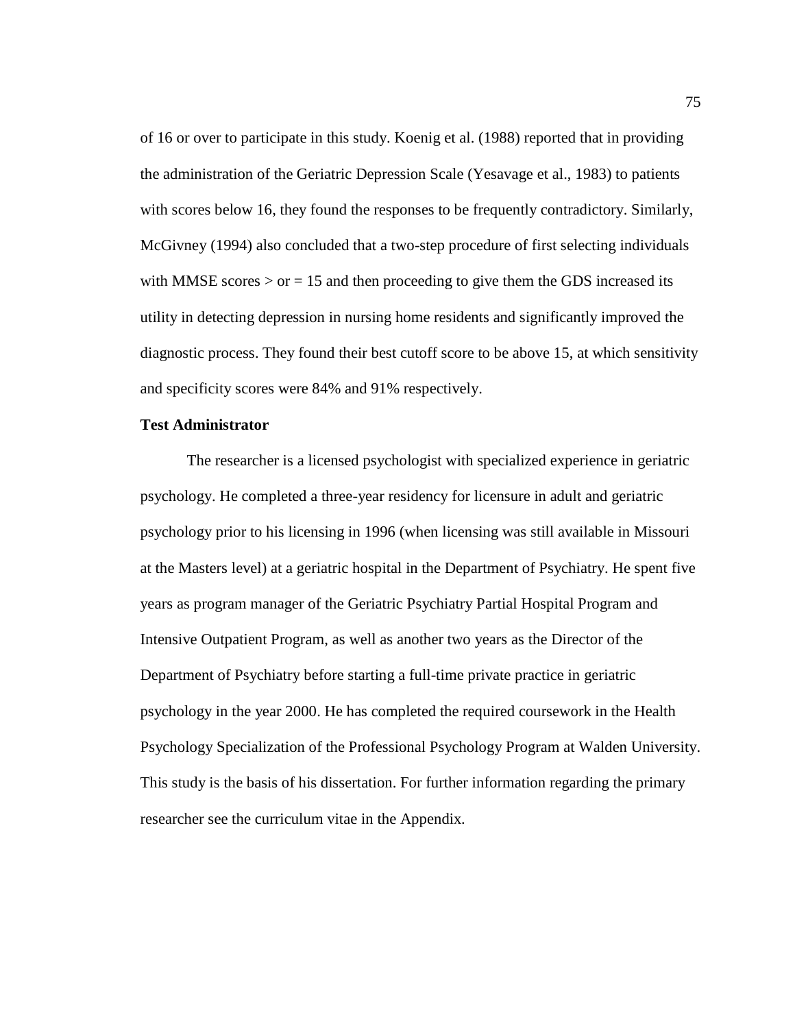of 16 or over to participate in this study. Koenig et al. (1988) reported that in providing the administration of the Geriatric Depression Scale (Yesavage et al., 1983) to patients with scores below 16, they found the responses to be frequently contradictory. Similarly, McGivney (1994) also concluded that a two-step procedure of first selecting individuals with MMSE scores > or = 15 and then proceeding to give them the GDS increased its utility in detecting depression in nursing home residents and significantly improved the diagnostic process. They found their best cutoff score to be above 15, at which sensitivity and specificity scores were 84% and 91% respectively.

**Test Administrator**

The researcher is a licensed psychologist with specialized experience in geriatric psychology. He completed a three-year residency for licensure in adult and geriatric psychology prior to his licensing in 1996 (when licensing was still available in Missouri at the Masters level) at a geriatric hospital in the Department of Psychiatry. He spent five years as program manager of the Geriatric Psychiatry Partial Hospital Program and Intensive Outpatient Program, as well as another two years as the Director of the Department of Psychiatry before starting a full-time private practice in geriatric psychology in the year 2000. He has completed the required coursework in the Health Psychology Specialization of the Professional Psychology Program at Walden University. This study is the basis of his dissertation. For further information regarding the primary researcher see the curriculum vitae in the Appendix.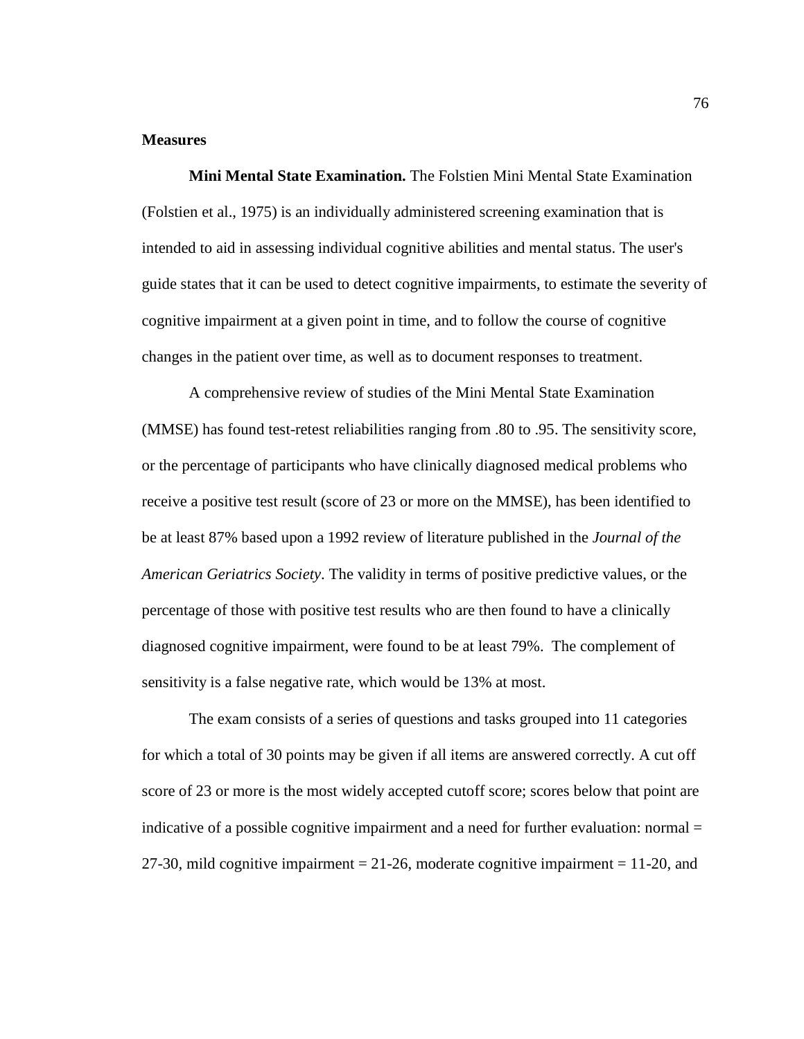**Measures**

**Mini Mental State Examination.** The Folstien Mini Mental State Examination (Folstien et al., 1975) is an individually administered screening examination that is intended to aid in assessing individual cognitive abilities and mental status. The user's guide states that it can be used to detect cognitive impairments, to estimate the severity of cognitive impairment at a given point in time, and to follow the course of cognitive changes in the patient over time, as well as to document responses to treatment.

A comprehensive review of studies of the Mini Mental State Examination (MMSE) has found test-retest reliabilities ranging from .80 to .95. The sensitivity score, or the percentage of participants who have clinically diagnosed medical problems who receive a positive test result (score of 23 or more on the MMSE), has been identified to be at least 87% based upon a 1992 review of literature published in the *Journal of the American Geriatrics Society*. The validity in terms of positive predictive values, or the percentage of those with positive test results who are then found to have a clinically diagnosed cognitive impairment, were found to be at least 79%. The complement of sensitivity is a false negative rate, which would be 13% at most.

The exam consists of a series of questions and tasks grouped into 11 categories for which a total of 30 points may be given if all items are answered correctly. A cut off score of 23 or more is the most widely accepted cutoff score; scores below that point are indicative of a possible cognitive impairment and a need for further evaluation: normal = 27-30, mild cognitive impairment = 21-26, moderate cognitive impairment = 11-20, and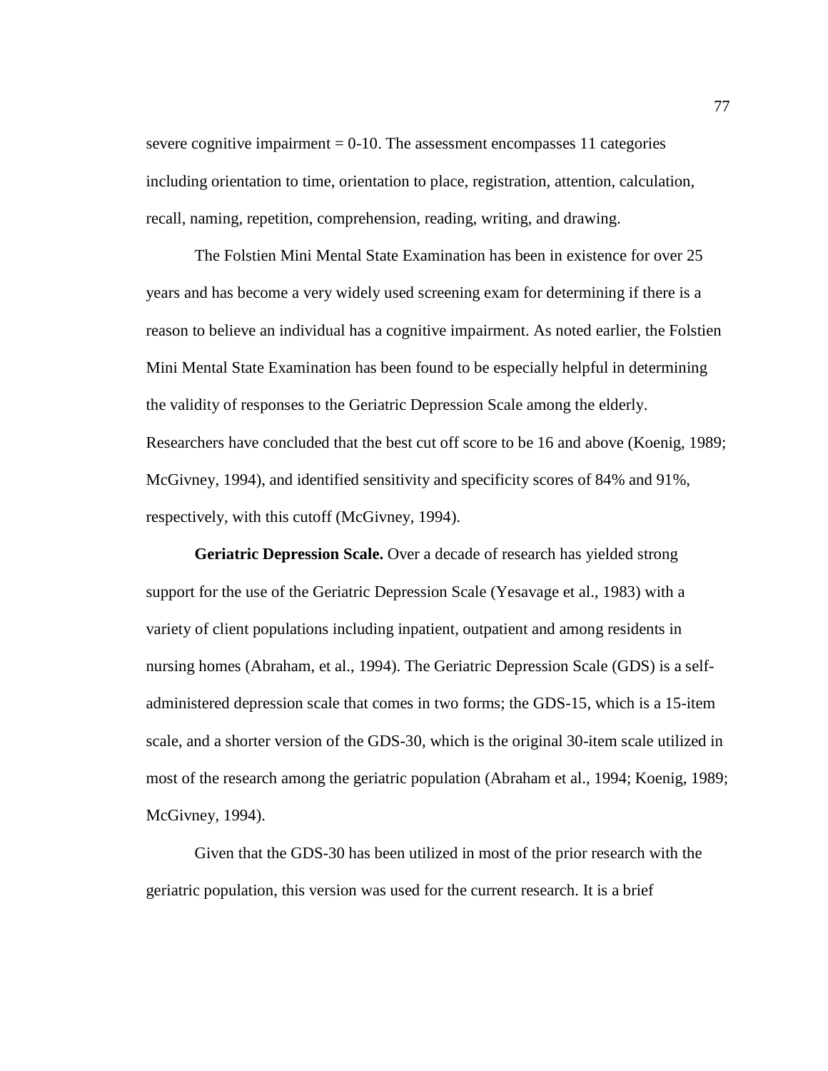severe cognitive impairment = 0-10. The assessment encompasses 11 categories including orientation to time, orientation to place, registration, attention, calculation, recall, naming, repetition, comprehension, reading, writing, and drawing.

The Folstien Mini Mental State Examination has been in existence for over 25 years and has become a very widely used screening exam for determining if there is a reason to believe an individual has a cognitive impairment. As noted earlier, the Folstien Mini Mental State Examination has been found to be especially helpful in determining the validity of responses to the Geriatric Depression Scale among the elderly. Researchers have concluded that the best cut off score to be 16 and above (Koenig, 1989; McGivney, 1994), and identified sensitivity and specificity scores of 84% and 91%, respectively, with this cutoff (McGivney, 1994).

**Geriatric Depression Scale.** Over a decade of research has yielded strong support for the use of the Geriatric Depression Scale (Yesavage et al., 1983) with a variety of client populations including inpatient, outpatient and among residents in nursing homes (Abraham, et al., 1994). The Geriatric Depression Scale (GDS) is a self-administered depression scale that comes in two forms; the GDS-15, which is a 15-item scale, and a shorter version of the GDS-30, which is the original 30-item scale utilized in most of the research among the geriatric population (Abraham et al., 1994; Koenig, 1989; McGivney, 1994).

Given that the GDS-30 has been utilized in most of the prior research with the geriatric population, this version was used for the current research. It is a brief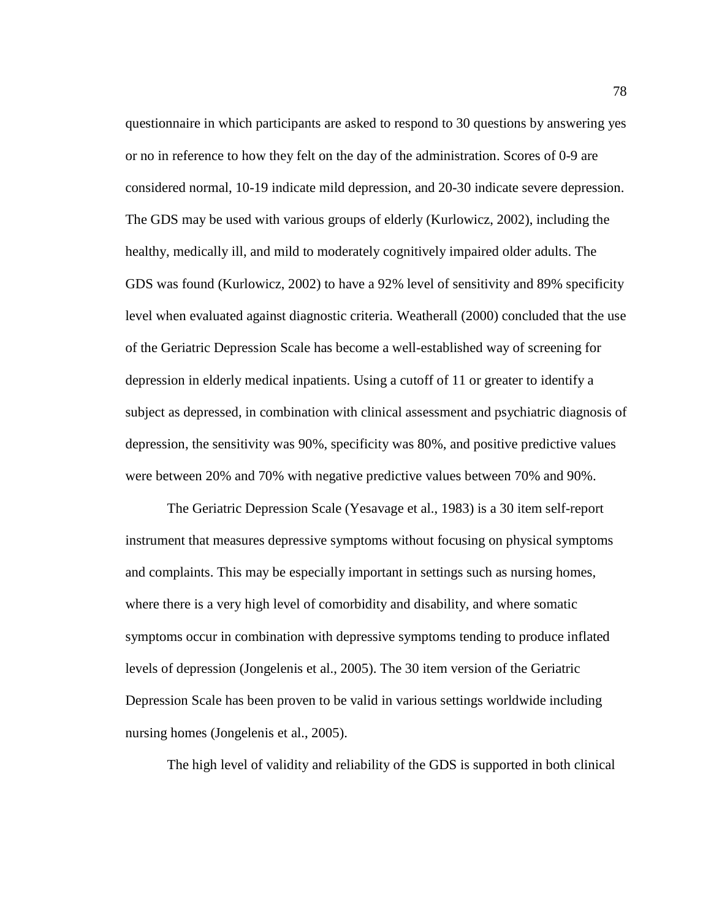questionnaire in which participants are asked to respond to 30 questions by answering yes or no in reference to how they felt on the day of the administration. Scores of 0-9 are considered normal, 10-19 indicate mild depression, and 20-30 indicate severe depression. The GDS may be used with various groups of elderly (Kurlowicz, 2002), including the healthy, medically ill, and mild to moderately cognitively impaired older adults. The GDS was found (Kurlowicz, 2002) to have a 92% level of sensitivity and 89% specificity level when evaluated against diagnostic criteria. Weatherall (2000) concluded that the use of the Geriatric Depression Scale has become a well-established way of screening for depression in elderly medical inpatients. Using a cutoff of 11 or greater to identify a subject as depressed, in combination with clinical assessment and psychiatric diagnosis of depression, the sensitivity was 90%, specificity was 80%, and positive predictive values were between 20% and 70% with negative predictive values between 70% and 90%.

The Geriatric Depression Scale (Yesavage et al., 1983) is a 30 item self-report instrument that measures depressive symptoms without focusing on physical symptoms and complaints. This may be especially important in settings such as nursing homes, where there is a very high level of comorbidity and disability, and where somatic symptoms occur in combination with depressive symptoms tending to produce inflated levels of depression (Jongelenis et al., 2005). The 30 item version of the Geriatric Depression Scale has been proven to be valid in various settings worldwide including nursing homes (Jongelenis et al., 2005).

The high level of validity and reliability of the GDS is supported in both clinical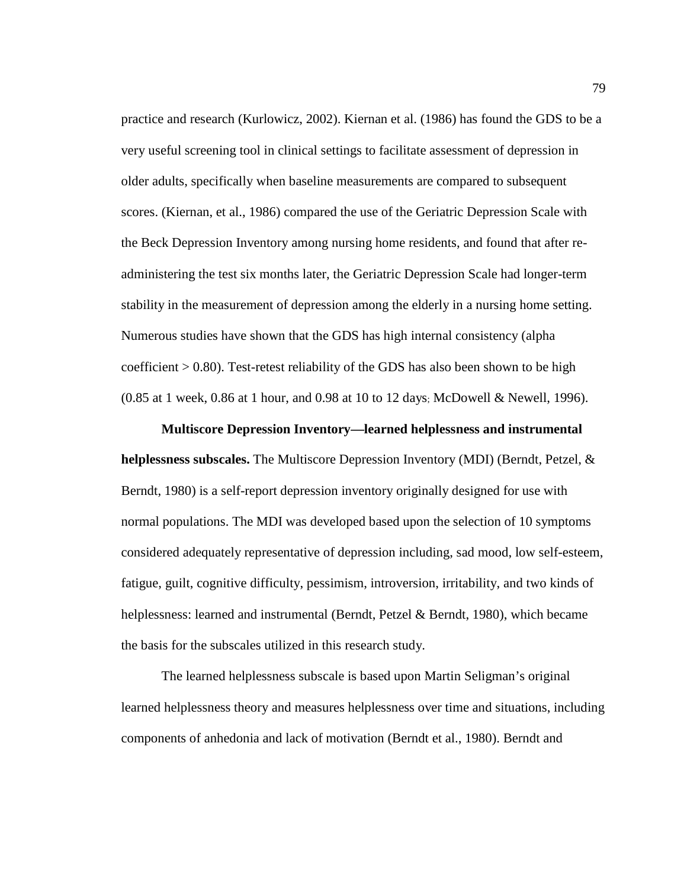practice and research (Kurlowicz, 2002). Kiernan et al. (1986) has found the GDS to be a very useful screening tool in clinical settings to facilitate assessment of depression in older adults, specifically when baseline measurements are compared to subsequent scores. (Kiernan, et al., 1986) compared the use of the Geriatric Depression Scale with the Beck Depression Inventory among nursing home residents, and found that after re-administering the test six months later, the Geriatric Depression Scale had longer-term stability in the measurement of depression among the elderly in a nursing home setting. Numerous studies have shown that the GDS has high internal consistency (alpha coefficient > 0.80). Test-retest reliability of the GDS has also been shown to be high (0.85 at 1 week, 0.86 at 1 hour, and 0.98 at 10 to 12 days; McDowell & Newell, 1996).

**Multiscore Depression Inventory—learned helplessness and instrumental helplessness subscales.** The Multiscore Depression Inventory (MDI) (Berndt, Petzel, & Berndt, 1980) is a self-report depression inventory originally designed for use with normal populations. The MDI was developed based upon the selection of 10 symptoms considered adequately representative of depression including, sad mood, low self-esteem, fatigue, guilt, cognitive difficulty, pessimism, introversion, irritability, and two kinds of helplessness: learned and instrumental (Berndt, Petzel & Berndt, 1980), which became the basis for the subscales utilized in this research study.

The learned helplessness subscale is based upon Martin Seligman's original learned helplessness theory and measures helplessness over time and situations, including components of anhedonia and lack of motivation (Berndt et al., 1980). Berndt and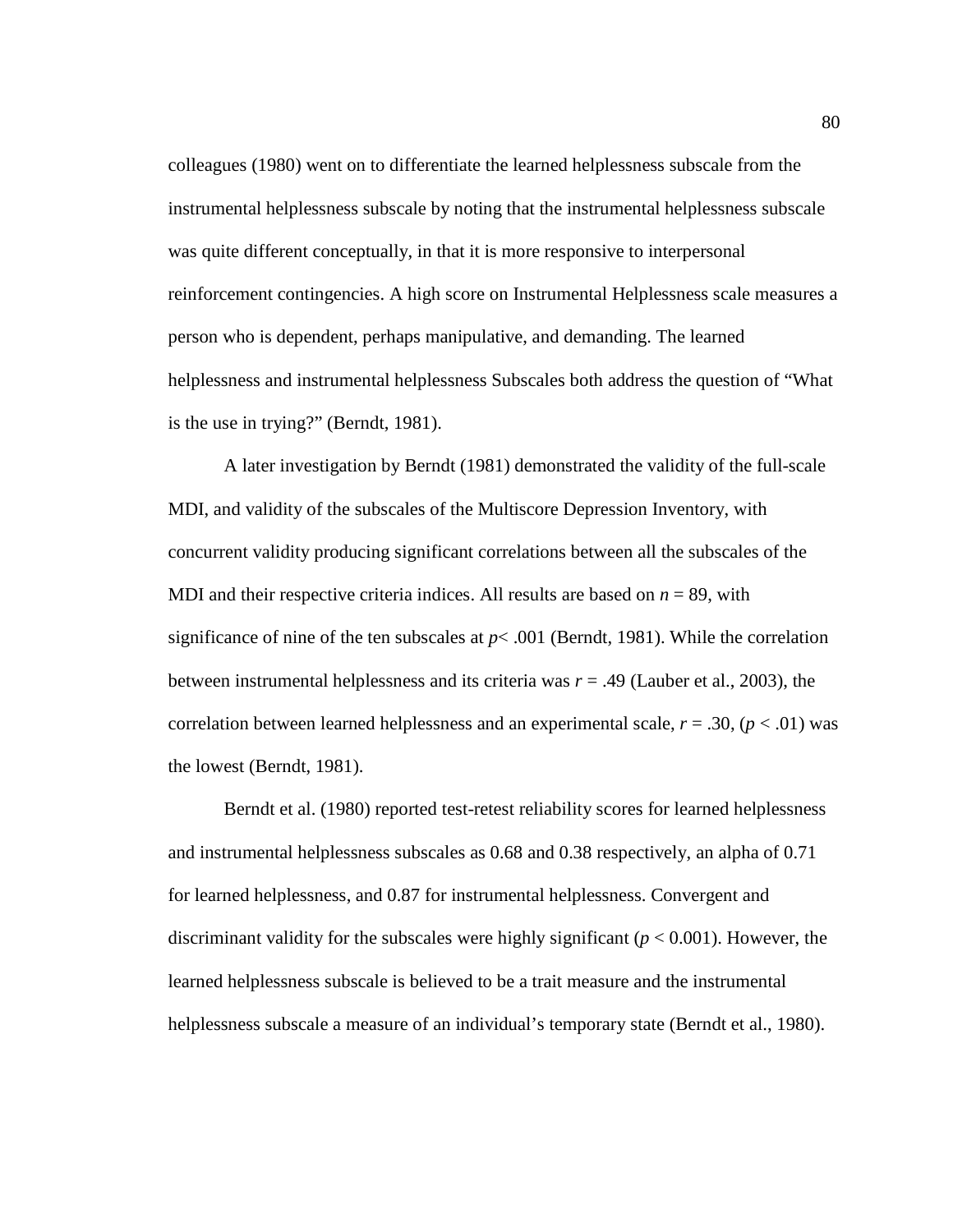colleagues (1980) went on to differentiate the learned helplessness subscale from the instrumental helplessness subscale by noting that the instrumental helplessness subscale was quite different conceptually, in that it is more responsive to interpersonal reinforcement contingencies. A high score on Instrumental Helplessness scale measures a person who is dependent, perhaps manipulative, and demanding. The learned helplessness and instrumental helplessness Subscales both address the question of "What is the use in trying?" (Berndt, 1981).

A later investigation by Berndt (1981) demonstrated the validity of the full-scale MDI, and validity of the subscales of the Multiscore Depression Inventory, with concurrent validity producing significant correlations between all the subscales of the MDI and their respective criteria indices. All results are based on $n = 89$, with significance of nine of the ten subscales at $p < .001$ (Berndt, 1981). While the correlation between instrumental helplessness and its criteria was $r = .49$ (Lauber et al., 2003), the correlation between learned helplessness and an experimental scale, $r = .30$, ($p < .01$) was the lowest (Berndt, 1981).

Berndt et al. (1980) reported test-retest reliability scores for learned helplessness and instrumental helplessness subscales as 0.68 and 0.38 respectively, an alpha of 0.71 for learned helplessness, and 0.87 for instrumental helplessness. Convergent and discriminant validity for the subscales were highly significant ($p < 0.001$). However, the learned helplessness subscale is believed to be a trait measure and the instrumental helplessness subscale a measure of an individual's temporary state (Berndt et al., 1980).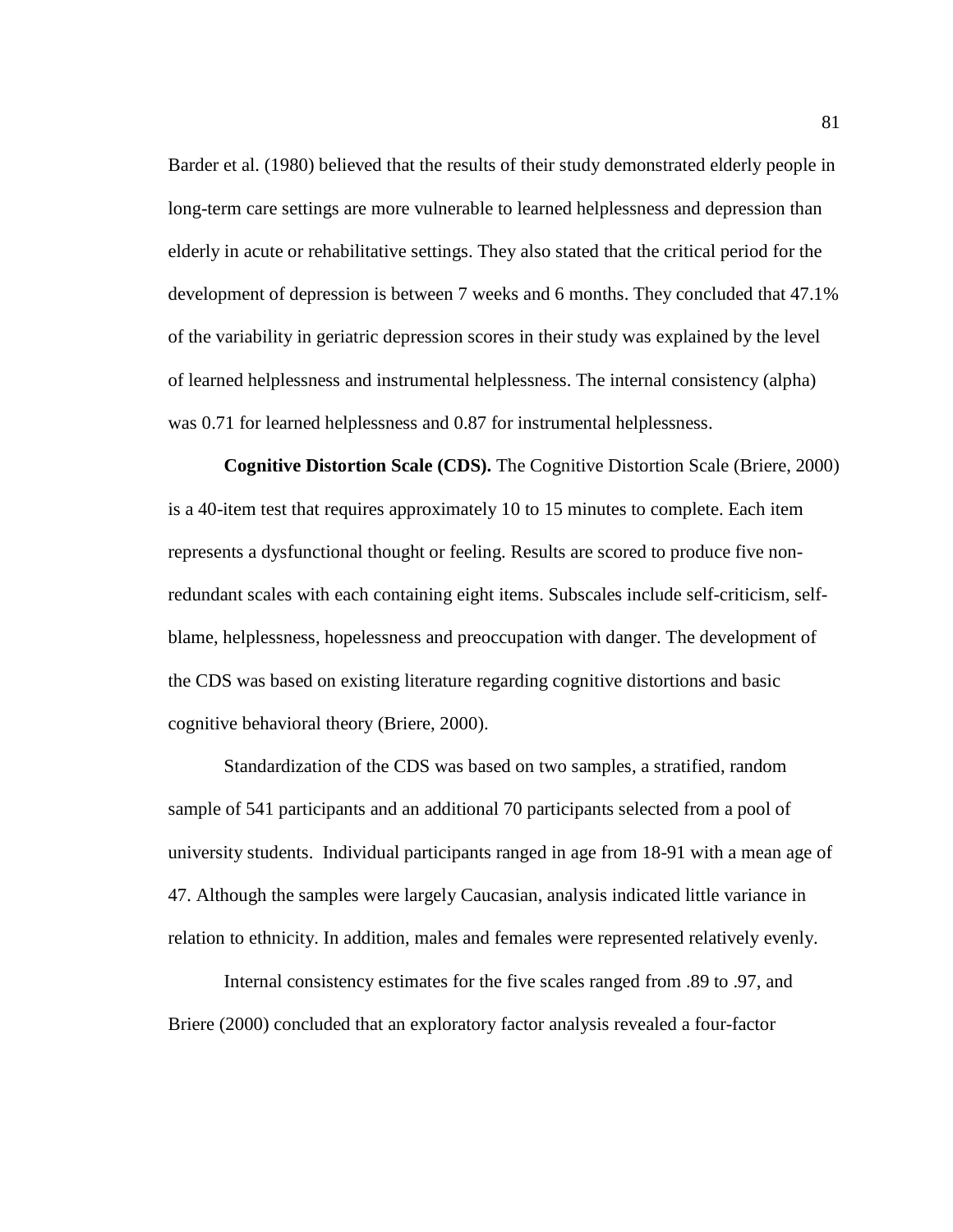Barder et al. (1980) believed that the results of their study demonstrated elderly people in long-term care settings are more vulnerable to learned helplessness and depression than elderly in acute or rehabilitative settings. They also stated that the critical period for the development of depression is between 7 weeks and 6 months. They concluded that 47.1% of the variability in geriatric depression scores in their study was explained by the level of learned helplessness and instrumental helplessness. The internal consistency (alpha) was 0.71 for learned helplessness and 0.87 for instrumental helplessness.

**Cognitive Distortion Scale (CDS).** The Cognitive Distortion Scale (Briere, 2000) is a 40-item test that requires approximately 10 to 15 minutes to complete. Each item represents a dysfunctional thought or feeling. Results are scored to produce five non-redundant scales with each containing eight items. Subscales include self-criticism, self-blame, helplessness, hopelessness and preoccupation with danger. The development of the CDS was based on existing literature regarding cognitive distortions and basic cognitive behavioral theory (Briere, 2000).

Standardization of the CDS was based on two samples, a stratified, random sample of 541 participants and an additional 70 participants selected from a pool of university students. Individual participants ranged in age from 18-91 with a mean age of 47. Although the samples were largely Caucasian, analysis indicated little variance in relation to ethnicity. In addition, males and females were represented relatively evenly.

Internal consistency estimates for the five scales ranged from .89 to .97, and Briere (2000) concluded that an exploratory factor analysis revealed a four-factor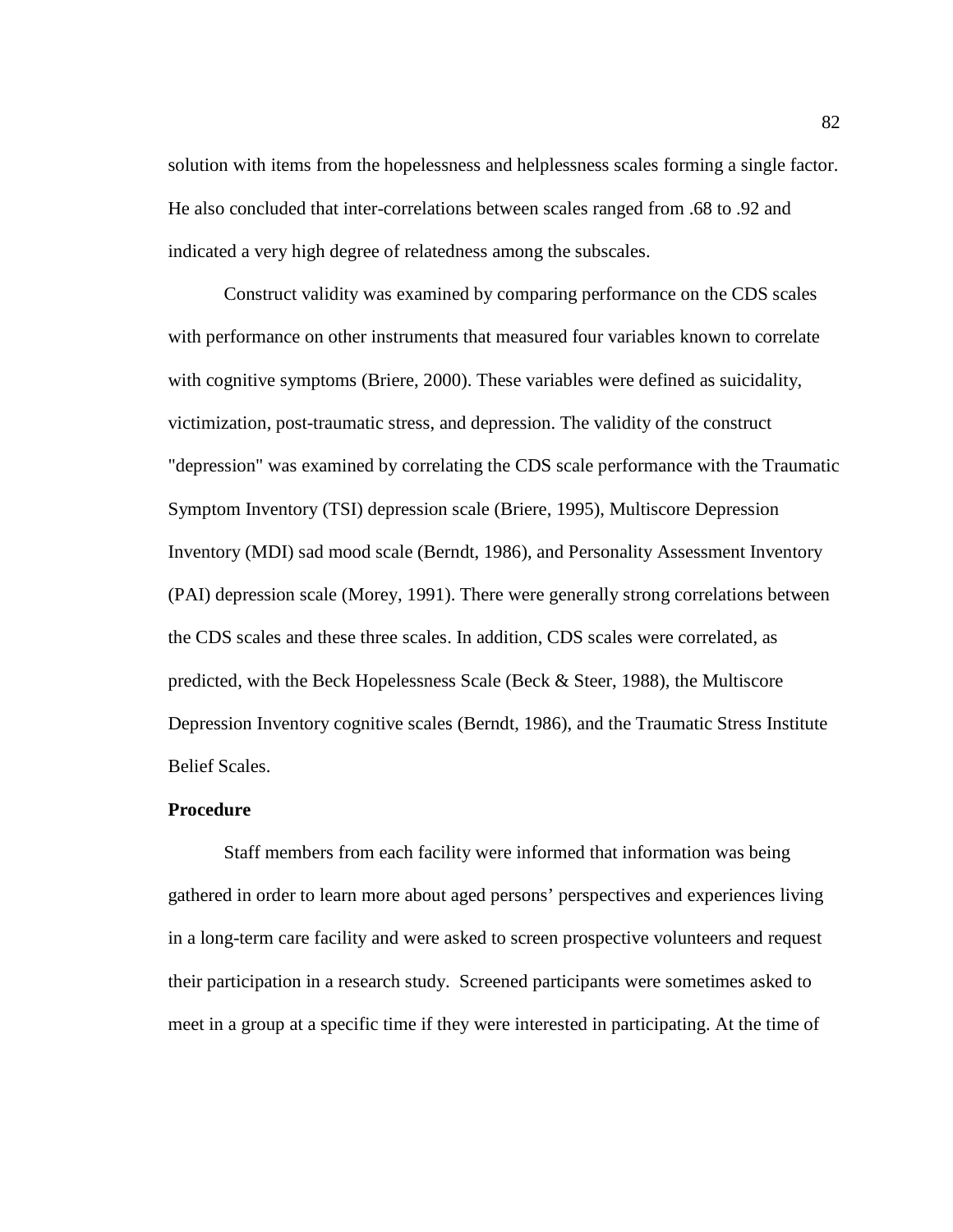solution with items from the hopelessness and helplessness scales forming a single factor. He also concluded that inter-correlations between scales ranged from .68 to .92 and indicated a very high degree of relatedness among the subscales.

Construct validity was examined by comparing performance on the CDS scales with performance on other instruments that measured four variables known to correlate with cognitive symptoms (Briere, 2000). These variables were defined as suicidality, victimization, post-traumatic stress, and depression. The validity of the construct "depression" was examined by correlating the CDS scale performance with the Traumatic Symptom Inventory (TSI) depression scale (Briere, 1995), Multiscore Depression Inventory (MDI) sad mood scale (Berndt, 1986), and Personality Assessment Inventory (PAI) depression scale (Morey, 1991). There were generally strong correlations between the CDS scales and these three scales. In addition, CDS scales were correlated, as predicted, with the Beck Hopelessness Scale (Beck & Steer, 1988), the Multiscore Depression Inventory cognitive scales (Berndt, 1986), and the Traumatic Stress Institute Belief Scales.

**Procedure**

Staff members from each facility were informed that information was being gathered in order to learn more about aged persons' perspectives and experiences living in a long-term care facility and were asked to screen prospective volunteers and request their participation in a research study. Screened participants were sometimes asked to meet in a group at a specific time if they were interested in participating. At the time of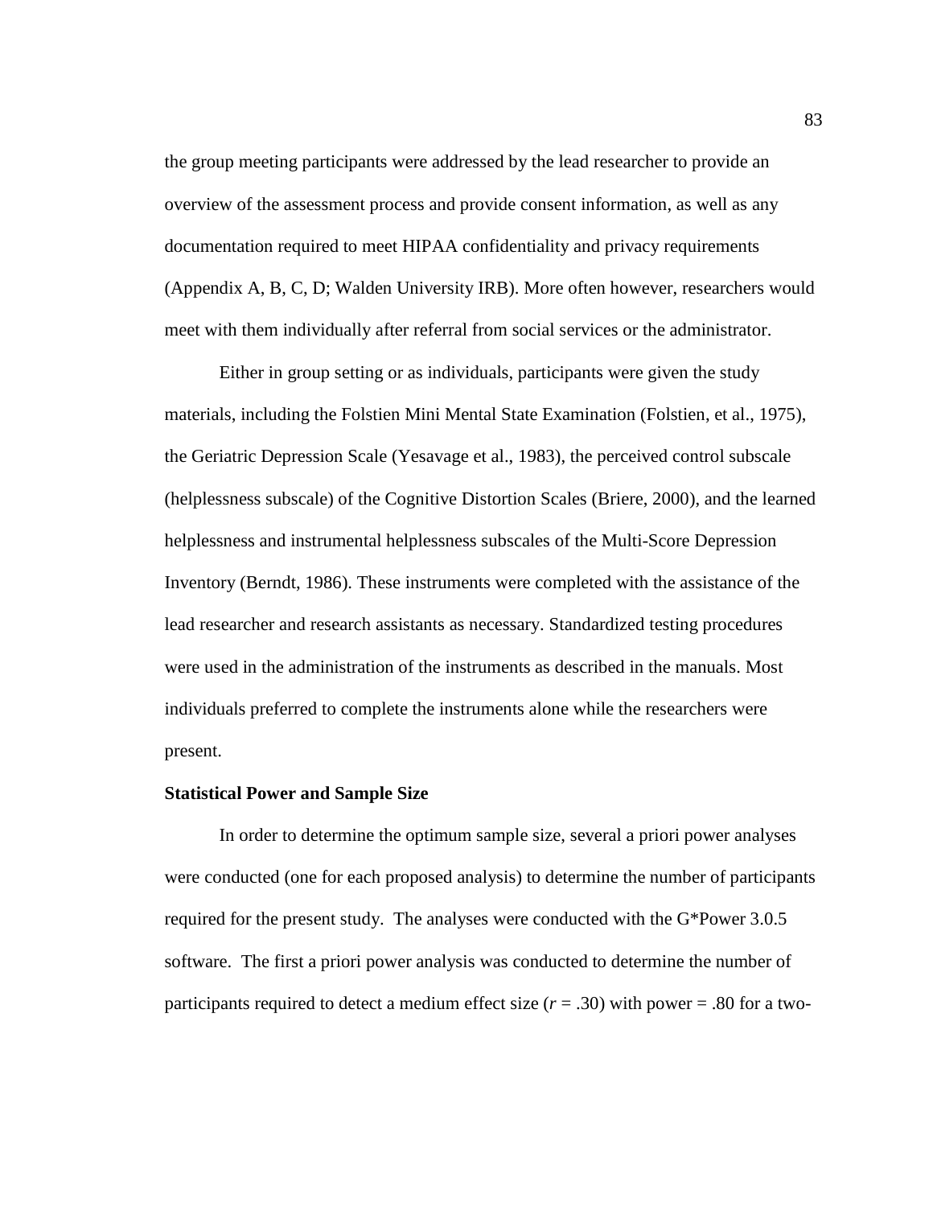the group meeting participants were addressed by the lead researcher to provide an overview of the assessment process and provide consent information, as well as any documentation required to meet HIPAA confidentiality and privacy requirements (Appendix A, B, C, D; Walden University IRB). More often however, researchers would meet with them individually after referral from social services or the administrator.

Either in group setting or as individuals, participants were given the study materials, including the Folstien Mini Mental State Examination (Folstien, et al., 1975), the Geriatric Depression Scale (Yesavage et al., 1983), the perceived control subscale (helplessness subscale) of the Cognitive Distortion Scales (Briere, 2000), and the learned helplessness and instrumental helplessness subscales of the Multi-Score Depression Inventory (Berndt, 1986). These instruments were completed with the assistance of the lead researcher and research assistants as necessary. Standardized testing procedures were used in the administration of the instruments as described in the manuals. Most individuals preferred to complete the instruments alone while the researchers were present.

**Statistical Power and Sample Size**

In order to determine the optimum sample size, several a priori power analyses were conducted (one for each proposed analysis) to determine the number of participants required for the present study. The analyses were conducted with the G*Power 3.0.5 software. The first a priori power analysis was conducted to determine the number of participants required to detect a medium effect size ($r$ = .30) with power = .80 for a two-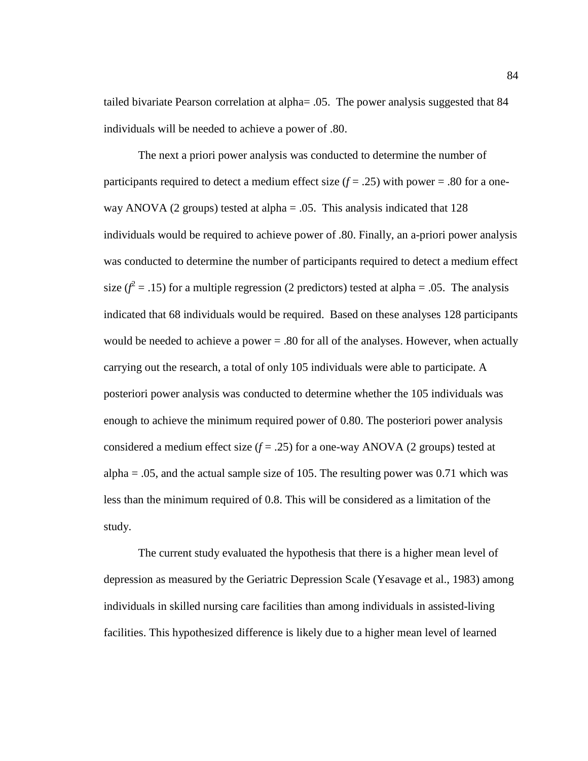tailed bivariate Pearson correlation at alpha= .05.  The power analysis suggested that 84 individuals will be needed to achieve a power of .80.

The next a priori power analysis was conducted to determine the number of participants required to detect a medium effect size ($f$ = .25) with power = .80 for a one-way ANOVA (2 groups) tested at alpha = .05.  This analysis indicated that 128 individuals would be required to achieve power of .80. Finally, an a-priori power analysis was conducted to determine the number of participants required to detect a medium effect size ($f^2$ = .15) for a multiple regression (2 predictors) tested at alpha = .05.  The analysis indicated that 68 individuals would be required.  Based on these analyses 128 participants would be needed to achieve a power = .80 for all of the analyses. However, when actually carrying out the research, a total of only 105 individuals were able to participate. A posteriori power analysis was conducted to determine whether the 105 individuals was enough to achieve the minimum required power of 0.80. The posteriori power analysis considered a medium effect size ($f$ = .25) for a one-way ANOVA (2 groups) tested at alpha = .05, and the actual sample size of 105. The resulting power was 0.71 which was less than the minimum required of 0.8. This will be considered as a limitation of the study.

The current study evaluated the hypothesis that there is a higher mean level of depression as measured by the Geriatric Depression Scale (Yesavage et al., 1983) among individuals in skilled nursing care facilities than among individuals in assisted-living facilities. This hypothesized difference is likely due to a higher mean level of learned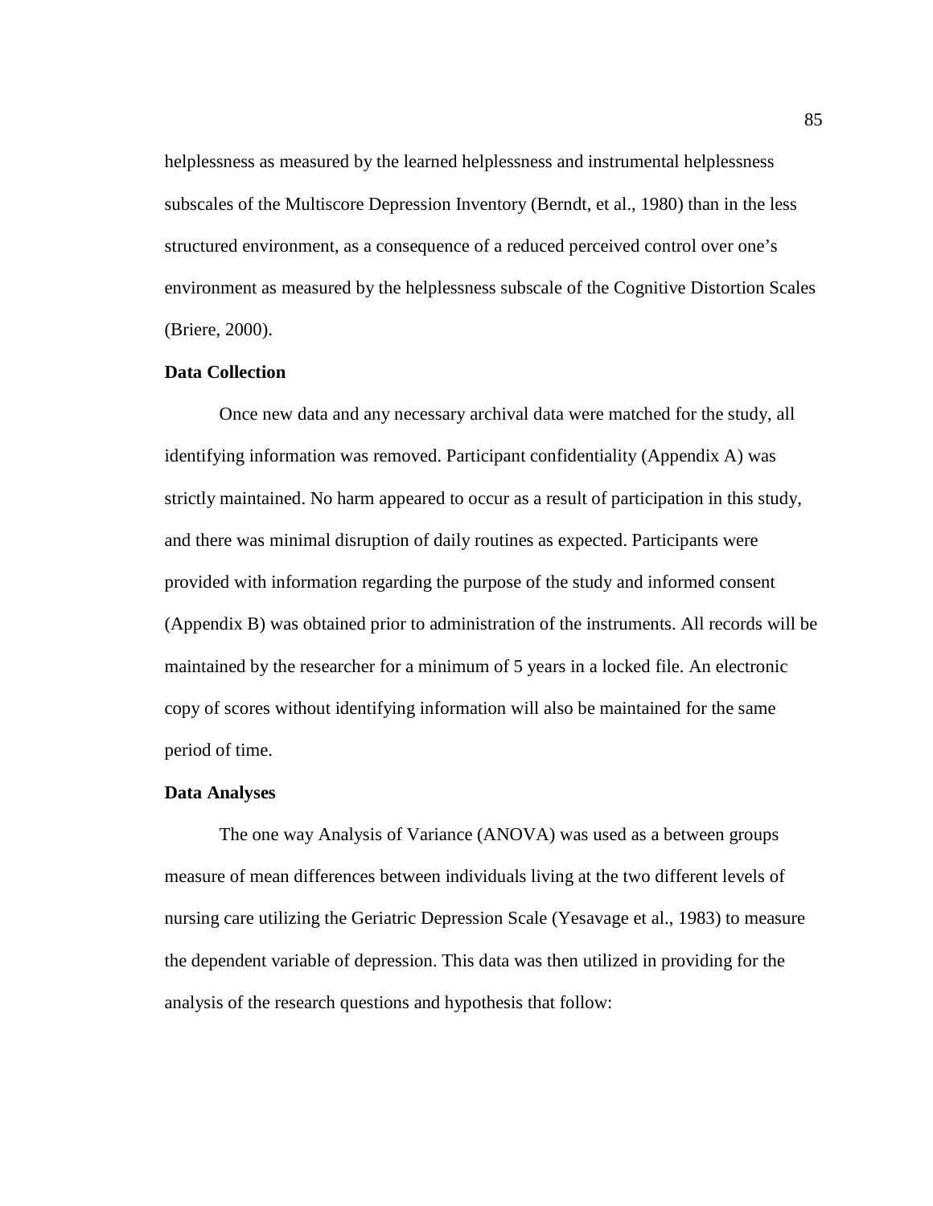helplessness as measured by the learned helplessness and instrumental helplessness subscales of the Multiscore Depression Inventory (Berndt, et al., 1980) than in the less structured environment, as a consequence of a reduced perceived control over one's environment as measured by the helplessness subscale of the Cognitive Distortion Scales (Briere, 2000).

**Data Collection**

Once new data and any necessary archival data were matched for the study, all identifying information was removed. Participant confidentiality (Appendix A) was strictly maintained. No harm appeared to occur as a result of participation in this study, and there was minimal disruption of daily routines as expected. Participants were provided with information regarding the purpose of the study and informed consent (Appendix B) was obtained prior to administration of the instruments. All records will be maintained by the researcher for a minimum of 5 years in a locked file. An electronic copy of scores without identifying information will also be maintained for the same period of time.

**Data Analyses**

The one way Analysis of Variance (ANOVA) was used as a between groups measure of mean differences between individuals living at the two different levels of nursing care utilizing the Geriatric Depression Scale (Yesavage et al., 1983) to measure the dependent variable of depression. This data was then utilized in providing for the analysis of the research questions and hypothesis that follow: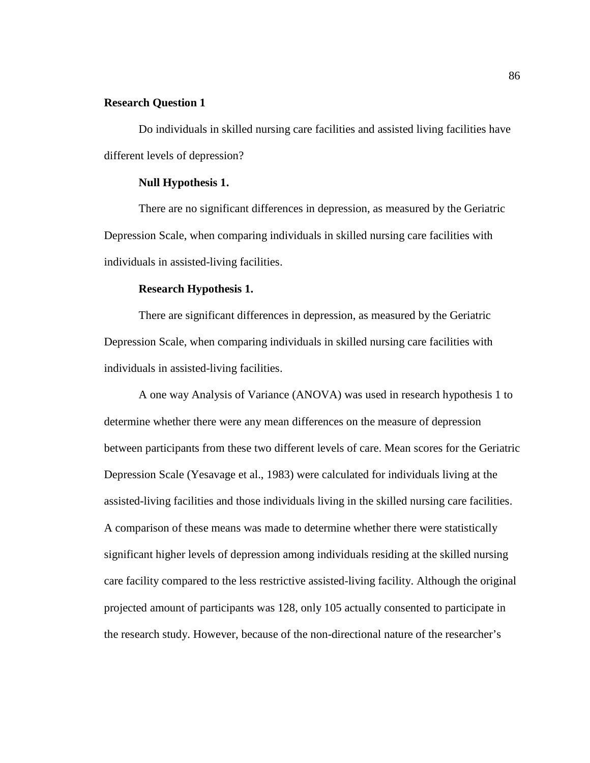## Research Question 1

Do individuals in skilled nursing care facilities and assisted living facilities have different levels of depression?

### Null Hypothesis 1.

There are no significant differences in depression, as measured by the Geriatric Depression Scale, when comparing individuals in skilled nursing care facilities with individuals in assisted-living facilities.

### Research Hypothesis 1.

There are significant differences in depression, as measured by the Geriatric Depression Scale, when comparing individuals in skilled nursing care facilities with individuals in assisted-living facilities.

A one way Analysis of Variance (ANOVA) was used in research hypothesis 1 to determine whether there were any mean differences on the measure of depression between participants from these two different levels of care. Mean scores for the Geriatric Depression Scale (Yesavage et al., 1983) were calculated for individuals living at the assisted-living facilities and those individuals living in the skilled nursing care facilities. A comparison of these means was made to determine whether there were statistically significant higher levels of depression among individuals residing at the skilled nursing care facility compared to the less restrictive assisted-living facility. Although the original projected amount of participants was 128, only 105 actually consented to participate in the research study. However, because of the non-directional nature of the researcher's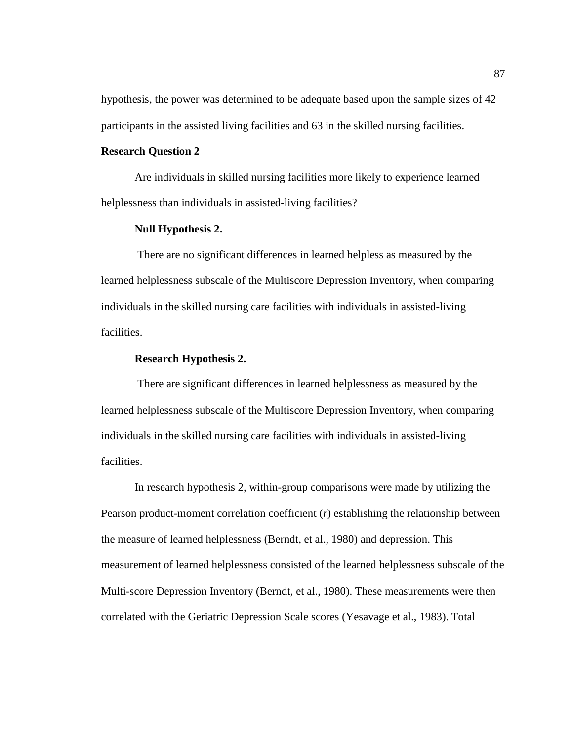hypothesis, the power was determined to be adequate based upon the sample sizes of 42 participants in the assisted living facilities and 63 in the skilled nursing facilities.

**Research Question 2**

Are individuals in skilled nursing facilities more likely to experience learned helplessness than individuals in assisted-living facilities?

**Null Hypothesis 2.**

There are no significant differences in learned helpless as measured by the learned helplessness subscale of the Multiscore Depression Inventory, when comparing individuals in the skilled nursing care facilities with individuals in assisted-living facilities.

**Research Hypothesis 2.**

There are significant differences in learned helplessness as measured by the learned helplessness subscale of the Multiscore Depression Inventory, when comparing individuals in the skilled nursing care facilities with individuals in assisted-living facilities.

In research hypothesis 2, within-group comparisons were made by utilizing the Pearson product-moment correlation coefficient (*r*) establishing the relationship between the measure of learned helplessness (Berndt, et al., 1980) and depression. This measurement of learned helplessness consisted of the learned helplessness subscale of the Multi-score Depression Inventory (Berndt, et al., 1980). These measurements were then correlated with the Geriatric Depression Scale scores (Yesavage et al., 1983). Total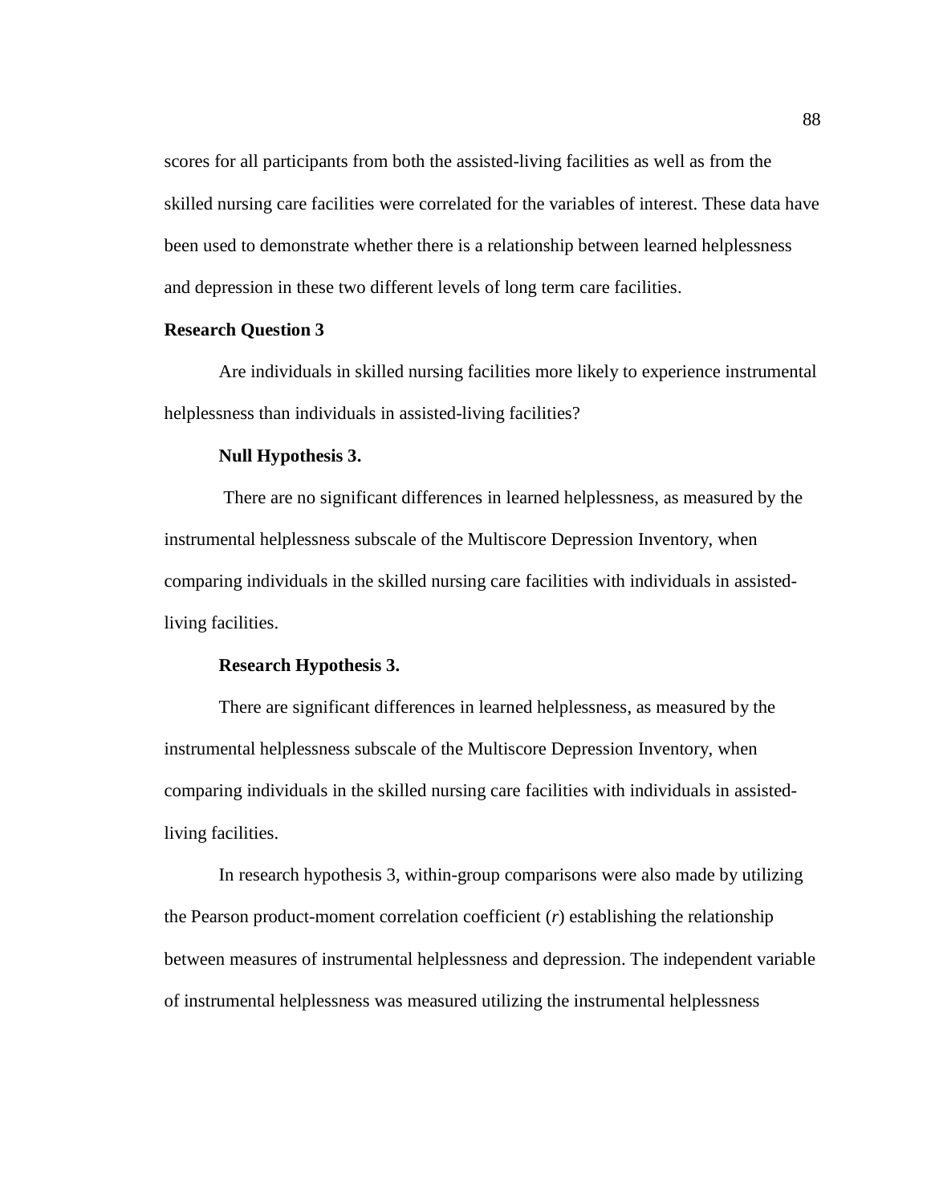scores for all participants from both the assisted-living facilities as well as from the skilled nursing care facilities were correlated for the variables of interest. These data have been used to demonstrate whether there is a relationship between learned helplessness and depression in these two different levels of long term care facilities.

## Research Question 3

Are individuals in skilled nursing facilities more likely to experience instrumental helplessness than individuals in assisted-living facilities?

### Null Hypothesis 3.

There are no significant differences in learned helplessness, as measured by the instrumental helplessness subscale of the Multiscore Depression Inventory, when comparing individuals in the skilled nursing care facilities with individuals in assisted-living facilities.

### Research Hypothesis 3.

There are significant differences in learned helplessness, as measured by the instrumental helplessness subscale of the Multiscore Depression Inventory, when comparing individuals in the skilled nursing care facilities with individuals in assisted-living facilities.

In research hypothesis 3, within-group comparisons were also made by utilizing the Pearson product-moment correlation coefficient (*r*) establishing the relationship between measures of instrumental helplessness and depression. The independent variable of instrumental helplessness was measured utilizing the instrumental helplessness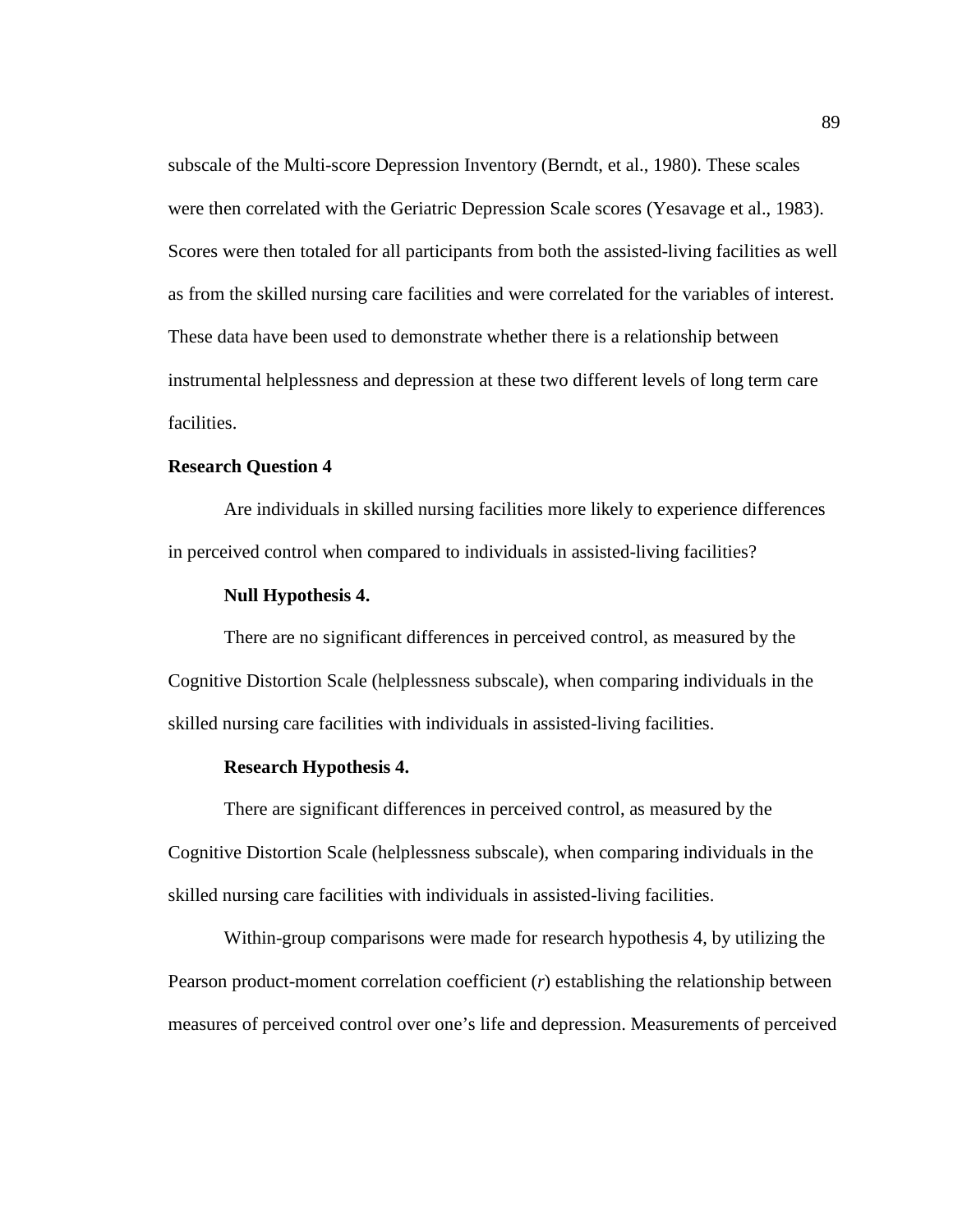subscale of the Multi-score Depression Inventory (Berndt, et al., 1980). These scales were then correlated with the Geriatric Depression Scale scores (Yesavage et al., 1983). Scores were then totaled for all participants from both the assisted-living facilities as well as from the skilled nursing care facilities and were correlated for the variables of interest. These data have been used to demonstrate whether there is a relationship between instrumental helplessness and depression at these two different levels of long term care facilities.

**Research Question 4**

Are individuals in skilled nursing facilities more likely to experience differences in perceived control when compared to individuals in assisted-living facilities?

**Null Hypothesis 4.**

There are no significant differences in perceived control, as measured by the Cognitive Distortion Scale (helplessness subscale), when comparing individuals in the skilled nursing care facilities with individuals in assisted-living facilities.

**Research Hypothesis 4.**

There are significant differences in perceived control, as measured by the Cognitive Distortion Scale (helplessness subscale), when comparing individuals in the skilled nursing care facilities with individuals in assisted-living facilities.

Within-group comparisons were made for research hypothesis 4, by utilizing the Pearson product-moment correlation coefficient ($r$) establishing the relationship between measures of perceived control over one's life and depression. Measurements of perceived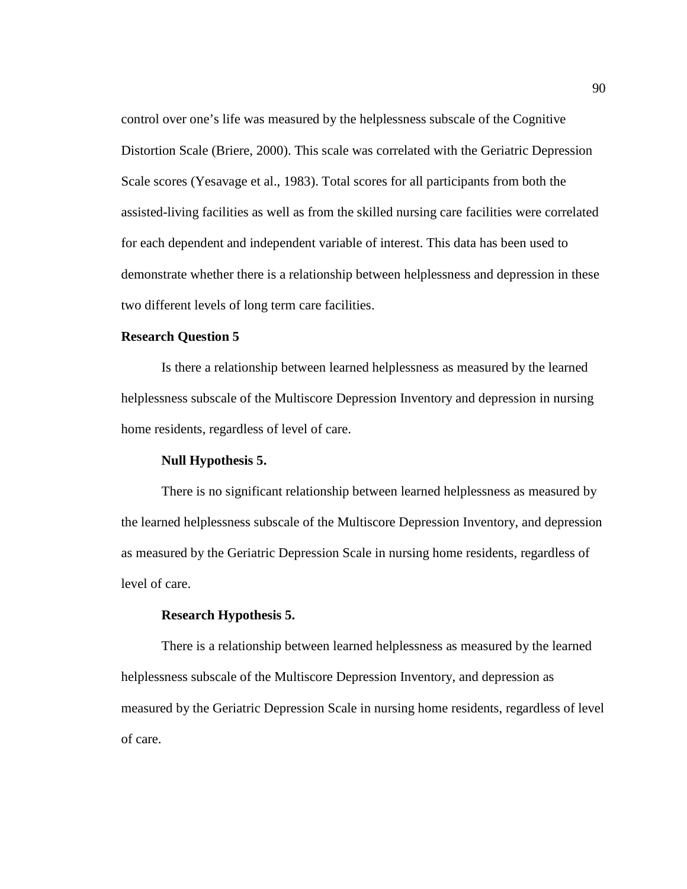control over one's life was measured by the helplessness subscale of the Cognitive Distortion Scale (Briere, 2000). This scale was correlated with the Geriatric Depression Scale scores (Yesavage et al., 1983). Total scores for all participants from both the assisted-living facilities as well as from the skilled nursing care facilities were correlated for each dependent and independent variable of interest. This data has been used to demonstrate whether there is a relationship between helplessness and depression in these two different levels of long term care facilities.

**Research Question 5**

Is there a relationship between learned helplessness as measured by the learned helplessness subscale of the Multiscore Depression Inventory and depression in nursing home residents, regardless of level of care.

**Null Hypothesis 5.**

There is no significant relationship between learned helplessness as measured by the learned helplessness subscale of the Multiscore Depression Inventory, and depression as measured by the Geriatric Depression Scale in nursing home residents, regardless of level of care.

**Research Hypothesis 5.**

There is a relationship between learned helplessness as measured by the learned helplessness subscale of the Multiscore Depression Inventory, and depression as measured by the Geriatric Depression Scale in nursing home residents, regardless of level of care.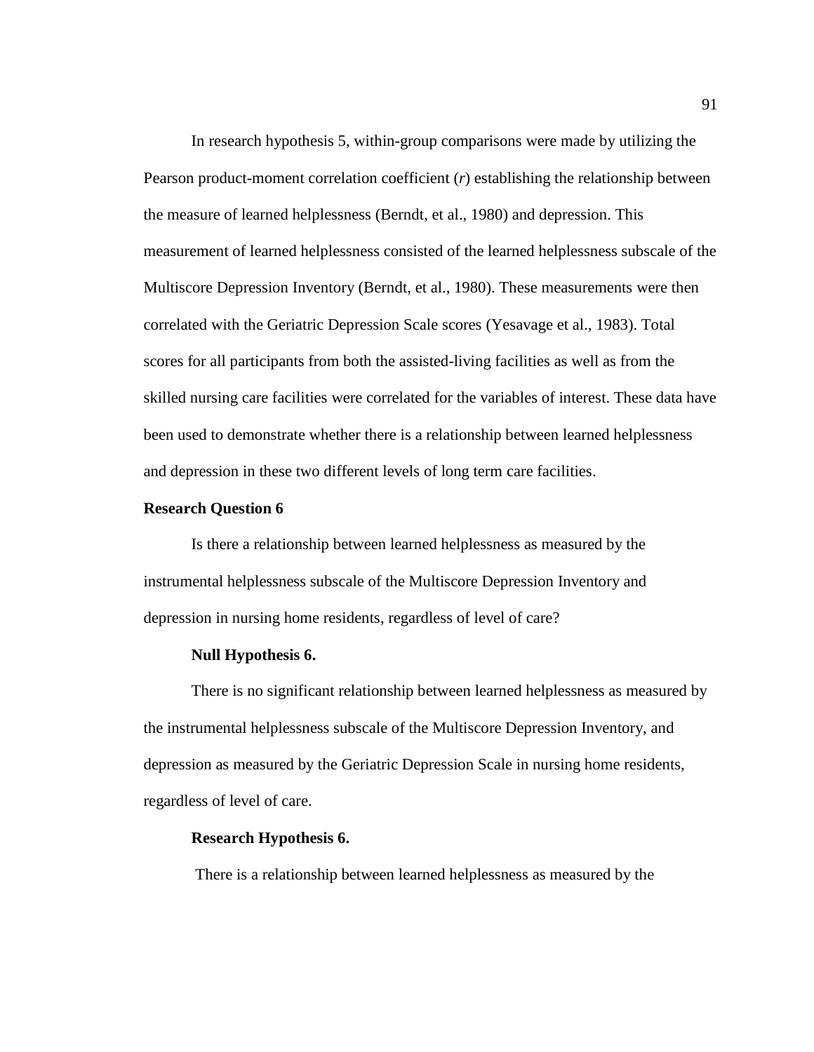In research hypothesis 5, within-group comparisons were made by utilizing the Pearson product-moment correlation coefficient (*r*) establishing the relationship between the measure of learned helplessness (Berndt, et al., 1980) and depression. This measurement of learned helplessness consisted of the learned helplessness subscale of the Multiscore Depression Inventory (Berndt, et al., 1980). These measurements were then correlated with the Geriatric Depression Scale scores (Yesavage et al., 1983). Total scores for all participants from both the assisted-living facilities as well as from the skilled nursing care facilities were correlated for the variables of interest. These data have been used to demonstrate whether there is a relationship between learned helplessness and depression in these two different levels of long term care facilities.

**Research Question 6**

Is there a relationship between learned helplessness as measured by the instrumental helplessness subscale of the Multiscore Depression Inventory and depression in nursing home residents, regardless of level of care?

**Null Hypothesis 6.**

There is no significant relationship between learned helplessness as measured by the instrumental helplessness subscale of the Multiscore Depression Inventory, and depression as measured by the Geriatric Depression Scale in nursing home residents, regardless of level of care.

**Research Hypothesis 6.**

There is a relationship between learned helplessness as measured by the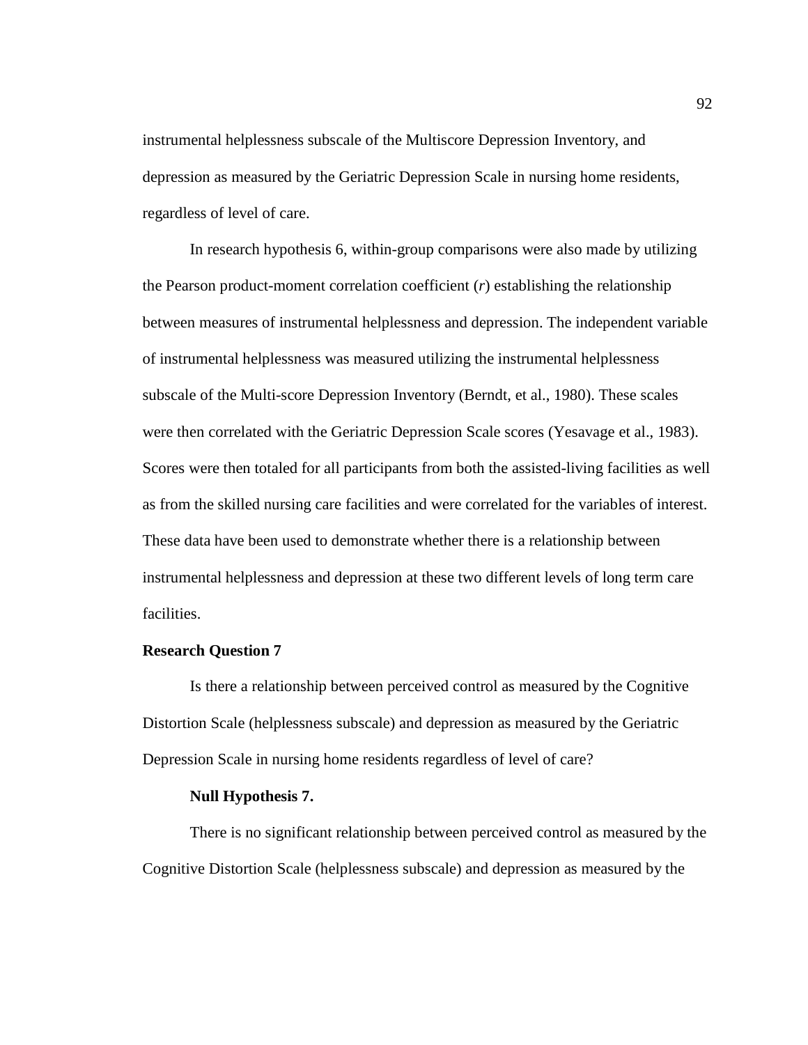instrumental helplessness subscale of the Multiscore Depression Inventory, and depression as measured by the Geriatric Depression Scale in nursing home residents, regardless of level of care.

In research hypothesis 6, within-group comparisons were also made by utilizing the Pearson product-moment correlation coefficient (*r*) establishing the relationship between measures of instrumental helplessness and depression. The independent variable of instrumental helplessness was measured utilizing the instrumental helplessness subscale of the Multi-score Depression Inventory (Berndt, et al., 1980). These scales were then correlated with the Geriatric Depression Scale scores (Yesavage et al., 1983). Scores were then totaled for all participants from both the assisted-living facilities as well as from the skilled nursing care facilities and were correlated for the variables of interest. These data have been used to demonstrate whether there is a relationship between instrumental helplessness and depression at these two different levels of long term care facilities.

**Research Question 7**

Is there a relationship between perceived control as measured by the Cognitive Distortion Scale (helplessness subscale) and depression as measured by the Geriatric Depression Scale in nursing home residents regardless of level of care?

**Null Hypothesis 7.**

There is no significant relationship between perceived control as measured by the Cognitive Distortion Scale (helplessness subscale) and depression as measured by the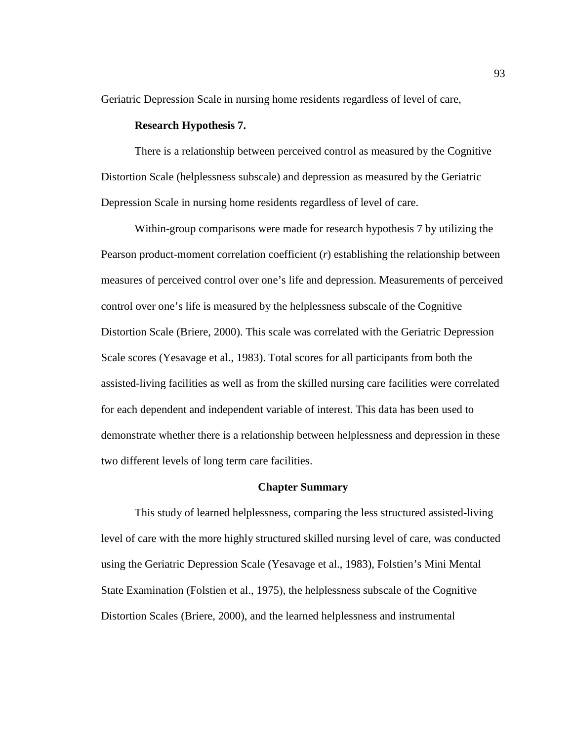Geriatric Depression Scale in nursing home residents regardless of level of care,

**Research Hypothesis 7.**

There is a relationship between perceived control as measured by the Cognitive Distortion Scale (helplessness subscale) and depression as measured by the Geriatric Depression Scale in nursing home residents regardless of level of care.

Within-group comparisons were made for research hypothesis 7 by utilizing the Pearson product-moment correlation coefficient (*r*) establishing the relationship between measures of perceived control over one's life and depression. Measurements of perceived control over one's life is measured by the helplessness subscale of the Cognitive Distortion Scale (Briere, 2000). This scale was correlated with the Geriatric Depression Scale scores (Yesavage et al., 1983). Total scores for all participants from both the assisted-living facilities as well as from the skilled nursing care facilities were correlated for each dependent and independent variable of interest. This data has been used to demonstrate whether there is a relationship between helplessness and depression in these two different levels of long term care facilities.

## Chapter Summary

This study of learned helplessness, comparing the less structured assisted-living level of care with the more highly structured skilled nursing level of care, was conducted using the Geriatric Depression Scale (Yesavage et al., 1983), Folstien's Mini Mental State Examination (Folstien et al., 1975), the helplessness subscale of the Cognitive Distortion Scales (Briere, 2000), and the learned helplessness and instrumental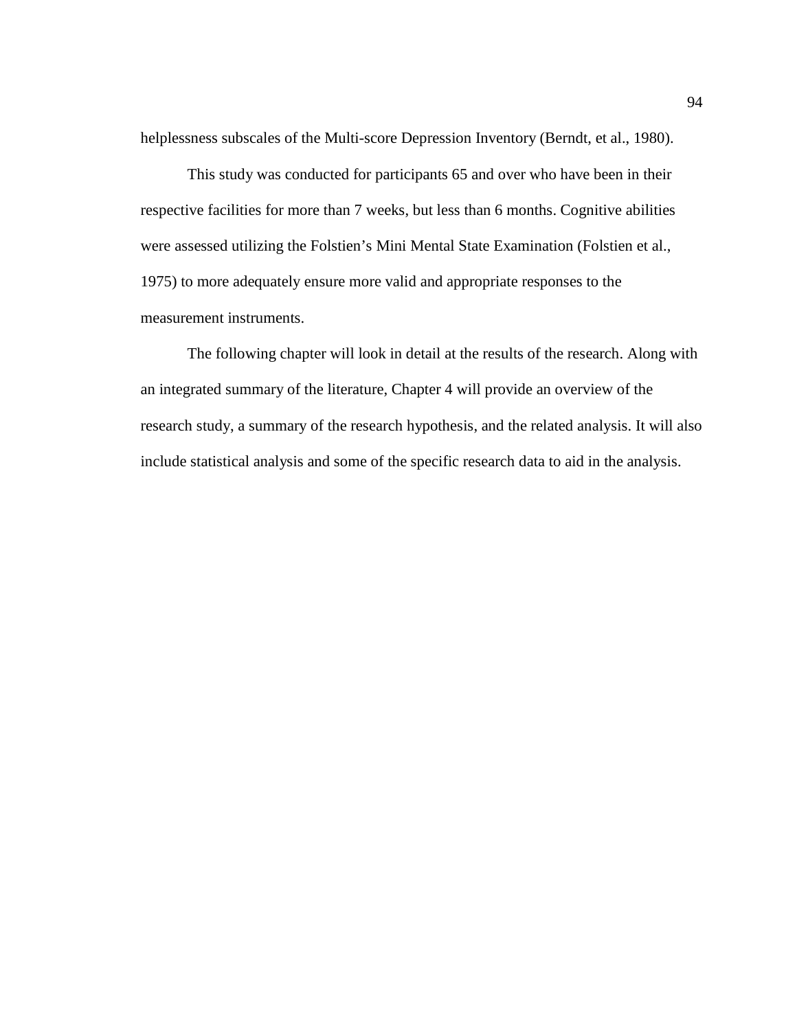helplessness subscales of the Multi-score Depression Inventory (Berndt, et al., 1980).

This study was conducted for participants 65 and over who have been in their respective facilities for more than 7 weeks, but less than 6 months. Cognitive abilities were assessed utilizing the Folstien's Mini Mental State Examination (Folstien et al., 1975) to more adequately ensure more valid and appropriate responses to the measurement instruments.

The following chapter will look in detail at the results of the research. Along with an integrated summary of the literature, Chapter 4 will provide an overview of the research study, a summary of the research hypothesis, and the related analysis. It will also include statistical analysis and some of the specific research data to aid in the analysis.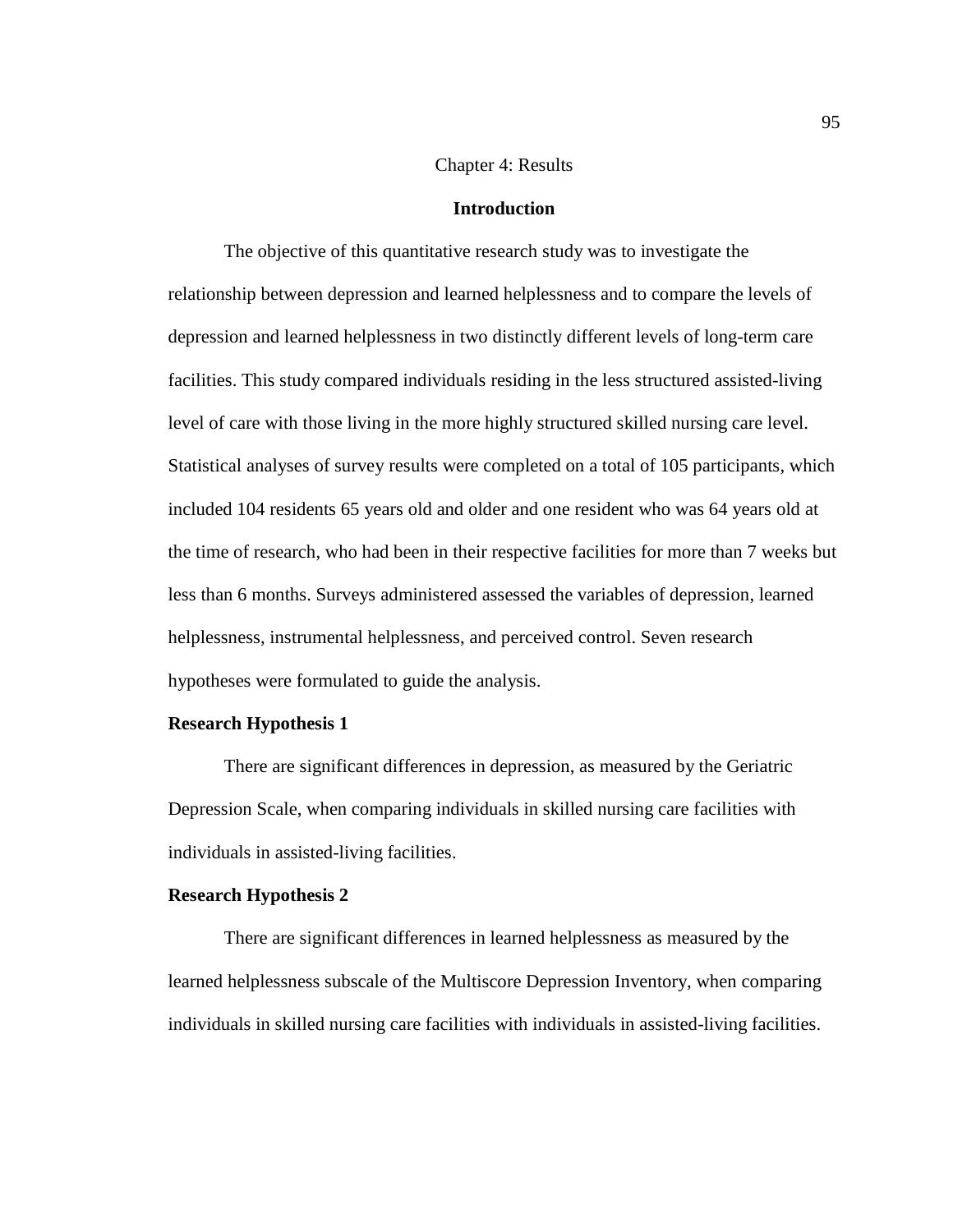# Chapter 4: Results

## Introduction

The objective of this quantitative research study was to investigate the relationship between depression and learned helplessness and to compare the levels of depression and learned helplessness in two distinctly different levels of long-term care facilities. This study compared individuals residing in the less structured assisted-living level of care with those living in the more highly structured skilled nursing care level. Statistical analyses of survey results were completed on a total of 105 participants, which included 104 residents 65 years old and older and one resident who was 64 years old at the time of research, who had been in their respective facilities for more than 7 weeks but less than 6 months. Surveys administered assessed the variables of depression, learned helplessness, instrumental helplessness, and perceived control. Seven research hypotheses were formulated to guide the analysis.

### Research Hypothesis 1

There are significant differences in depression, as measured by the Geriatric Depression Scale, when comparing individuals in skilled nursing care facilities with individuals in assisted-living facilities.

### Research Hypothesis 2

There are significant differences in learned helplessness as measured by the learned helplessness subscale of the Multiscore Depression Inventory, when comparing individuals in skilled nursing care facilities with individuals in assisted-living facilities.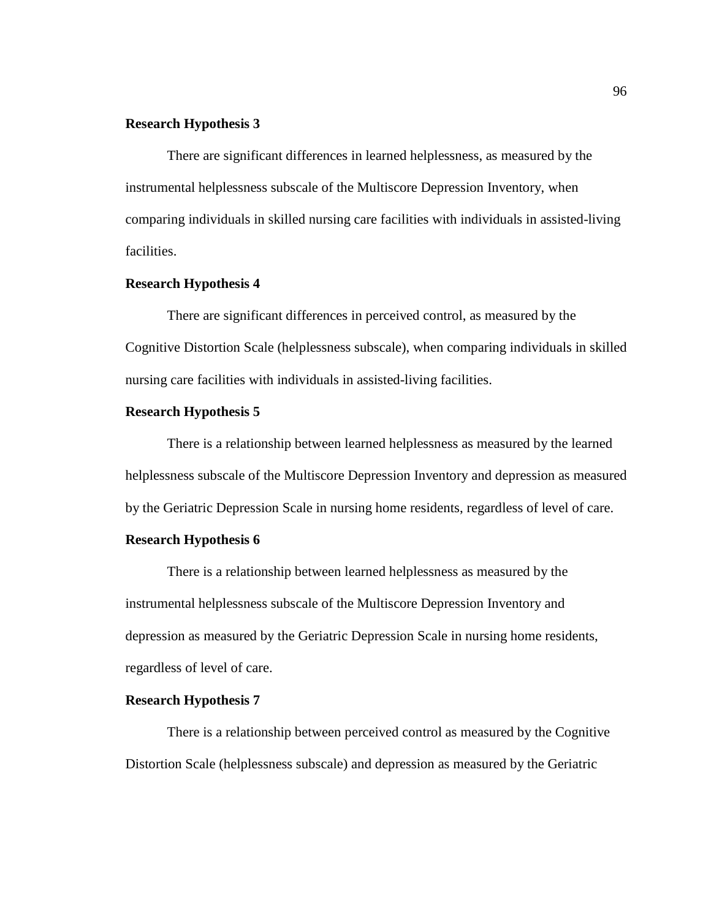**Research Hypothesis 3**

There are significant differences in learned helplessness, as measured by the instrumental helplessness subscale of the Multiscore Depression Inventory, when comparing individuals in skilled nursing care facilities with individuals in assisted-living facilities.

**Research Hypothesis 4**

There are significant differences in perceived control, as measured by the Cognitive Distortion Scale (helplessness subscale), when comparing individuals in skilled nursing care facilities with individuals in assisted-living facilities.

**Research Hypothesis 5**

There is a relationship between learned helplessness as measured by the learned helplessness subscale of the Multiscore Depression Inventory and depression as measured by the Geriatric Depression Scale in nursing home residents, regardless of level of care.

**Research Hypothesis 6**

There is a relationship between learned helplessness as measured by the instrumental helplessness subscale of the Multiscore Depression Inventory and depression as measured by the Geriatric Depression Scale in nursing home residents, regardless of level of care.

**Research Hypothesis 7**

There is a relationship between perceived control as measured by the Cognitive Distortion Scale (helplessness subscale) and depression as measured by the Geriatric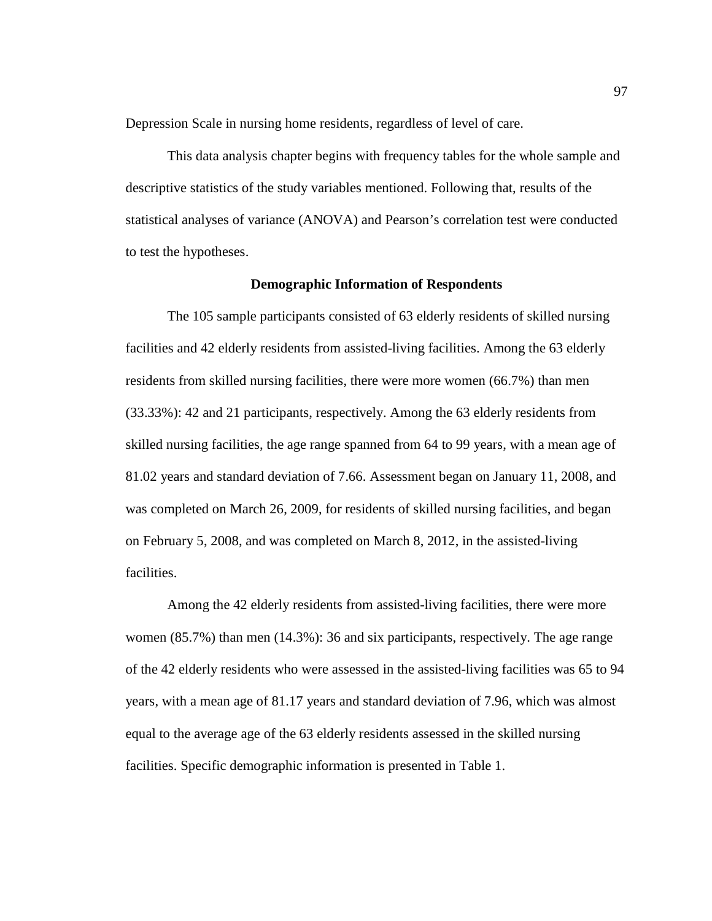Depression Scale in nursing home residents, regardless of level of care.

This data analysis chapter begins with frequency tables for the whole sample and descriptive statistics of the study variables mentioned. Following that, results of the statistical analyses of variance (ANOVA) and Pearson's correlation test were conducted to test the hypotheses.

## Demographic Information of Respondents

The 105 sample participants consisted of 63 elderly residents of skilled nursing facilities and 42 elderly residents from assisted-living facilities. Among the 63 elderly residents from skilled nursing facilities, there were more women (66.7%) than men (33.33%): 42 and 21 participants, respectively. Among the 63 elderly residents from skilled nursing facilities, the age range spanned from 64 to 99 years, with a mean age of 81.02 years and standard deviation of 7.66. Assessment began on January 11, 2008, and was completed on March 26, 2009, for residents of skilled nursing facilities, and began on February 5, 2008, and was completed on March 8, 2012, in the assisted-living facilities.

Among the 42 elderly residents from assisted-living facilities, there were more women (85.7%) than men (14.3%): 36 and six participants, respectively. The age range of the 42 elderly residents who were assessed in the assisted-living facilities was 65 to 94 years, with a mean age of 81.17 years and standard deviation of 7.96, which was almost equal to the average age of the 63 elderly residents assessed in the skilled nursing facilities. Specific demographic information is presented in Table 1.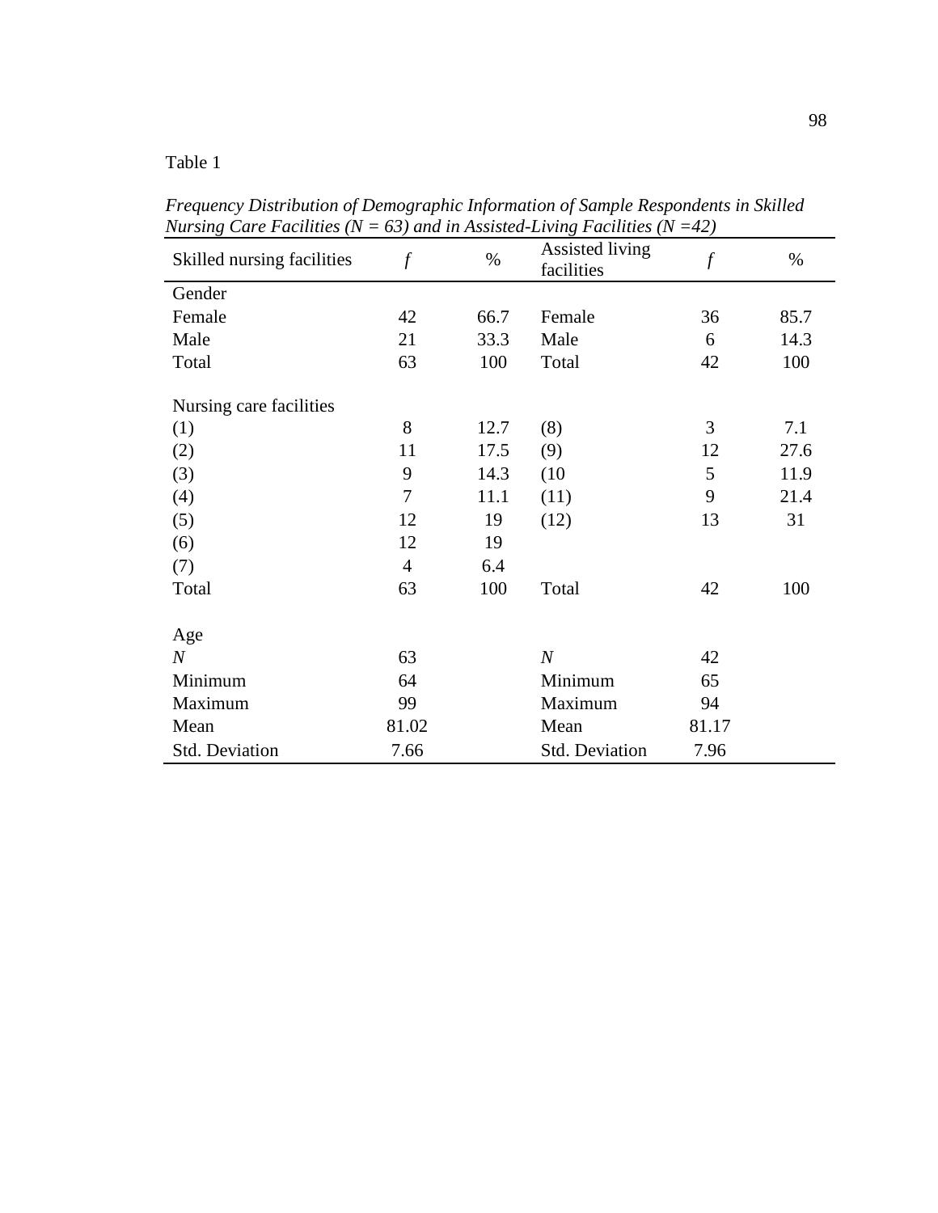Table 1

*Frequency Distribution of Demographic Information of Sample Respondents in Skilled Nursing Care Facilities (N = 63) and in Assisted-Living Facilities (N =42)*

| Skilled nursing facilities | *f* | % | Assisted living facilities | *f* | % |
|---|---|---|---|---|---|
| Gender | | | | | |
| Female | 42 | 66.7 | Female | 36 | 85.7 |
| Male | 21 | 33.3 | Male | 6 | 14.3 |
| Total | 63 | 100 | Total | 42 | 100 |
| | | | | | |
| Nursing care facilities | | | | | |
| (1) | 8 | 12.7 | (8) | 3 | 7.1 |
| (2) | 11 | 17.5 | (9) | 12 | 27.6 |
| (3) | 9 | 14.3 | (10 | 5 | 11.9 |
| (4) | 7 | 11.1 | (11) | 9 | 21.4 |
| (5) | 12 | 19 | (12) | 13 | 31 |
| (6) | 12 | 19 | | | |
| (7) | 4 | 6.4 | | | |
| Total | 63 | 100 | Total | 42 | 100 |
| | | | | | |
| Age | | | | | |
| *N* | 63 | | *N* | 42 | |
| Minimum | 64 | | Minimum | 65 | |
| Maximum | 99 | | Maximum | 94 | |
| Mean | 81.02 | | Mean | 81.17 | |
| Std. Deviation | 7.66 | | Std. Deviation | 7.96 | |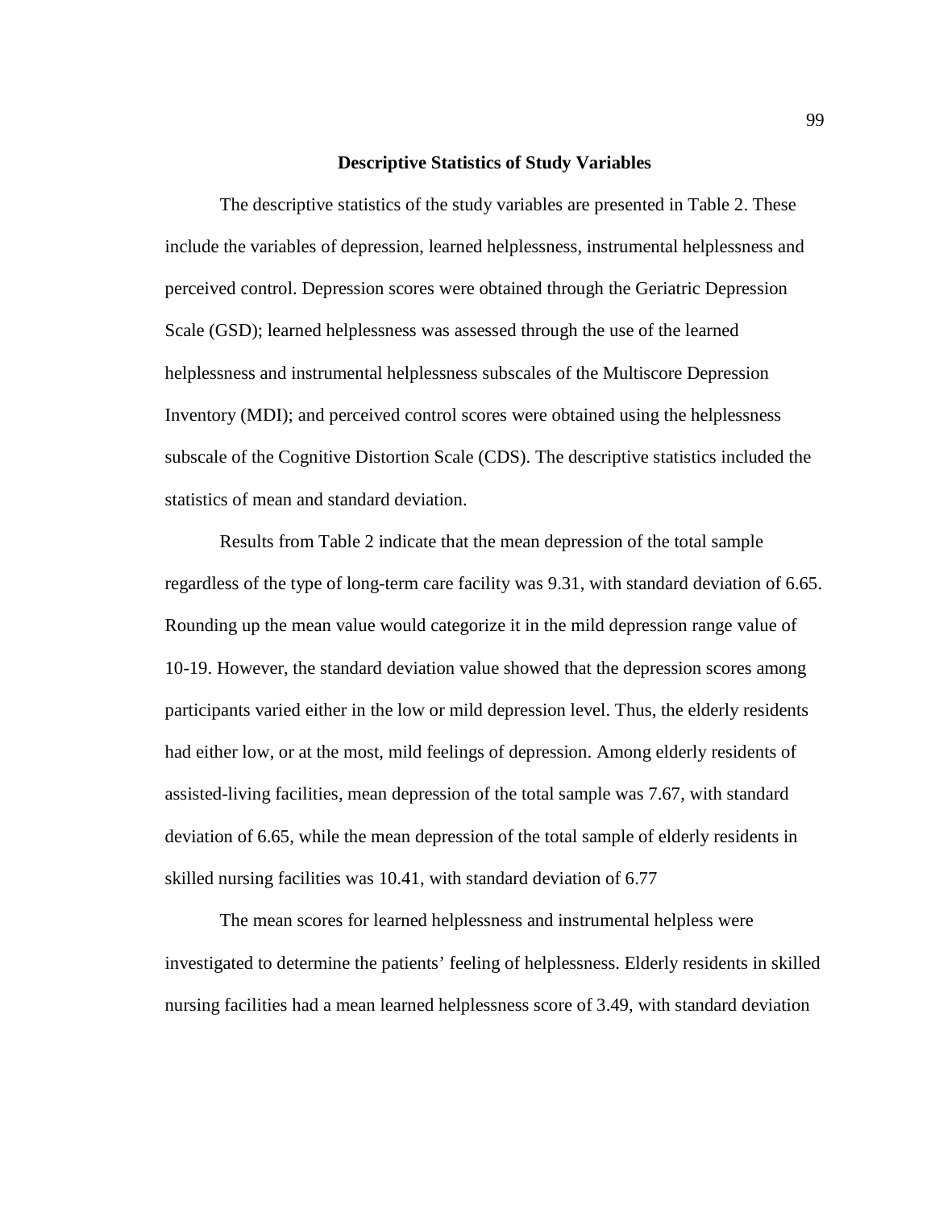## Descriptive Statistics of Study Variables

The descriptive statistics of the study variables are presented in Table 2. These include the variables of depression, learned helplessness, instrumental helplessness and perceived control. Depression scores were obtained through the Geriatric Depression Scale (GSD); learned helplessness was assessed through the use of the learned helplessness and instrumental helplessness subscales of the Multiscore Depression Inventory (MDI); and perceived control scores were obtained using the helplessness subscale of the Cognitive Distortion Scale (CDS). The descriptive statistics included the statistics of mean and standard deviation.

Results from Table 2 indicate that the mean depression of the total sample regardless of the type of long-term care facility was 9.31, with standard deviation of 6.65. Rounding up the mean value would categorize it in the mild depression range value of 10-19. However, the standard deviation value showed that the depression scores among participants varied either in the low or mild depression level. Thus, the elderly residents had either low, or at the most, mild feelings of depression. Among elderly residents of assisted-living facilities, mean depression of the total sample was 7.67, with standard deviation of 6.65, while the mean depression of the total sample of elderly residents in skilled nursing facilities was 10.41, with standard deviation of 6.77

The mean scores for learned helplessness and instrumental helpless were investigated to determine the patients' feeling of helplessness. Elderly residents in skilled nursing facilities had a mean learned helplessness score of 3.49, with standard deviation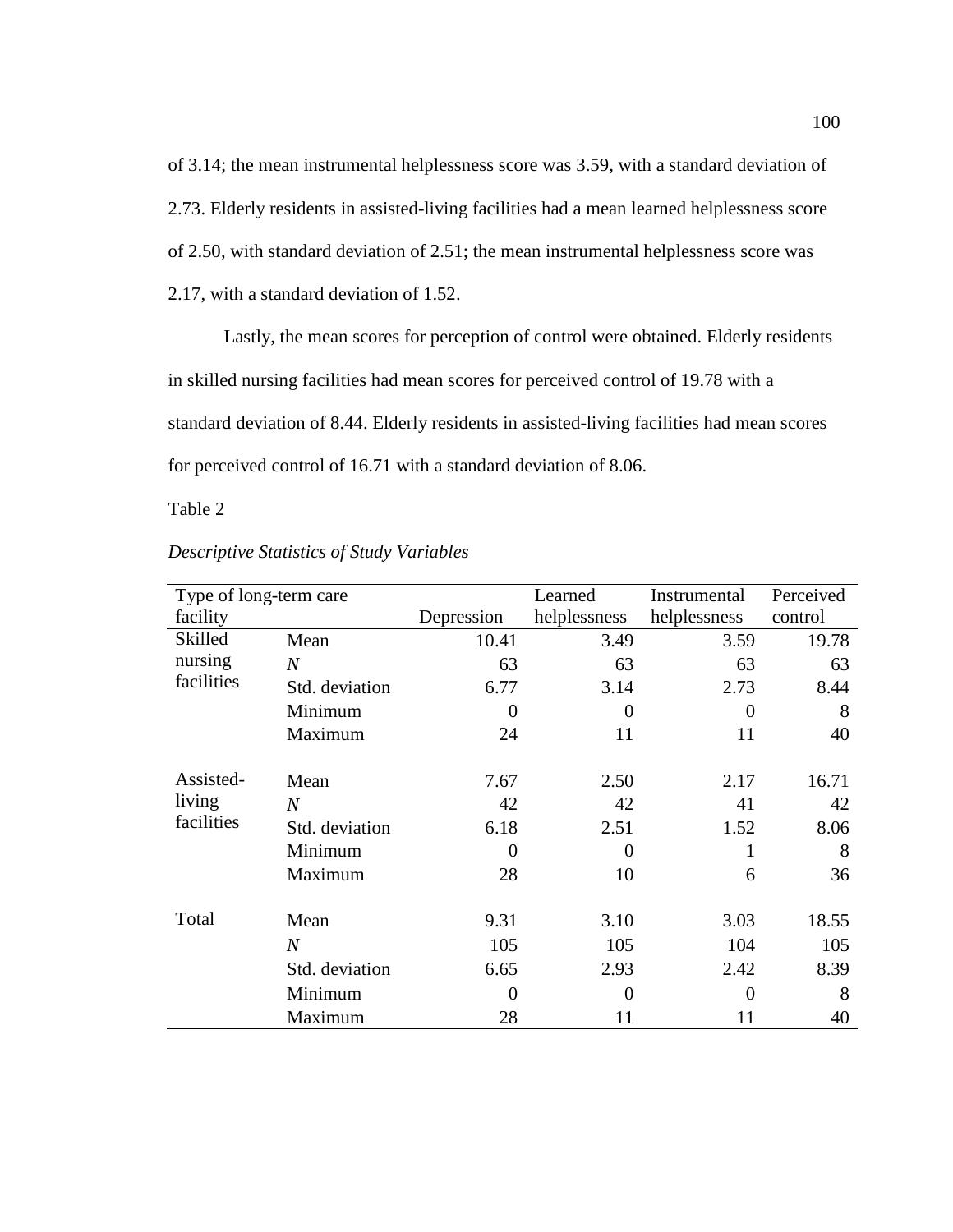of 3.14; the mean instrumental helplessness score was 3.59, with a standard deviation of 2.73. Elderly residents in assisted-living facilities had a mean learned helplessness score of 2.50, with standard deviation of 2.51; the mean instrumental helplessness score was 2.17, with a standard deviation of 1.52.

Lastly, the mean scores for perception of control were obtained. Elderly residents in skilled nursing facilities had mean scores for perceived control of 19.78 with a standard deviation of 8.44. Elderly residents in assisted-living facilities had mean scores for perceived control of 16.71 with a standard deviation of 8.06.

Table 2

*Descriptive Statistics of Study Variables*

| Type of long-term care facility | | Depression | Learned helplessness | Instrumental helplessness | Perceived control |
|---|---|---|---|---|---|
| Skilled nursing facilities | Mean | 10.41 | 3.49 | 3.59 | 19.78 |
| | *N* | 63 | 63 | 63 | 63 |
| | Std. deviation | 6.77 | 3.14 | 2.73 | 8.44 |
| | Minimum | 0 | 0 | 0 | 8 |
| | Maximum | 24 | 11 | 11 | 40 |
| Assisted-living facilities | Mean | 7.67 | 2.50 | 2.17 | 16.71 |
| | *N* | 42 | 42 | 41 | 42 |
| | Std. deviation | 6.18 | 2.51 | 1.52 | 8.06 |
| | Minimum | 0 | 0 | 1 | 8 |
| | Maximum | 28 | 10 | 6 | 36 |
| Total | Mean | 9.31 | 3.10 | 3.03 | 18.55 |
| | *N* | 105 | 105 | 104 | 105 |
| | Std. deviation | 6.65 | 2.93 | 2.42 | 8.39 |
| | Minimum | 0 | 0 | 0 | 8 |
| | Maximum | 28 | 11 | 11 | 40 |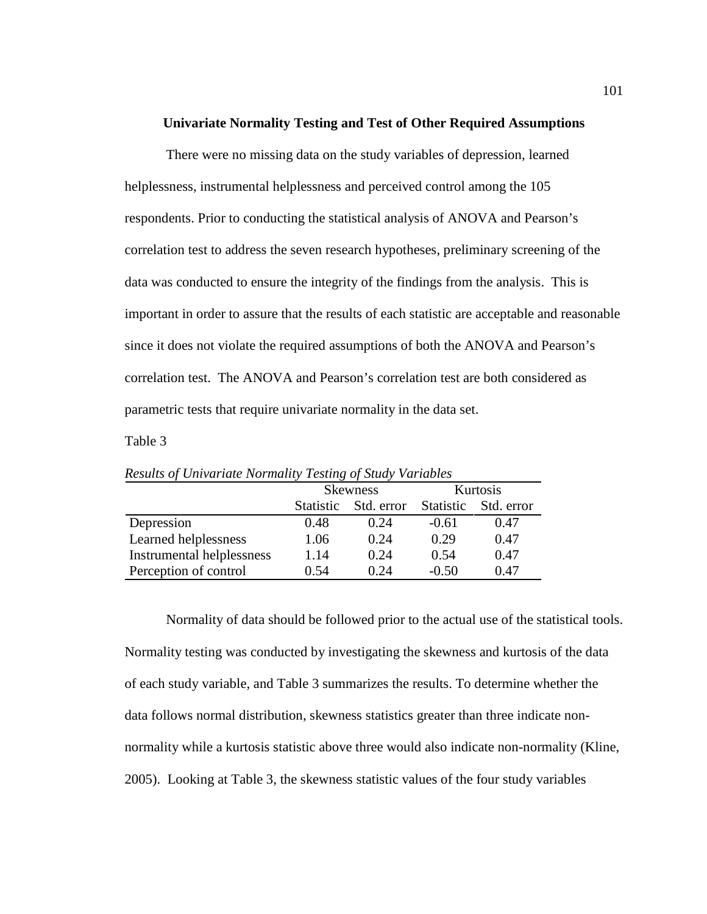## Univariate Normality Testing and Test of Other Required Assumptions

There were no missing data on the study variables of depression, learned helplessness, instrumental helplessness and perceived control among the 105 respondents. Prior to conducting the statistical analysis of ANOVA and Pearson's correlation test to address the seven research hypotheses, preliminary screening of the data was conducted to ensure the integrity of the findings from the analysis. This is important in order to assure that the results of each statistic are acceptable and reasonable since it does not violate the required assumptions of both the ANOVA and Pearson's correlation test. The ANOVA and Pearson's correlation test are both considered as parametric tests that require univariate normality in the data set.

Table 3

*Results of Univariate Normality Testing of Study Variables*

| | Skewness | | Kurtosis | |
|---|---|---|---|---|
| | Statistic | Std. error | Statistic | Std. error |
| Depression | 0.48 | 0.24 | -0.61 | 0.47 |
| Learned helplessness | 1.06 | 0.24 | 0.29 | 0.47 |
| Instrumental helplessness | 1.14 | 0.24 | 0.54 | 0.47 |
| Perception of control | 0.54 | 0.24 | -0.50 | 0.47 |

Normality of data should be followed prior to the actual use of the statistical tools. Normality testing was conducted by investigating the skewness and kurtosis of the data of each study variable, and Table 3 summarizes the results. To determine whether the data follows normal distribution, skewness statistics greater than three indicate non-normality while a kurtosis statistic above three would also indicate non-normality (Kline, 2005). Looking at Table 3, the skewness statistic values of the four study variables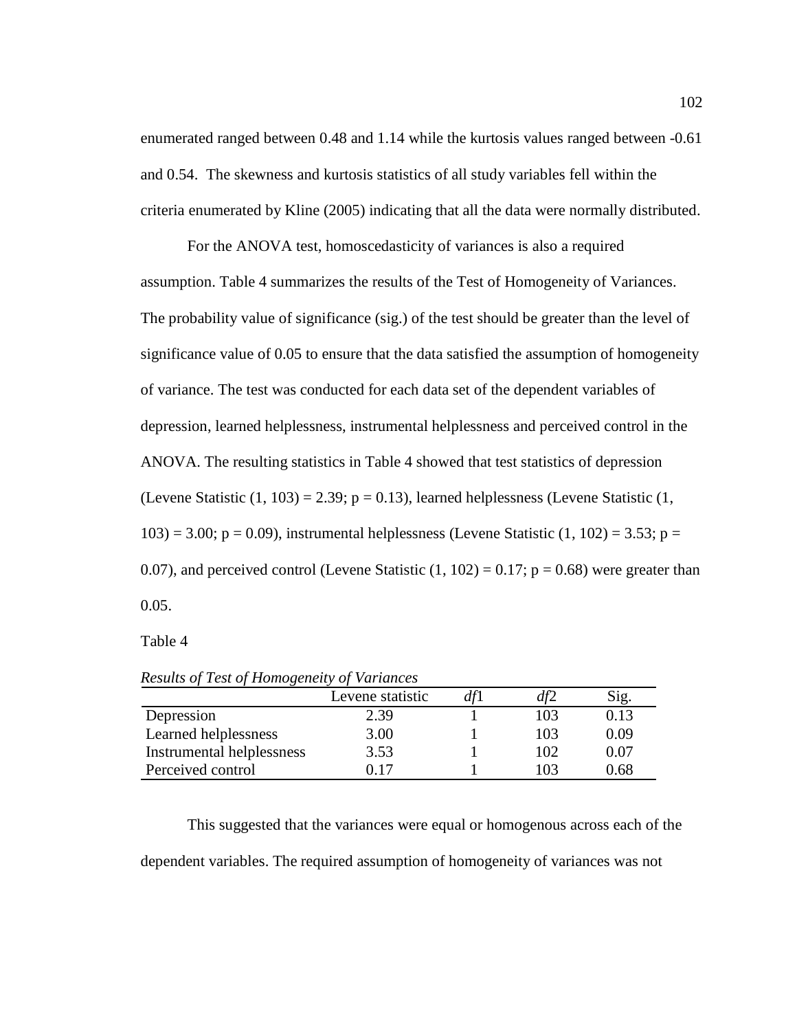enumerated ranged between 0.48 and 1.14 while the kurtosis values ranged between -0.61 and 0.54. The skewness and kurtosis statistics of all study variables fell within the criteria enumerated by Kline (2005) indicating that all the data were normally distributed.

For the ANOVA test, homoscedasticity of variances is also a required assumption. Table 4 summarizes the results of the Test of Homogeneity of Variances. The probability value of significance (sig.) of the test should be greater than the level of significance value of 0.05 to ensure that the data satisfied the assumption of homogeneity of variance. The test was conducted for each data set of the dependent variables of depression, learned helplessness, instrumental helplessness and perceived control in the ANOVA. The resulting statistics in Table 4 showed that test statistics of depression (Levene Statistic (1, 103) = 2.39; p = 0.13), learned helplessness (Levene Statistic (1, 103) = 3.00; p = 0.09), instrumental helplessness (Levene Statistic (1, 102) = 3.53; p = 0.07), and perceived control (Levene Statistic (1, 102) = 0.17; p = 0.68) were greater than 0.05.

Table 4

*Results of Test of Homogeneity of Variances*

| | Levene statistic | *df*1 | *df*2 | Sig. |
|---|---|---|---|---|
| Depression | 2.39 | 1 | 103 | 0.13 |
| Learned helplessness | 3.00 | 1 | 103 | 0.09 |
| Instrumental helplessness | 3.53 | 1 | 102 | 0.07 |
| Perceived control | 0.17 | 1 | 103 | 0.68 |

This suggested that the variances were equal or homogenous across each of the dependent variables. The required assumption of homogeneity of variances was not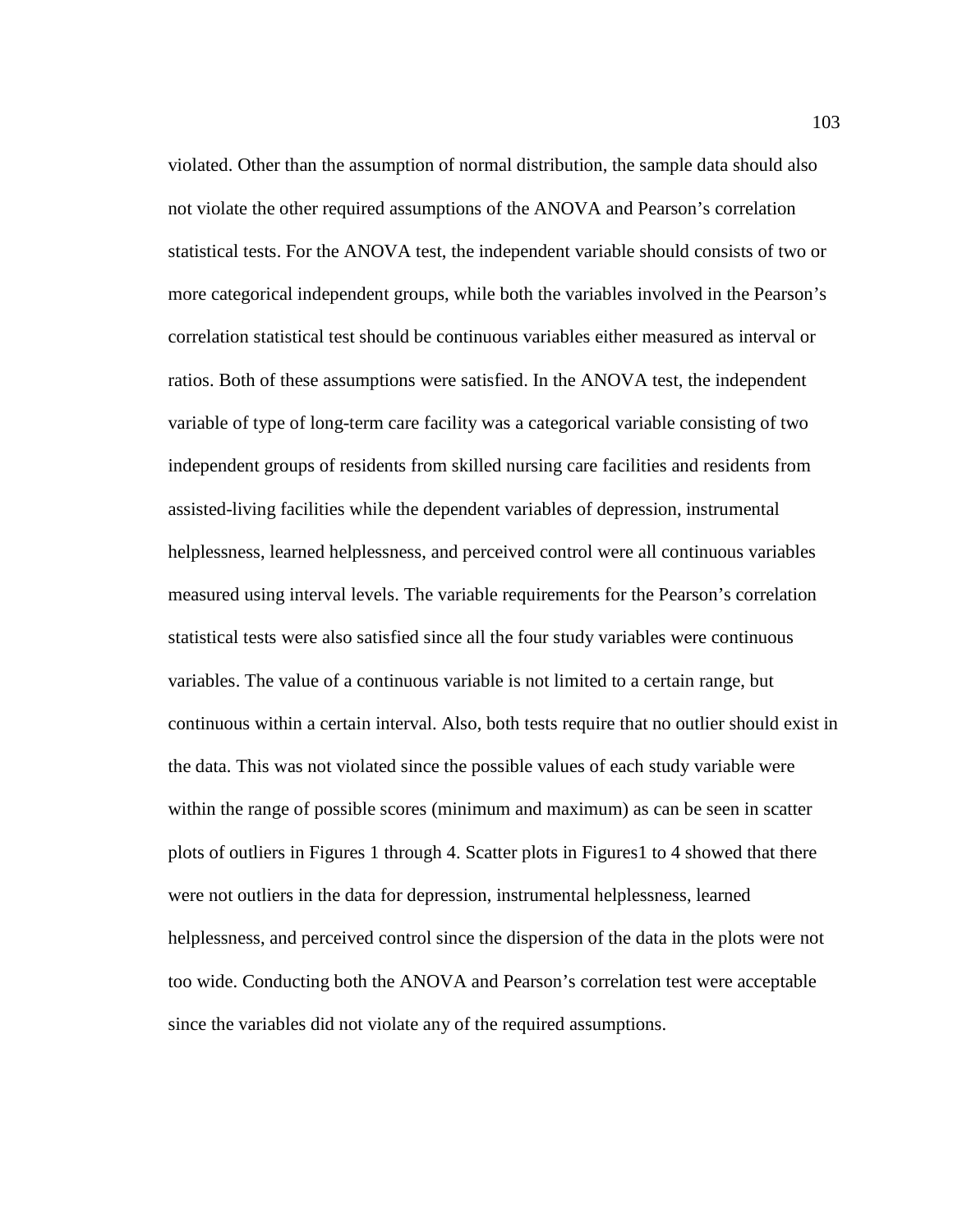violated. Other than the assumption of normal distribution, the sample data should also not violate the other required assumptions of the ANOVA and Pearson's correlation statistical tests. For the ANOVA test, the independent variable should consists of two or more categorical independent groups, while both the variables involved in the Pearson's correlation statistical test should be continuous variables either measured as interval or ratios. Both of these assumptions were satisfied. In the ANOVA test, the independent variable of type of long-term care facility was a categorical variable consisting of two independent groups of residents from skilled nursing care facilities and residents from assisted-living facilities while the dependent variables of depression, instrumental helplessness, learned helplessness, and perceived control were all continuous variables measured using interval levels. The variable requirements for the Pearson's correlation statistical tests were also satisfied since all the four study variables were continuous variables. The value of a continuous variable is not limited to a certain range, but continuous within a certain interval. Also, both tests require that no outlier should exist in the data. This was not violated since the possible values of each study variable were within the range of possible scores (minimum and maximum) as can be seen in scatter plots of outliers in Figures 1 through 4. Scatter plots in Figures1 to 4 showed that there were not outliers in the data for depression, instrumental helplessness, learned helplessness, and perceived control since the dispersion of the data in the plots were not too wide. Conducting both the ANOVA and Pearson's correlation test were acceptable since the variables did not violate any of the required assumptions.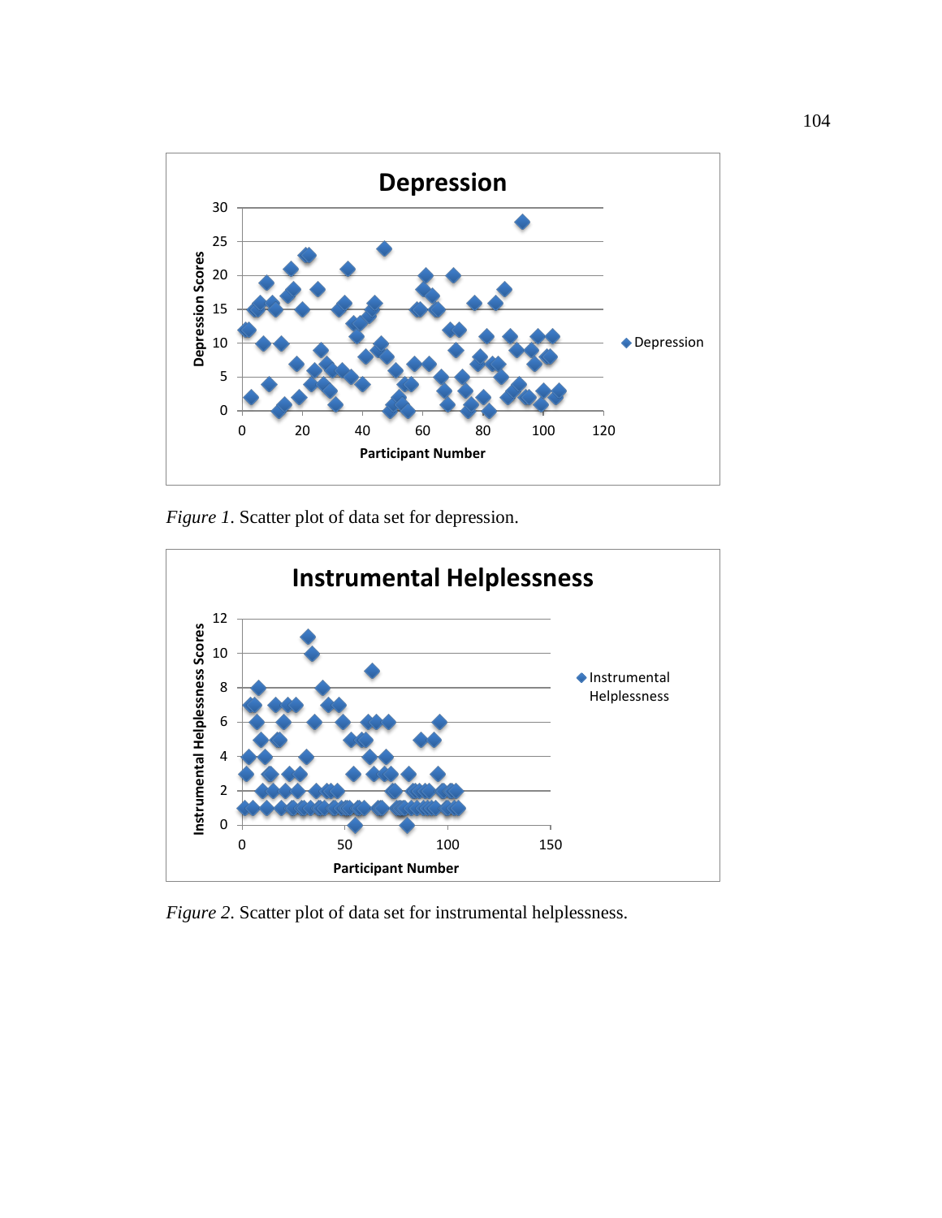*Figure 1*. Scatter plot of data set for depression.

*Figure 2*. Scatter plot of data set for instrumental helplessness.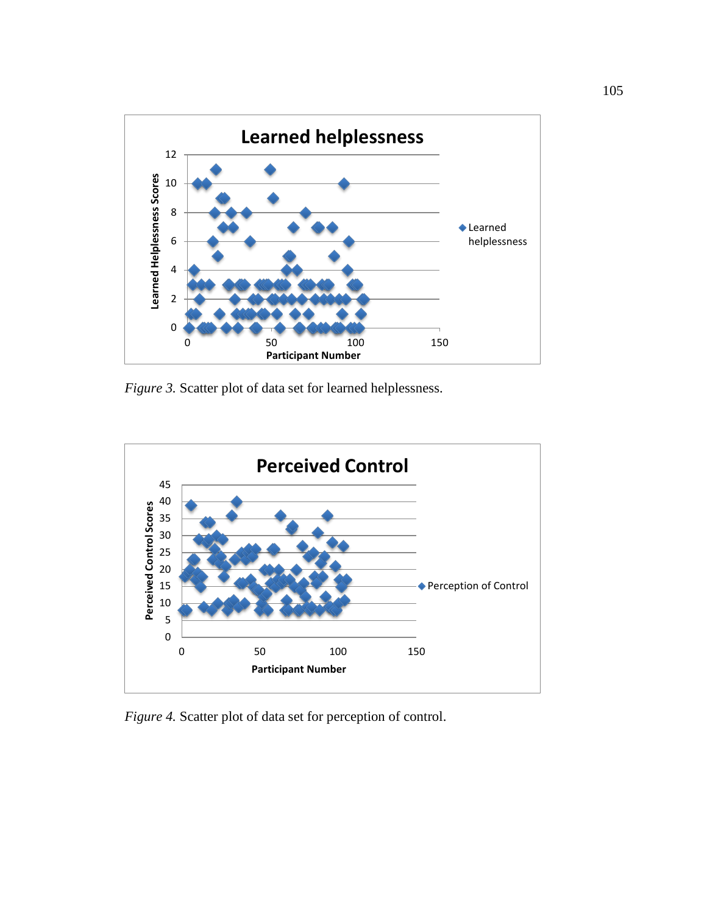*Figure 3.* Scatter plot of data set for learned helplessness.

*Figure 4.* Scatter plot of data set for perception of control.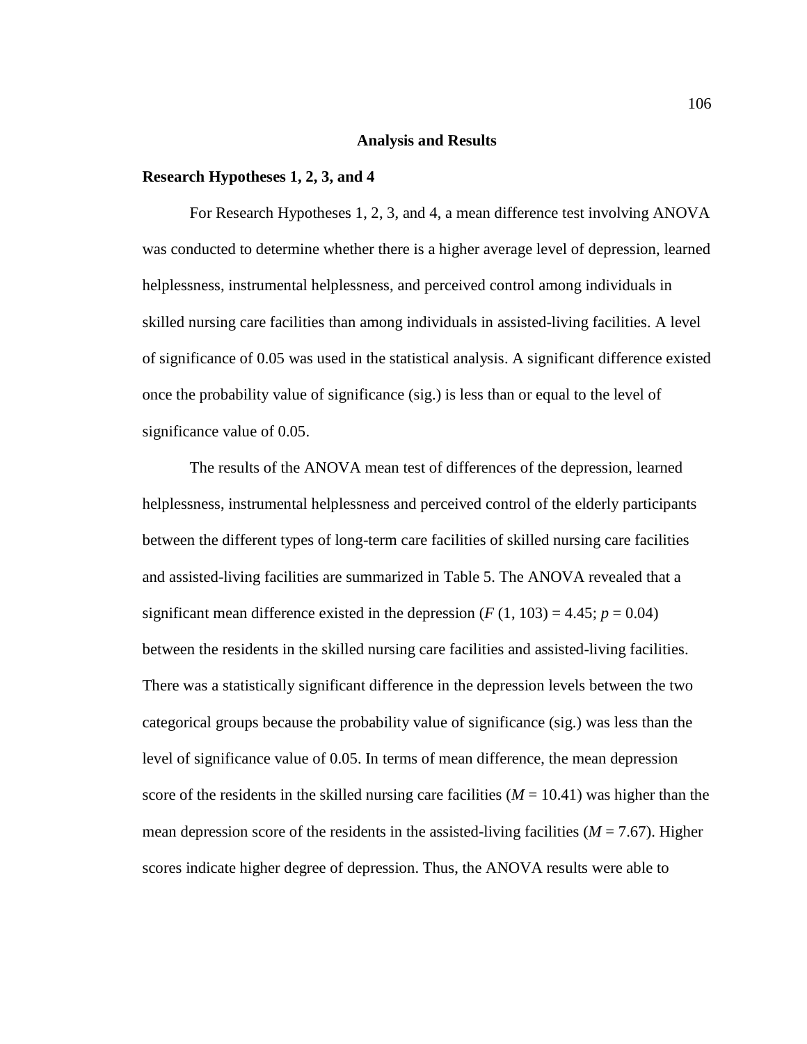## Analysis and Results

### Research Hypotheses 1, 2, 3, and 4

For Research Hypotheses 1, 2, 3, and 4, a mean difference test involving ANOVA was conducted to determine whether there is a higher average level of depression, learned helplessness, instrumental helplessness, and perceived control among individuals in skilled nursing care facilities than among individuals in assisted-living facilities. A level of significance of 0.05 was used in the statistical analysis. A significant difference existed once the probability value of significance (sig.) is less than or equal to the level of significance value of 0.05.

The results of the ANOVA mean test of differences of the depression, learned helplessness, instrumental helplessness and perceived control of the elderly participants between the different types of long-term care facilities of skilled nursing care facilities and assisted-living facilities are summarized in Table 5. The ANOVA revealed that a significant mean difference existed in the depression ($F$ (1, 103) = 4.45; $p$ = 0.04) between the residents in the skilled nursing care facilities and assisted-living facilities. There was a statistically significant difference in the depression levels between the two categorical groups because the probability value of significance (sig.) was less than the level of significance value of 0.05. In terms of mean difference, the mean depression score of the residents in the skilled nursing care facilities ($M$ = 10.41) was higher than the mean depression score of the residents in the assisted-living facilities ($M$ = 7.67). Higher scores indicate higher degree of depression. Thus, the ANOVA results were able to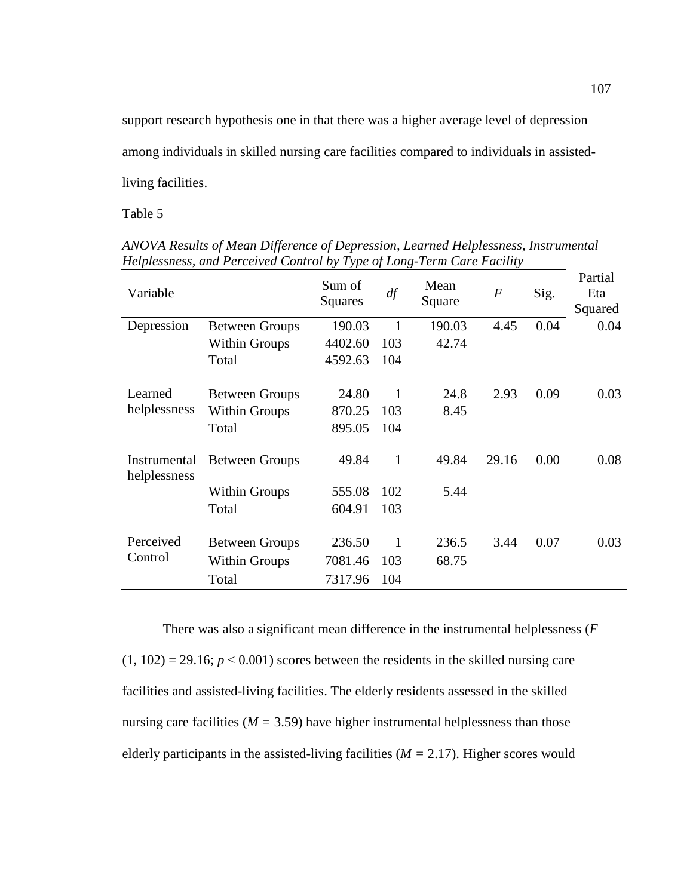support research hypothesis one in that there was a higher average level of depression among individuals in skilled nursing care facilities compared to individuals in assisted-living facilities.

Table 5

*ANOVA Results of Mean Difference of Depression, Learned Helplessness, Instrumental Helplessness, and Perceived Control by Type of Long-Term Care Facility*

| Variable | | Sum of Squares | *df* | Mean Square | *F* | Sig. | Partial Eta Squared |
|---|---|---|---|---|---|---|---|
| Depression | Between Groups | 190.03 | 1 | 190.03 | 4.45 | 0.04 | 0.04 |
| | Within Groups | 4402.60 | 103 | 42.74 | | | |
| | Total | 4592.63 | 104 | | | | |
| Learned helplessness | Between Groups | 24.80 | 1 | 24.8 | 2.93 | 0.09 | 0.03 |
| | Within Groups | 870.25 | 103 | 8.45 | | | |
| | Total | 895.05 | 104 | | | | |
| Instrumental helplessness | Between Groups | 49.84 | 1 | 49.84 | 29.16 | 0.00 | 0.08 |
| | Within Groups | 555.08 | 102 | 5.44 | | | |
| | Total | 604.91 | 103 | | | | |
| Perceived Control | Between Groups | 236.50 | 1 | 236.5 | 3.44 | 0.07 | 0.03 |
| | Within Groups | 7081.46 | 103 | 68.75 | | | |
| | Total | 7317.96 | 104 | | | | |

There was also a significant mean difference in the instrumental helplessness ($F$ $(1, 102) = 29.16$; $p < 0.001$) scores between the residents in the skilled nursing care facilities and assisted-living facilities. The elderly residents assessed in the skilled nursing care facilities ($M = 3.59$) have higher instrumental helplessness than those elderly participants in the assisted-living facilities ($M = 2.17$). Higher scores would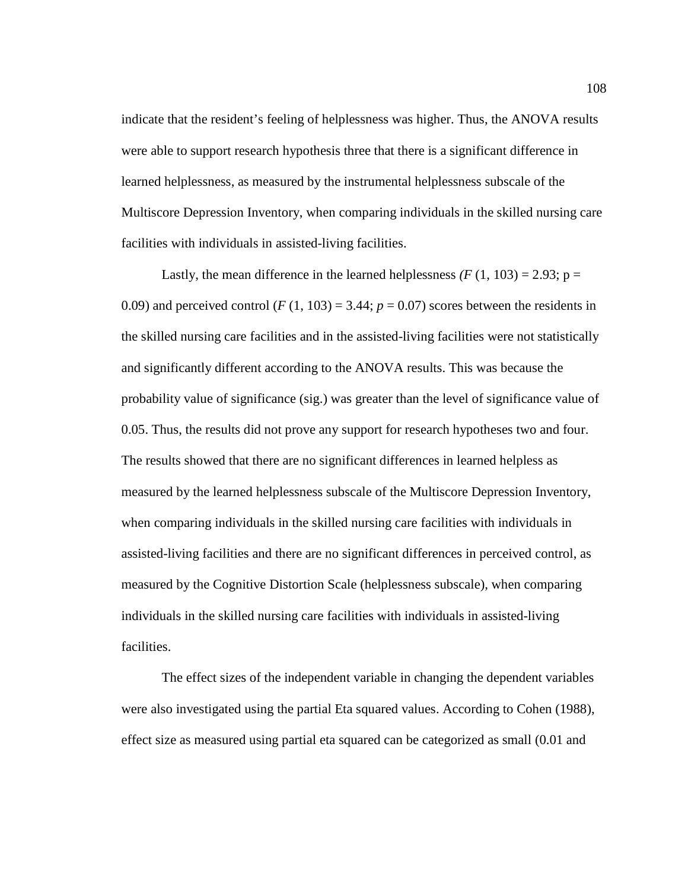indicate that the resident's feeling of helplessness was higher. Thus, the ANOVA results were able to support research hypothesis three that there is a significant difference in learned helplessness, as measured by the instrumental helplessness subscale of the Multiscore Depression Inventory, when comparing individuals in the skilled nursing care facilities with individuals in assisted-living facilities.

Lastly, the mean difference in the learned helplessness ($F$ (1, 103) = 2.93; p = 0.09) and perceived control ($F$ (1, 103) = 3.44; $p$ = 0.07) scores between the residents in the skilled nursing care facilities and in the assisted-living facilities were not statistically and significantly different according to the ANOVA results. This was because the probability value of significance (sig.) was greater than the level of significance value of 0.05. Thus, the results did not prove any support for research hypotheses two and four. The results showed that there are no significant differences in learned helpless as measured by the learned helplessness subscale of the Multiscore Depression Inventory, when comparing individuals in the skilled nursing care facilities with individuals in assisted-living facilities and there are no significant differences in perceived control, as measured by the Cognitive Distortion Scale (helplessness subscale), when comparing individuals in the skilled nursing care facilities with individuals in assisted-living facilities.

The effect sizes of the independent variable in changing the dependent variables were also investigated using the partial Eta squared values. According to Cohen (1988), effect size as measured using partial eta squared can be categorized as small (0.01 and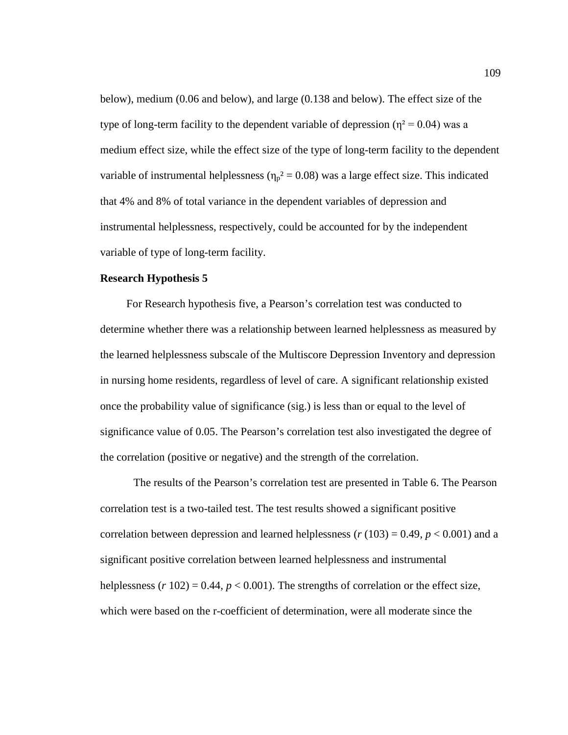below), medium (0.06 and below), and large (0.138 and below). The effect size of the type of long-term facility to the dependent variable of depression ($\eta^2 = 0.04$) was a medium effect size, while the effect size of the type of long-term facility to the dependent variable of instrumental helplessness ($\eta_p^2 = 0.08$) was a large effect size. This indicated that 4% and 8% of total variance in the dependent variables of depression and instrumental helplessness, respectively, could be accounted for by the independent variable of type of long-term facility.

**Research Hypothesis 5**

For Research hypothesis five, a Pearson's correlation test was conducted to determine whether there was a relationship between learned helplessness as measured by the learned helplessness subscale of the Multiscore Depression Inventory and depression in nursing home residents, regardless of level of care. A significant relationship existed once the probability value of significance (sig.) is less than or equal to the level of significance value of 0.05. The Pearson's correlation test also investigated the degree of the correlation (positive or negative) and the strength of the correlation.

The results of the Pearson's correlation test are presented in Table 6. The Pearson correlation test is a two-tailed test. The test results showed a significant positive correlation between depression and learned helplessness ($r$ (103) = 0.49, $p < 0.001$) and a significant positive correlation between learned helplessness and instrumental helplessness ($r$ 102) = 0.44, $p < 0.001$). The strengths of correlation or the effect size, which were based on the r-coefficient of determination, were all moderate since the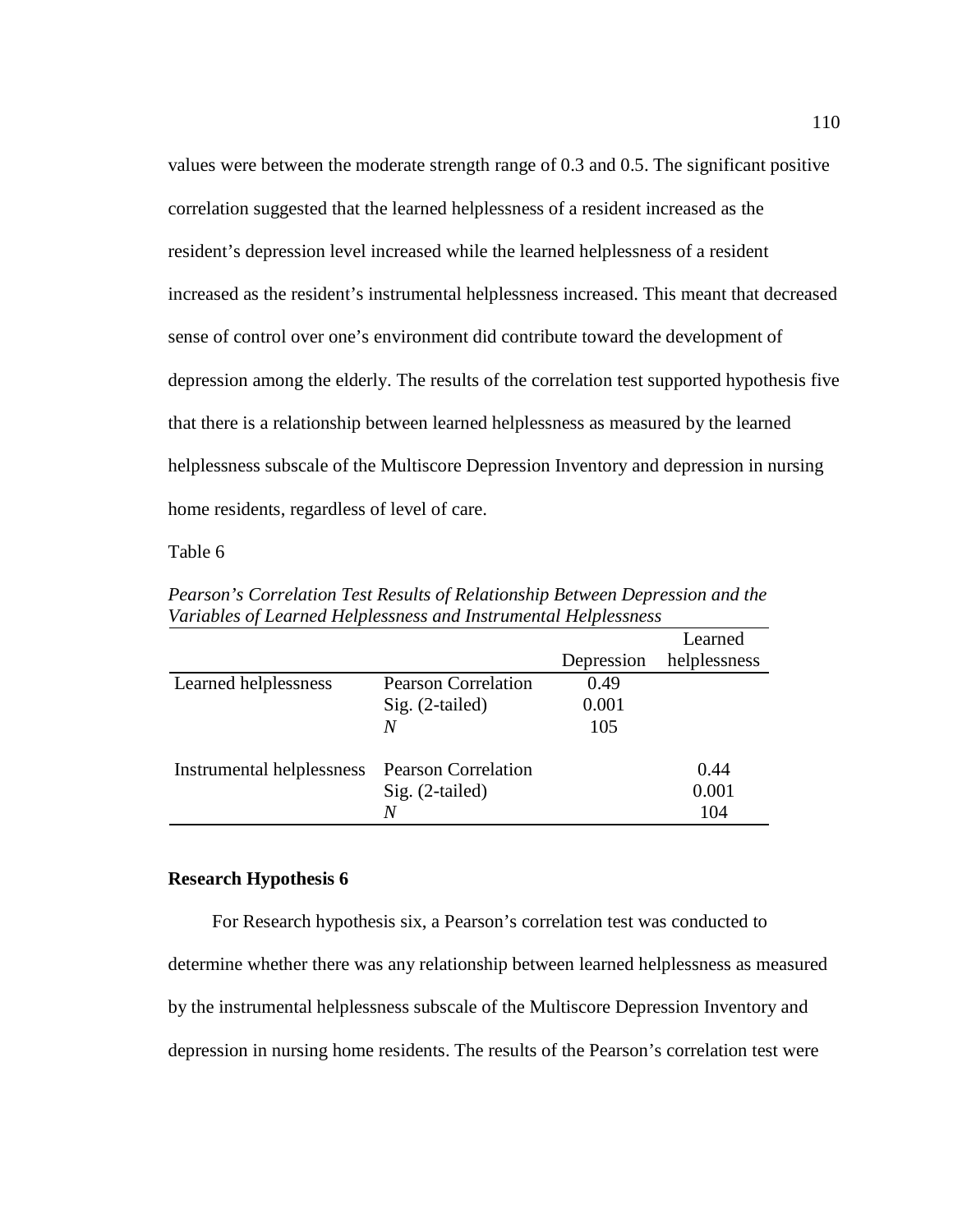values were between the moderate strength range of 0.3 and 0.5. The significant positive correlation suggested that the learned helplessness of a resident increased as the resident's depression level increased while the learned helplessness of a resident increased as the resident's instrumental helplessness increased. This meant that decreased sense of control over one's environment did contribute toward the development of depression among the elderly. The results of the correlation test supported hypothesis five that there is a relationship between learned helplessness as measured by the learned helplessness subscale of the Multiscore Depression Inventory and depression in nursing home residents, regardless of level of care.

Table 6

*Pearson's Correlation Test Results of Relationship Between Depression and the Variables of Learned Helplessness and Instrumental Helplessness*

| | | Depression | Learned helplessness |
|---|---|---|---|
| Learned helplessness | Pearson Correlation | 0.49 | |
| | Sig. (2-tailed) | 0.001 | |
| | *N* | 105 | |
| Instrumental helplessness | Pearson Correlation | | 0.44 |
| | Sig. (2-tailed) | | 0.001 |
| | *N* | | 104 |

**Research Hypothesis 6**

For Research hypothesis six, a Pearson's correlation test was conducted to determine whether there was any relationship between learned helplessness as measured by the instrumental helplessness subscale of the Multiscore Depression Inventory and depression in nursing home residents. The results of the Pearson's correlation test were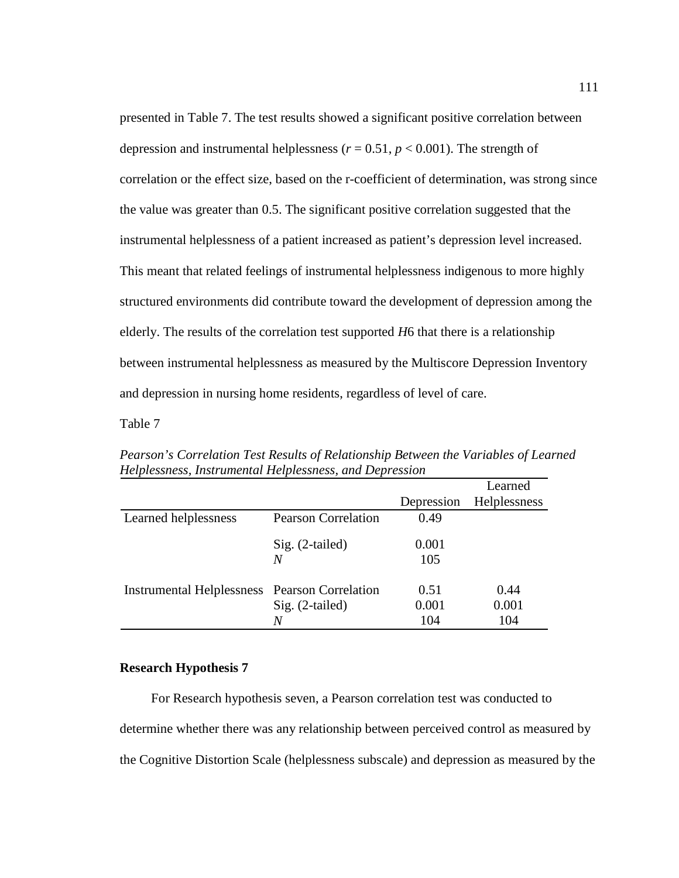presented in Table 7. The test results showed a significant positive correlation between depression and instrumental helplessness ($r = 0.51$, $p < 0.001$). The strength of correlation or the effect size, based on the r-coefficient of determination, was strong since the value was greater than 0.5. The significant positive correlation suggested that the instrumental helplessness of a patient increased as patient's depression level increased. This meant that related feelings of instrumental helplessness indigenous to more highly structured environments did contribute toward the development of depression among the elderly. The results of the correlation test supported *H*6 that there is a relationship between instrumental helplessness as measured by the Multiscore Depression Inventory and depression in nursing home residents, regardless of level of care.

Table 7

*Pearson's Correlation Test Results of Relationship Between the Variables of Learned Helplessness, Instrumental Helplessness, and Depression*

| | | Depression | Learned Helplessness |
|---|---|---|---|
| Learned helplessness | Pearson Correlation | 0.49 | |
| | Sig. (2-tailed) | 0.001 | |
| | *N* | 105 | |
| Instrumental Helplessness | Pearson Correlation | 0.51 | 0.44 |
| | Sig. (2-tailed) | 0.001 | 0.001 |
| | *N* | 104 | 104 |

## Research Hypothesis 7

For Research hypothesis seven, a Pearson correlation test was conducted to determine whether there was any relationship between perceived control as measured by the Cognitive Distortion Scale (helplessness subscale) and depression as measured by the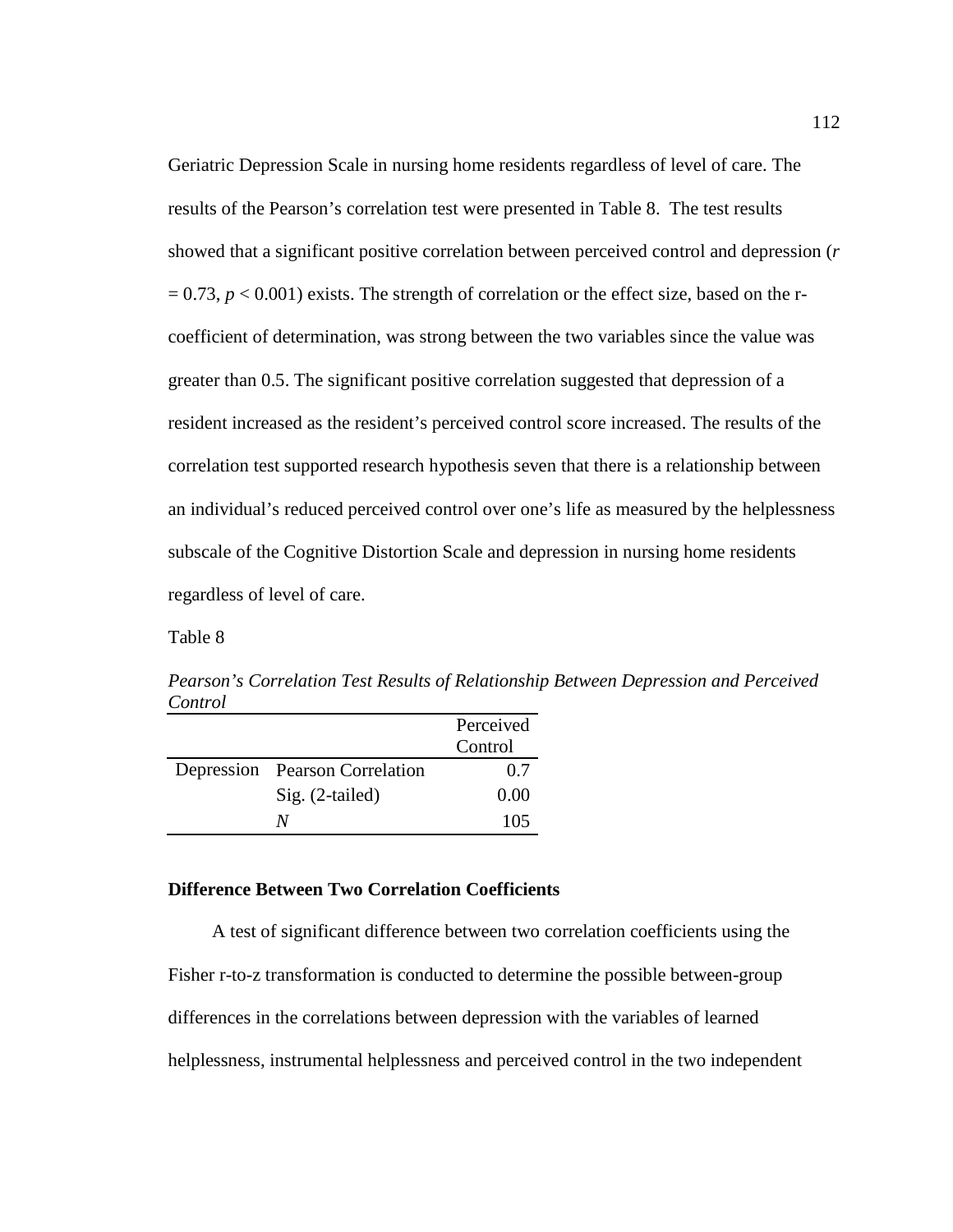Geriatric Depression Scale in nursing home residents regardless of level of care. The results of the Pearson's correlation test were presented in Table 8. The test results showed that a significant positive correlation between perceived control and depression ($r = 0.73$, $p < 0.001$) exists. The strength of correlation or the effect size, based on the r-coefficient of determination, was strong between the two variables since the value was greater than 0.5. The significant positive correlation suggested that depression of a resident increased as the resident's perceived control score increased. The results of the correlation test supported research hypothesis seven that there is a relationship between an individual's reduced perceived control over one's life as measured by the helplessness subscale of the Cognitive Distortion Scale and depression in nursing home residents regardless of level of care.

Table 8

*Pearson's Correlation Test Results of Relationship Between Depression and Perceived Control*

| | | Perceived Control |
|---|---|---|
| Depression | Pearson Correlation | 0.7 |
| | Sig. (2-tailed) | 0.00 |
| | *N* | 105 |

**Difference Between Two Correlation Coefficients**

A test of significant difference between two correlation coefficients using the Fisher r-to-z transformation is conducted to determine the possible between-group differences in the correlations between depression with the variables of learned helplessness, instrumental helplessness and perceived control in the two independent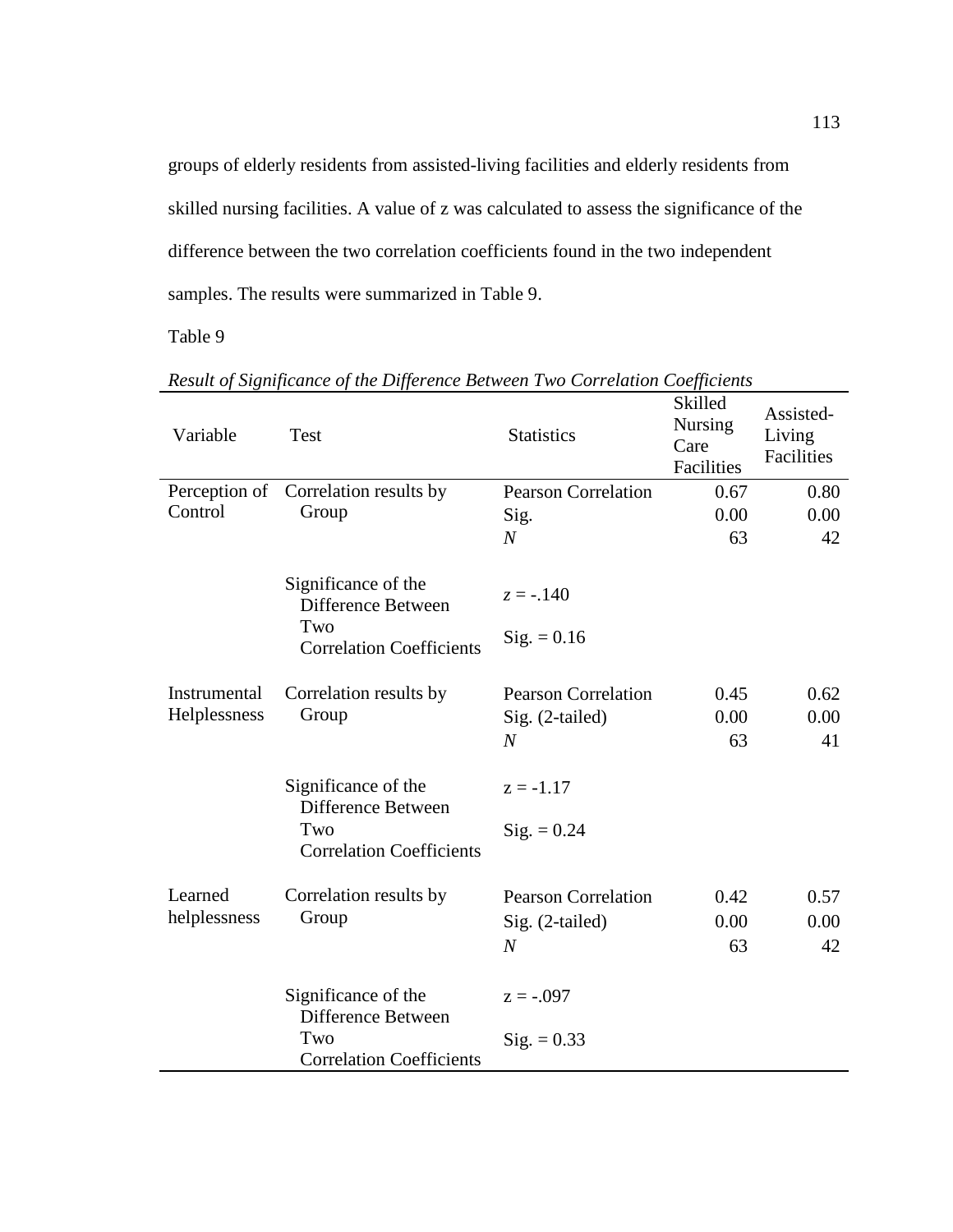groups of elderly residents from assisted-living facilities and elderly residents from skilled nursing facilities. A value of z was calculated to assess the significance of the difference between the two correlation coefficients found in the two independent samples. The results were summarized in Table 9.

Table 9

*Result of Significance of the Difference Between Two Correlation Coefficients*

| Variable | Test | Statistics | Skilled Nursing Care Facilities | Assisted-Living Facilities |
|---|---|---|---|---|
| Perception of Control | Correlation results by Group | Pearson Correlation | 0.67 | 0.80 |
| | | Sig. | 0.00 | 0.00 |
| | | *N* | 63 | 42 |
| | Significance of the Difference Between Two Correlation Coefficients | $z = -.140$ | | |
| | | Sig. = 0.16 | | |
| Instrumental Helplessness | Correlation results by Group | Pearson Correlation | 0.45 | 0.62 |
| | | Sig. (2-tailed) | 0.00 | 0.00 |
| | | *N* | 63 | 41 |
| | Significance of the Difference Between Two Correlation Coefficients | $z = -1.17$ | | |
| | | Sig. = 0.24 | | |
| Learned helplessness | Correlation results by Group | Pearson Correlation | 0.42 | 0.57 |
| | | Sig. (2-tailed) | 0.00 | 0.00 |
| | | *N* | 63 | 42 |
| | Significance of the Difference Between Two Correlation Coefficients | $z = -.097$ | | |
| | | Sig. = 0.33 | | |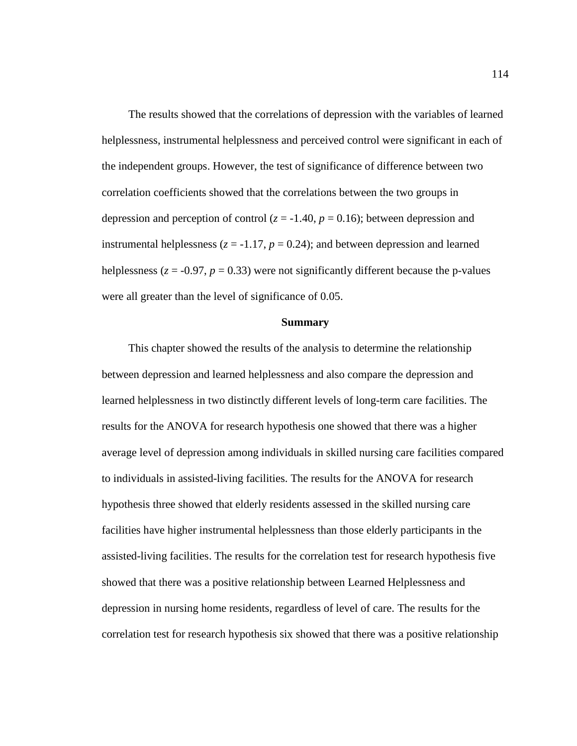The results showed that the correlations of depression with the variables of learned helplessness, instrumental helplessness and perceived control were significant in each of the independent groups. However, the test of significance of difference between two correlation coefficients showed that the correlations between the two groups in depression and perception of control ($z = -1.40$, $p = 0.16$); between depression and instrumental helplessness ($z = -1.17$, $p = 0.24$); and between depression and learned helplessness ($z = -0.97$, $p = 0.33$) were not significantly different because the p-values were all greater than the level of significance of 0.05.

## Summary

This chapter showed the results of the analysis to determine the relationship between depression and learned helplessness and also compare the depression and learned helplessness in two distinctly different levels of long-term care facilities. The results for the ANOVA for research hypothesis one showed that there was a higher average level of depression among individuals in skilled nursing care facilities compared to individuals in assisted-living facilities. The results for the ANOVA for research hypothesis three showed that elderly residents assessed in the skilled nursing care facilities have higher instrumental helplessness than those elderly participants in the assisted-living facilities. The results for the correlation test for research hypothesis five showed that there was a positive relationship between Learned Helplessness and depression in nursing home residents, regardless of level of care. The results for the correlation test for research hypothesis six showed that there was a positive relationship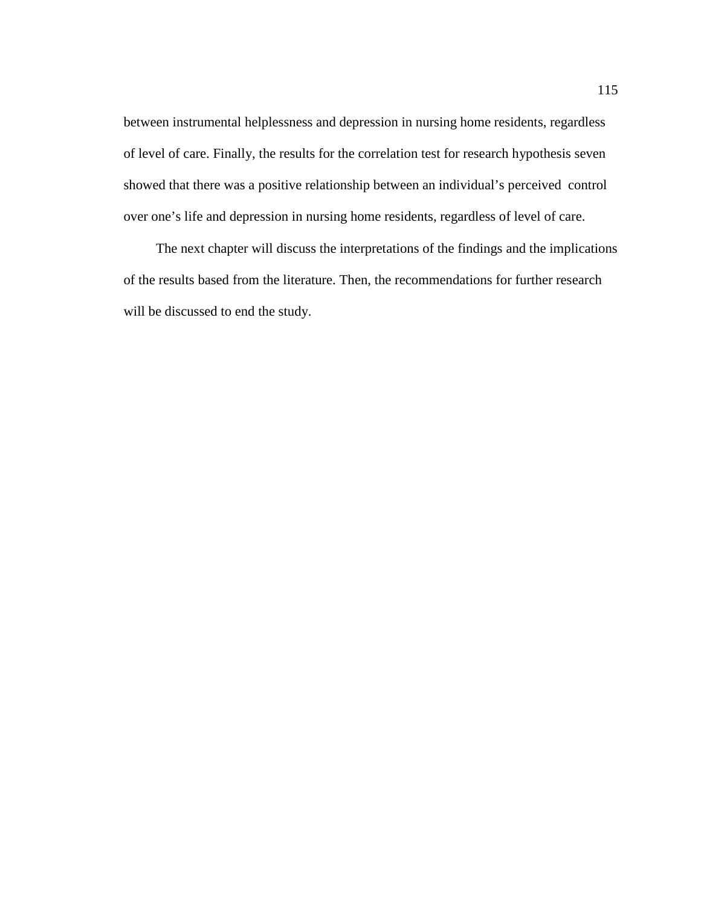between instrumental helplessness and depression in nursing home residents, regardless of level of care. Finally, the results for the correlation test for research hypothesis seven showed that there was a positive relationship between an individual's perceived control over one's life and depression in nursing home residents, regardless of level of care.

The next chapter will discuss the interpretations of the findings and the implications of the results based from the literature. Then, the recommendations for further research will be discussed to end the study.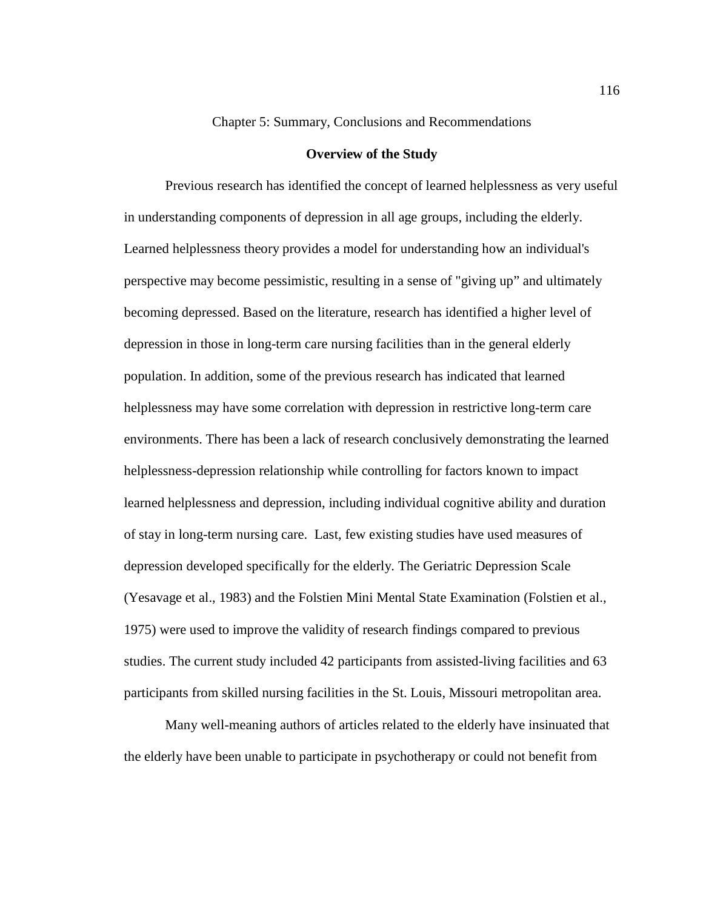# Chapter 5: Summary, Conclusions and Recommendations

## Overview of the Study

Previous research has identified the concept of learned helplessness as very useful in understanding components of depression in all age groups, including the elderly. Learned helplessness theory provides a model for understanding how an individual's perspective may become pessimistic, resulting in a sense of "giving up" and ultimately becoming depressed. Based on the literature, research has identified a higher level of depression in those in long-term care nursing facilities than in the general elderly population. In addition, some of the previous research has indicated that learned helplessness may have some correlation with depression in restrictive long-term care environments. There has been a lack of research conclusively demonstrating the learned helplessness-depression relationship while controlling for factors known to impact learned helplessness and depression, including individual cognitive ability and duration of stay in long-term nursing care. Last, few existing studies have used measures of depression developed specifically for the elderly. The Geriatric Depression Scale (Yesavage et al., 1983) and the Folstien Mini Mental State Examination (Folstien et al., 1975) were used to improve the validity of research findings compared to previous studies. The current study included 42 participants from assisted-living facilities and 63 participants from skilled nursing facilities in the St. Louis, Missouri metropolitan area.

Many well-meaning authors of articles related to the elderly have insinuated that the elderly have been unable to participate in psychotherapy or could not benefit from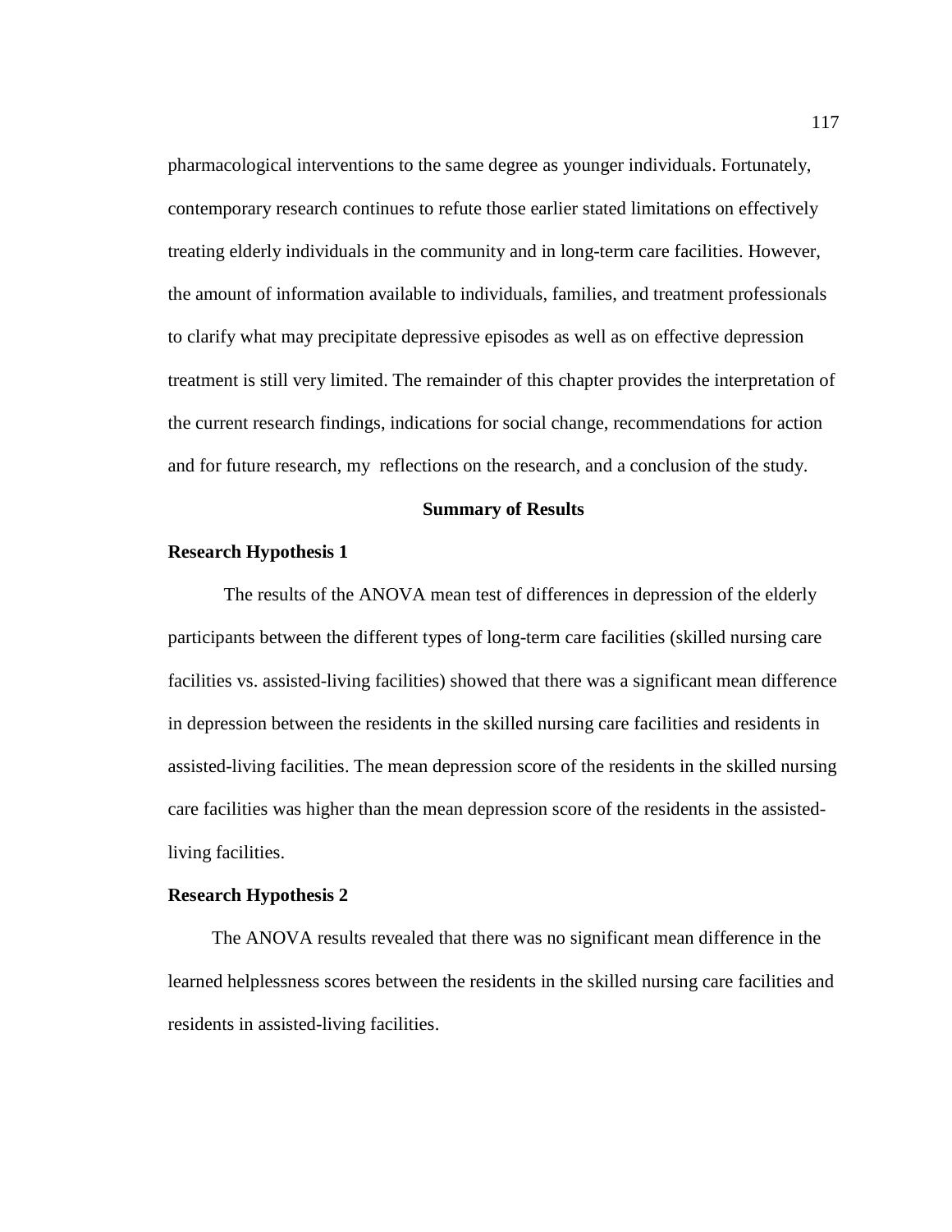pharmacological interventions to the same degree as younger individuals. Fortunately, contemporary research continues to refute those earlier stated limitations on effectively treating elderly individuals in the community and in long-term care facilities. However, the amount of information available to individuals, families, and treatment professionals to clarify what may precipitate depressive episodes as well as on effective depression treatment is still very limited. The remainder of this chapter provides the interpretation of the current research findings, indications for social change, recommendations for action and for future research, my reflections on the research, and a conclusion of the study.

## Summary of Results

### Research Hypothesis 1

The results of the ANOVA mean test of differences in depression of the elderly participants between the different types of long-term care facilities (skilled nursing care facilities vs. assisted-living facilities) showed that there was a significant mean difference in depression between the residents in the skilled nursing care facilities and residents in assisted-living facilities. The mean depression score of the residents in the skilled nursing care facilities was higher than the mean depression score of the residents in the assisted-living facilities.

### Research Hypothesis 2

The ANOVA results revealed that there was no significant mean difference in the learned helplessness scores between the residents in the skilled nursing care facilities and residents in assisted-living facilities.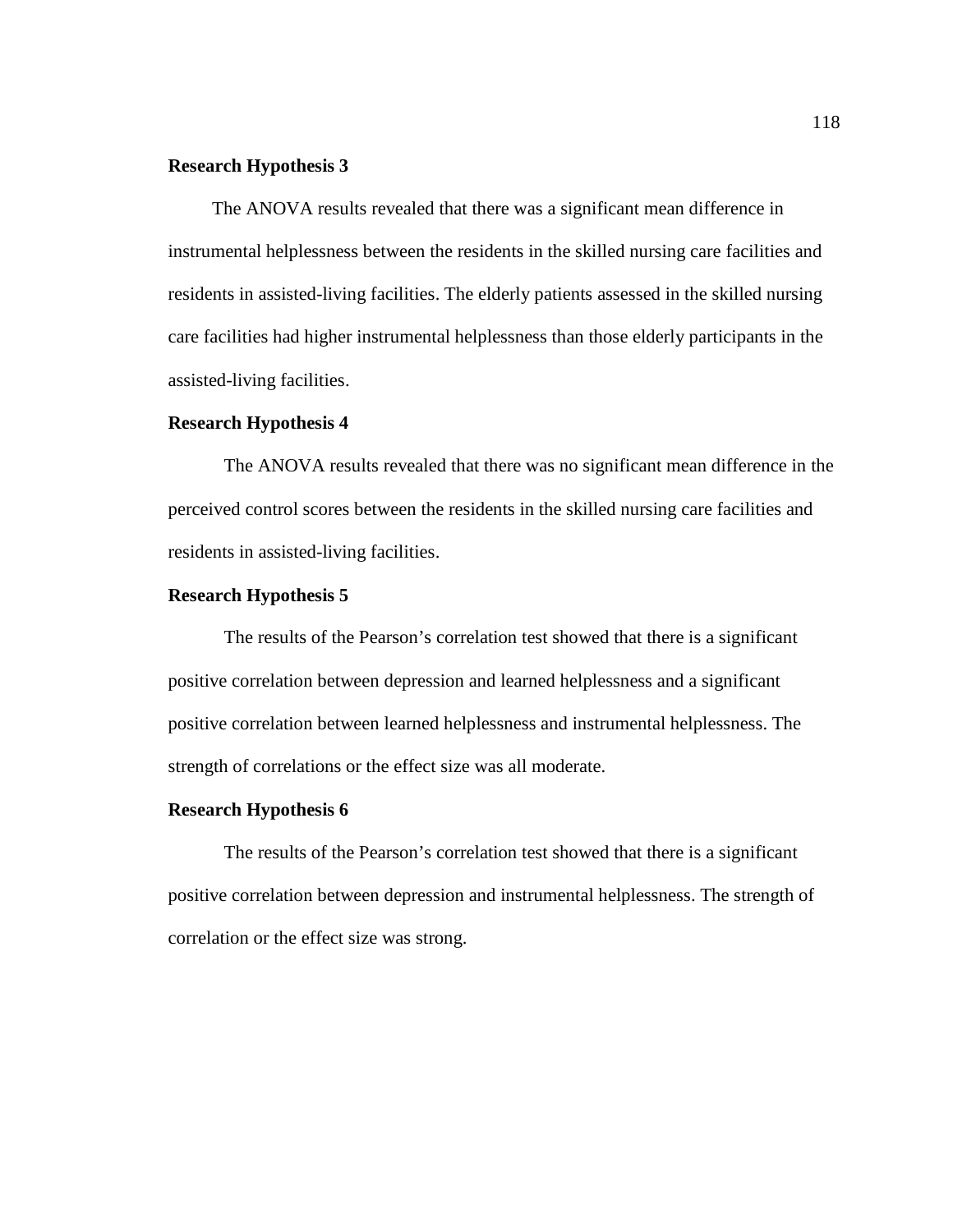**Research Hypothesis 3**

The ANOVA results revealed that there was a significant mean difference in instrumental helplessness between the residents in the skilled nursing care facilities and residents in assisted-living facilities. The elderly patients assessed in the skilled nursing care facilities had higher instrumental helplessness than those elderly participants in the assisted-living facilities.

**Research Hypothesis 4**

The ANOVA results revealed that there was no significant mean difference in the perceived control scores between the residents in the skilled nursing care facilities and residents in assisted-living facilities.

**Research Hypothesis 5**

The results of the Pearson's correlation test showed that there is a significant positive correlation between depression and learned helplessness and a significant positive correlation between learned helplessness and instrumental helplessness. The strength of correlations or the effect size was all moderate.

**Research Hypothesis 6**

The results of the Pearson's correlation test showed that there is a significant positive correlation between depression and instrumental helplessness. The strength of correlation or the effect size was strong.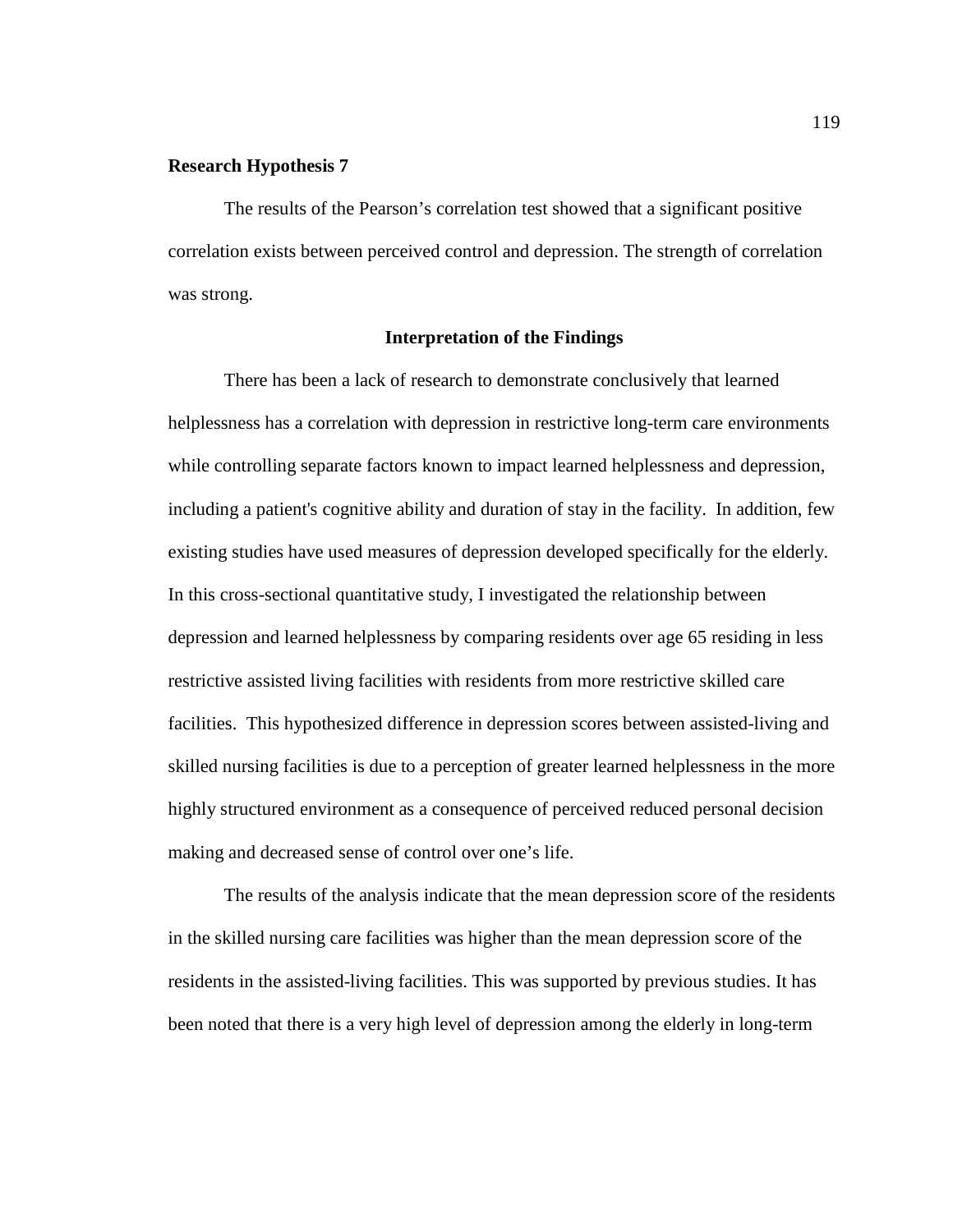**Research Hypothesis 7**

The results of the Pearson's correlation test showed that a significant positive correlation exists between perceived control and depression. The strength of correlation was strong.

## Interpretation of the Findings

There has been a lack of research to demonstrate conclusively that learned helplessness has a correlation with depression in restrictive long-term care environments while controlling separate factors known to impact learned helplessness and depression, including a patient's cognitive ability and duration of stay in the facility. In addition, few existing studies have used measures of depression developed specifically for the elderly. In this cross-sectional quantitative study, I investigated the relationship between depression and learned helplessness by comparing residents over age 65 residing in less restrictive assisted living facilities with residents from more restrictive skilled care facilities. This hypothesized difference in depression scores between assisted-living and skilled nursing facilities is due to a perception of greater learned helplessness in the more highly structured environment as a consequence of perceived reduced personal decision making and decreased sense of control over one's life.

The results of the analysis indicate that the mean depression score of the residents in the skilled nursing care facilities was higher than the mean depression score of the residents in the assisted-living facilities. This was supported by previous studies. It has been noted that there is a very high level of depression among the elderly in long-term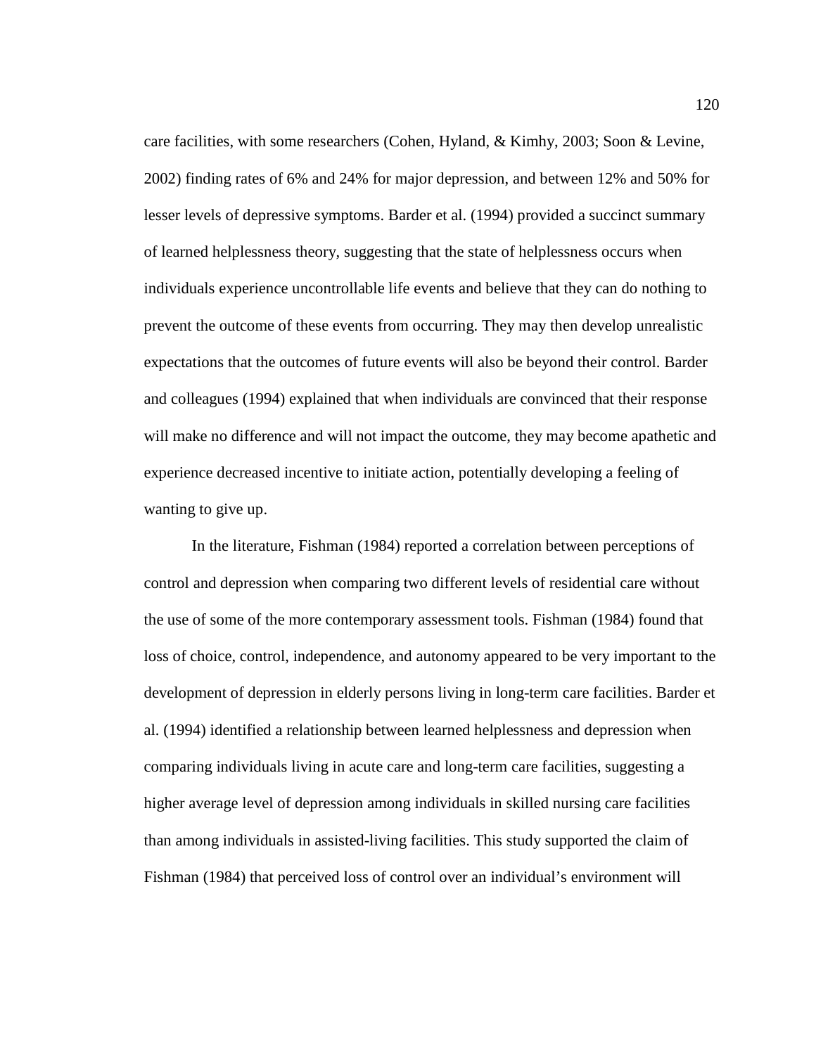care facilities, with some researchers (Cohen, Hyland, & Kimhy, 2003; Soon & Levine, 2002) finding rates of 6% and 24% for major depression, and between 12% and 50% for lesser levels of depressive symptoms. Barder et al. (1994) provided a succinct summary of learned helplessness theory, suggesting that the state of helplessness occurs when individuals experience uncontrollable life events and believe that they can do nothing to prevent the outcome of these events from occurring. They may then develop unrealistic expectations that the outcomes of future events will also be beyond their control. Barder and colleagues (1994) explained that when individuals are convinced that their response will make no difference and will not impact the outcome, they may become apathetic and experience decreased incentive to initiate action, potentially developing a feeling of wanting to give up.

In the literature, Fishman (1984) reported a correlation between perceptions of control and depression when comparing two different levels of residential care without the use of some of the more contemporary assessment tools. Fishman (1984) found that loss of choice, control, independence, and autonomy appeared to be very important to the development of depression in elderly persons living in long-term care facilities. Barder et al. (1994) identified a relationship between learned helplessness and depression when comparing individuals living in acute care and long-term care facilities, suggesting a higher average level of depression among individuals in skilled nursing care facilities than among individuals in assisted-living facilities. This study supported the claim of Fishman (1984) that perceived loss of control over an individual's environment will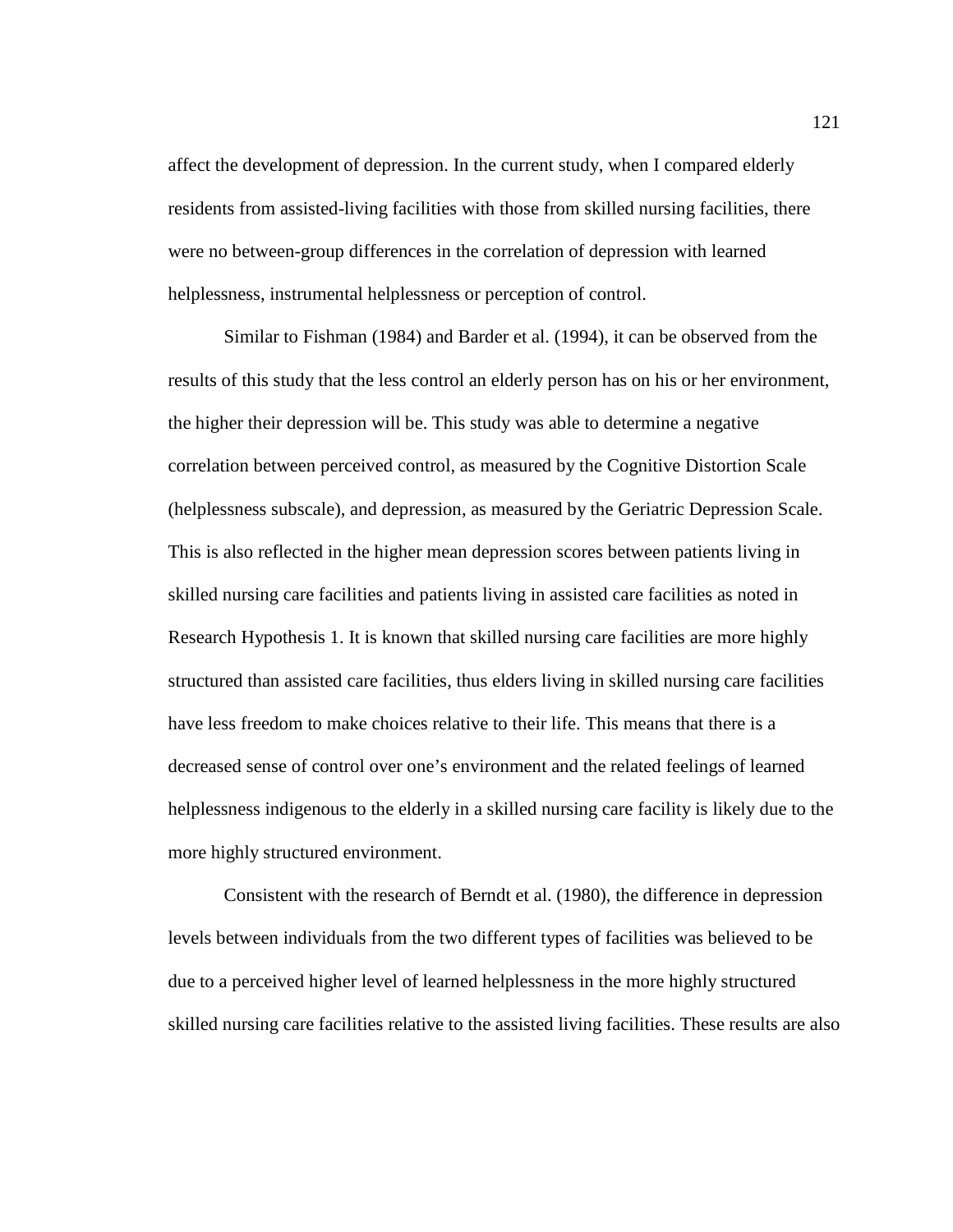affect the development of depression. In the current study, when I compared elderly residents from assisted-living facilities with those from skilled nursing facilities, there were no between-group differences in the correlation of depression with learned helplessness, instrumental helplessness or perception of control.

Similar to Fishman (1984) and Barder et al. (1994), it can be observed from the results of this study that the less control an elderly person has on his or her environment, the higher their depression will be. This study was able to determine a negative correlation between perceived control, as measured by the Cognitive Distortion Scale (helplessness subscale), and depression, as measured by the Geriatric Depression Scale. This is also reflected in the higher mean depression scores between patients living in skilled nursing care facilities and patients living in assisted care facilities as noted in Research Hypothesis 1. It is known that skilled nursing care facilities are more highly structured than assisted care facilities, thus elders living in skilled nursing care facilities have less freedom to make choices relative to their life. This means that there is a decreased sense of control over one's environment and the related feelings of learned helplessness indigenous to the elderly in a skilled nursing care facility is likely due to the more highly structured environment.

Consistent with the research of Berndt et al. (1980), the difference in depression levels between individuals from the two different types of facilities was believed to be due to a perceived higher level of learned helplessness in the more highly structured skilled nursing care facilities relative to the assisted living facilities. These results are also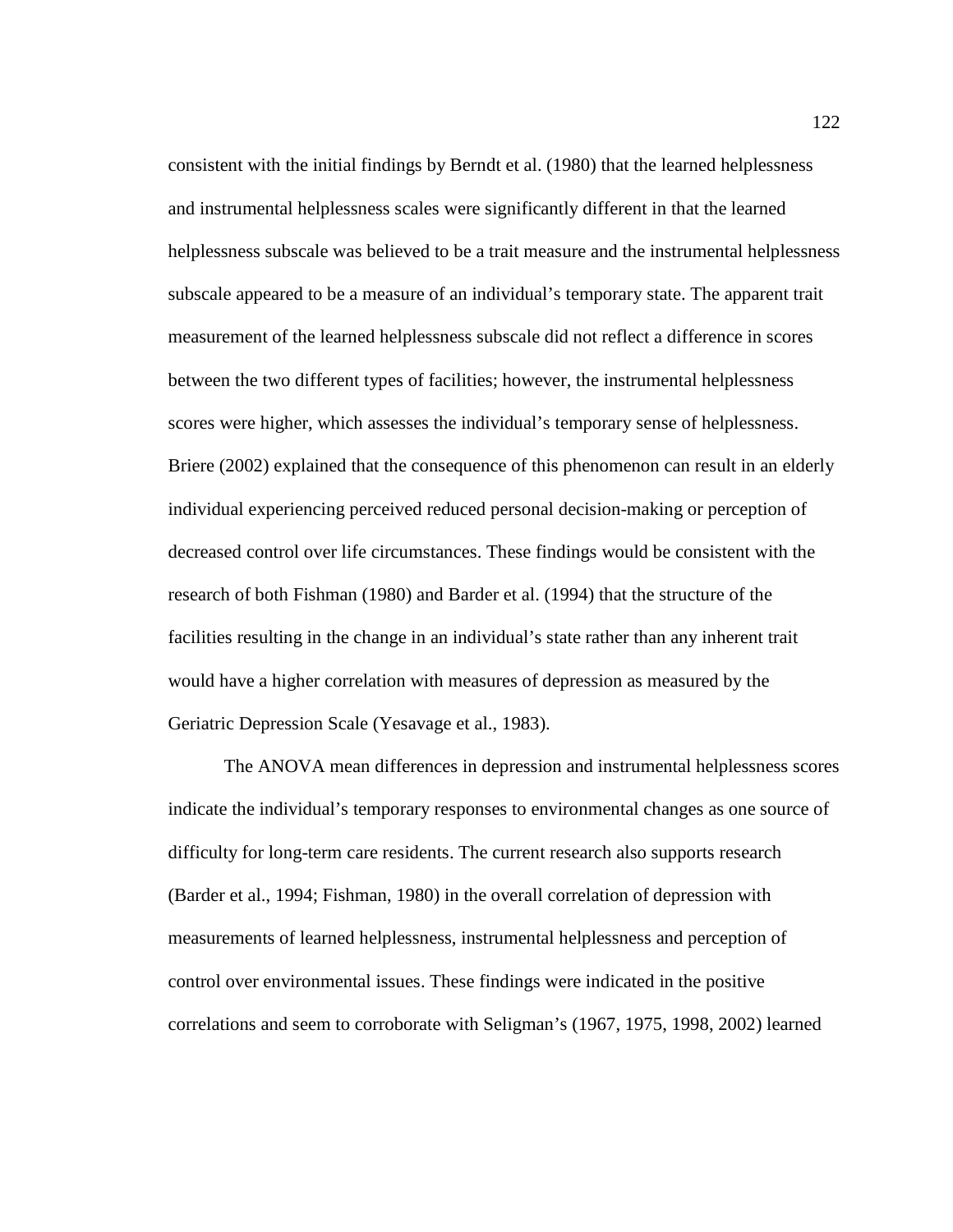consistent with the initial findings by Berndt et al. (1980) that the learned helplessness and instrumental helplessness scales were significantly different in that the learned helplessness subscale was believed to be a trait measure and the instrumental helplessness subscale appeared to be a measure of an individual's temporary state. The apparent trait measurement of the learned helplessness subscale did not reflect a difference in scores between the two different types of facilities; however, the instrumental helplessness scores were higher, which assesses the individual's temporary sense of helplessness. Briere (2002) explained that the consequence of this phenomenon can result in an elderly individual experiencing perceived reduced personal decision-making or perception of decreased control over life circumstances. These findings would be consistent with the research of both Fishman (1980) and Barder et al. (1994) that the structure of the facilities resulting in the change in an individual's state rather than any inherent trait would have a higher correlation with measures of depression as measured by the Geriatric Depression Scale (Yesavage et al., 1983).

The ANOVA mean differences in depression and instrumental helplessness scores indicate the individual's temporary responses to environmental changes as one source of difficulty for long-term care residents. The current research also supports research (Barder et al., 1994; Fishman, 1980) in the overall correlation of depression with measurements of learned helplessness, instrumental helplessness and perception of control over environmental issues. These findings were indicated in the positive correlations and seem to corroborate with Seligman's (1967, 1975, 1998, 2002) learned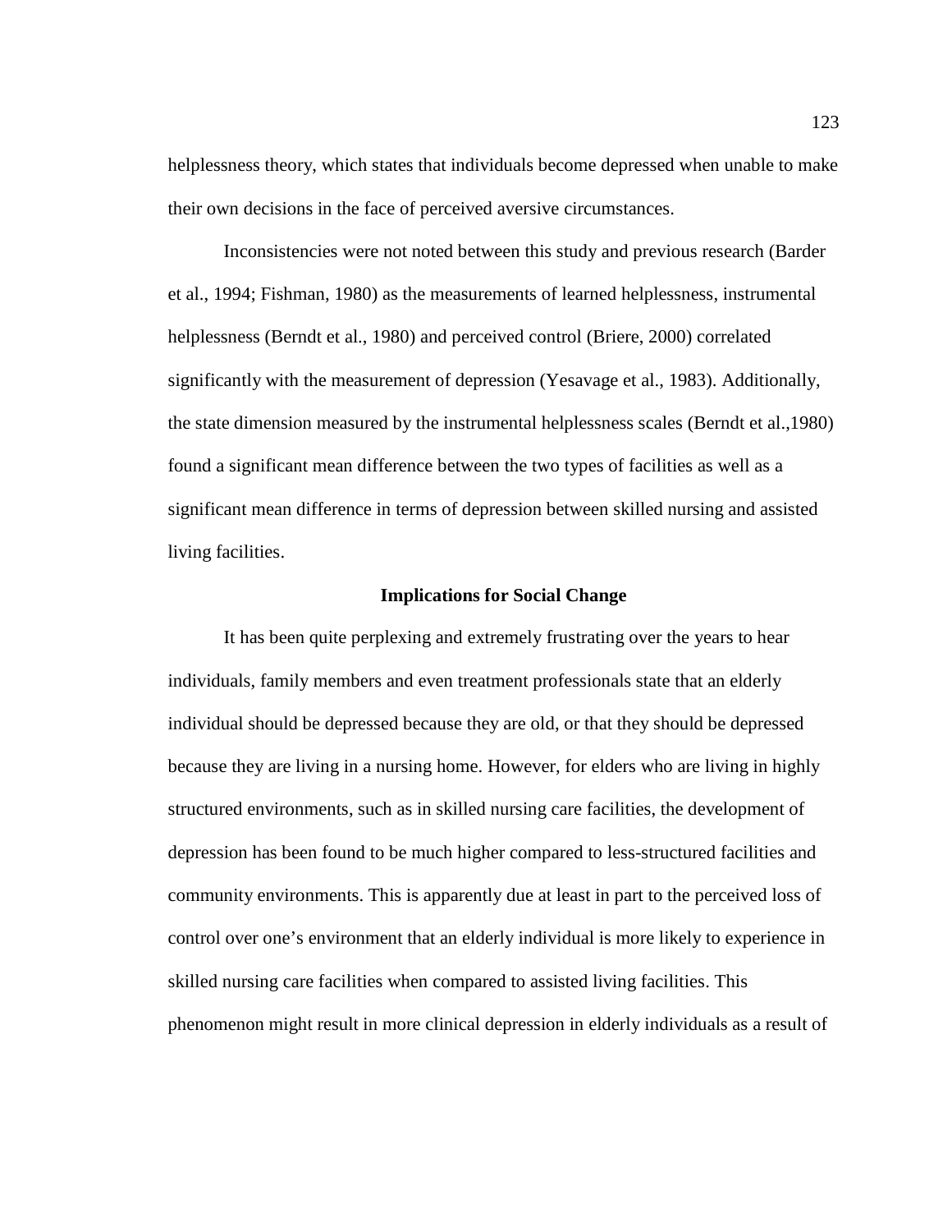helplessness theory, which states that individuals become depressed when unable to make their own decisions in the face of perceived aversive circumstances.

Inconsistencies were not noted between this study and previous research (Barder et al., 1994; Fishman, 1980) as the measurements of learned helplessness, instrumental helplessness (Berndt et al., 1980) and perceived control (Briere, 2000) correlated significantly with the measurement of depression (Yesavage et al., 1983). Additionally, the state dimension measured by the instrumental helplessness scales (Berndt et al.,1980) found a significant mean difference between the two types of facilities as well as a significant mean difference in terms of depression between skilled nursing and assisted living facilities.

## Implications for Social Change

It has been quite perplexing and extremely frustrating over the years to hear individuals, family members and even treatment professionals state that an elderly individual should be depressed because they are old, or that they should be depressed because they are living in a nursing home. However, for elders who are living in highly structured environments, such as in skilled nursing care facilities, the development of depression has been found to be much higher compared to less-structured facilities and community environments. This is apparently due at least in part to the perceived loss of control over one's environment that an elderly individual is more likely to experience in skilled nursing care facilities when compared to assisted living facilities. This phenomenon might result in more clinical depression in elderly individuals as a result of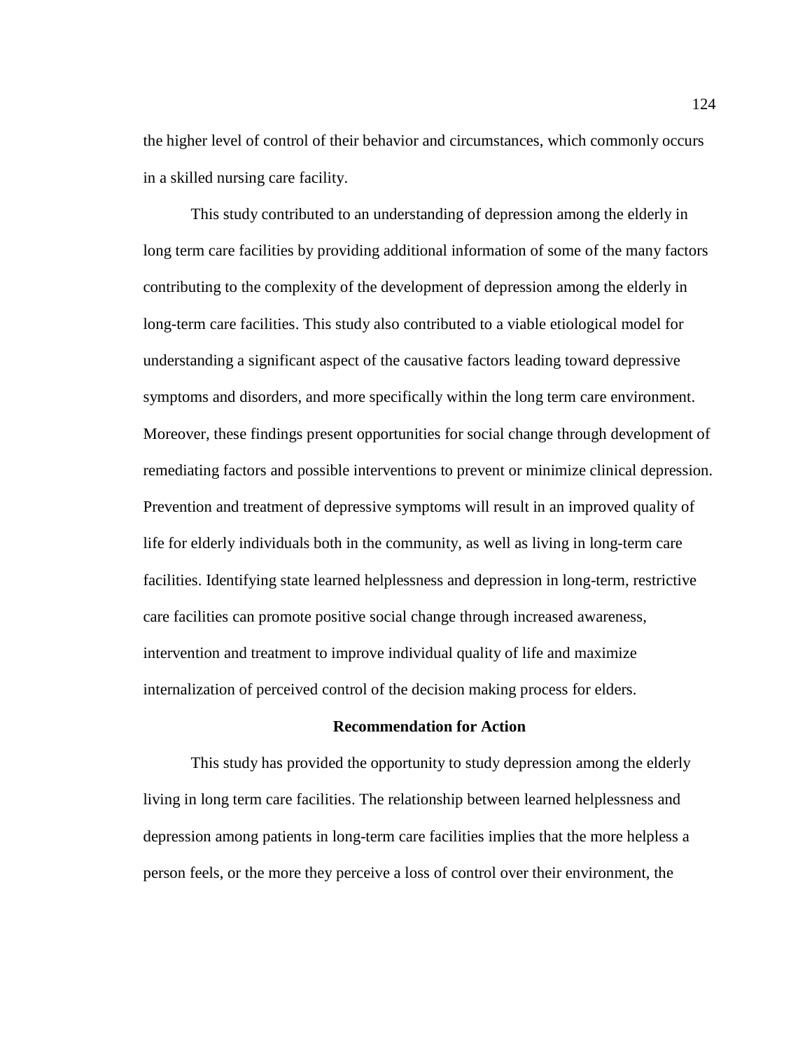the higher level of control of their behavior and circumstances, which commonly occurs in a skilled nursing care facility.

This study contributed to an understanding of depression among the elderly in long term care facilities by providing additional information of some of the many factors contributing to the complexity of the development of depression among the elderly in long-term care facilities. This study also contributed to a viable etiological model for understanding a significant aspect of the causative factors leading toward depressive symptoms and disorders, and more specifically within the long term care environment. Moreover, these findings present opportunities for social change through development of remediating factors and possible interventions to prevent or minimize clinical depression. Prevention and treatment of depressive symptoms will result in an improved quality of life for elderly individuals both in the community, as well as living in long-term care facilities. Identifying state learned helplessness and depression in long-term, restrictive care facilities can promote positive social change through increased awareness, intervention and treatment to improve individual quality of life and maximize internalization of perceived control of the decision making process for elders.

## Recommendation for Action

This study has provided the opportunity to study depression among the elderly living in long term care facilities. The relationship between learned helplessness and depression among patients in long-term care facilities implies that the more helpless a person feels, or the more they perceive a loss of control over their environment, the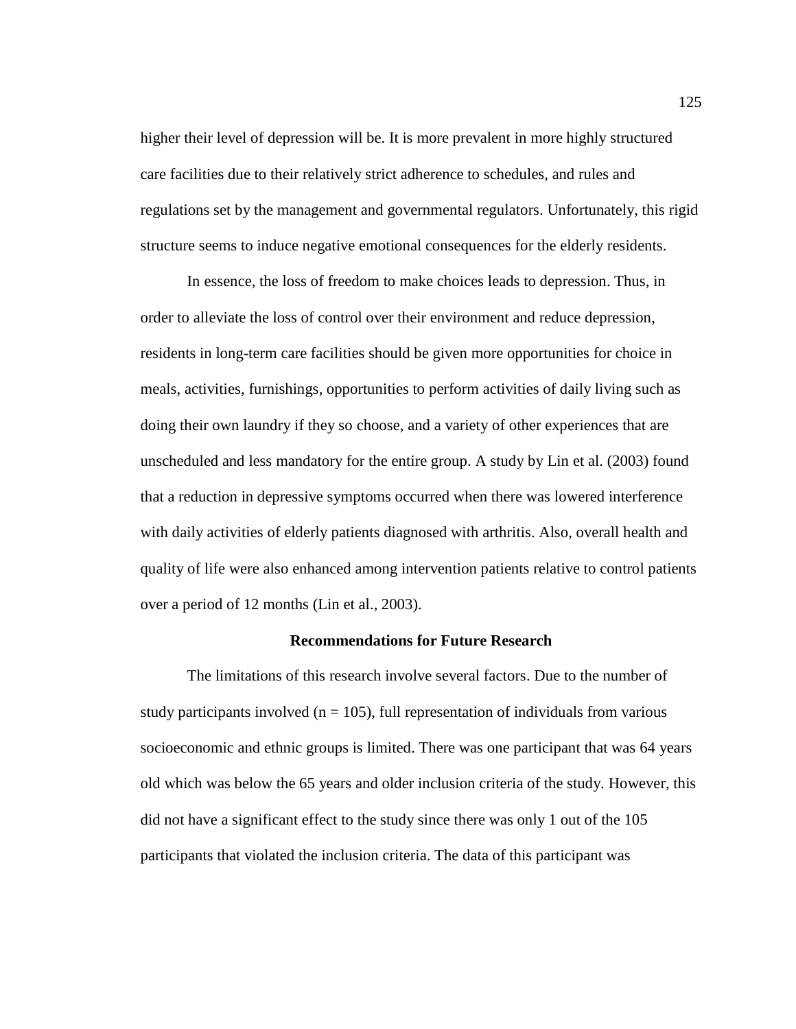higher their level of depression will be. It is more prevalent in more highly structured care facilities due to their relatively strict adherence to schedules, and rules and regulations set by the management and governmental regulators. Unfortunately, this rigid structure seems to induce negative emotional consequences for the elderly residents.

In essence, the loss of freedom to make choices leads to depression. Thus, in order to alleviate the loss of control over their environment and reduce depression, residents in long-term care facilities should be given more opportunities for choice in meals, activities, furnishings, opportunities to perform activities of daily living such as doing their own laundry if they so choose, and a variety of other experiences that are unscheduled and less mandatory for the entire group. A study by Lin et al. (2003) found that a reduction in depressive symptoms occurred when there was lowered interference with daily activities of elderly patients diagnosed with arthritis. Also, overall health and quality of life were also enhanced among intervention patients relative to control patients over a period of 12 months (Lin et al., 2003).

## Recommendations for Future Research

The limitations of this research involve several factors. Due to the number of study participants involved ($n = 105$), full representation of individuals from various socioeconomic and ethnic groups is limited. There was one participant that was 64 years old which was below the 65 years and older inclusion criteria of the study. However, this did not have a significant effect to the study since there was only 1 out of the 105 participants that violated the inclusion criteria. The data of this participant was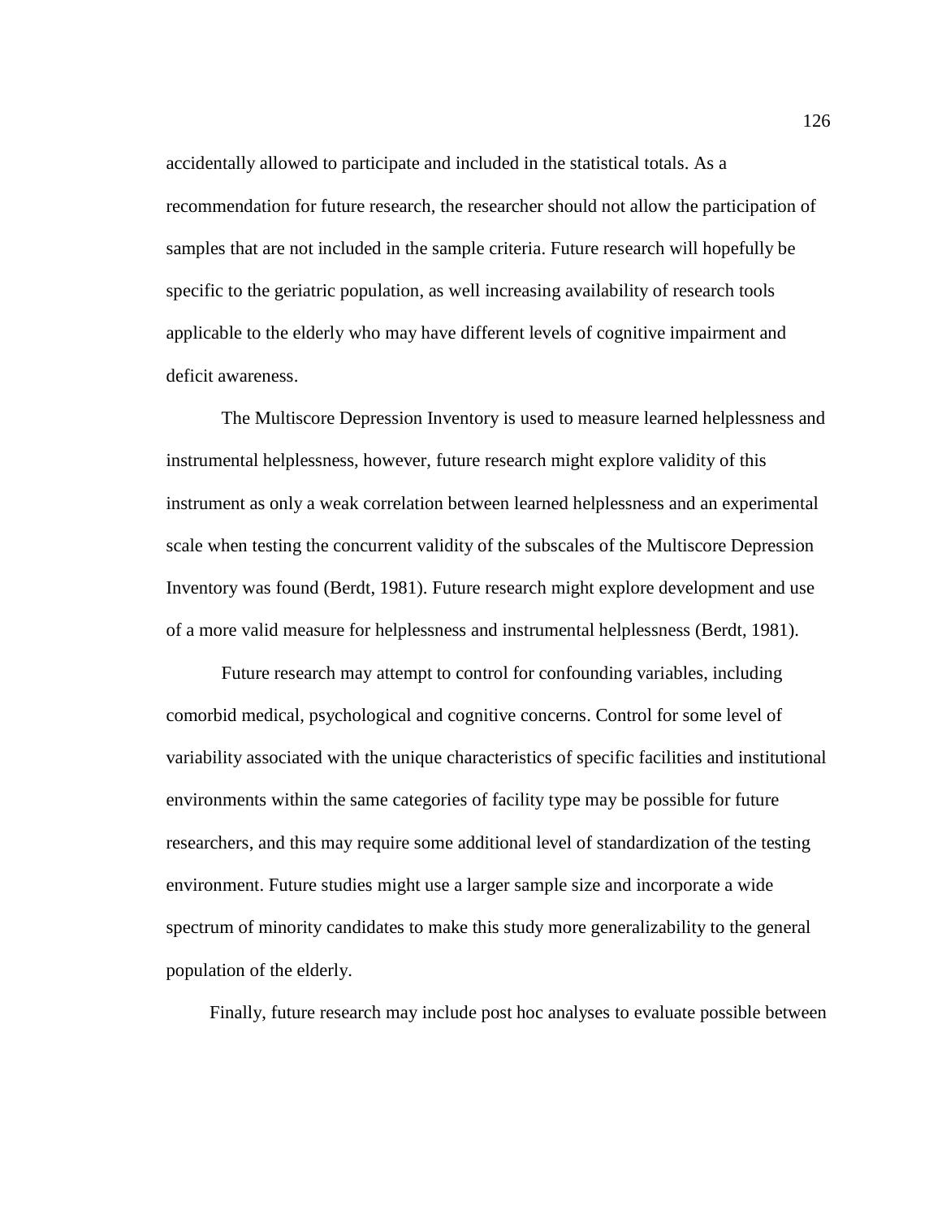accidentally allowed to participate and included in the statistical totals. As a recommendation for future research, the researcher should not allow the participation of samples that are not included in the sample criteria. Future research will hopefully be specific to the geriatric population, as well increasing availability of research tools applicable to the elderly who may have different levels of cognitive impairment and deficit awareness.

The Multiscore Depression Inventory is used to measure learned helplessness and instrumental helplessness, however, future research might explore validity of this instrument as only a weak correlation between learned helplessness and an experimental scale when testing the concurrent validity of the subscales of the Multiscore Depression Inventory was found (Berdt, 1981). Future research might explore development and use of a more valid measure for helplessness and instrumental helplessness (Berdt, 1981).

Future research may attempt to control for confounding variables, including comorbid medical, psychological and cognitive concerns. Control for some level of variability associated with the unique characteristics of specific facilities and institutional environments within the same categories of facility type may be possible for future researchers, and this may require some additional level of standardization of the testing environment. Future studies might use a larger sample size and incorporate a wide spectrum of minority candidates to make this study more generalizability to the general population of the elderly.

Finally, future research may include post hoc analyses to evaluate possible between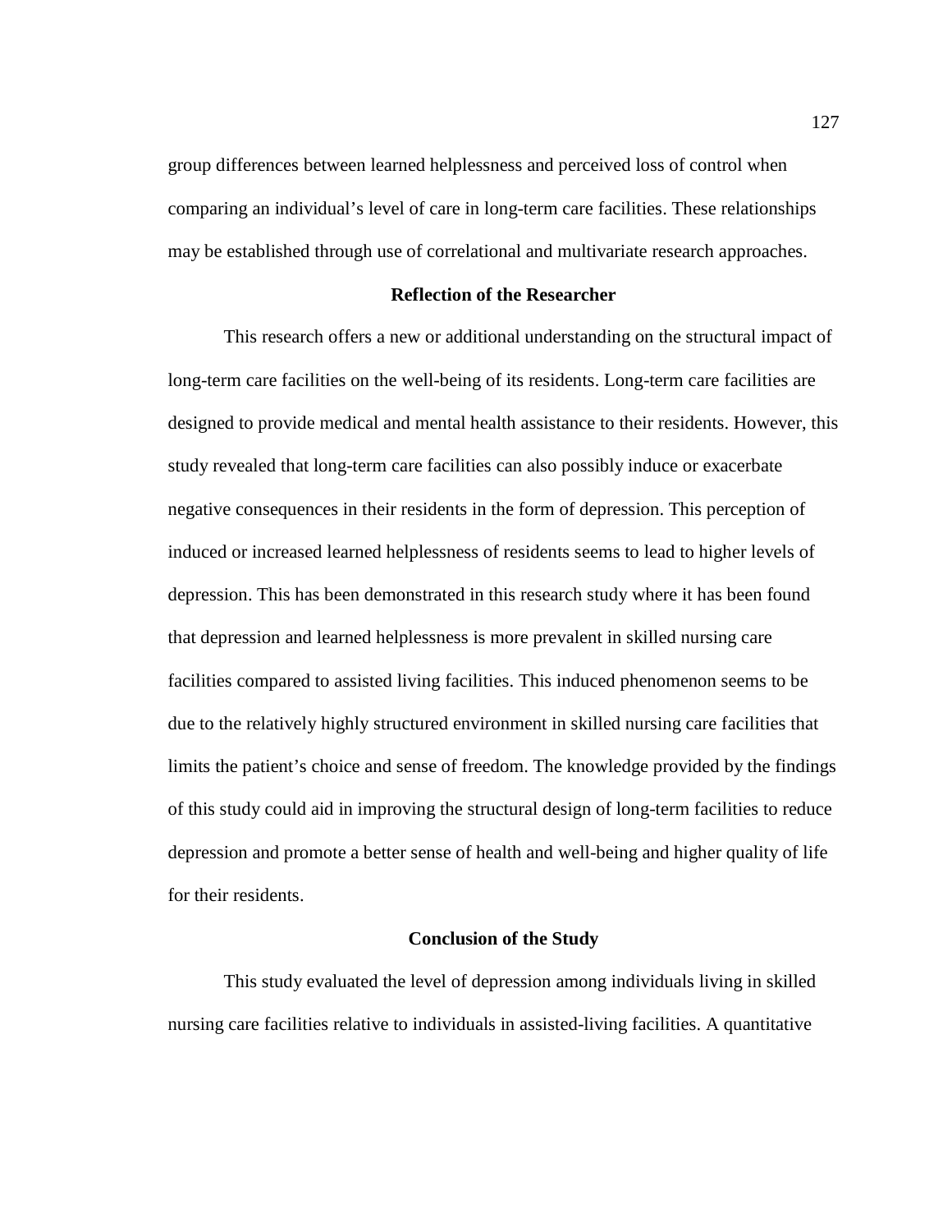group differences between learned helplessness and perceived loss of control when comparing an individual's level of care in long-term care facilities. These relationships may be established through use of correlational and multivariate research approaches.

## Reflection of the Researcher

This research offers a new or additional understanding on the structural impact of long-term care facilities on the well-being of its residents. Long-term care facilities are designed to provide medical and mental health assistance to their residents. However, this study revealed that long-term care facilities can also possibly induce or exacerbate negative consequences in their residents in the form of depression. This perception of induced or increased learned helplessness of residents seems to lead to higher levels of depression. This has been demonstrated in this research study where it has been found that depression and learned helplessness is more prevalent in skilled nursing care facilities compared to assisted living facilities. This induced phenomenon seems to be due to the relatively highly structured environment in skilled nursing care facilities that limits the patient's choice and sense of freedom. The knowledge provided by the findings of this study could aid in improving the structural design of long-term facilities to reduce depression and promote a better sense of health and well-being and higher quality of life for their residents.

## Conclusion of the Study

This study evaluated the level of depression among individuals living in skilled nursing care facilities relative to individuals in assisted-living facilities. A quantitative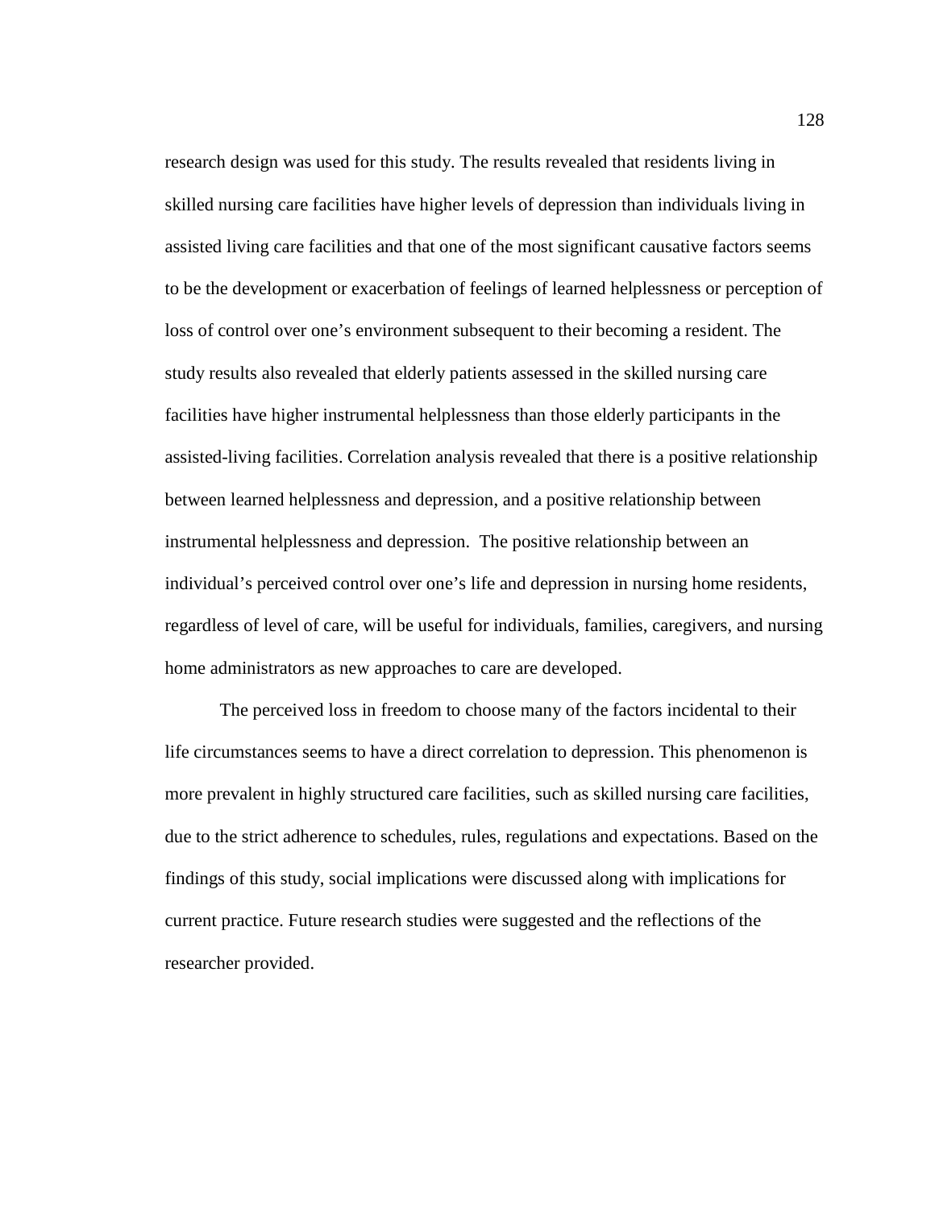research design was used for this study. The results revealed that residents living in skilled nursing care facilities have higher levels of depression than individuals living in assisted living care facilities and that one of the most significant causative factors seems to be the development or exacerbation of feelings of learned helplessness or perception of loss of control over one's environment subsequent to their becoming a resident. The study results also revealed that elderly patients assessed in the skilled nursing care facilities have higher instrumental helplessness than those elderly participants in the assisted-living facilities. Correlation analysis revealed that there is a positive relationship between learned helplessness and depression, and a positive relationship between instrumental helplessness and depression. The positive relationship between an individual's perceived control over one's life and depression in nursing home residents, regardless of level of care, will be useful for individuals, families, caregivers, and nursing home administrators as new approaches to care are developed.

The perceived loss in freedom to choose many of the factors incidental to their life circumstances seems to have a direct correlation to depression. This phenomenon is more prevalent in highly structured care facilities, such as skilled nursing care facilities, due to the strict adherence to schedules, rules, regulations and expectations. Based on the findings of this study, social implications were discussed along with implications for current practice. Future research studies were suggested and the reflections of the researcher provided.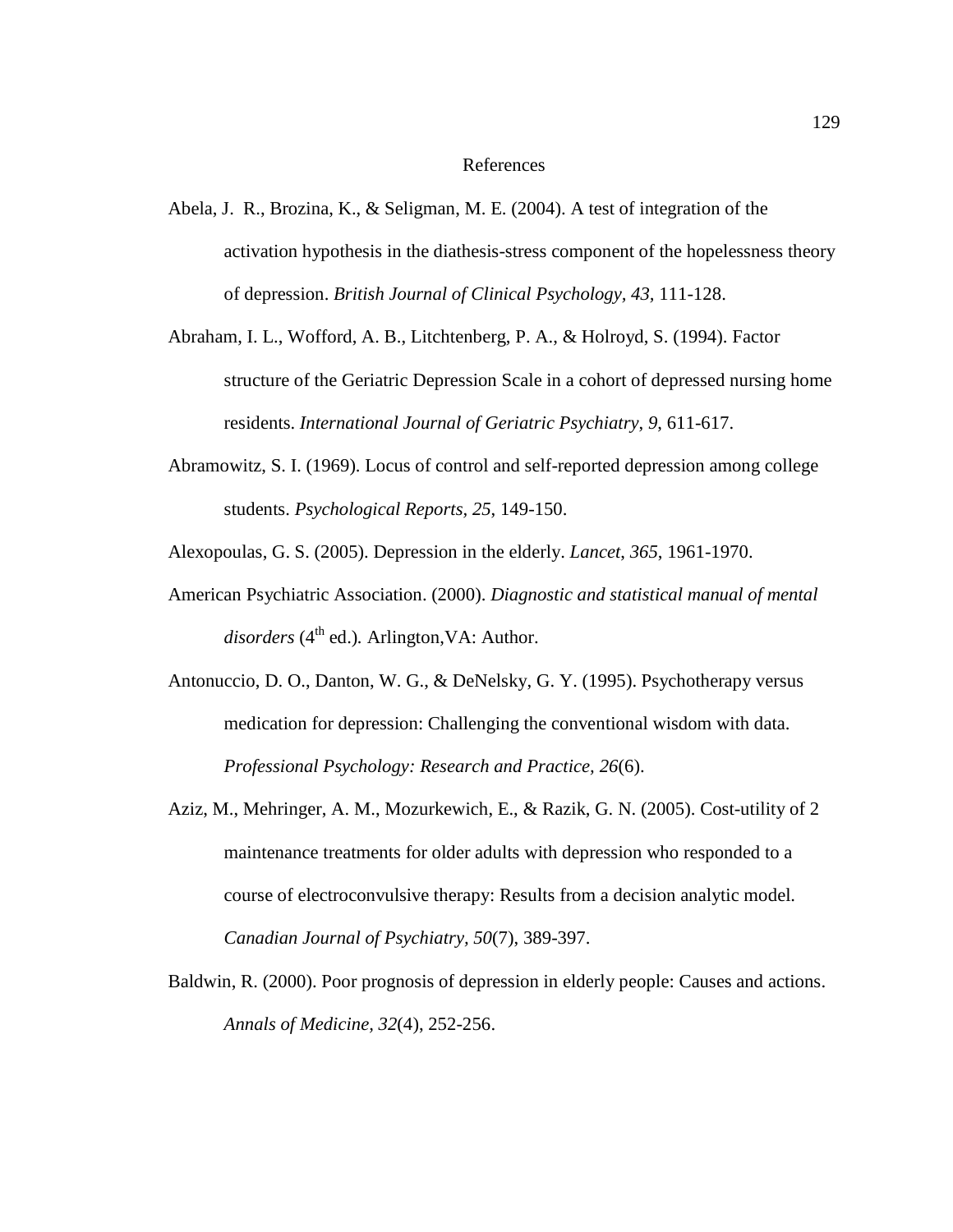# References

Abela, J.  R., Brozina, K., & Seligman, M. E. (2004). A test of integration of the activation hypothesis in the diathesis-stress component of the hopelessness theory of depression. *British Journal of Clinical Psychology, 43,* 111-128.

Abraham, I. L., Wofford, A. B., Litchtenberg, P. A., & Holroyd, S. (1994). Factor structure of the Geriatric Depression Scale in a cohort of depressed nursing home residents. *International Journal of Geriatric Psychiatry*, *9*, 611-617.

Abramowitz, S. I. (1969). Locus of control and self-reported depression among college students. *Psychological Reports*, *25*, 149-150.

Alexopoulas, G. S. (2005). Depression in the elderly. *Lancet*, *365*, 1961-1970.

American Psychiatric Association. (2000). *Diagnostic and statistical manual of mental disorders* (4th ed.)*.* Arlington,VA: Author.

Antonuccio, D. O., Danton, W. G., & DeNelsky, G. Y. (1995). Psychotherapy versus medication for depression: Challenging the conventional wisdom with data. *Professional Psychology: Research and Practice, 26*(6).

Aziz, M., Mehringer, A. M., Mozurkewich, E., & Razik, G. N. (2005). Cost-utility of 2 maintenance treatments for older adults with depression who responded to a course of electroconvulsive therapy: Results from a decision analytic model. *Canadian Journal of Psychiatry, 50*(7), 389-397.

Baldwin, R. (2000). Poor prognosis of depression in elderly people: Causes and actions. *Annals of Medicine, 32*(4), 252-256.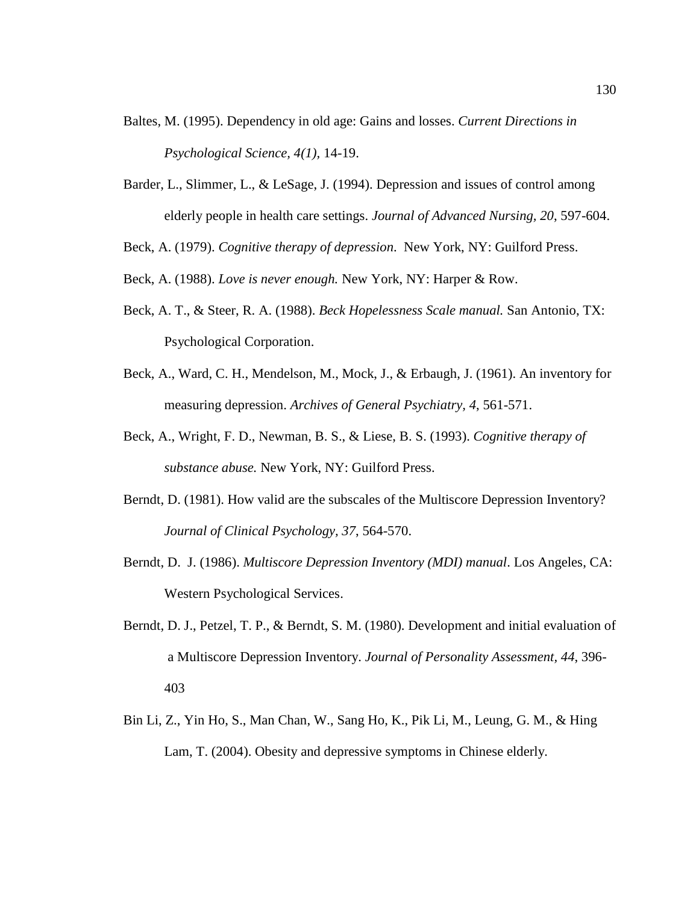Baltes, M. (1995). Dependency in old age: Gains and losses. *Current Directions in Psychological Science, 4(1),* 14-19.

Barder, L., Slimmer, L., & LeSage, J. (1994). Depression and issues of control among elderly people in health care settings. *Journal of Advanced Nursing, 20*, 597-604.

Beck, A. (1979). *Cognitive therapy of depression*. New York, NY: Guilford Press.

Beck, A. (1988). *Love is never enough.* New York, NY: Harper & Row.

Beck, A. T., & Steer, R. A. (1988). *Beck Hopelessness Scale manual.* San Antonio, TX: Psychological Corporation.

Beck, A., Ward, C. H., Mendelson, M., Mock, J., & Erbaugh, J. (1961). An inventory for measuring depression. *Archives of General Psychiatry, 4*, 561-571.

Beck, A., Wright, F. D., Newman, B. S., & Liese, B. S. (1993). *Cognitive therapy of substance abuse.* New York, NY: Guilford Press.

Berndt, D. (1981). How valid are the subscales of the Multiscore Depression Inventory? *Journal of Clinical Psychology, 37*, 564-570.

Berndt, D. J. (1986). *Multiscore Depression Inventory (MDI) manual*. Los Angeles, CA: Western Psychological Services.

Berndt, D. J., Petzel, T. P., & Berndt, S. M. (1980). Development and initial evaluation of a Multiscore Depression Inventory. *Journal of Personality Assessment, 44*, 396-403

Bin Li, Z., Yin Ho, S., Man Chan, W., Sang Ho, K., Pik Li, M., Leung, G. M., & Hing Lam, T. (2004). Obesity and depressive symptoms in Chinese elderly.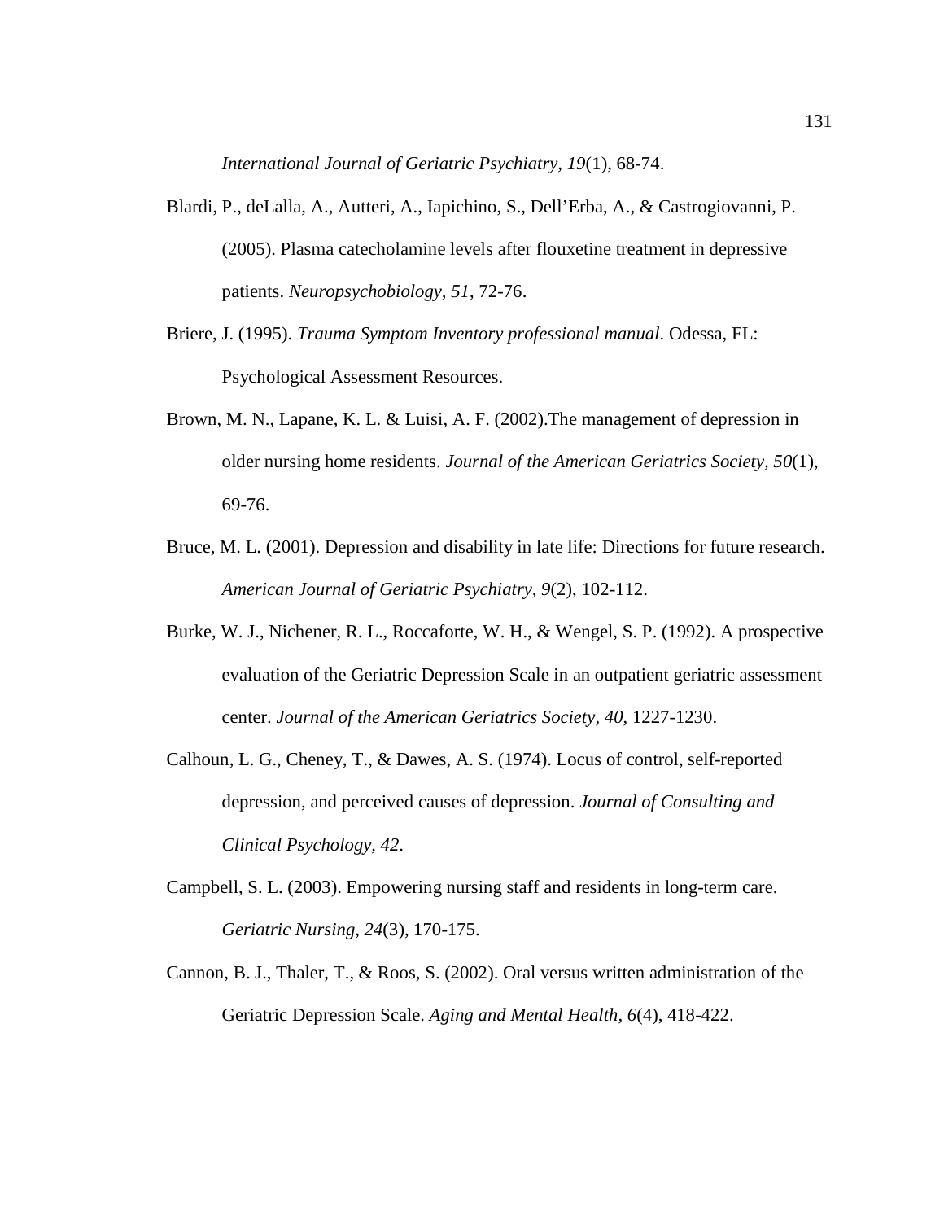*International Journal of Geriatric Psychiatry, 19*(1), 68-74.

Blardi, P., deLalla, A., Autteri, A., Iapichino, S., Dell'Erba, A., & Castrogiovanni, P. (2005). Plasma catecholamine levels after flouxetine treatment in depressive patients. *Neuropsychobiology, 51*, 72-76.

Briere, J. (1995). *Trauma Symptom Inventory professional manual*. Odessa, FL: Psychological Assessment Resources.

Brown, M. N., Lapane, K. L. & Luisi, A. F. (2002).The management of depression in older nursing home residents. *Journal of the American Geriatrics Society, 50*(1), 69-76.

Bruce, M. L. (2001). Depression and disability in late life: Directions for future research. *American Journal of Geriatric Psychiatry, 9*(2), 102-112.

Burke, W. J., Nichener, R. L., Roccaforte, W. H., & Wengel, S. P. (1992). A prospective evaluation of the Geriatric Depression Scale in an outpatient geriatric assessment center. *Journal of the American Geriatrics Society, 40*, 1227-1230.

Calhoun, L. G., Cheney, T., & Dawes, A. S. (1974). Locus of control, self-reported depression, and perceived causes of depression. *Journal of Consulting and Clinical Psychology, 42*.

Campbell, S. L. (2003). Empowering nursing staff and residents in long-term care. *Geriatric Nursing, 24*(3), 170-175.

Cannon, B. J., Thaler, T., & Roos, S. (2002). Oral versus written administration of the Geriatric Depression Scale. *Aging and Mental Health, 6*(4), 418-422.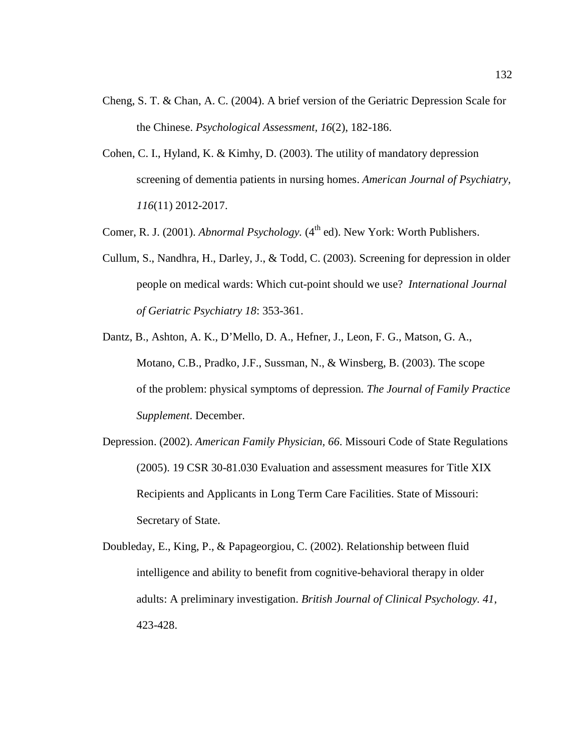Cheng, S. T. & Chan, A. C. (2004). A brief version of the Geriatric Depression Scale for the Chinese. *Psychological Assessment, 16*(2), 182-186.

Cohen, C. I., Hyland, K. & Kimhy, D. (2003). The utility of mandatory depression screening of dementia patients in nursing homes. *American Journal of Psychiatry, 116*(11) 2012-2017.

Comer, R. J. (2001). *Abnormal Psychology.* (4th ed). New York: Worth Publishers.

Cullum, S., Nandhra, H., Darley, J., & Todd, C. (2003). Screening for depression in older people on medical wards: Which cut-point should we use? *International Journal of Geriatric Psychiatry 18*: 353-361.

Dantz, B., Ashton, A. K., D'Mello, D. A., Hefner, J., Leon, F. G., Matson, G. A., Motano, C.B., Pradko, J.F., Sussman, N., & Winsberg, B. (2003). The scope of the problem: physical symptoms of depression. *The Journal of Family Practice Supplement*. December.

Depression. (2002). *American Family Physician, 66*. Missouri Code of State Regulations (2005). 19 CSR 30-81.030 Evaluation and assessment measures for Title XIX Recipients and Applicants in Long Term Care Facilities. State of Missouri: Secretary of State.

Doubleday, E., King, P., & Papageorgiou, C. (2002). Relationship between fluid intelligence and ability to benefit from cognitive-behavioral therapy in older adults: A preliminary investigation. *British Journal of Clinical Psychology. 41*, 423-428.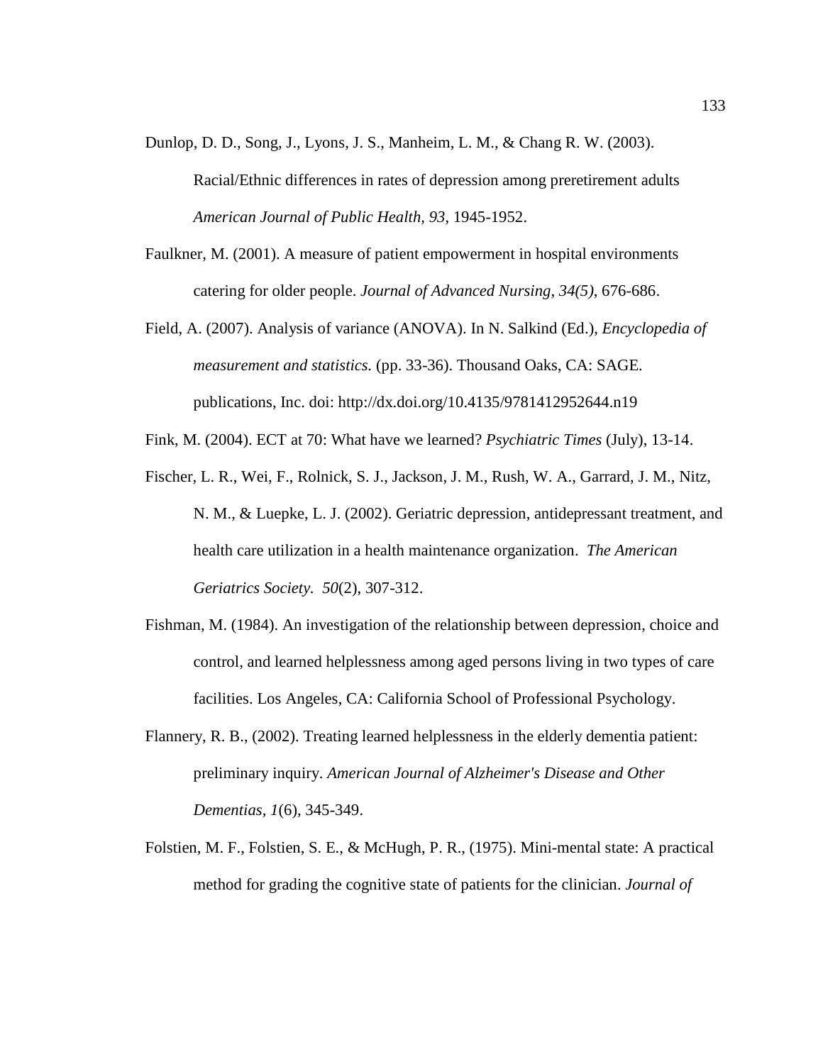Dunlop, D. D., Song, J., Lyons, J. S., Manheim, L. M., & Chang R. W. (2003). Racial/Ethnic differences in rates of depression among preretirement adults *American Journal of Public Health, 93,* 1945-1952.

Faulkner, M. (2001). A measure of patient empowerment in hospital environments catering for older people. *Journal of Advanced Nursing, 34(5),* 676-686.

Field, A. (2007). Analysis of variance (ANOVA). In N. Salkind (Ed.), *Encyclopedia of measurement and statistics.* (pp. 33-36). Thousand Oaks, CA: SAGE. publications, Inc. doi: http://dx.doi.org/10.4135/9781412952644.n19

Fink, M. (2004). ECT at 70: What have we learned? *Psychiatric Times* (July), 13-14.

Fischer, L. R., Wei, F., Rolnick, S. J., Jackson, J. M., Rush, W. A., Garrard, J. M., Nitz, N. M., & Luepke, L. J. (2002). Geriatric depression, antidepressant treatment, and health care utilization in a health maintenance organization. *The American Geriatrics Society. 50*(2), 307-312.

Fishman, M. (1984). An investigation of the relationship between depression, choice and control, and learned helplessness among aged persons living in two types of care facilities. Los Angeles, CA: California School of Professional Psychology.

Flannery, R. B., (2002). Treating learned helplessness in the elderly dementia patient: preliminary inquiry. *American Journal of Alzheimer's Disease and Other Dementias, 1*(6), 345-349.

Folstien, M. F., Folstien, S. E., & McHugh, P. R., (1975). Mini-mental state: A practical method for grading the cognitive state of patients for the clinician. *Journal of*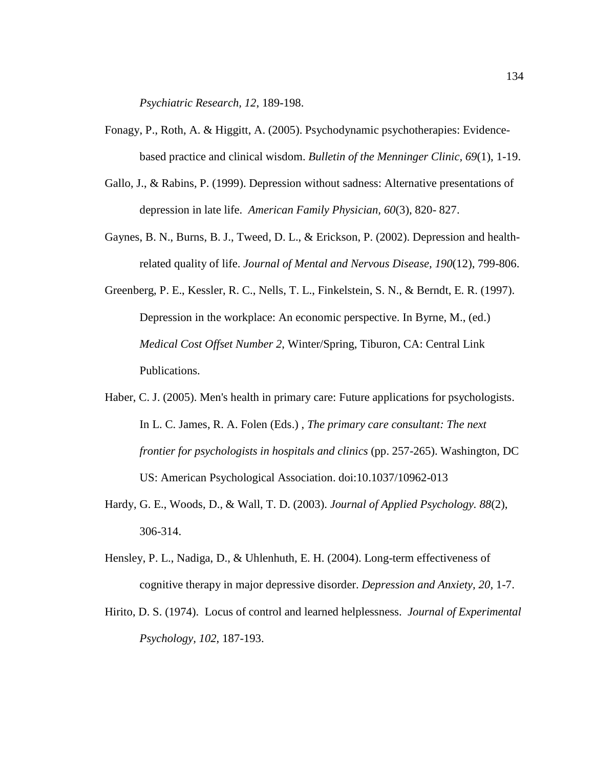*Psychiatric Research, 12*, 189-198.

Fonagy, P., Roth, A. & Higgitt, A. (2005). Psychodynamic psychotherapies: Evidence-based practice and clinical wisdom. *Bulletin of the Menninger Clinic, 69*(1), 1-19.

Gallo, J., & Rabins, P. (1999). Depression without sadness: Alternative presentations of depression in late life. *American Family Physician, 60*(3), 820- 827.

Gaynes, B. N., Burns, B. J., Tweed, D. L., & Erickson, P. (2002). Depression and health-related quality of life. *Journal of Mental and Nervous Disease, 190*(12), 799-806.

Greenberg, P. E., Kessler, R. C., Nells, T. L., Finkelstein, S. N., & Berndt, E. R. (1997). Depression in the workplace: An economic perspective. In Byrne, M., (ed.) *Medical Cost Offset Number 2*, Winter/Spring, Tiburon, CA: Central Link Publications.

Haber, C. J. (2005). Men's health in primary care: Future applications for psychologists. In L. C. James, R. A. Folen (Eds.) , *The primary care consultant: The next frontier for psychologists in hospitals and clinics* (pp. 257-265). Washington, DC US: American Psychological Association. doi:10.1037/10962-013

Hardy, G. E., Woods, D., & Wall, T. D. (2003). *Journal of Applied Psychology. 88*(2), 306-314.

Hensley, P. L., Nadiga, D., & Uhlenhuth, E. H. (2004). Long-term effectiveness of cognitive therapy in major depressive disorder. *Depression and Anxiety, 20*, 1-7.

Hirito, D. S. (1974). Locus of control and learned helplessness. *Journal of Experimental Psychology, 102*, 187-193.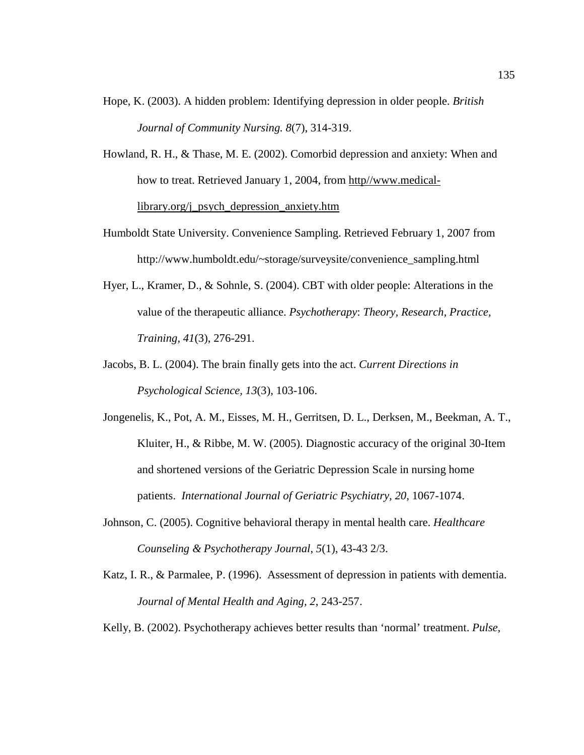Hope, K. (2003). A hidden problem: Identifying depression in older people. *British Journal of Community Nursing. 8*(7), 314-319.

Howland, R. H., & Thase, M. E. (2002). Comorbid depression and anxiety: When and how to treat. Retrieved January 1, 2004, from http//www.medical-library.org/j_psych_depression_anxiety.htm

Humboldt State University. Convenience Sampling. Retrieved February 1, 2007 from http://www.humboldt.edu/~storage/surveysite/convenience_sampling.html

Hyer, L., Kramer, D., & Sohnle, S. (2004). CBT with older people: Alterations in the value of the therapeutic alliance. *Psychotherapy*: *Theory, Research, Practice, Training*, *41*(3), 276-291.

Jacobs, B. L. (2004). The brain finally gets into the act. *Current Directions in Psychological Science, 13*(3), 103-106.

Jongenelis, K., Pot, A. M., Eisses, M. H., Gerritsen, D. L., Derksen, M., Beekman, A. T., Kluiter, H., & Ribbe, M. W. (2005). Diagnostic accuracy of the original 30-Item and shortened versions of the Geriatric Depression Scale in nursing home patients. *International Journal of Geriatric Psychiatry, 20*, 1067-1074.

Johnson, C. (2005). Cognitive behavioral therapy in mental health care. *Healthcare Counseling & Psychotherapy Journal*, *5*(1), 43-43 2/3.

Katz, I. R., & Parmalee, P. (1996). Assessment of depression in patients with dementia. *Journal of Mental Health and Aging, 2*, 243-257.

Kelly, B. (2002). Psychotherapy achieves better results than 'normal' treatment. *Pulse,*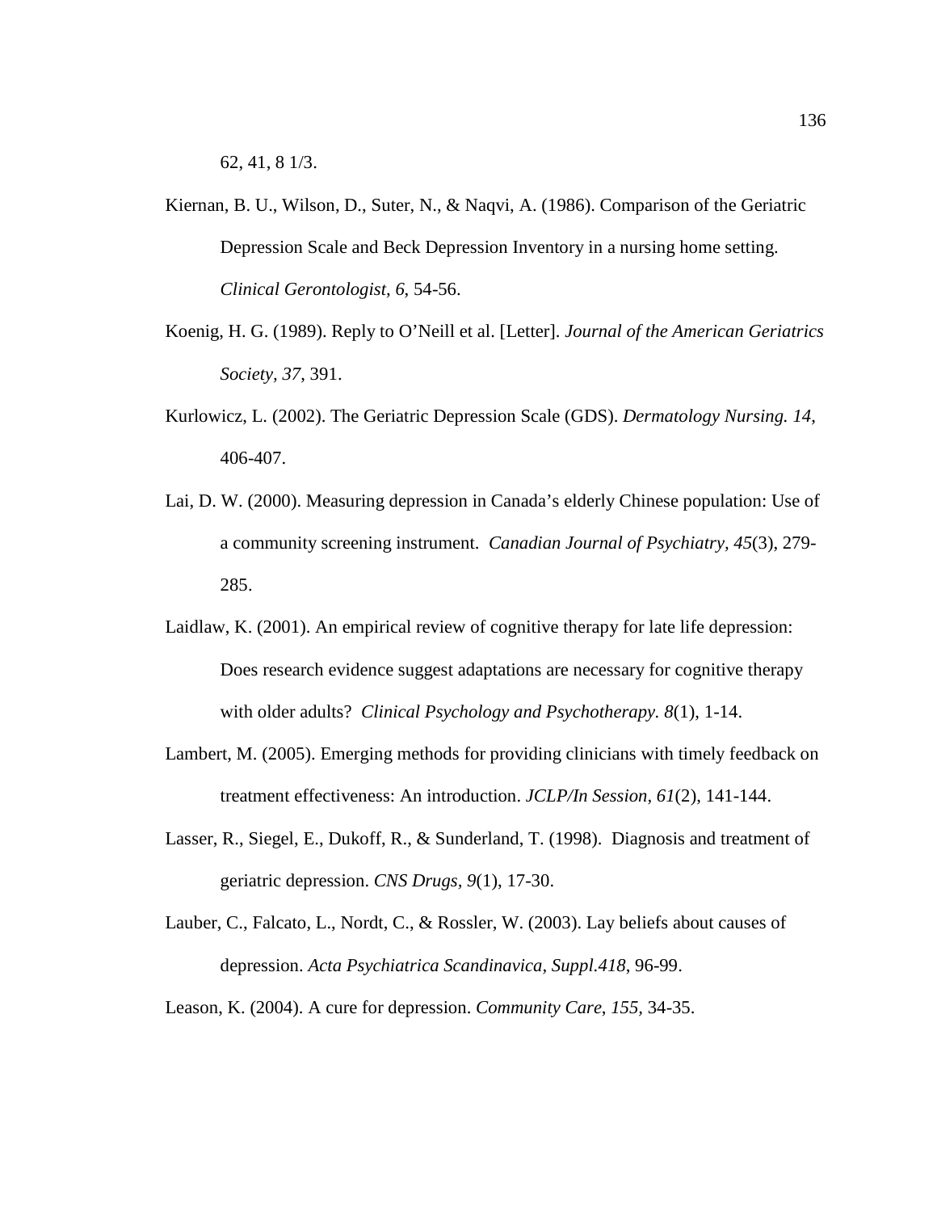62, 41, 8 1/3.

Kiernan, B. U., Wilson, D., Suter, N., & Naqvi, A. (1986). Comparison of the Geriatric Depression Scale and Beck Depression Inventory in a nursing home setting. *Clinical Gerontologist, 6*, 54-56.

Koenig, H. G. (1989). Reply to O'Neill et al. [Letter]. *Journal of the American Geriatrics Society, 37*, 391.

Kurlowicz, L. (2002). The Geriatric Depression Scale (GDS). *Dermatology Nursing. 14*, 406-407.

Lai, D. W. (2000). Measuring depression in Canada's elderly Chinese population: Use of a community screening instrument. *Canadian Journal of Psychiatry, 45*(3), 279-285.

Laidlaw, K. (2001). An empirical review of cognitive therapy for late life depression: Does research evidence suggest adaptations are necessary for cognitive therapy with older adults? *Clinical Psychology and Psychotherapy. 8*(1), 1-14.

Lambert, M. (2005). Emerging methods for providing clinicians with timely feedback on treatment effectiveness: An introduction. *JCLP/In Session, 61*(2), 141-144.

Lasser, R., Siegel, E., Dukoff, R., & Sunderland, T. (1998). Diagnosis and treatment of geriatric depression. *CNS Drugs, 9*(1), 17-30.

Lauber, C., Falcato, L., Nordt, C., & Rossler, W. (2003). Lay beliefs about causes of depression. *Acta Psychiatrica Scandinavica, Suppl.418*, 96-99.

Leason, K. (2004). A cure for depression. *Community Care, 155,* 34-35.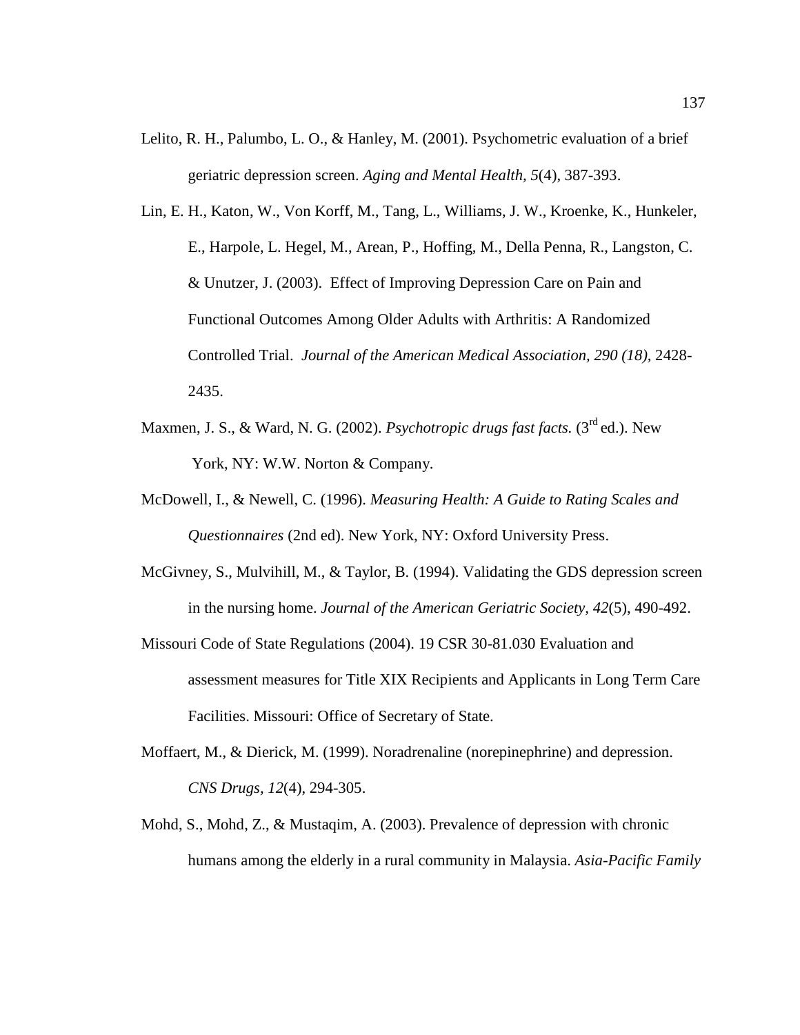Lelito, R. H., Palumbo, L. O., & Hanley, M. (2001). Psychometric evaluation of a brief geriatric depression screen. *Aging and Mental Health, 5*(4), 387-393.

Lin, E. H., Katon, W., Von Korff, M., Tang, L., Williams, J. W., Kroenke, K., Hunkeler, E., Harpole, L. Hegel, M., Arean, P., Hoffing, M., Della Penna, R., Langston, C. & Unutzer, J. (2003). Effect of Improving Depression Care on Pain and Functional Outcomes Among Older Adults with Arthritis: A Randomized Controlled Trial. *Journal of the American Medical Association, 290 (18),* 2428-2435.

Maxmen, J. S., & Ward, N. G. (2002). *Psychotropic drugs fast facts.* (3rd ed.). New York, NY: W.W. Norton & Company.

McDowell, I., & Newell, C. (1996). *Measuring Health: A Guide to Rating Scales and Questionnaires* (2nd ed). New York, NY: Oxford University Press.

McGivney, S., Mulvihill, M., & Taylor, B. (1994). Validating the GDS depression screen in the nursing home. *Journal of the American Geriatric Society, 42*(5), 490-492.

Missouri Code of State Regulations (2004). 19 CSR 30-81.030 Evaluation and assessment measures for Title XIX Recipients and Applicants in Long Term Care Facilities. Missouri: Office of Secretary of State.

Moffaert, M., & Dierick, M. (1999). Noradrenaline (norepinephrine) and depression. *CNS Drugs, 12*(4), 294-305.

Mohd, S., Mohd, Z., & Mustaqim, A. (2003). Prevalence of depression with chronic humans among the elderly in a rural community in Malaysia. *Asia-Pacific Family*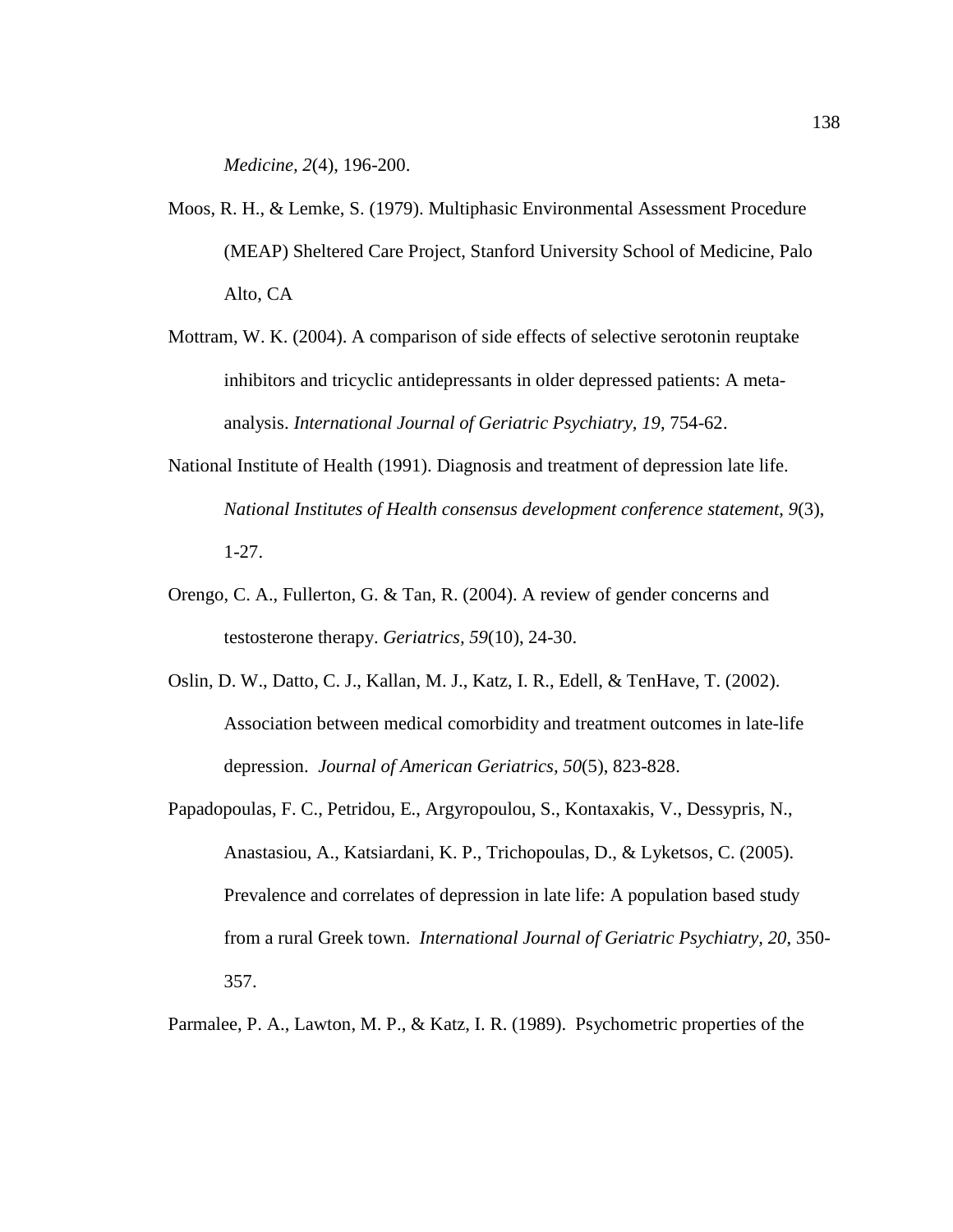*Medicine, 2*(4), 196-200.

Moos, R. H., & Lemke, S. (1979). Multiphasic Environmental Assessment Procedure (MEAP) Sheltered Care Project, Stanford University School of Medicine, Palo Alto, CA

Mottram, W. K. (2004). A comparison of side effects of selective serotonin reuptake inhibitors and tricyclic antidepressants in older depressed patients: A meta-analysis. *International Journal of Geriatric Psychiatry, 19*, 754-62.

National Institute of Health (1991). Diagnosis and treatment of depression late life. *National Institutes of Health consensus development conference statement, 9*(3), 1-27.

Orengo, C. A., Fullerton, G. & Tan, R. (2004). A review of gender concerns and testosterone therapy. *Geriatrics, 59*(10), 24-30.

Oslin, D. W., Datto, C. J., Kallan, M. J., Katz, I. R., Edell, & TenHave, T. (2002). Association between medical comorbidity and treatment outcomes in late-life depression. *Journal of American Geriatrics, 50*(5), 823-828.

Papadopoulas, F. C., Petridou, E., Argyropoulou, S., Kontaxakis, V., Dessypris, N., Anastasiou, A., Katsiardani, K. P., Trichopoulas, D., & Lyketsos, C. (2005). Prevalence and correlates of depression in late life: A population based study from a rural Greek town. *International Journal of Geriatric Psychiatry, 20*, 350-357.

Parmalee, P. A., Lawton, M. P., & Katz, I. R. (1989). Psychometric properties of the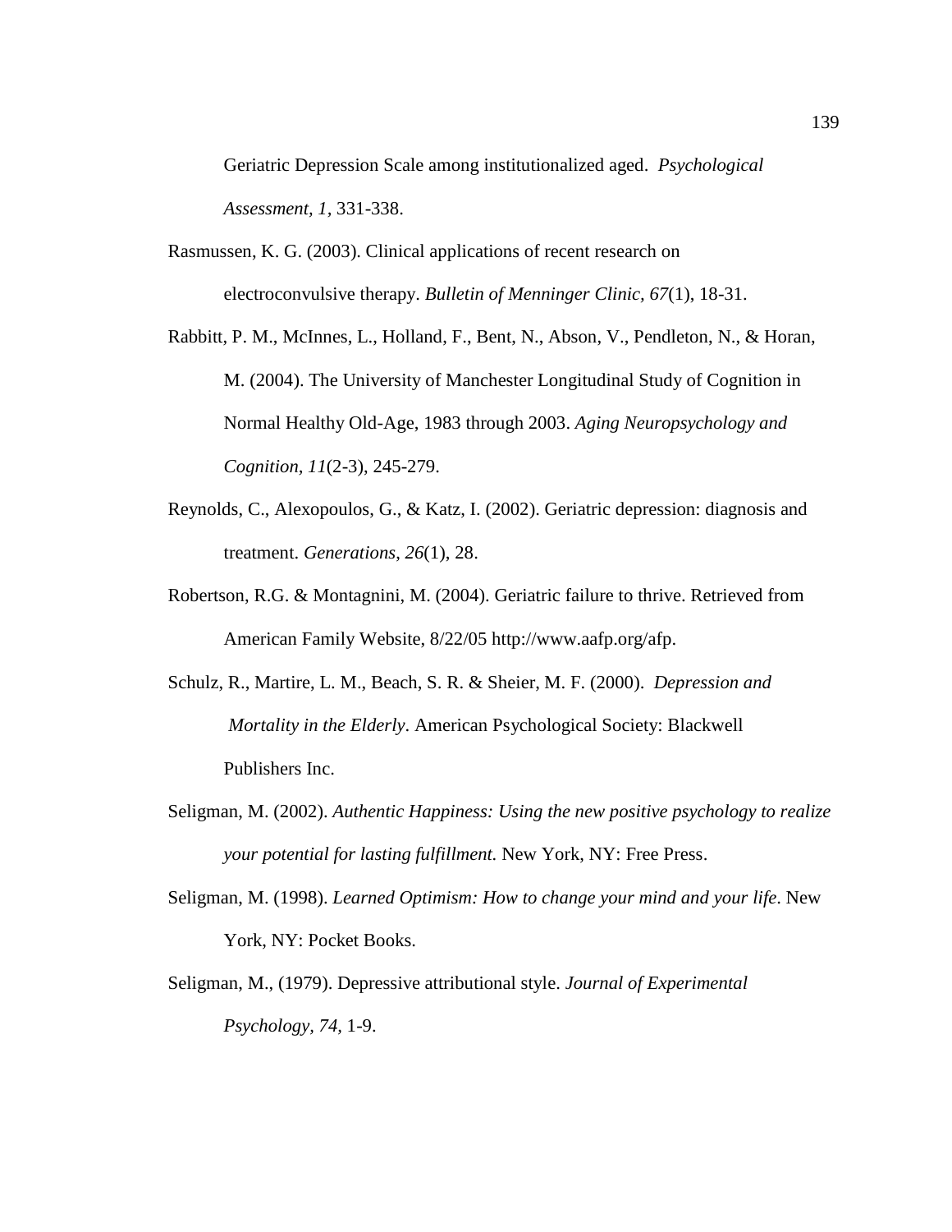Geriatric Depression Scale among institutionalized aged. *Psychological Assessment, 1*, 331-338.

Rasmussen, K. G. (2003). Clinical applications of recent research on electroconvulsive therapy. *Bulletin of Menninger Clinic, 67*(1), 18-31.

Rabbitt, P. M., McInnes, L., Holland, F., Bent, N., Abson, V., Pendleton, N., & Horan, M. (2004). The University of Manchester Longitudinal Study of Cognition in Normal Healthy Old-Age, 1983 through 2003. *Aging Neuropsychology and Cognition, 11*(2-3), 245-279.

Reynolds, C., Alexopoulos, G., & Katz, I. (2002). Geriatric depression: diagnosis and treatment. *Generations*, *26*(1), 28.

Robertson, R.G. & Montagnini, M. (2004). Geriatric failure to thrive. Retrieved from American Family Website, 8/22/05 http://www.aafp.org/afp.

Schulz, R., Martire, L. M., Beach, S. R. & Sheier, M. F. (2000). *Depression and Mortality in the Elderly*. American Psychological Society: Blackwell Publishers Inc.

Seligman, M. (2002). *Authentic Happiness: Using the new positive psychology to realize your potential for lasting fulfillment.* New York, NY: Free Press.

Seligman, M. (1998). *Learned Optimism: How to change your mind and your life*. New York, NY: Pocket Books.

Seligman, M., (1979). Depressive attributional style. *Journal of Experimental Psychology, 74*, 1-9.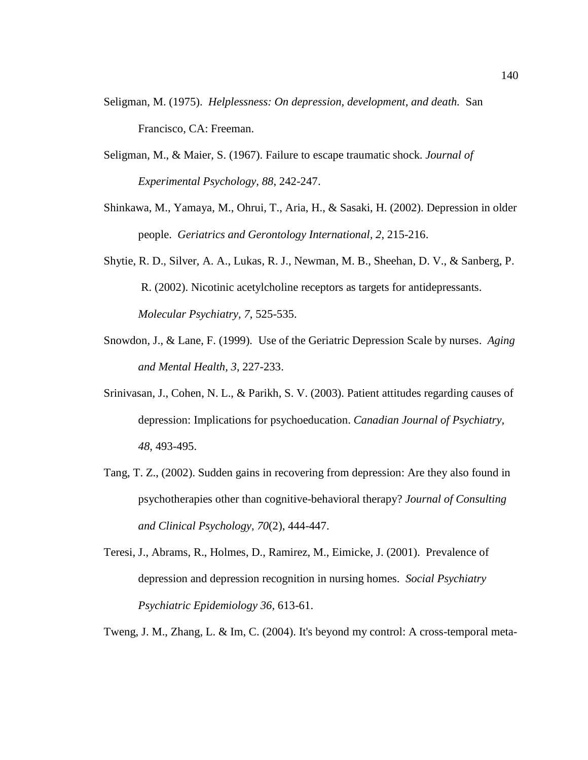Seligman, M. (1975). *Helplessness: On depression, development, and death.* San Francisco, CA: Freeman.

Seligman, M., & Maier, S. (1967). Failure to escape traumatic shock. *Journal of Experimental Psychology, 88*, 242-247.

Shinkawa, M., Yamaya, M., Ohrui, T., Aria, H., & Sasaki, H. (2002). Depression in older people. *Geriatrics and Gerontology International, 2*, 215-216.

Shytie, R. D., Silver, A. A., Lukas, R. J., Newman, M. B., Sheehan, D. V., & Sanberg, P. R. (2002). Nicotinic acetylcholine receptors as targets for antidepressants. *Molecular Psychiatry, 7*, 525-535.

Snowdon, J., & Lane, F. (1999). Use of the Geriatric Depression Scale by nurses. *Aging and Mental Health, 3*, 227-233.

Srinivasan, J., Cohen, N. L., & Parikh, S. V. (2003). Patient attitudes regarding causes of depression: Implications for psychoeducation. *Canadian Journal of Psychiatry, 48*, 493-495.

Tang, T. Z., (2002). Sudden gains in recovering from depression: Are they also found in psychotherapies other than cognitive-behavioral therapy? *Journal of Consulting and Clinical Psychology, 70*(2), 444-447.

Teresi, J., Abrams, R., Holmes, D., Ramirez, M., Eimicke, J. (2001). Prevalence of depression and depression recognition in nursing homes. *Social Psychiatry Psychiatric Epidemiology 36*, 613-61.

Tweng, J. M., Zhang, L. & Im, C. (2004). It's beyond my control: A cross-temporal meta-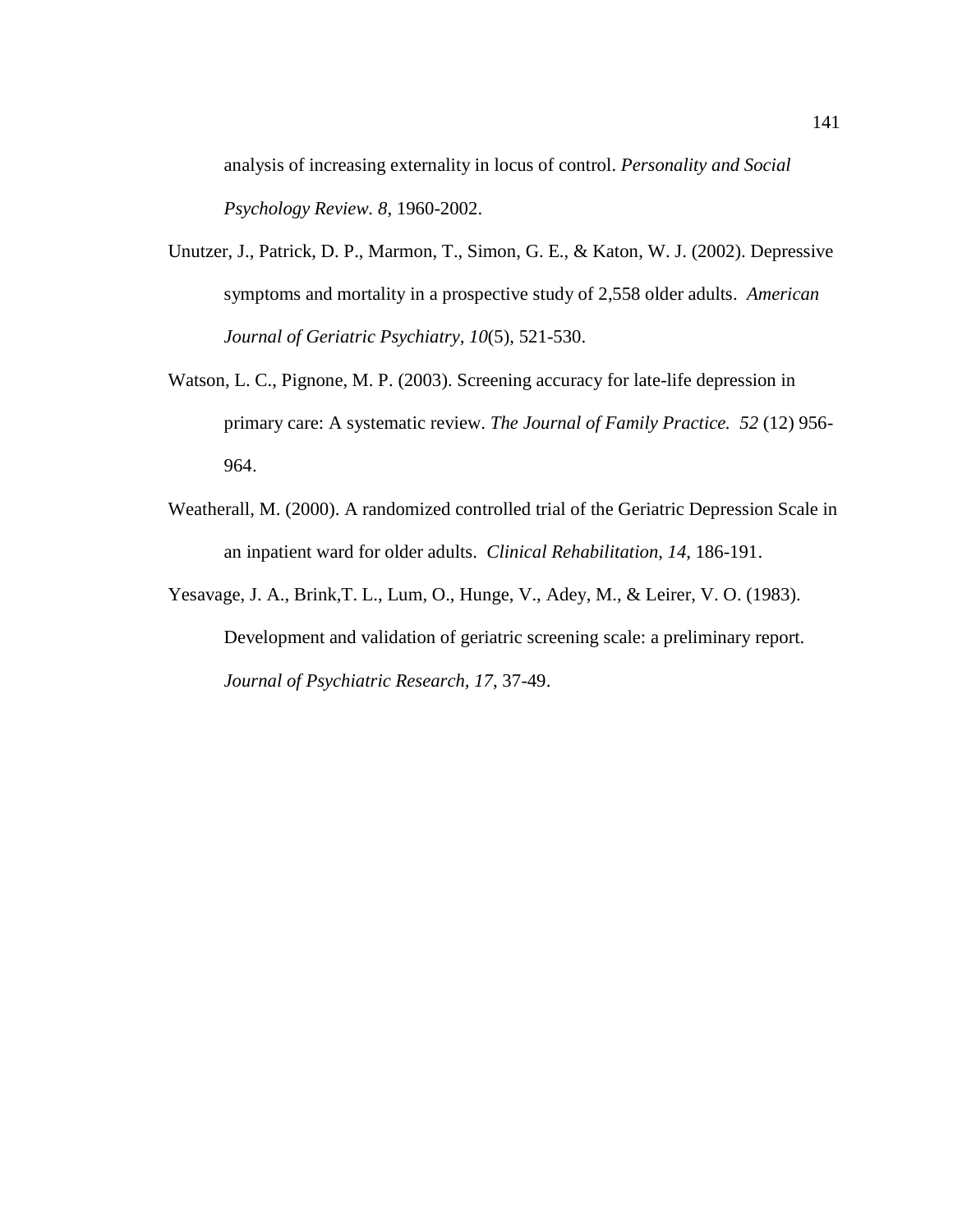analysis of increasing externality in locus of control. *Personality and Social Psychology Review. 8*, 1960-2002.

Unutzer, J., Patrick, D. P., Marmon, T., Simon, G. E., & Katon, W. J. (2002). Depressive symptoms and mortality in a prospective study of 2,558 older adults. *American Journal of Geriatric Psychiatry, 10*(5), 521-530.

Watson, L. C., Pignone, M. P. (2003). Screening accuracy for late-life depression in primary care: A systematic review. *The Journal of Family Practice. 52* (12) 956-964.

Weatherall, M. (2000). A randomized controlled trial of the Geriatric Depression Scale in an inpatient ward for older adults. *Clinical Rehabilitation, 14*, 186-191.

Yesavage, J. A., Brink,T. L., Lum, O., Hunge, V., Adey, M., & Leirer, V. O. (1983). Development and validation of geriatric screening scale: a preliminary report. *Journal of Psychiatric Research, 17*, 37-49.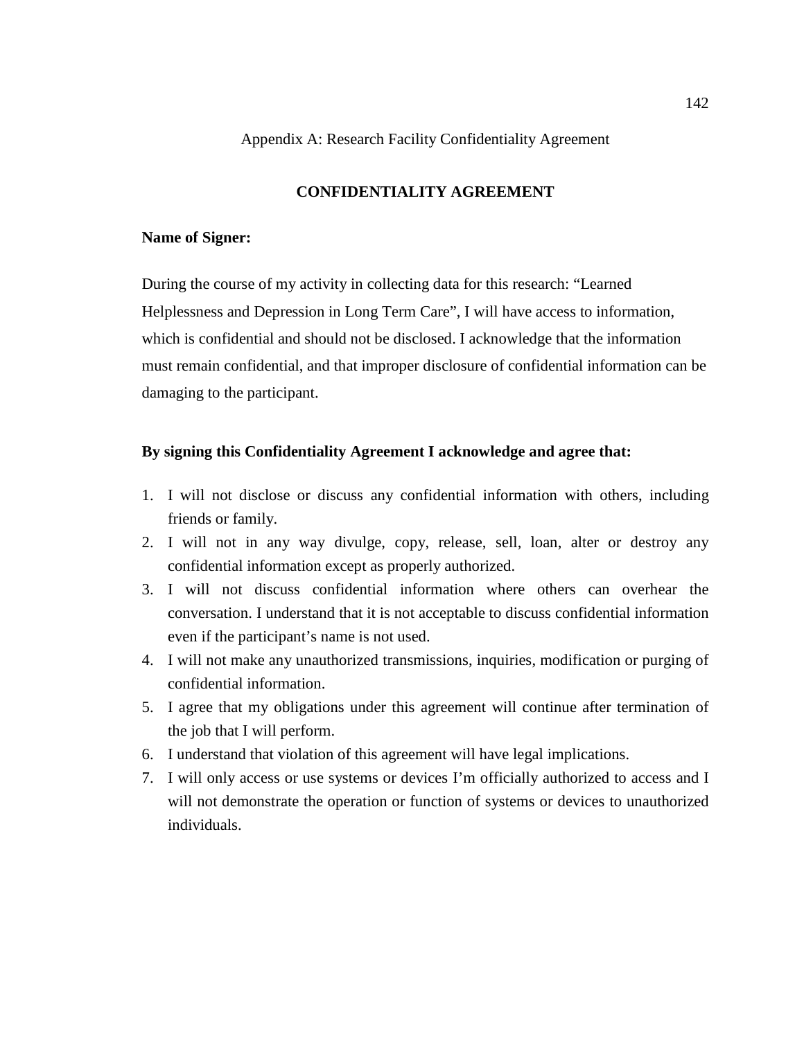Appendix A: Research Facility Confidentiality Agreement

## CONFIDENTIALITY AGREEMENT

**Name of Signer:**

During the course of my activity in collecting data for this research: “Learned Helplessness and Depression in Long Term Care”, I will have access to information, which is confidential and should not be disclosed. I acknowledge that the information must remain confidential, and that improper disclosure of confidential information can be damaging to the participant.

**By signing this Confidentiality Agreement I acknowledge and agree that:**

1. I will not disclose or discuss any confidential information with others, including friends or family.
2. I will not in any way divulge, copy, release, sell, loan, alter or destroy any confidential information except as properly authorized.
3. I will not discuss confidential information where others can overhear the conversation. I understand that it is not acceptable to discuss confidential information even if the participant’s name is not used.
4. I will not make any unauthorized transmissions, inquiries, modification or purging of confidential information.
5. I agree that my obligations under this agreement will continue after termination of the job that I will perform.
6. I understand that violation of this agreement will have legal implications.
7. I will only access or use systems or devices I’m officially authorized to access and I will not demonstrate the operation or function of systems or devices to unauthorized individuals.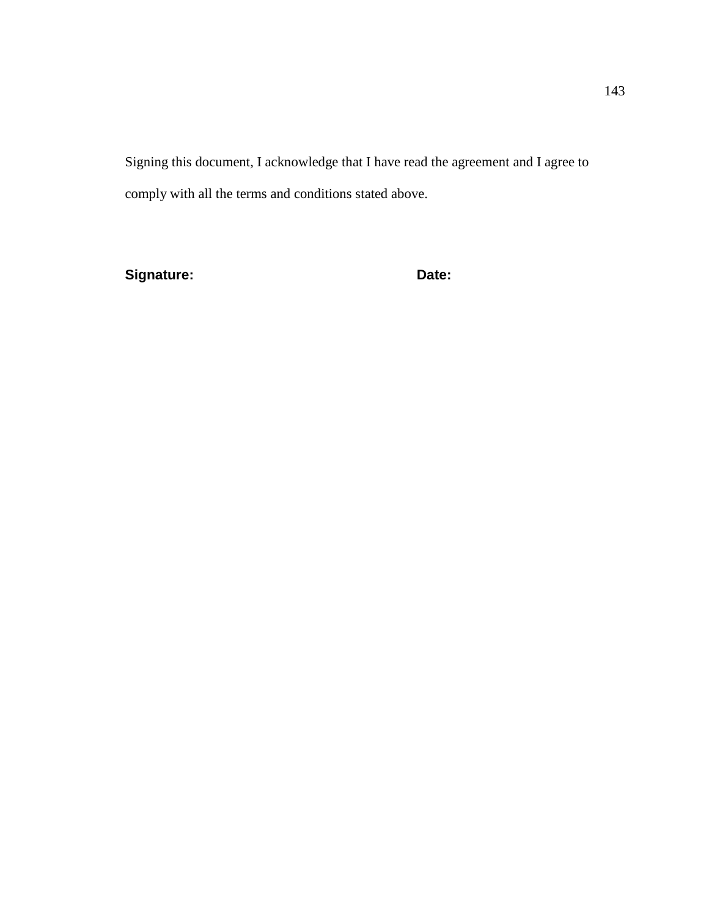Signing this document, I acknowledge that I have read the agreement and I agree to comply with all the terms and conditions stated above.

**Signature:** **Date:**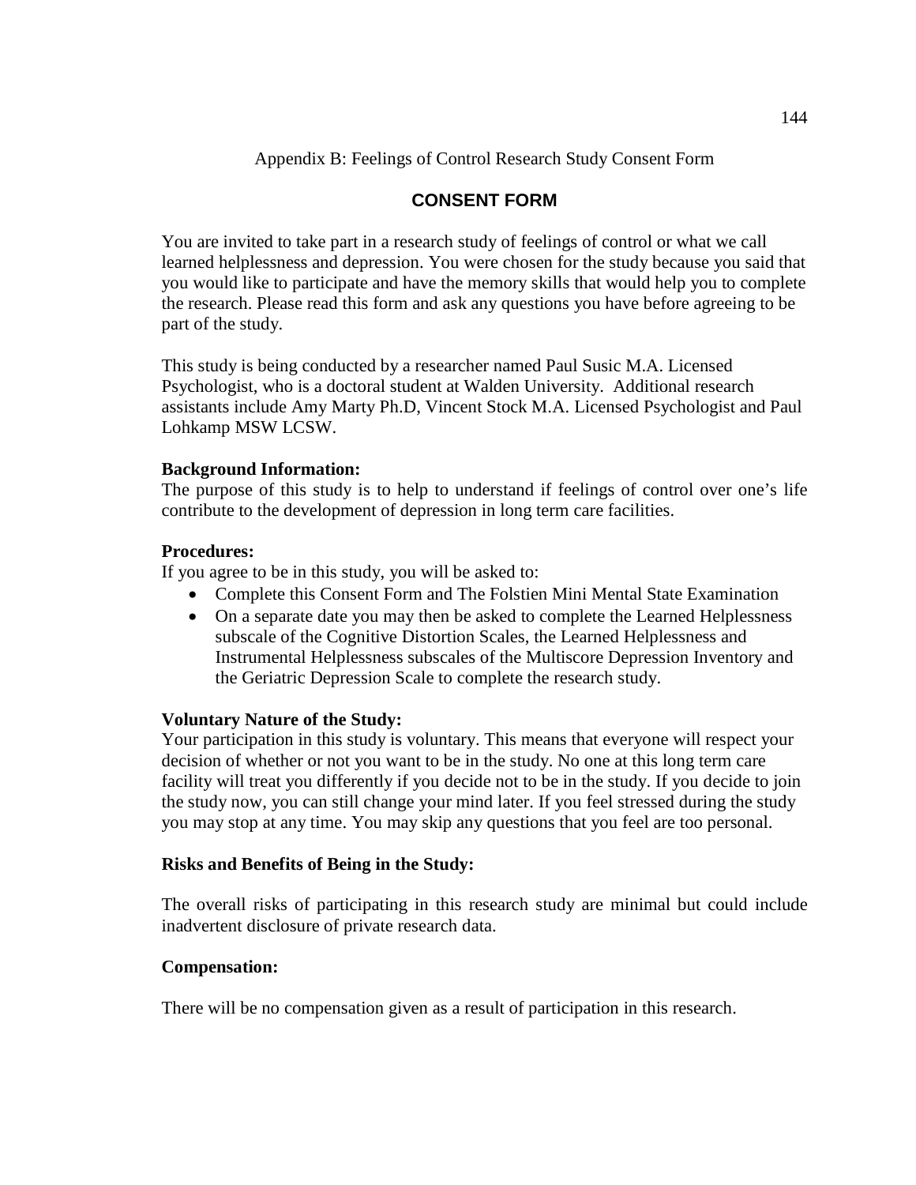Appendix B: Feelings of Control Research Study Consent Form

## CONSENT FORM

You are invited to take part in a research study of feelings of control or what we call learned helplessness and depression. You were chosen for the study because you said that you would like to participate and have the memory skills that would help you to complete the research. Please read this form and ask any questions you have before agreeing to be part of the study.

This study is being conducted by a researcher named Paul Susic M.A. Licensed Psychologist, who is a doctoral student at Walden University. Additional research assistants include Amy Marty Ph.D, Vincent Stock M.A. Licensed Psychologist and Paul Lohkamp MSW LCSW.

**Background Information:**
The purpose of this study is to help to understand if feelings of control over one's life contribute to the development of depression in long term care facilities.

**Procedures:**
If you agree to be in this study, you will be asked to:

- Complete this Consent Form and The Folstien Mini Mental State Examination
- On a separate date you may then be asked to complete the Learned Helplessness subscale of the Cognitive Distortion Scales, the Learned Helplessness and Instrumental Helplessness subscales of the Multiscore Depression Inventory and the Geriatric Depression Scale to complete the research study.

**Voluntary Nature of the Study:**
Your participation in this study is voluntary. This means that everyone will respect your decision of whether or not you want to be in the study. No one at this long term care facility will treat you differently if you decide not to be in the study. If you decide to join the study now, you can still change your mind later. If you feel stressed during the study you may stop at any time. You may skip any questions that you feel are too personal.

**Risks and Benefits of Being in the Study:**

The overall risks of participating in this research study are minimal but could include inadvertent disclosure of private research data.

**Compensation:**

There will be no compensation given as a result of participation in this research.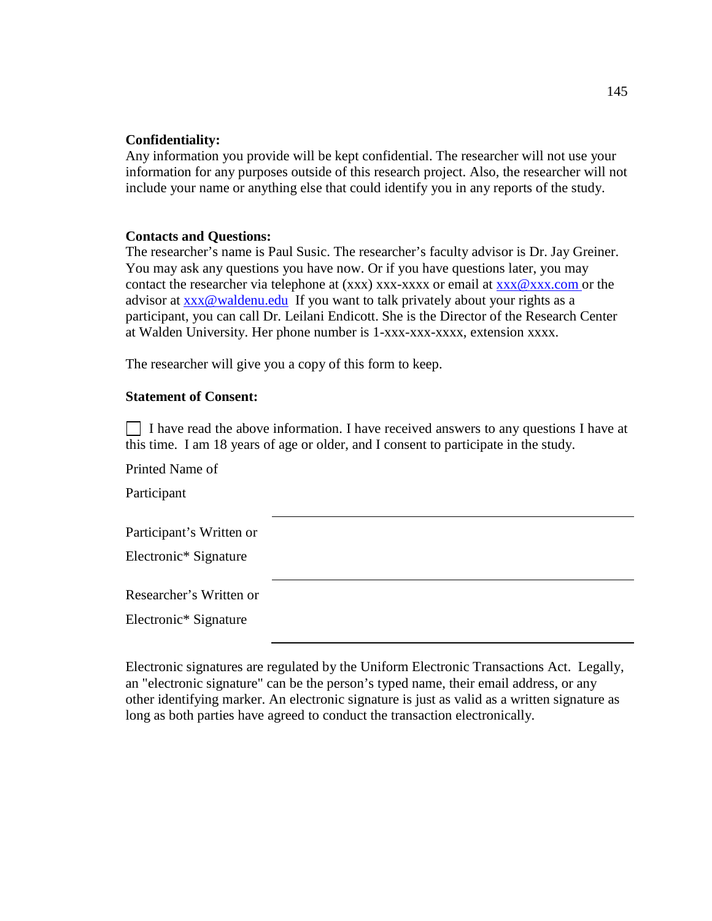**Confidentiality:**
Any information you provide will be kept confidential. The researcher will not use your information for any purposes outside of this research project. Also, the researcher will not include your name or anything else that could identify you in any reports of the study.

**Contacts and Questions:**
The researcher's name is Paul Susic. The researcher's faculty advisor is Dr. Jay Greiner. You may ask any questions you have now. Or if you have questions later, you may contact the researcher via telephone at (xxx) xxx-xxxx or email at xxx@xxx.com or the advisor at xxx@waldenu.edu If you want to talk privately about your rights as a participant, you can call Dr. Leilani Endicott. She is the Director of the Research Center at Walden University. Her phone number is 1-xxx-xxx-xxxx, extension xxxx.

The researcher will give you a copy of this form to keep.

**Statement of Consent:**

☐ I have read the above information. I have received answers to any questions I have at this time. I am 18 years of age or older, and I consent to participate in the study.

| | |
|---|---|
| Printed Name of Participant | ______________________________ |
| Participant's Written or Electronic* Signature | ______________________________ |
| Researcher's Written or Electronic* Signature | ______________________________ |

Electronic signatures are regulated by the Uniform Electronic Transactions Act. Legally, an "electronic signature" can be the person's typed name, their email address, or any other identifying marker. An electronic signature is just as valid as a written signature as long as both parties have agreed to conduct the transaction electronically.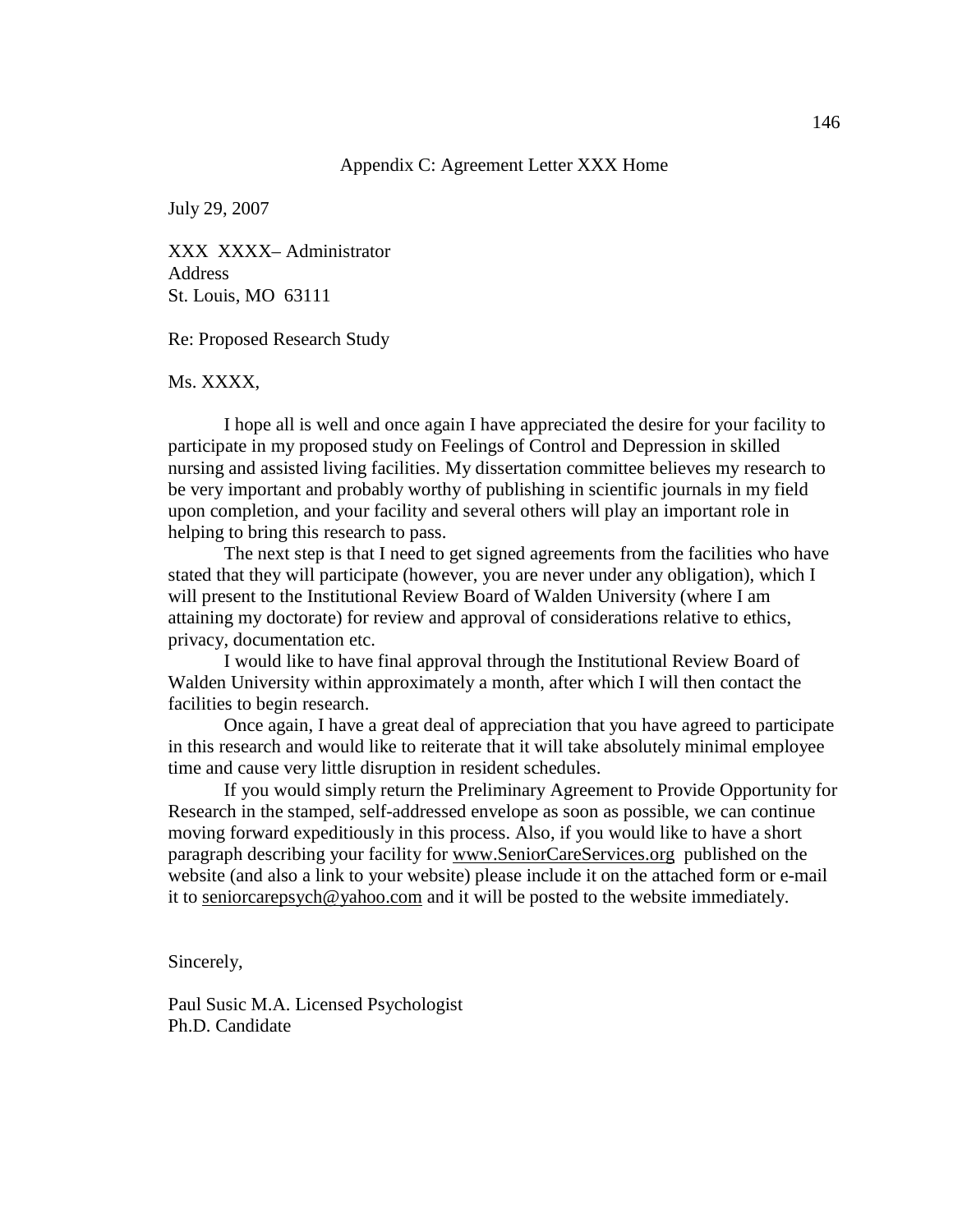## Appendix C: Agreement Letter XXX Home

July 29, 2007

XXX XXXX– Administrator  
Address  
St. Louis, MO 63111

Re: Proposed Research Study

Ms. XXXX,

I hope all is well and once again I have appreciated the desire for your facility to participate in my proposed study on Feelings of Control and Depression in skilled nursing and assisted living facilities. My dissertation committee believes my research to be very important and probably worthy of publishing in scientific journals in my field upon completion, and your facility and several others will play an important role in helping to bring this research to pass.

The next step is that I need to get signed agreements from the facilities who have stated that they will participate (however, you are never under any obligation), which I will present to the Institutional Review Board of Walden University (where I am attaining my doctorate) for review and approval of considerations relative to ethics, privacy, documentation etc.

I would like to have final approval through the Institutional Review Board of Walden University within approximately a month, after which I will then contact the facilities to begin research.

Once again, I have a great deal of appreciation that you have agreed to participate in this research and would like to reiterate that it will take absolutely minimal employee time and cause very little disruption in resident schedules.

If you would simply return the Preliminary Agreement to Provide Opportunity for Research in the stamped, self-addressed envelope as soon as possible, we can continue moving forward expeditiously in this process. Also, if you would like to have a short paragraph describing your facility for www.SeniorCareServices.org published on the website (and also a link to your website) please include it on the attached form or e-mail it to seniorcarepsych@yahoo.com and it will be posted to the website immediately.

Sincerely,

Paul Susic M.A. Licensed Psychologist  
Ph.D. Candidate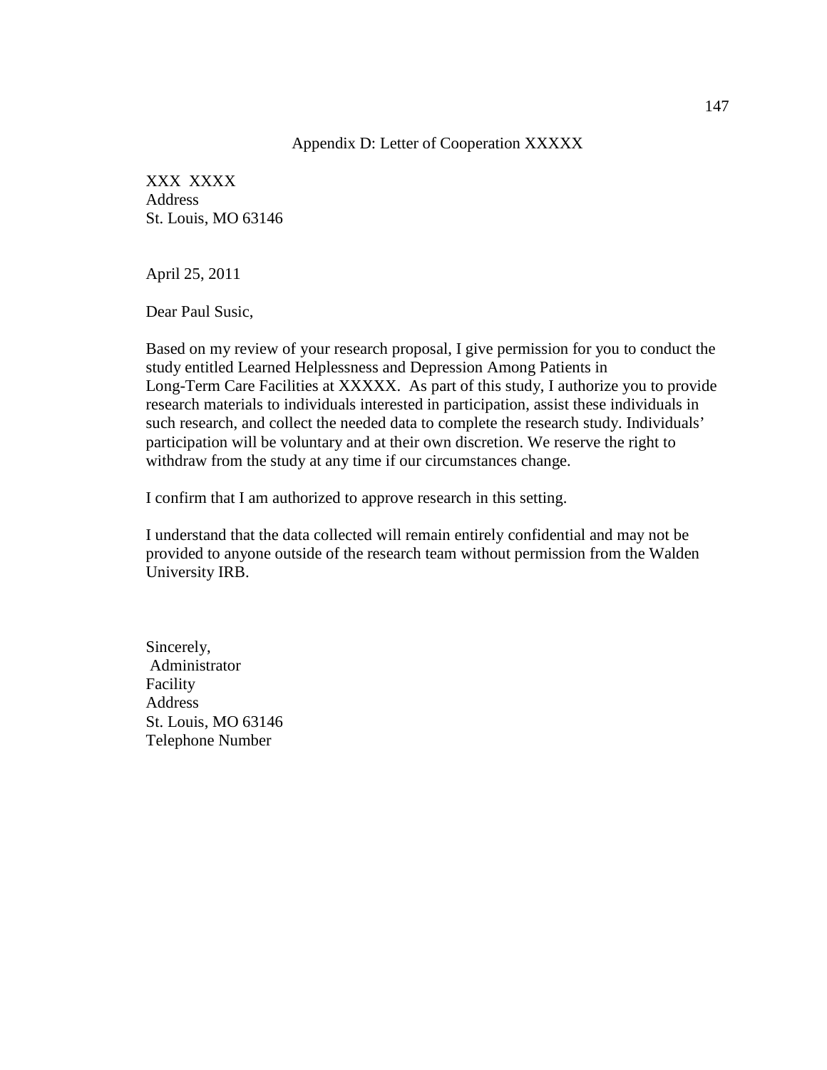## Appendix D: Letter of Cooperation XXXXX

XXX XXXX
Address
St. Louis, MO 63146

April 25, 2011

Dear Paul Susic,

Based on my review of your research proposal, I give permission for you to conduct the study entitled Learned Helplessness and Depression Among Patients in Long-Term Care Facilities at XXXXX. As part of this study, I authorize you to provide research materials to individuals interested in participation, assist these individuals in such research, and collect the needed data to complete the research study. Individuals' participation will be voluntary and at their own discretion. We reserve the right to withdraw from the study at any time if our circumstances change.

I confirm that I am authorized to approve research in this setting.

I understand that the data collected will remain entirely confidential and may not be provided to anyone outside of the research team without permission from the Walden University IRB.

Sincerely,
Administrator
Facility
Address
St. Louis, MO 63146
Telephone Number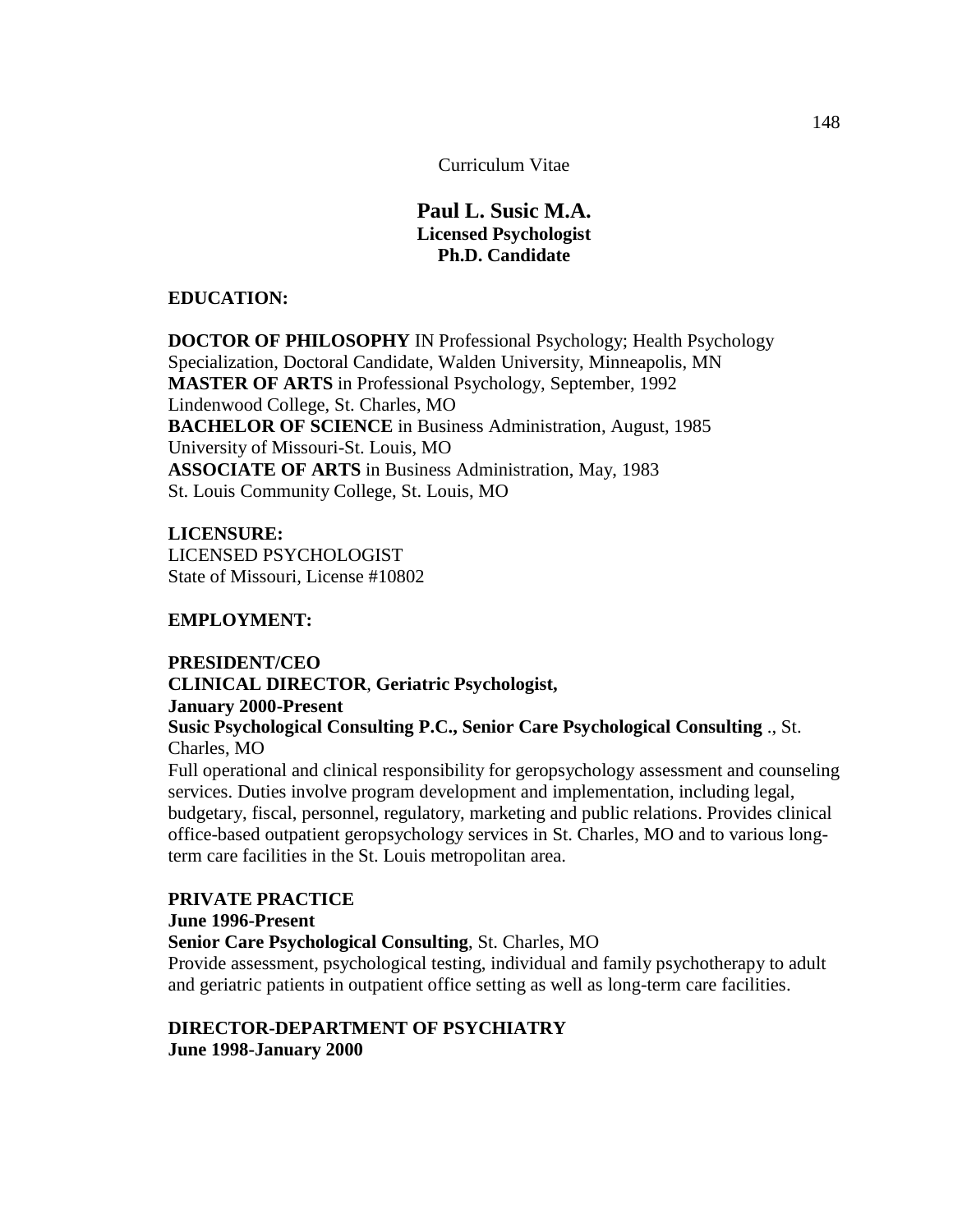Curriculum Vitae

# Paul L. Susic M.A.

**Licensed Psychologist**
**Ph.D. Candidate**

## EDUCATION:

**DOCTOR OF PHILOSOPHY** IN Professional Psychology; Health Psychology Specialization, Doctoral Candidate, Walden University, Minneapolis, MN
**MASTER OF ARTS** in Professional Psychology, September, 1992
Lindenwood College, St. Charles, MO
**BACHELOR OF SCIENCE** in Business Administration, August, 1985
University of Missouri-St. Louis, MO
**ASSOCIATE OF ARTS** in Business Administration, May, 1983
St. Louis Community College, St. Louis, MO

## LICENSURE:

LICENSED PSYCHOLOGIST
State of Missouri, License #10802

## EMPLOYMENT:

**PRESIDENT/CEO**
**CLINICAL DIRECTOR**, **Geriatric Psychologist,**
**January 2000-Present**
**Susic Psychological Consulting P.C., Senior Care Psychological Consulting** ., St. Charles, MO
Full operational and clinical responsibility for geropsychology assessment and counseling services. Duties involve program development and implementation, including legal, budgetary, fiscal, personnel, regulatory, marketing and public relations. Provides clinical office-based outpatient geropsychology services in St. Charles, MO and to various long-term care facilities in the St. Louis metropolitan area.

**PRIVATE PRACTICE**
**June 1996-Present**
**Senior Care Psychological Consulting**, St. Charles, MO
Provide assessment, psychological testing, individual and family psychotherapy to adult and geriatric patients in outpatient office setting as well as long-term care facilities.

**DIRECTOR-DEPARTMENT OF PSYCHIATRY**
**June 1998-January 2000**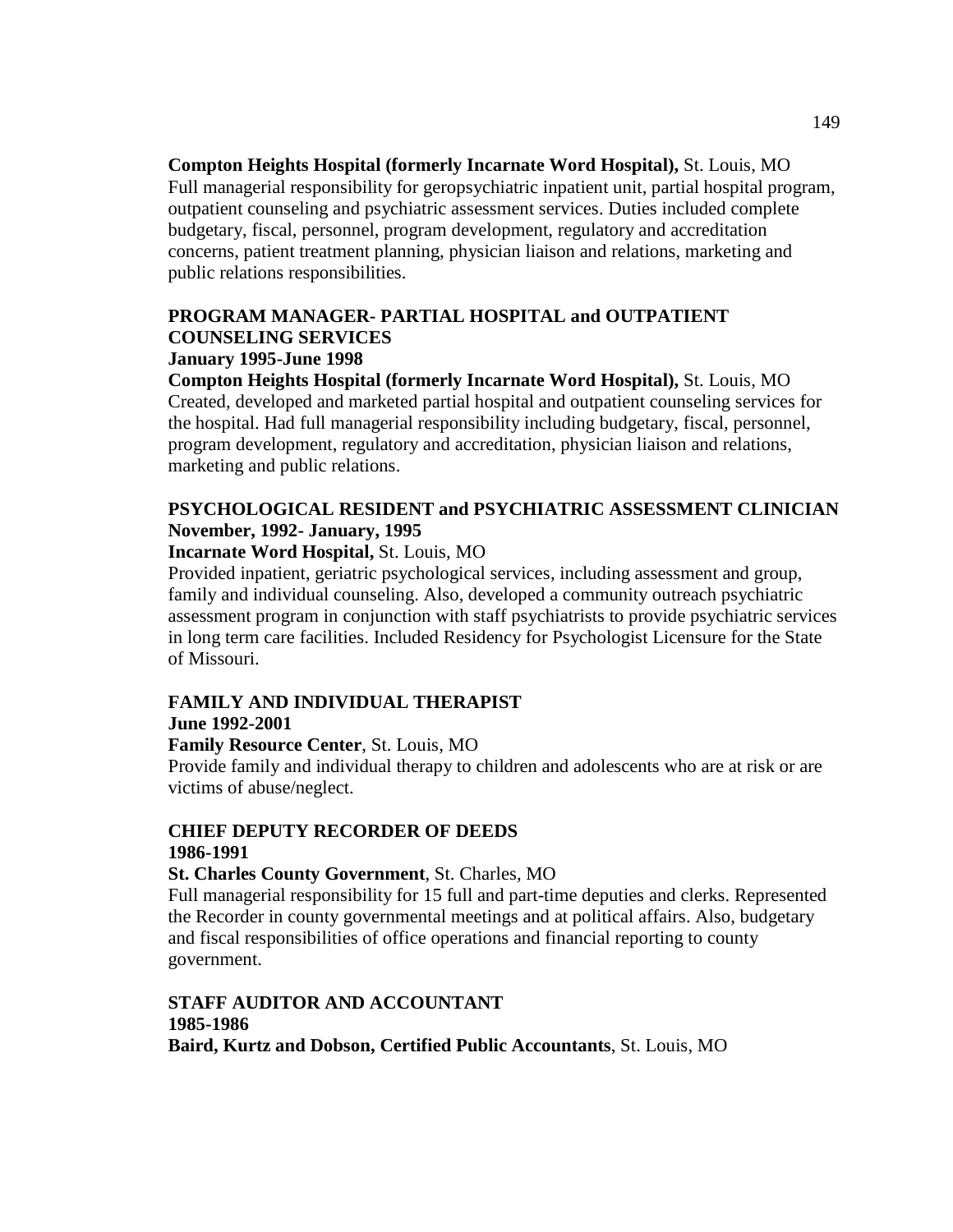**Compton Heights Hospital (formerly Incarnate Word Hospital),** St. Louis, MO
Full managerial responsibility for geropsychiatric inpatient unit, partial hospital program, outpatient counseling and psychiatric assessment services. Duties included complete budgetary, fiscal, personnel, program development, regulatory and accreditation concerns, patient treatment planning, physician liaison and relations, marketing and public relations responsibilities.

**PROGRAM MANAGER- PARTIAL HOSPITAL and OUTPATIENT COUNSELING SERVICES**
**January 1995-June 1998**
**Compton Heights Hospital (formerly Incarnate Word Hospital),** St. Louis, MO
Created, developed and marketed partial hospital and outpatient counseling services for the hospital. Had full managerial responsibility including budgetary, fiscal, personnel, program development, regulatory and accreditation, physician liaison and relations, marketing and public relations.

**PSYCHOLOGICAL RESIDENT and PSYCHIATRIC ASSESSMENT CLINICIAN**
**November, 1992- January, 1995**
**Incarnate Word Hospital,** St. Louis, MO
Provided inpatient, geriatric psychological services, including assessment and group, family and individual counseling. Also, developed a community outreach psychiatric assessment program in conjunction with staff psychiatrists to provide psychiatric services in long term care facilities. Included Residency for Psychologist Licensure for the State of Missouri.

**FAMILY AND INDIVIDUAL THERAPIST**
**June 1992-2001**
**Family Resource Center**, St. Louis, MO
Provide family and individual therapy to children and adolescents who are at risk or are victims of abuse/neglect.

**CHIEF DEPUTY RECORDER OF DEEDS**
**1986-1991**
**St. Charles County Government**, St. Charles, MO
Full managerial responsibility for 15 full and part-time deputies and clerks. Represented the Recorder in county governmental meetings and at political affairs. Also, budgetary and fiscal responsibilities of office operations and financial reporting to county government.

**STAFF AUDITOR AND ACCOUNTANT**
**1985-1986**
**Baird, Kurtz and Dobson, Certified Public Accountants**, St. Louis, MO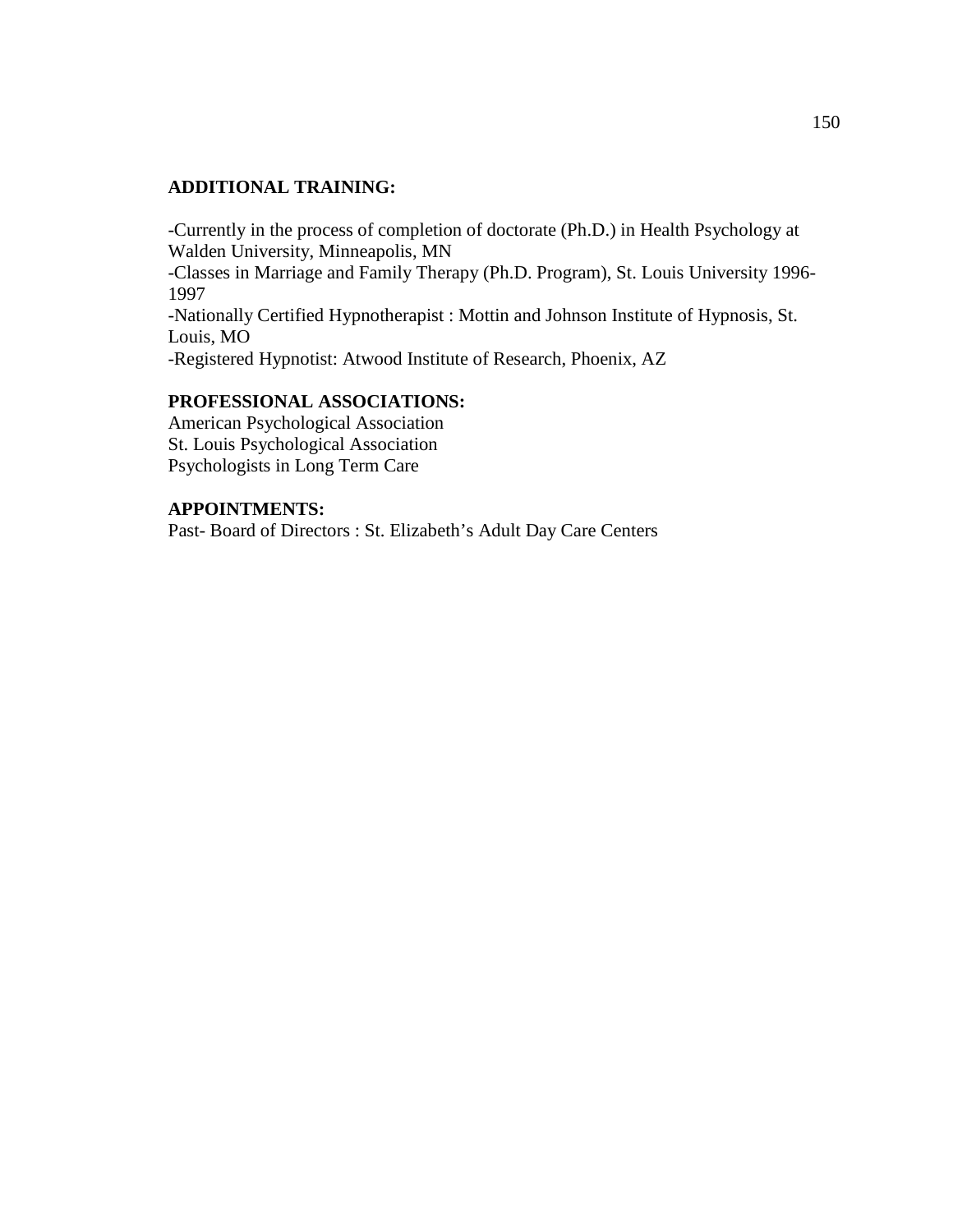**ADDITIONAL TRAINING:**

-Currently in the process of completion of doctorate (Ph.D.) in Health Psychology at Walden University, Minneapolis, MN
-Classes in Marriage and Family Therapy (Ph.D. Program), St. Louis University 1996-1997
-Nationally Certified Hypnotherapist : Mottin and Johnson Institute of Hypnosis, St. Louis, MO
-Registered Hypnotist: Atwood Institute of Research, Phoenix, AZ

**PROFESSIONAL ASSOCIATIONS:**

American Psychological Association
St. Louis Psychological Association
Psychologists in Long Term Care

**APPOINTMENTS:**

Past- Board of Directors : St. Elizabeth's Adult Day Care Centers